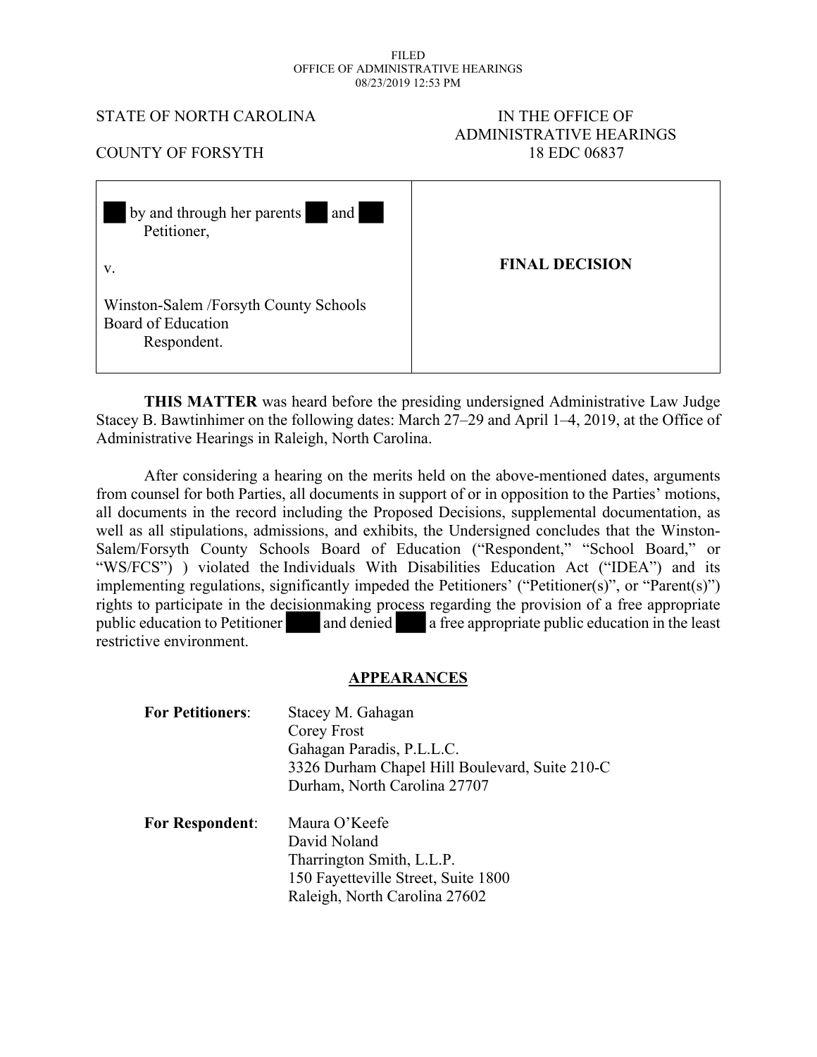FILED
OFFICE OF ADMINISTRATIVE HEARINGS
08/23/2019 12:53 PM

STATE OF NORTH CAROLINA

COUNTY OF FORSYTH

IN THE OFFICE OF
ADMINISTRATIVE HEARINGS
18 EDC 06837

| | |
|---|---|
| ███ by and through her parents ███ and ███<br>Petitioner,<br><br>v.<br><br>Winston-Salem /Forsyth County Schools Board of Education<br>Respondent. | **FINAL DECISION** |

**THIS MATTER** was heard before the presiding undersigned Administrative Law Judge Stacey B. Bawtinhimer on the following dates: March 27–29 and April 1–4, 2019, at the Office of Administrative Hearings in Raleigh, North Carolina.

After considering a hearing on the merits held on the above-mentioned dates, arguments from counsel for both Parties, all documents in support of or in opposition to the Parties' motions, all documents in the record including the Proposed Decisions, supplemental documentation, as well as all stipulations, admissions, and exhibits, the Undersigned concludes that the Winston-Salem/Forsyth County Schools Board of Education ("Respondent," "School Board," or "WS/FCS") ) violated the Individuals With Disabilities Education Act ("IDEA") and its implementing regulations, significantly impeded the Petitioners' ("Petitioner(s)", or "Parent(s)") rights to participate in the decisionmaking process regarding the provision of a free appropriate public education to Petitioner ███ and denied ███ a free appropriate public education in the least restrictive environment.

## APPEARANCES

**For Petitioners**: Stacey M. Gahagan
Corey Frost
Gahagan Paradis, P.L.L.C.
3326 Durham Chapel Hill Boulevard, Suite 210-C
Durham, North Carolina 27707

**For Respondent**: Maura O'Keefe
David Noland
Tharrington Smith, L.L.P.
150 Fayetteville Street, Suite 1800
Raleigh, North Carolina 27602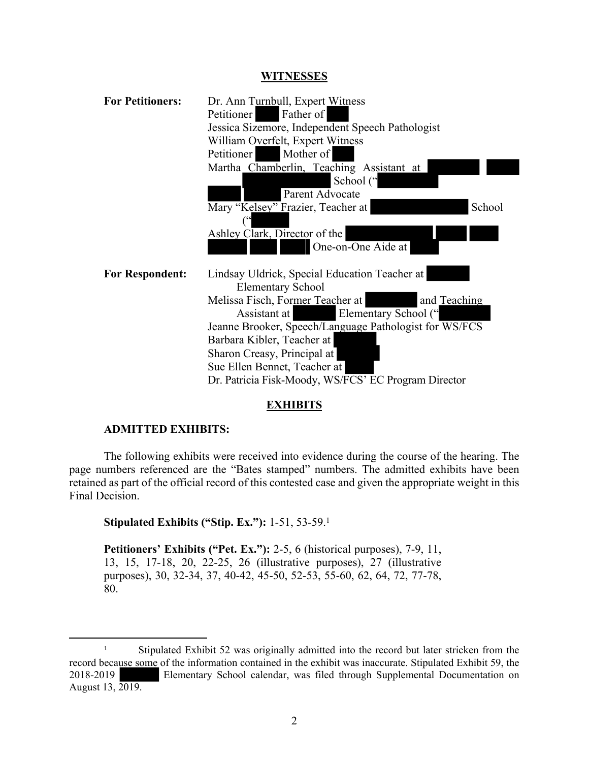## WITNESSES

**For Petitioners:**

Dr. Ann Turnbull, Expert Witness
Petitioner ███ Father of ███
Jessica Sizemore, Independent Speech Pathologist
William Overfelt, Expert Witness
Petitioner ███ Mother of ███
Martha Chamberlin, Teaching Assistant at ███ ███ ███ School ("███
███ ███ Parent Advocate
Mary "Kelsey" Frazier, Teacher at ███ School ("███
Ashley Clark, Director of the ███ ███ ███ ███ ███ ███ One-on-One Aide at ███

**For Respondent:**

Lindsay Uldrick, Special Education Teacher at ███ Elementary School
Melissa Fisch, Former Teacher at ███ and Teaching Assistant at ███ Elementary School ("███
Jeanne Brooker, Speech/Language Pathologist for WS/FCS
Barbara Kibler, Teacher at ███
Sharon Creasy, Principal at ███
Sue Ellen Bennet, Teacher at ███
Dr. Patricia Fisk-Moody, WS/FCS' EC Program Director

## EXHIBITS

### ADMITTED EXHIBITS:

The following exhibits were received into evidence during the course of the hearing. The page numbers referenced are the "Bates stamped" numbers. The admitted exhibits have been retained as part of the official record of this contested case and given the appropriate weight in this Final Decision.

**Stipulated Exhibits ("Stip. Ex."):** 1-51, 53-59.[1]

**Petitioners' Exhibits ("Pet. Ex."):** 2-5, 6 (historical purposes), 7-9, 11, 13, 15, 17-18, 20, 22-25, 26 (illustrative purposes), 27 (illustrative purposes), 30, 32-34, 37, 40-42, 45-50, 52-53, 55-60, 62, 64, 72, 77-78, 80.

---

[1] Stipulated Exhibit 52 was originally admitted into the record but later stricken from the record because some of the information contained in the exhibit was inaccurate. Stipulated Exhibit 59, the 2018-2019 ███ Elementary School calendar, was filed through Supplemental Documentation on August 13, 2019.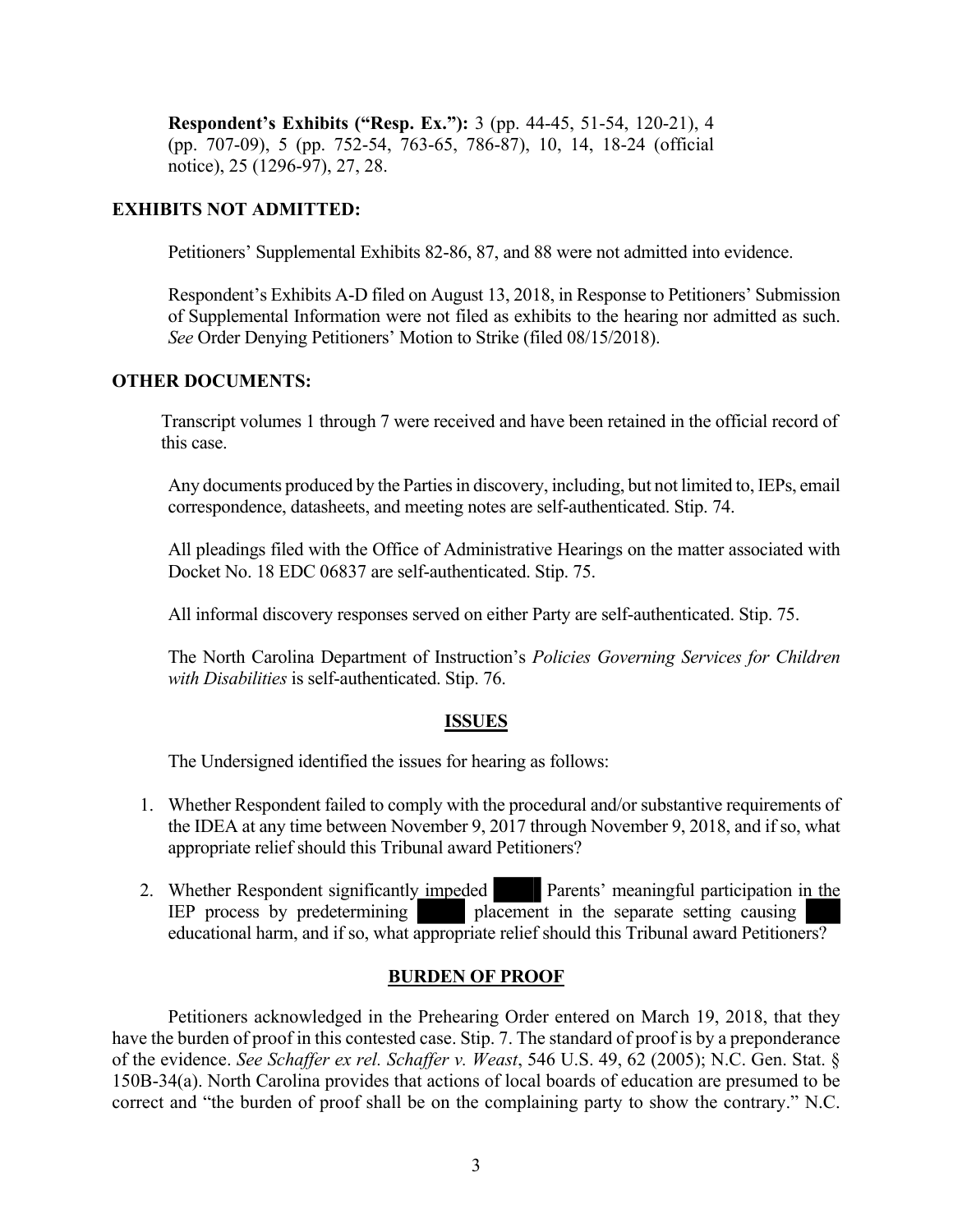**Respondent's Exhibits ("Resp. Ex."):** 3 (pp. 44-45, 51-54, 120-21), 4 (pp. 707-09), 5 (pp. 752-54, 763-65, 786-87), 10, 14, 18-24 (official notice), 25 (1296-97), 27, 28.

**EXHIBITS NOT ADMITTED:**

Petitioners' Supplemental Exhibits 82-86, 87, and 88 were not admitted into evidence.

Respondent's Exhibits A-D filed on August 13, 2018, in Response to Petitioners' Submission of Supplemental Information were not filed as exhibits to the hearing nor admitted as such. *See* Order Denying Petitioners' Motion to Strike (filed 08/15/2018).

**OTHER DOCUMENTS:**

Transcript volumes 1 through 7 were received and have been retained in the official record of this case.

Any documents produced by the Parties in discovery, including, but not limited to, IEPs, email correspondence, datasheets, and meeting notes are self-authenticated. Stip. 74.

All pleadings filed with the Office of Administrative Hearings on the matter associated with Docket No. 18 EDC 06837 are self-authenticated. Stip. 75.

All informal discovery responses served on either Party are self-authenticated. Stip. 75.

The North Carolina Department of Instruction's *Policies Governing Services for Children with Disabilities* is self-authenticated. Stip. 76.

## ISSUES

The Undersigned identified the issues for hearing as follows:

1. Whether Respondent failed to comply with the procedural and/or substantive requirements of the IDEA at any time between November 9, 2017 through November 9, 2018, and if so, what appropriate relief should this Tribunal award Petitioners?
2. Whether Respondent significantly impeded ████ Parents' meaningful participation in the IEP process by predetermining ████ placement in the separate setting causing ███ educational harm, and if so, what appropriate relief should this Tribunal award Petitioners?

## BURDEN OF PROOF

Petitioners acknowledged in the Prehearing Order entered on March 19, 2018, that they have the burden of proof in this contested case. Stip. 7. The standard of proof is by a preponderance of the evidence. *See Schaffer ex rel. Schaffer v. Weast*, 546 U.S. 49, 62 (2005); N.C. Gen. Stat. § 150B-34(a). North Carolina provides that actions of local boards of education are presumed to be correct and "the burden of proof shall be on the complaining party to show the contrary." N.C.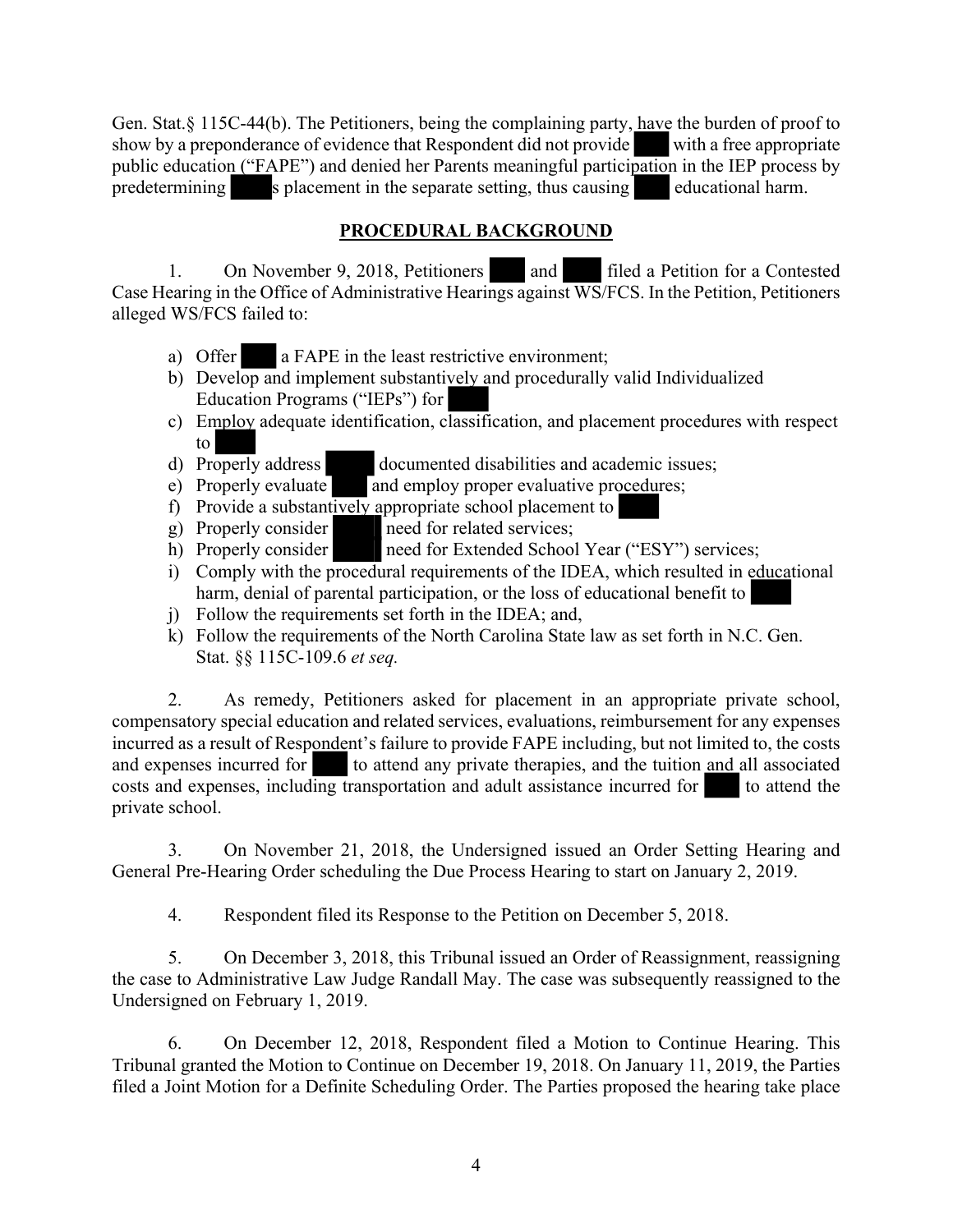Gen. Stat.§ 115C-44(b). The Petitioners, being the complaining party, have the burden of proof to show by a preponderance of evidence that Respondent did not provide ███ with a free appropriate public education ("FAPE") and denied her Parents meaningful participation in the IEP process by predetermining ███s placement in the separate setting, thus causing ███ educational harm.

## PROCEDURAL BACKGROUND

1. On November 9, 2018, Petitioners ███ and ███ filed a Petition for a Contested Case Hearing in the Office of Administrative Hearings against WS/FCS. In the Petition, Petitioners alleged WS/FCS failed to:

a) Offer ███ a FAPE in the least restrictive environment;
b) Develop and implement substantively and procedurally valid Individualized Education Programs ("IEPs") for ███
c) Employ adequate identification, classification, and placement procedures with respect to ███
d) Properly address ███ documented disabilities and academic issues;
e) Properly evaluate ███ and employ proper evaluative procedures;
f) Provide a substantively appropriate school placement to ███
g) Properly consider ███ need for related services;
h) Properly consider ███ need for Extended School Year ("ESY") services;
i) Comply with the procedural requirements of the IDEA, which resulted in educational harm, denial of parental participation, or the loss of educational benefit to ███
j) Follow the requirements set forth in the IDEA; and,
k) Follow the requirements of the North Carolina State law as set forth in N.C. Gen. Stat. §§ 115C-109.6 *et seq.*

2. As remedy, Petitioners asked for placement in an appropriate private school, compensatory special education and related services, evaluations, reimbursement for any expenses incurred as a result of Respondent's failure to provide FAPE including, but not limited to, the costs and expenses incurred for ███ to attend any private therapies, and the tuition and all associated costs and expenses, including transportation and adult assistance incurred for ███ to attend the private school.

3. On November 21, 2018, the Undersigned issued an Order Setting Hearing and General Pre-Hearing Order scheduling the Due Process Hearing to start on January 2, 2019.

4. Respondent filed its Response to the Petition on December 5, 2018.

5. On December 3, 2018, this Tribunal issued an Order of Reassignment, reassigning the case to Administrative Law Judge Randall May. The case was subsequently reassigned to the Undersigned on February 1, 2019.

6. On December 12, 2018, Respondent filed a Motion to Continue Hearing. This Tribunal granted the Motion to Continue on December 19, 2018. On January 11, 2019, the Parties filed a Joint Motion for a Definite Scheduling Order. The Parties proposed the hearing take place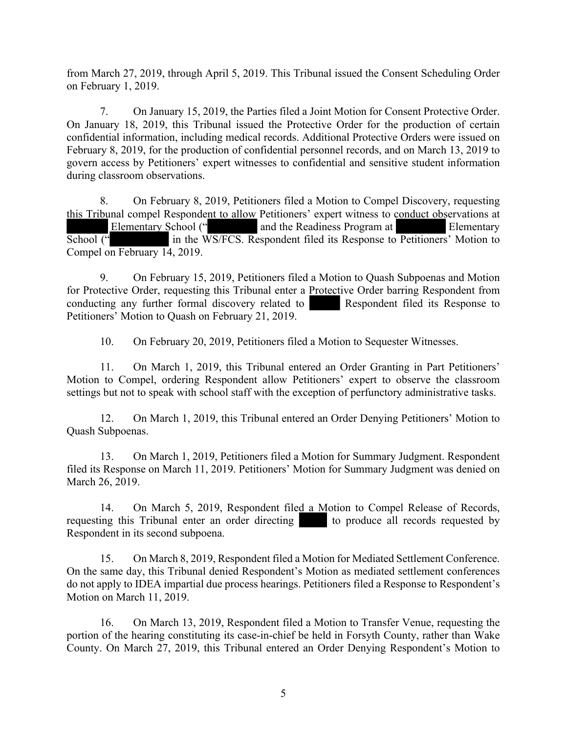from March 27, 2019, through April 5, 2019. This Tribunal issued the Consent Scheduling Order on February 1, 2019.

7. On January 15, 2019, the Parties filed a Joint Motion for Consent Protective Order. On January 18, 2019, this Tribunal issued the Protective Order for the production of certain confidential information, including medical records. Additional Protective Orders were issued on February 8, 2019, for the production of confidential personnel records, and on March 13, 2019 to govern access by Petitioners' expert witnesses to confidential and sensitive student information during classroom observations.

8. On February 8, 2019, Petitioners filed a Motion to Compel Discovery, requesting this Tribunal compel Respondent to allow Petitioners' expert witness to conduct observations at ██████ Elementary School ("██████ and the Readiness Program at ██████ Elementary School ("██████ in the WS/FCS. Respondent filed its Response to Petitioners' Motion to Compel on February 14, 2019.

9. On February 15, 2019, Petitioners filed a Motion to Quash Subpoenas and Motion for Protective Order, requesting this Tribunal enter a Protective Order barring Respondent from conducting any further formal discovery related to ████ Respondent filed its Response to Petitioners' Motion to Quash on February 21, 2019.

10. On February 20, 2019, Petitioners filed a Motion to Sequester Witnesses.

11. On March 1, 2019, this Tribunal entered an Order Granting in Part Petitioners' Motion to Compel, ordering Respondent allow Petitioners' expert to observe the classroom settings but not to speak with school staff with the exception of perfunctory administrative tasks.

12. On March 1, 2019, this Tribunal entered an Order Denying Petitioners' Motion to Quash Subpoenas.

13. On March 1, 2019, Petitioners filed a Motion for Summary Judgment. Respondent filed its Response on March 11, 2019. Petitioners' Motion for Summary Judgment was denied on March 26, 2019.

14. On March 5, 2019, Respondent filed a Motion to Compel Release of Records, requesting this Tribunal enter an order directing ████ to produce all records requested by Respondent in its second subpoena.

15. On March 8, 2019, Respondent filed a Motion for Mediated Settlement Conference. On the same day, this Tribunal denied Respondent's Motion as mediated settlement conferences do not apply to IDEA impartial due process hearings. Petitioners filed a Response to Respondent's Motion on March 11, 2019.

16. On March 13, 2019, Respondent filed a Motion to Transfer Venue, requesting the portion of the hearing constituting its case-in-chief be held in Forsyth County, rather than Wake County. On March 27, 2019, this Tribunal entered an Order Denying Respondent's Motion to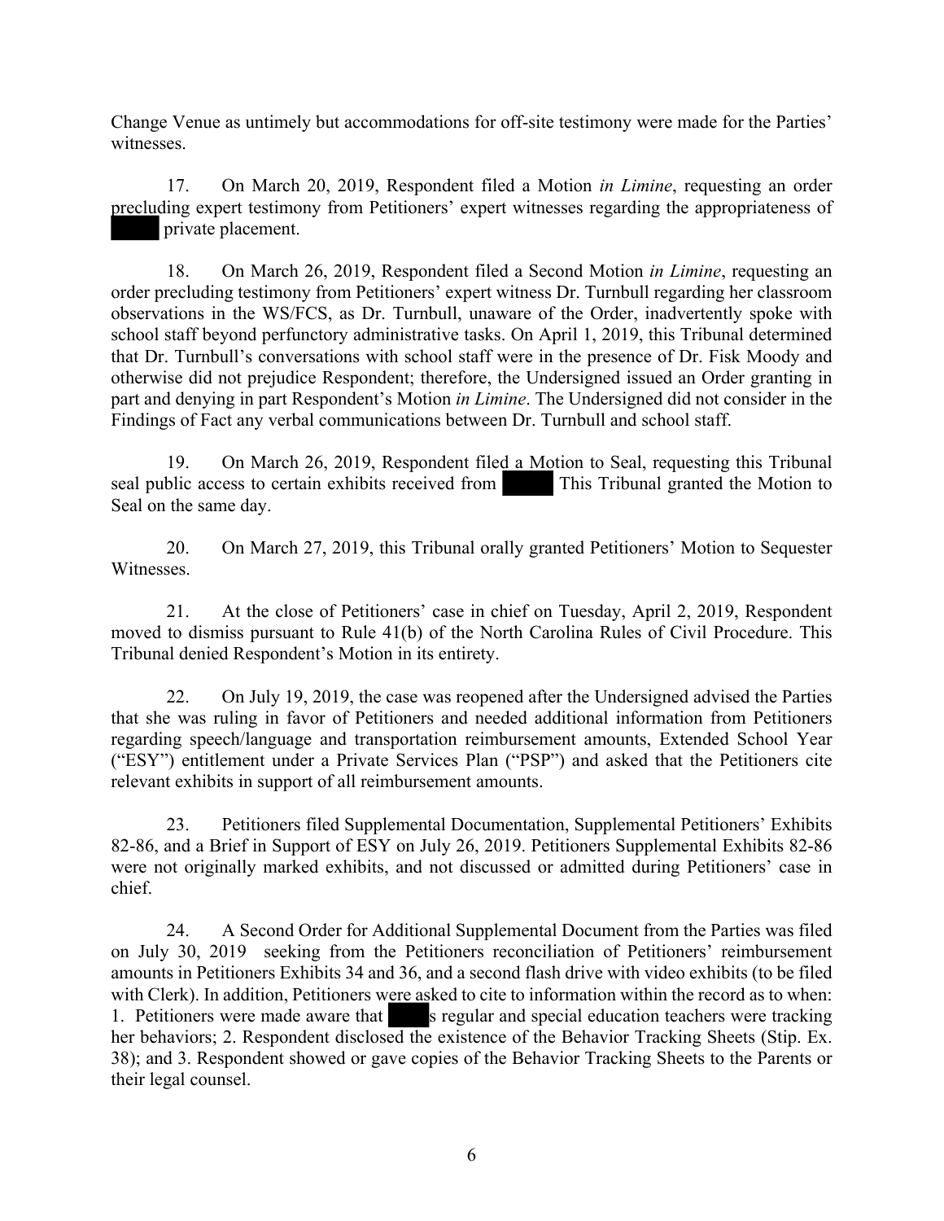Change Venue as untimely but accommodations for off-site testimony were made for the Parties' witnesses.

17. On March 20, 2019, Respondent filed a Motion *in Limine*, requesting an order precluding expert testimony from Petitioners' expert witnesses regarding the appropriateness of ████ private placement.

18. On March 26, 2019, Respondent filed a Second Motion *in Limine*, requesting an order precluding testimony from Petitioners' expert witness Dr. Turnbull regarding her classroom observations in the WS/FCS, as Dr. Turnbull, unaware of the Order, inadvertently spoke with school staff beyond perfunctory administrative tasks. On April 1, 2019, this Tribunal determined that Dr. Turnbull's conversations with school staff were in the presence of Dr. Fisk Moody and otherwise did not prejudice Respondent; therefore, the Undersigned issued an Order granting in part and denying in part Respondent's Motion *in Limine*. The Undersigned did not consider in the Findings of Fact any verbal communications between Dr. Turnbull and school staff.

19. On March 26, 2019, Respondent filed a Motion to Seal, requesting this Tribunal seal public access to certain exhibits received from ████ This Tribunal granted the Motion to Seal on the same day.

20. On March 27, 2019, this Tribunal orally granted Petitioners' Motion to Sequester Witnesses.

21. At the close of Petitioners' case in chief on Tuesday, April 2, 2019, Respondent moved to dismiss pursuant to Rule 41(b) of the North Carolina Rules of Civil Procedure. This Tribunal denied Respondent's Motion in its entirety.

22. On July 19, 2019, the case was reopened after the Undersigned advised the Parties that she was ruling in favor of Petitioners and needed additional information from Petitioners regarding speech/language and transportation reimbursement amounts, Extended School Year ("ESY") entitlement under a Private Services Plan ("PSP") and asked that the Petitioners cite relevant exhibits in support of all reimbursement amounts.

23. Petitioners filed Supplemental Documentation, Supplemental Petitioners' Exhibits 82-86, and a Brief in Support of ESY on July 26, 2019. Petitioners Supplemental Exhibits 82-86 were not originally marked exhibits, and not discussed or admitted during Petitioners' case in chief.

24. A Second Order for Additional Supplemental Document from the Parties was filed on July 30, 2019 seeking from the Petitioners reconciliation of Petitioners' reimbursement amounts in Petitioners Exhibits 34 and 36, and a second flash drive with video exhibits (to be filed with Clerk). In addition, Petitioners were asked to cite to information within the record as to when: 1. Petitioners were made aware that ████s regular and special education teachers were tracking her behaviors; 2. Respondent disclosed the existence of the Behavior Tracking Sheets (Stip. Ex. 38); and 3. Respondent showed or gave copies of the Behavior Tracking Sheets to the Parents or their legal counsel.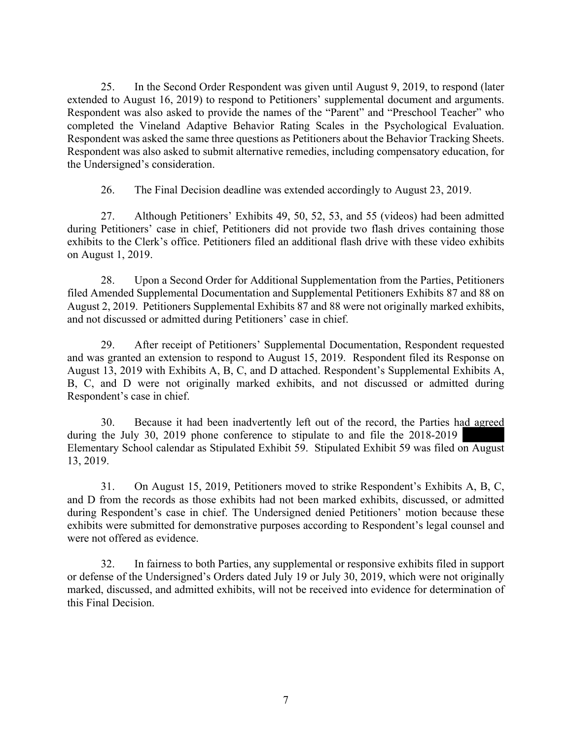25. In the Second Order Respondent was given until August 9, 2019, to respond (later extended to August 16, 2019) to respond to Petitioners' supplemental document and arguments. Respondent was also asked to provide the names of the "Parent" and "Preschool Teacher" who completed the Vineland Adaptive Behavior Rating Scales in the Psychological Evaluation. Respondent was asked the same three questions as Petitioners about the Behavior Tracking Sheets. Respondent was also asked to submit alternative remedies, including compensatory education, for the Undersigned's consideration.

26. The Final Decision deadline was extended accordingly to August 23, 2019.

27. Although Petitioners' Exhibits 49, 50, 52, 53, and 55 (videos) had been admitted during Petitioners' case in chief, Petitioners did not provide two flash drives containing those exhibits to the Clerk's office. Petitioners filed an additional flash drive with these video exhibits on August 1, 2019.

28. Upon a Second Order for Additional Supplementation from the Parties, Petitioners filed Amended Supplemental Documentation and Supplemental Petitioners Exhibits 87 and 88 on August 2, 2019. Petitioners Supplemental Exhibits 87 and 88 were not originally marked exhibits, and not discussed or admitted during Petitioners' case in chief.

29. After receipt of Petitioners' Supplemental Documentation, Respondent requested and was granted an extension to respond to August 15, 2019. Respondent filed its Response on August 13, 2019 with Exhibits A, B, C, and D attached. Respondent's Supplemental Exhibits A, B, C, and D were not originally marked exhibits, and not discussed or admitted during Respondent's case in chief.

30. Because it had been inadvertently left out of the record, the Parties had agreed during the July 30, 2019 phone conference to stipulate to and file the 2018-2019 ██████ Elementary School calendar as Stipulated Exhibit 59. Stipulated Exhibit 59 was filed on August 13, 2019.

31. On August 15, 2019, Petitioners moved to strike Respondent's Exhibits A, B, C, and D from the records as those exhibits had not been marked exhibits, discussed, or admitted during Respondent's case in chief. The Undersigned denied Petitioners' motion because these exhibits were submitted for demonstrative purposes according to Respondent's legal counsel and were not offered as evidence.

32. In fairness to both Parties, any supplemental or responsive exhibits filed in support or defense of the Undersigned's Orders dated July 19 or July 30, 2019, which were not originally marked, discussed, and admitted exhibits, will not be received into evidence for determination of this Final Decision.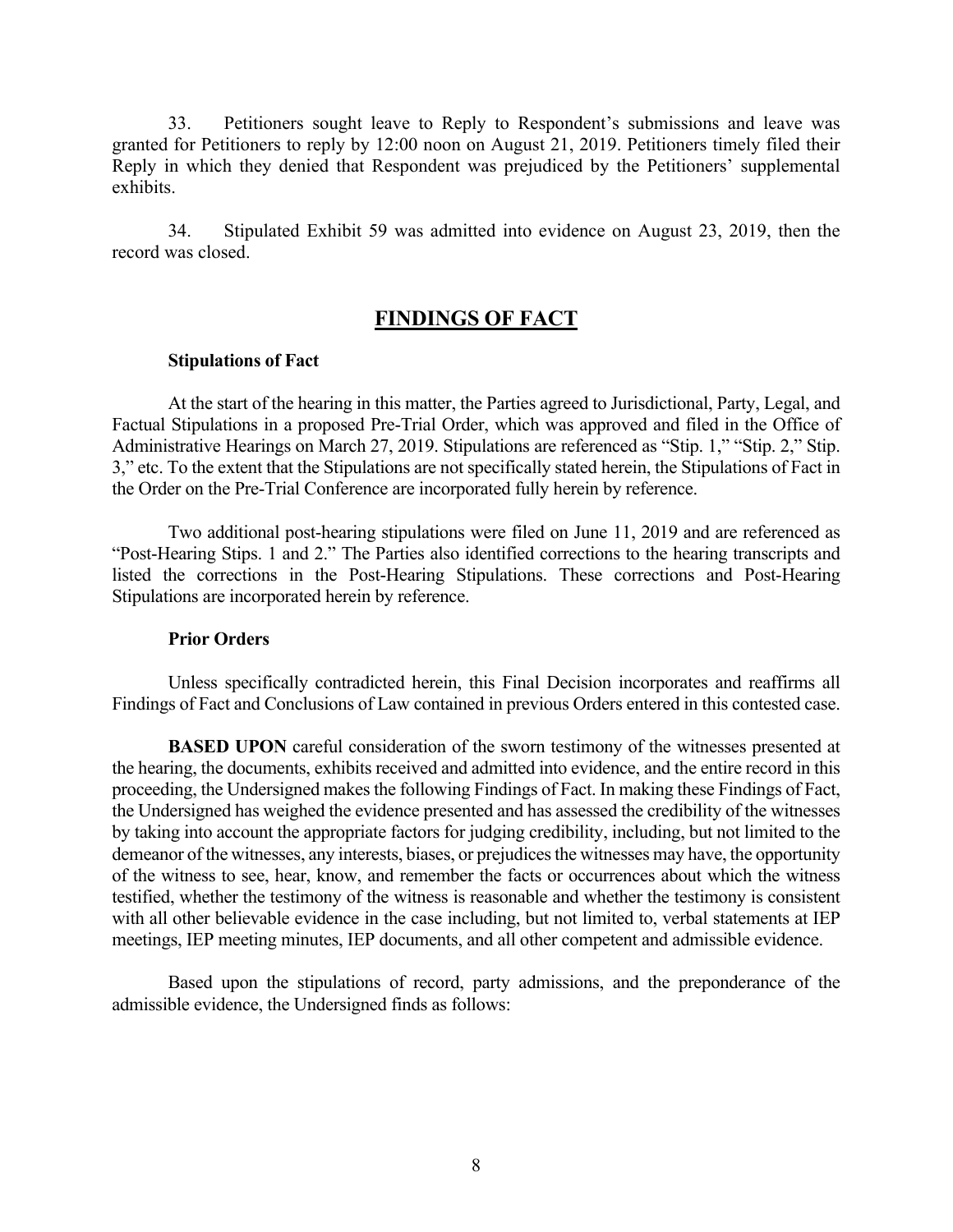33. Petitioners sought leave to Reply to Respondent's submissions and leave was granted for Petitioners to reply by 12:00 noon on August 21, 2019. Petitioners timely filed their Reply in which they denied that Respondent was prejudiced by the Petitioners' supplemental exhibits.

34. Stipulated Exhibit 59 was admitted into evidence on August 23, 2019, then the record was closed.

## FINDINGS OF FACT

### Stipulations of Fact

At the start of the hearing in this matter, the Parties agreed to Jurisdictional, Party, Legal, and Factual Stipulations in a proposed Pre-Trial Order, which was approved and filed in the Office of Administrative Hearings on March 27, 2019. Stipulations are referenced as "Stip. 1," "Stip. 2," Stip. 3," etc. To the extent that the Stipulations are not specifically stated herein, the Stipulations of Fact in the Order on the Pre-Trial Conference are incorporated fully herein by reference.

Two additional post-hearing stipulations were filed on June 11, 2019 and are referenced as "Post-Hearing Stips. 1 and 2." The Parties also identified corrections to the hearing transcripts and listed the corrections in the Post-Hearing Stipulations. These corrections and Post-Hearing Stipulations are incorporated herein by reference.

### Prior Orders

Unless specifically contradicted herein, this Final Decision incorporates and reaffirms all Findings of Fact and Conclusions of Law contained in previous Orders entered in this contested case.

**BASED UPON** careful consideration of the sworn testimony of the witnesses presented at the hearing, the documents, exhibits received and admitted into evidence, and the entire record in this proceeding, the Undersigned makes the following Findings of Fact. In making these Findings of Fact, the Undersigned has weighed the evidence presented and has assessed the credibility of the witnesses by taking into account the appropriate factors for judging credibility, including, but not limited to the demeanor of the witnesses, any interests, biases, or prejudices the witnesses may have, the opportunity of the witness to see, hear, know, and remember the facts or occurrences about which the witness testified, whether the testimony of the witness is reasonable and whether the testimony is consistent with all other believable evidence in the case including, but not limited to, verbal statements at IEP meetings, IEP meeting minutes, IEP documents, and all other competent and admissible evidence.

Based upon the stipulations of record, party admissions, and the preponderance of the admissible evidence, the Undersigned finds as follows: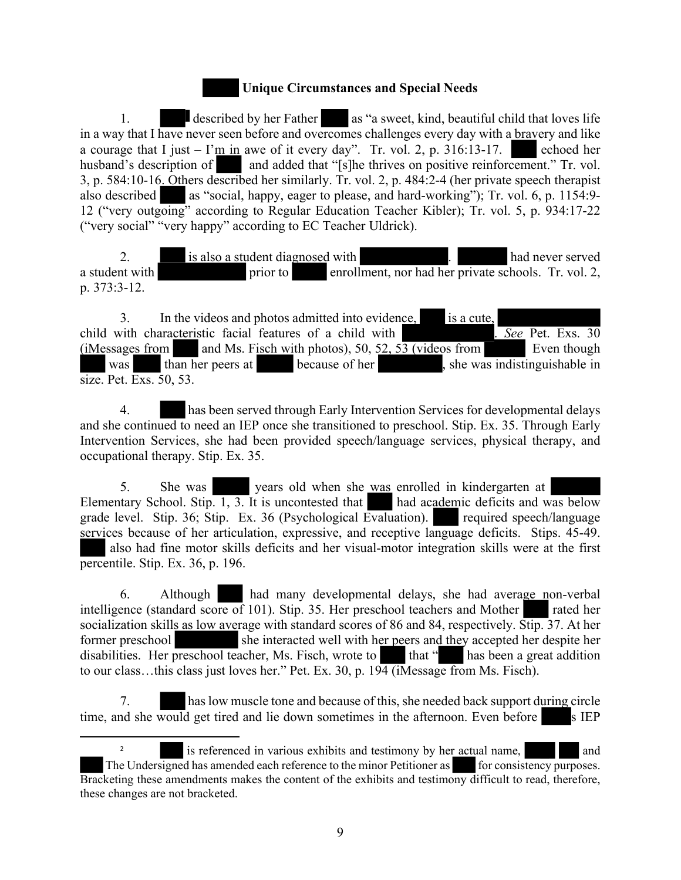## Unique Circumstances and Special Needs

1. described by her Father as "a sweet, kind, beautiful child that loves life in a way that I have never seen before and overcomes challenges every day with a bravery and like a courage that I just – I'm in awe of it every day". Tr. vol. 2, p. 316:13-17. echoed her husband's description of and added that "[s]he thrives on positive reinforcement." Tr. vol. 3, p. 584:10-16. Others described her similarly. Tr. vol. 2, p. 484:2-4 (her private speech therapist also described as "social, happy, eager to please, and hard-working"); Tr. vol. 6, p. 1154:9-12 ("very outgoing" according to Regular Education Teacher Kibler); Tr. vol. 5, p. 934:17-22 ("very social" "very happy" according to EC Teacher Uldrick).

2. is also a student diagnosed with . had never served a student with prior to enrollment, nor had her private schools. Tr. vol. 2, p. 373:3-12.

3. In the videos and photos admitted into evidence, is a cute, child with characteristic facial features of a child with . *See* Pet. Exs. 30 (iMessages from and Ms. Fisch with photos), 50, 52, 53 (videos from Even though was than her peers at because of her , she was indistinguishable in size. Pet. Exs. 50, 53.

4. has been served through Early Intervention Services for developmental delays and she continued to need an IEP once she transitioned to preschool. Stip. Ex. 35. Through Early Intervention Services, she had been provided speech/language services, physical therapy, and occupational therapy. Stip. Ex. 35.

5. She was years old when she was enrolled in kindergarten at Elementary School. Stip. 1, 3. It is uncontested that had academic deficits and was below grade level. Stip. 36; Stip. Ex. 36 (Psychological Evaluation). required speech/language services because of her articulation, expressive, and receptive language deficits. Stips. 45-49. also had fine motor skills deficits and her visual-motor integration skills were at the first percentile. Stip. Ex. 36, p. 196.

6. Although had many developmental delays, she had average non-verbal intelligence (standard score of 101). Stip. 35. Her preschool teachers and Mother rated her socialization skills as low average with standard scores of 86 and 84, respectively. Stip. 37. At her former preschool she interacted well with her peers and they accepted her despite her disabilities. Her preschool teacher, Ms. Fisch, wrote to that " has been a great addition to our class…this class just loves her." Pet. Ex. 30, p. 194 (iMessage from Ms. Fisch).

7. has low muscle tone and because of this, she needed back support during circle time, and she would get tired and lie down sometimes in the afternoon. Even before s IEP

---

[2] is referenced in various exhibits and testimony by her actual name, and The Undersigned has amended each reference to the minor Petitioner as for consistency purposes. Bracketing these amendments makes the content of the exhibits and testimony difficult to read, therefore, these changes are not bracketed.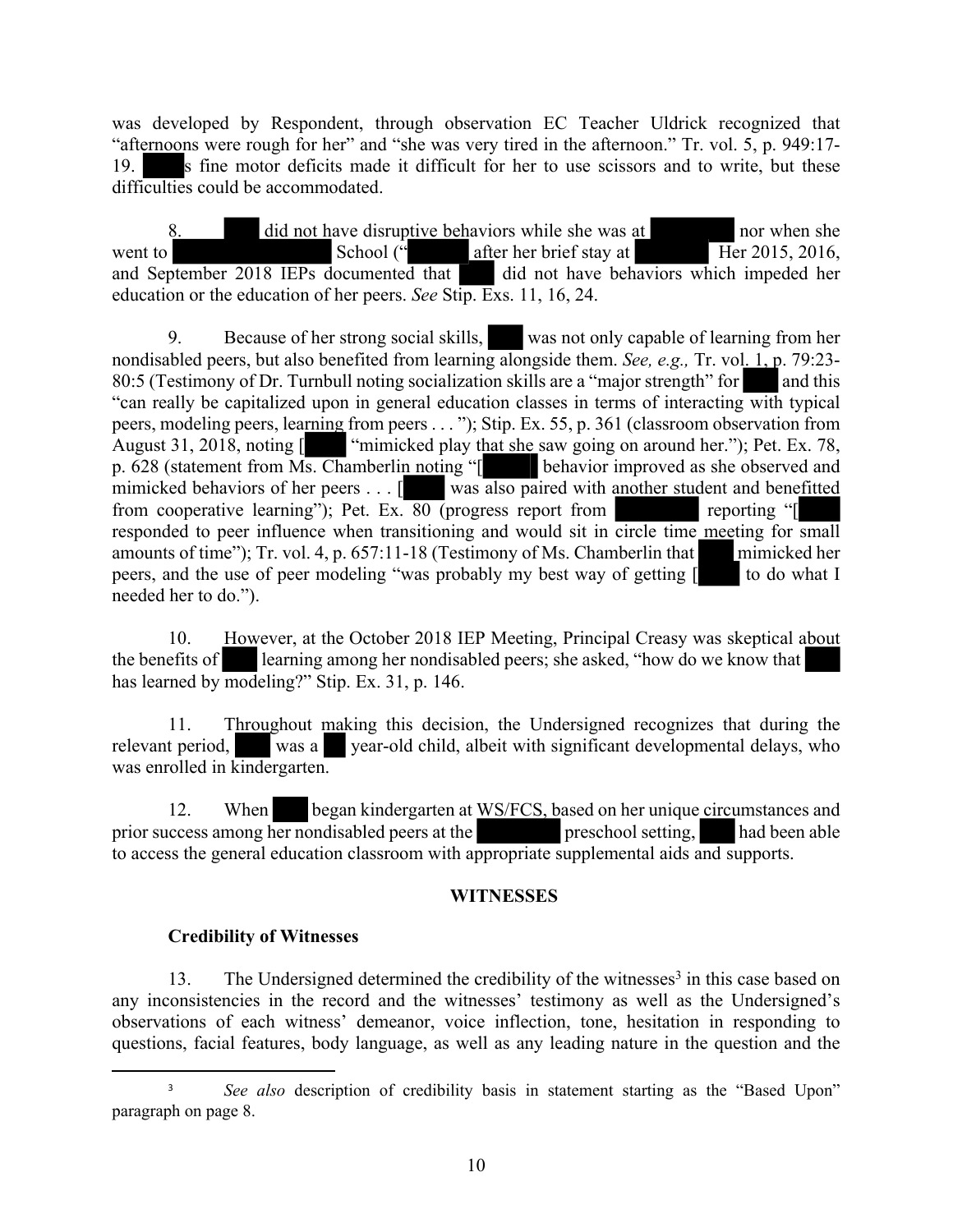was developed by Respondent, through observation EC Teacher Uldrick recognized that "afternoons were rough for her" and "she was very tired in the afternoon." Tr. vol. 5, p. 949:17-19. ███'s fine motor deficits made it difficult for her to use scissors and to write, but these difficulties could be accommodated.

8. ███ did not have disruptive behaviors while she was at ███ nor when she went to ███ School ("███ after her brief stay at ███ Her 2015, 2016, and September 2018 IEPs documented that ███ did not have behaviors which impeded her education or the education of her peers. *See* Stip. Exs. 11, 16, 24.

9. Because of her strong social skills, ███ was not only capable of learning from her nondisabled peers, but also benefited from learning alongside them. *See, e.g.,* Tr. vol. 1, p. 79:23-80:5 (Testimony of Dr. Turnbull noting socialization skills are a "major strength" for ███ and this "can really be capitalized upon in general education classes in terms of interacting with typical peers, modeling peers, learning from peers . . . "); Stip. Ex. 55, p. 361 (classroom observation from August 31, 2018, noting [███ "mimicked play that she saw going on around her."); Pet. Ex. 78, p. 628 (statement from Ms. Chamberlin noting "[███ behavior improved as she observed and mimicked behaviors of her peers . . . [███ was also paired with another student and benefitted from cooperative learning"); Pet. Ex. 80 (progress report from ███ reporting "[███ responded to peer influence when transitioning and would sit in circle time meeting for small amounts of time"); Tr. vol. 4, p. 657:11-18 (Testimony of Ms. Chamberlin that ███ mimicked her peers, and the use of peer modeling "was probably my best way of getting [███ to do what I needed her to do.").

10. However, at the October 2018 IEP Meeting, Principal Creasy was skeptical about the benefits of ███ learning among her nondisabled peers; she asked, "how do we know that ███ has learned by modeling?" Stip. Ex. 31, p. 146.

11. Throughout making this decision, the Undersigned recognizes that during the relevant period, ███ was a ███ year-old child, albeit with significant developmental delays, who was enrolled in kindergarten.

12. When ███ began kindergarten at WS/FCS, based on her unique circumstances and prior success among her nondisabled peers at the ███ preschool setting, ███ had been able to access the general education classroom with appropriate supplemental aids and supports.

## WITNESSES

### Credibility of Witnesses

13. The Undersigned determined the credibility of the witnesses[3] in this case based on any inconsistencies in the record and the witnesses' testimony as well as the Undersigned's observations of each witness' demeanor, voice inflection, tone, hesitation in responding to questions, facial features, body language, as well as any leading nature in the question and the

[3] *See also* description of credibility basis in statement starting as the "Based Upon" paragraph on page 8.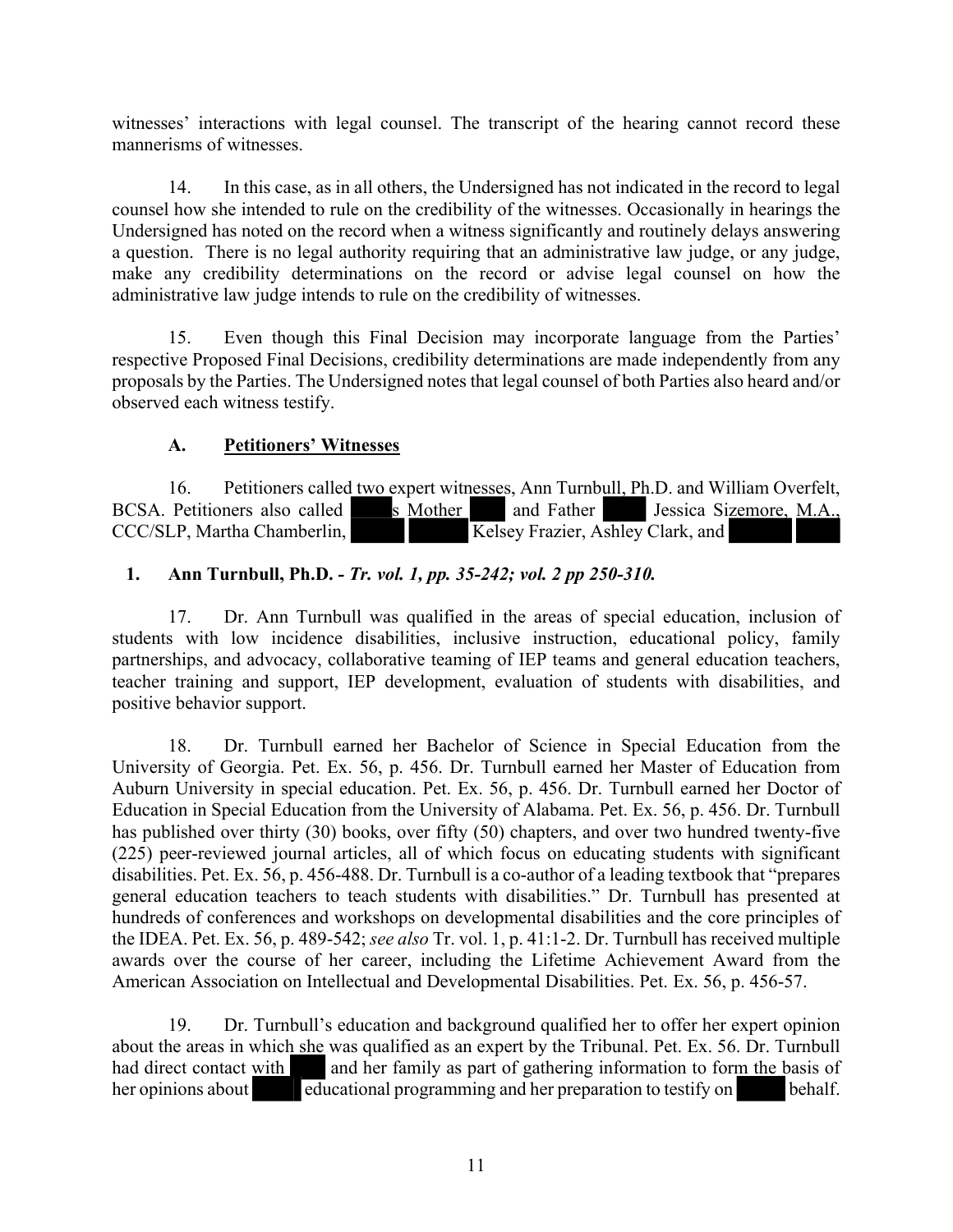witnesses' interactions with legal counsel. The transcript of the hearing cannot record these mannerisms of witnesses.

14. In this case, as in all others, the Undersigned has not indicated in the record to legal counsel how she intended to rule on the credibility of the witnesses. Occasionally in hearings the Undersigned has noted on the record when a witness significantly and routinely delays answering a question. There is no legal authority requiring that an administrative law judge, or any judge, make any credibility determinations on the record or advise legal counsel on how the administrative law judge intends to rule on the credibility of witnesses.

15. Even though this Final Decision may incorporate language from the Parties' respective Proposed Final Decisions, credibility determinations are made independently from any proposals by the Parties. The Undersigned notes that legal counsel of both Parties also heard and/or observed each witness testify.

### A. Petitioners' Witnesses

16. Petitioners called two expert witnesses, Ann Turnbull, Ph.D. and William Overfelt, BCSA. Petitioners also called ███s Mother ███ and Father ███ Jessica Sizemore, M.A., CCC/SLP, Martha Chamberlin, ███ ███ Kelsey Frazier, Ashley Clark, and ███ ███

#### 1. Ann Turnbull, Ph.D. - *Tr. vol. 1, pp. 35-242; vol. 2 pp 250-310.*

17. Dr. Ann Turnbull was qualified in the areas of special education, inclusion of students with low incidence disabilities, inclusive instruction, educational policy, family partnerships, and advocacy, collaborative teaming of IEP teams and general education teachers, teacher training and support, IEP development, evaluation of students with disabilities, and positive behavior support.

18. Dr. Turnbull earned her Bachelor of Science in Special Education from the University of Georgia. Pet. Ex. 56, p. 456. Dr. Turnbull earned her Master of Education from Auburn University in special education. Pet. Ex. 56, p. 456. Dr. Turnbull earned her Doctor of Education in Special Education from the University of Alabama. Pet. Ex. 56, p. 456. Dr. Turnbull has published over thirty (30) books, over fifty (50) chapters, and over two hundred twenty-five (225) peer-reviewed journal articles, all of which focus on educating students with significant disabilities. Pet. Ex. 56, p. 456-488. Dr. Turnbull is a co-author of a leading textbook that "prepares general education teachers to teach students with disabilities." Dr. Turnbull has presented at hundreds of conferences and workshops on developmental disabilities and the core principles of the IDEA. Pet. Ex. 56, p. 489-542; *see also* Tr. vol. 1, p. 41:1-2. Dr. Turnbull has received multiple awards over the course of her career, including the Lifetime Achievement Award from the American Association on Intellectual and Developmental Disabilities. Pet. Ex. 56, p. 456-57.

19. Dr. Turnbull's education and background qualified her to offer her expert opinion about the areas in which she was qualified as an expert by the Tribunal. Pet. Ex. 56. Dr. Turnbull had direct contact with ███ and her family as part of gathering information to form the basis of her opinions about ███ educational programming and her preparation to testify on ███ behalf.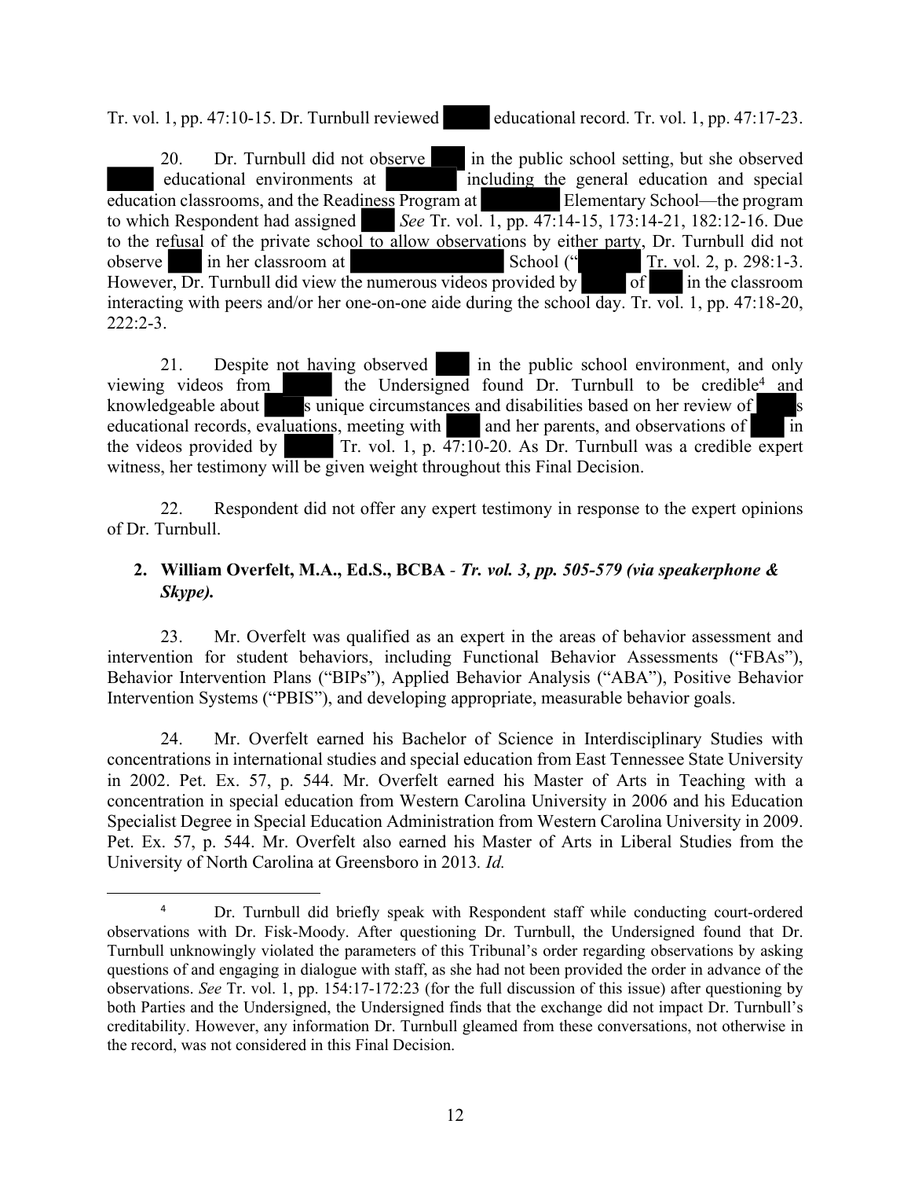Tr. vol. 1, pp. 47:10-15. Dr. Turnbull reviewed ████ educational record. Tr. vol. 1, pp. 47:17-23.

20. Dr. Turnbull did not observe ███ in the public school setting, but she observed ████ educational environments at ██████ including the general education and special education classrooms, and the Readiness Program at ██████ Elementary School—the program to which Respondent had assigned ███ *See* Tr. vol. 1, pp. 47:14-15, 173:14-21, 182:12-16. Due to the refusal of the private school to allow observations by either party, Dr. Turnbull did not observe ███ in her classroom at █████████████ School ("█████ Tr. vol. 2, p. 298:1-3. However, Dr. Turnbull did view the numerous videos provided by ████ of ███ in the classroom interacting with peers and/or her one-on-one aide during the school day. Tr. vol. 1, pp. 47:18-20, 222:2-3.

21. Despite not having observed ███ in the public school environment, and only viewing videos from █████ the Undersigned found Dr. Turnbull to be credible[4] and knowledgeable about ████s unique circumstances and disabilities based on her review of ████s educational records, evaluations, meeting with ███ and her parents, and observations of ███ in the videos provided by █████ Tr. vol. 1, p. 47:10-20. As Dr. Turnbull was a credible expert witness, her testimony will be given weight throughout this Final Decision.

22. Respondent did not offer any expert testimony in response to the expert opinions of Dr. Turnbull.

**2. William Overfelt, M.A., Ed.S., BCBA** - ***Tr. vol. 3, pp. 505-579 (via speakerphone & Skype).***

23. Mr. Overfelt was qualified as an expert in the areas of behavior assessment and intervention for student behaviors, including Functional Behavior Assessments ("FBAs"), Behavior Intervention Plans ("BIPs"), Applied Behavior Analysis ("ABA"), Positive Behavior Intervention Systems ("PBIS"), and developing appropriate, measurable behavior goals.

24. Mr. Overfelt earned his Bachelor of Science in Interdisciplinary Studies with concentrations in international studies and special education from East Tennessee State University in 2002. Pet. Ex. 57, p. 544. Mr. Overfelt earned his Master of Arts in Teaching with a concentration in special education from Western Carolina University in 2006 and his Education Specialist Degree in Special Education Administration from Western Carolina University in 2009. Pet. Ex. 57, p. 544. Mr. Overfelt also earned his Master of Arts in Liberal Studies from the University of North Carolina at Greensboro in 2013. *Id.*

---

[4] Dr. Turnbull did briefly speak with Respondent staff while conducting court-ordered observations with Dr. Fisk-Moody. After questioning Dr. Turnbull, the Undersigned found that Dr. Turnbull unknowingly violated the parameters of this Tribunal's order regarding observations by asking questions of and engaging in dialogue with staff, as she had not been provided the order in advance of the observations. *See* Tr. vol. 1, pp. 154:17-172:23 (for the full discussion of this issue) after questioning by both Parties and the Undersigned, the Undersigned finds that the exchange did not impact Dr. Turnbull's creditability. However, any information Dr. Turnbull gleamed from these conversations, not otherwise in the record, was not considered in this Final Decision.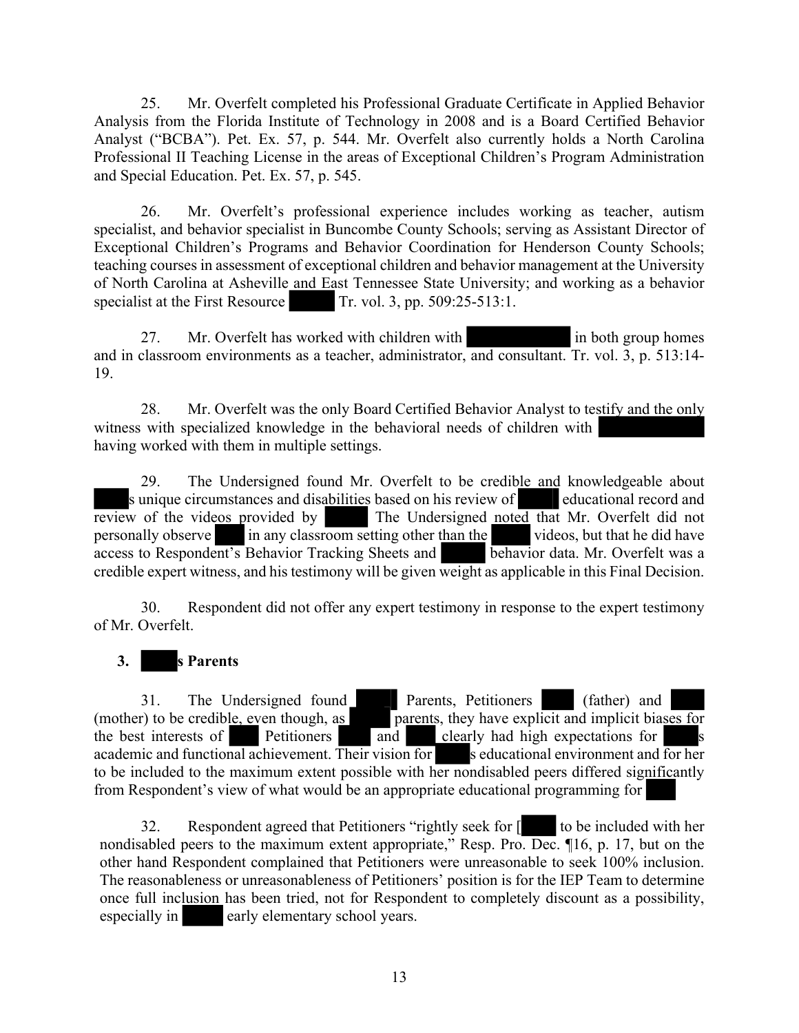25. Mr. Overfelt completed his Professional Graduate Certificate in Applied Behavior Analysis from the Florida Institute of Technology in 2008 and is a Board Certified Behavior Analyst ("BCBA"). Pet. Ex. 57, p. 544. Mr. Overfelt also currently holds a North Carolina Professional II Teaching License in the areas of Exceptional Children's Program Administration and Special Education. Pet. Ex. 57, p. 545.

26. Mr. Overfelt's professional experience includes working as teacher, autism specialist, and behavior specialist in Buncombe County Schools; serving as Assistant Director of Exceptional Children's Programs and Behavior Coordination for Henderson County Schools; teaching courses in assessment of exceptional children and behavior management at the University of North Carolina at Asheville and East Tennessee State University; and working as a behavior specialist at the First Resource ████ Tr. vol. 3, pp. 509:25-513:1.

27. Mr. Overfelt has worked with children with ████████ in both group homes and in classroom environments as a teacher, administrator, and consultant. Tr. vol. 3, p. 513:14-19.

28. Mr. Overfelt was the only Board Certified Behavior Analyst to testify and the only witness with specialized knowledge in the behavioral needs of children with ████████ having worked with them in multiple settings.

29. The Undersigned found Mr. Overfelt to be credible and knowledgeable about ████s unique circumstances and disabilities based on his review of ████ educational record and review of the videos provided by ████ The Undersigned noted that Mr. Overfelt did not personally observe ███ in any classroom setting other than the ████ videos, but that he did have access to Respondent's Behavior Tracking Sheets and ████ behavior data. Mr. Overfelt was a credible expert witness, and his testimony will be given weight as applicable in this Final Decision.

30. Respondent did not offer any expert testimony in response to the expert testimony of Mr. Overfelt.

### 3. ████s Parents

31. The Undersigned found ████ Parents, Petitioners ███ (father) and ███ (mother) to be credible, even though, as ████ parents, they have explicit and implicit biases for the best interests of ███ Petitioners ███ and ███ clearly had high expectations for ████s academic and functional achievement. Their vision for ████s educational environment and for her to be included to the maximum extent possible with her nondisabled peers differed significantly from Respondent's view of what would be an appropriate educational programming for ███

32. Respondent agreed that Petitioners "rightly seek for [████ to be included with her nondisabled peers to the maximum extent appropriate," Resp. Pro. Dec. ¶16, p. 17, but on the other hand Respondent complained that Petitioners were unreasonable to seek 100% inclusion. The reasonableness or unreasonableness of Petitioners' position is for the IEP Team to determine once full inclusion has been tried, not for Respondent to completely discount as a possibility, especially in ████ early elementary school years.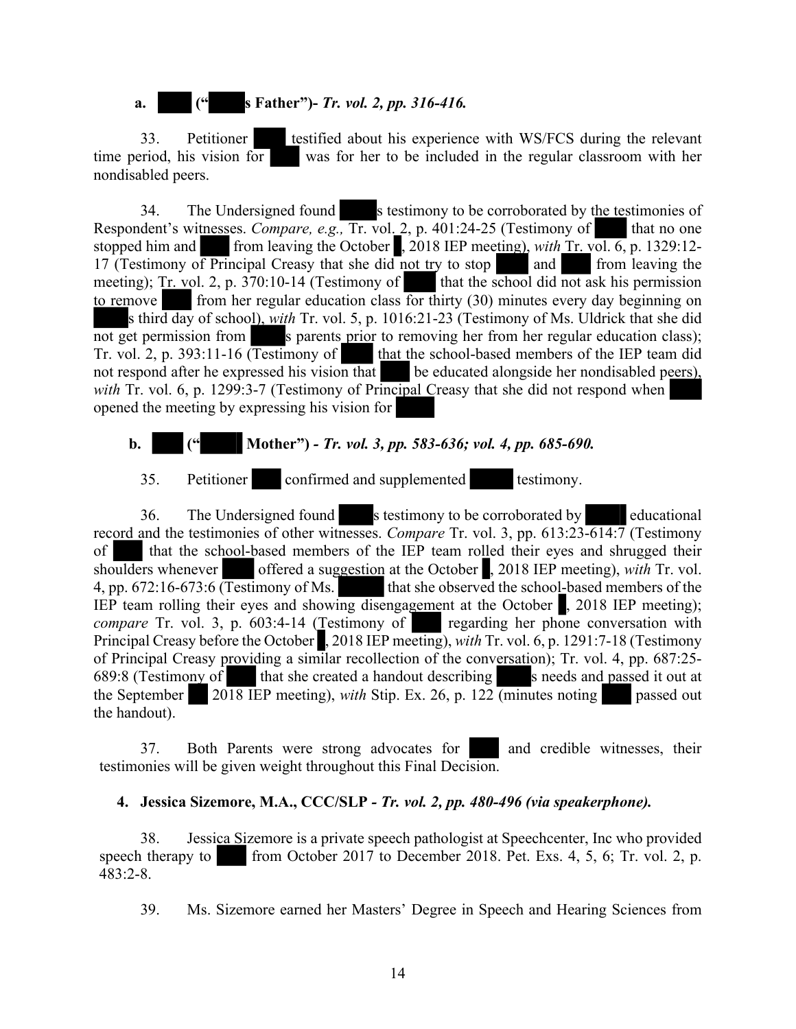**a. ██ ("██s Father")- *Tr. vol. 2, pp. 316-416.***

33. Petitioner ██ testified about his experience with WS/FCS during the relevant time period, his vision for ██ was for her to be included in the regular classroom with her nondisabled peers.

34. The Undersigned found ██s testimony to be corroborated by the testimonies of Respondent's witnesses. *Compare, e.g.,* Tr. vol. 2, p. 401:24-25 (Testimony of ██ that no one stopped him and ██ from leaving the October █, 2018 IEP meeting), *with* Tr. vol. 6, p. 1329:12-17 (Testimony of Principal Creasy that she did not try to stop ██ and ██ from leaving the meeting); Tr. vol. 2, p. 370:10-14 (Testimony of ██ that the school did not ask his permission to remove ██ from her regular education class for thirty (30) minutes every day beginning on ██s third day of school), *with* Tr. vol. 5, p. 1016:21-23 (Testimony of Ms. Uldrick that she did not get permission from ██s parents prior to removing her from her regular education class); Tr. vol. 2, p. 393:11-16 (Testimony of ██ that the school-based members of the IEP team did not respond after he expressed his vision that ██ be educated alongside her nondisabled peers), *with* Tr. vol. 6, p. 1299:3-7 (Testimony of Principal Creasy that she did not respond when ██ opened the meeting by expressing his vision for ██

**b. ██ ("██ Mother") - *Tr. vol. 3, pp. 583-636; vol. 4, pp. 685-690.***

35. Petitioner ██ confirmed and supplemented ██ testimony.

36. The Undersigned found ██s testimony to be corroborated by ██ educational record and the testimonies of other witnesses. *Compare* Tr. vol. 3, pp. 613:23-614:7 (Testimony of ██ that the school-based members of the IEP team rolled their eyes and shrugged their shoulders whenever ██ offered a suggestion at the October █, 2018 IEP meeting), *with* Tr. vol. 4, pp. 672:16-673:6 (Testimony of Ms. ██ that she observed the school-based members of the IEP team rolling their eyes and showing disengagement at the October █, 2018 IEP meeting); *compare* Tr. vol. 3, p. 603:4-14 (Testimony of ██ regarding her phone conversation with Principal Creasy before the October █, 2018 IEP meeting), *with* Tr. vol. 6, p. 1291:7-18 (Testimony of Principal Creasy providing a similar recollection of the conversation); Tr. vol. 4, pp. 687:25-689:8 (Testimony of ██ that she created a handout describing ██s needs and passed it out at the September █ 2018 IEP meeting), *with* Stip. Ex. 26, p. 122 (minutes noting ██ passed out the handout).

37. Both Parents were strong advocates for ██ and credible witnesses, their testimonies will be given weight throughout this Final Decision.

**4. Jessica Sizemore, M.A., CCC/SLP - *Tr. vol. 2, pp. 480-496 (via speakerphone).***

38. Jessica Sizemore is a private speech pathologist at Speechcenter, Inc who provided speech therapy to ██ from October 2017 to December 2018. Pet. Exs. 4, 5, 6; Tr. vol. 2, p. 483:2-8.

39. Ms. Sizemore earned her Masters' Degree in Speech and Hearing Sciences from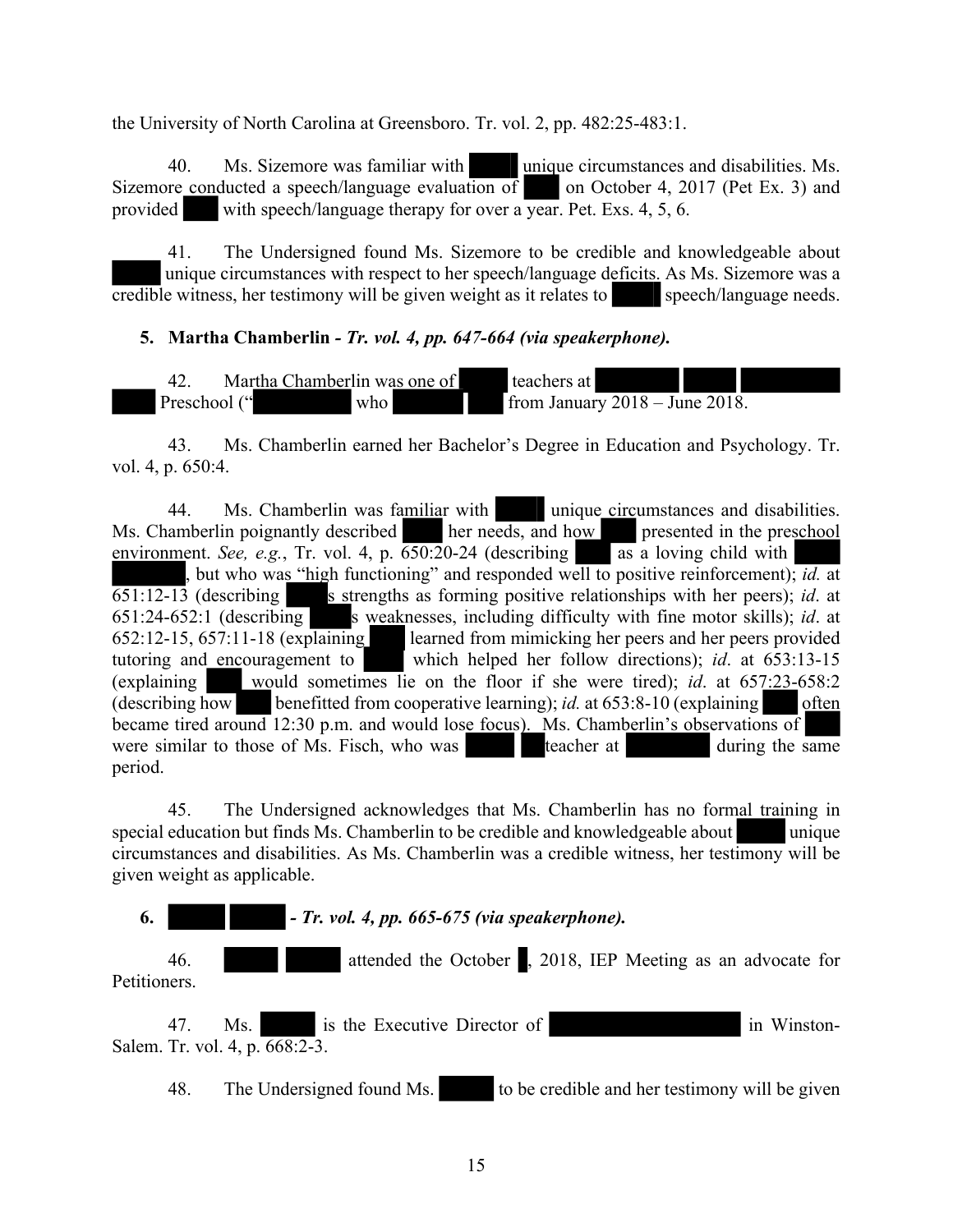the University of North Carolina at Greensboro. Tr. vol. 2, pp. 482:25-483:1.

40. Ms. Sizemore was familiar with unique circumstances and disabilities. Ms. Sizemore conducted a speech/language evaluation of on October 4, 2017 (Pet Ex. 3) and provided with speech/language therapy for over a year. Pet. Exs. 4, 5, 6.

41. The Undersigned found Ms. Sizemore to be credible and knowledgeable about unique circumstances with respect to her speech/language deficits. As Ms. Sizemore was a credible witness, her testimony will be given weight as it relates to speech/language needs.

**5. Martha Chamberlin -** ***Tr. vol. 4, pp. 647-664 (via speakerphone).***

42. Martha Chamberlin was one of teachers at Preschool (" who from January 2018 – June 2018.

43. Ms. Chamberlin earned her Bachelor's Degree in Education and Psychology. Tr. vol. 4, p. 650:4.

44. Ms. Chamberlin was familiar with unique circumstances and disabilities. Ms. Chamberlin poignantly described her needs, and how presented in the preschool environment. *See, e.g.*, Tr. vol. 4, p. 650:20-24 (describing as a loving child with , but who was "high functioning" and responded well to positive reinforcement); *id.* at 651:12-13 (describing s strengths as forming positive relationships with her peers); *id*. at 651:24-652:1 (describing s weaknesses, including difficulty with fine motor skills); *id*. at 652:12-15, 657:11-18 (explaining learned from mimicking her peers and her peers provided tutoring and encouragement to which helped her follow directions); *id*. at 653:13-15 (explaining would sometimes lie on the floor if she were tired); *id*. at 657:23-658:2 (describing how benefitted from cooperative learning); *id.* at 653:8-10 (explaining often became tired around 12:30 p.m. and would lose focus). Ms. Chamberlin's observations of were similar to those of Ms. Fisch, who was teacher at during the same period.

45. The Undersigned acknowledges that Ms. Chamberlin has no formal training in special education but finds Ms. Chamberlin to be credible and knowledgeable about unique circumstances and disabilities. As Ms. Chamberlin was a credible witness, her testimony will be given weight as applicable.

**6. -** ***Tr. vol. 4, pp. 665-675 (via speakerphone).***

46. attended the October , 2018, IEP Meeting as an advocate for Petitioners.

47. Ms. is the Executive Director of in Winston-Salem. Tr. vol. 4, p. 668:2-3.

48. The Undersigned found Ms. to be credible and her testimony will be given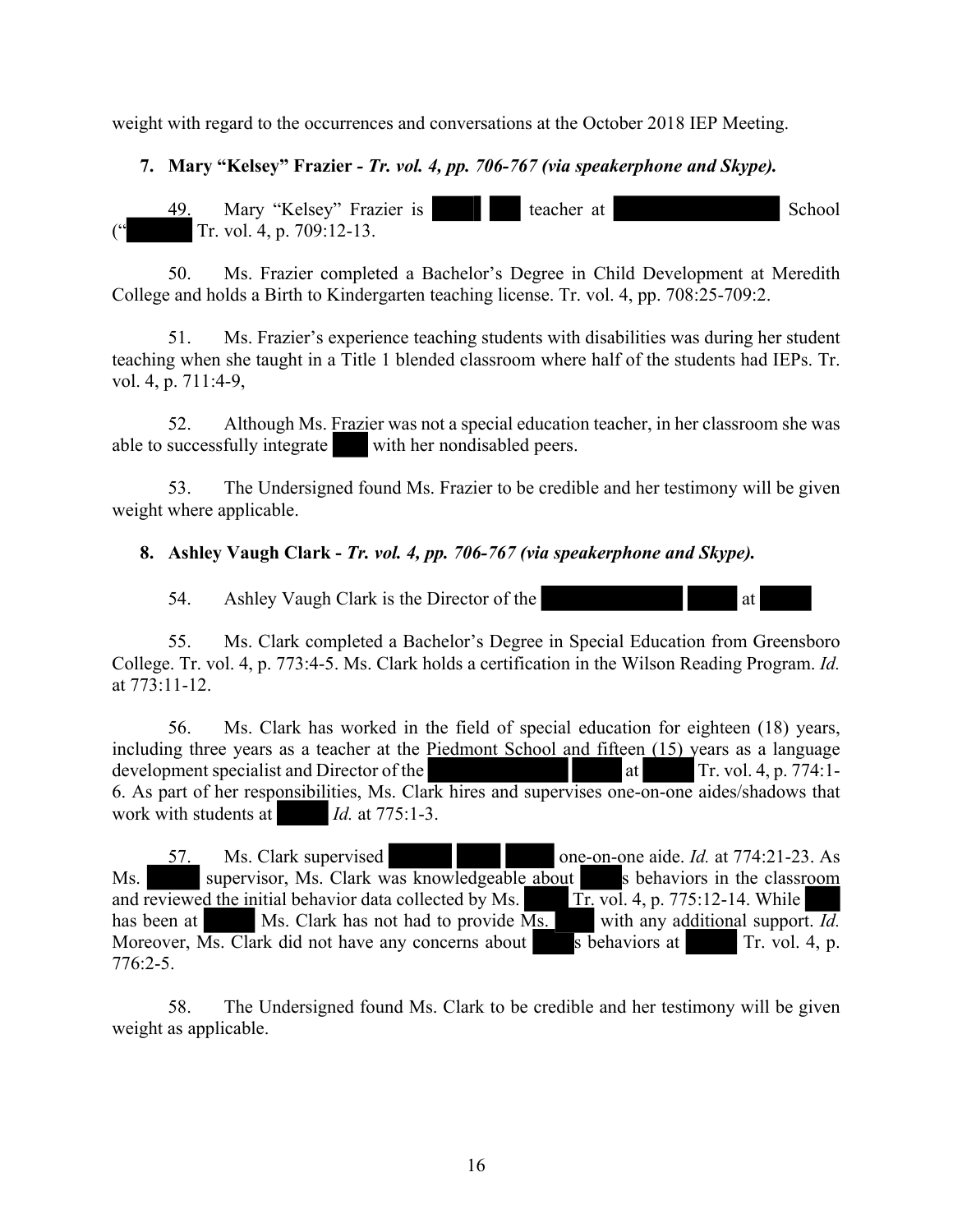weight with regard to the occurrences and conversations at the October 2018 IEP Meeting.

**7. Mary "Kelsey" Frazier - *Tr. vol. 4, pp. 706-767 (via speakerphone and Skype).***

49. Mary "Kelsey" Frazier is ████ ██ teacher at ████████████████ School ("██████ Tr. vol. 4, p. 709:12-13.

50. Ms. Frazier completed a Bachelor's Degree in Child Development at Meredith College and holds a Birth to Kindergarten teaching license. Tr. vol. 4, pp. 708:25-709:2.

51. Ms. Frazier's experience teaching students with disabilities was during her student teaching when she taught in a Title 1 blended classroom where half of the students had IEPs. Tr. vol. 4, p. 711:4-9,

52. Although Ms. Frazier was not a special education teacher, in her classroom she was able to successfully integrate ███ with her nondisabled peers.

53. The Undersigned found Ms. Frazier to be credible and her testimony will be given weight where applicable.

**8. Ashley Vaugh Clark - *Tr. vol. 4, pp. 706-767 (via speakerphone and Skype).***

54. Ashley Vaugh Clark is the Director of the ██████████████ ████ at █████

55. Ms. Clark completed a Bachelor's Degree in Special Education from Greensboro College. Tr. vol. 4, p. 773:4-5. Ms. Clark holds a certification in the Wilson Reading Program. *Id.* at 773:11-12.

56. Ms. Clark has worked in the field of special education for eighteen (18) years, including three years as a teacher at the Piedmont School and fifteen (15) years as a language development specialist and Director of the ██████████████ █████ at █████ Tr. vol. 4, p. 774:1-6. As part of her responsibilities, Ms. Clark hires and supervises one-on-one aides/shadows that work with students at █████ *Id.* at 775:1-3.

57. Ms. Clark supervised ██████ ████ █████ one-on-one aide. *Id.* at 774:21-23. As Ms. █████ supervisor, Ms. Clark was knowledgeable about ████s behaviors in the classroom and reviewed the initial behavior data collected by Ms. █████ Tr. vol. 4, p. 775:12-14. While ███ has been at █████ Ms. Clark has not had to provide Ms. █████ with any additional support. *Id.* Moreover, Ms. Clark did not have any concerns about █████s behaviors at █████ Tr. vol. 4, p. 776:2-5.

58. The Undersigned found Ms. Clark to be credible and her testimony will be given weight as applicable.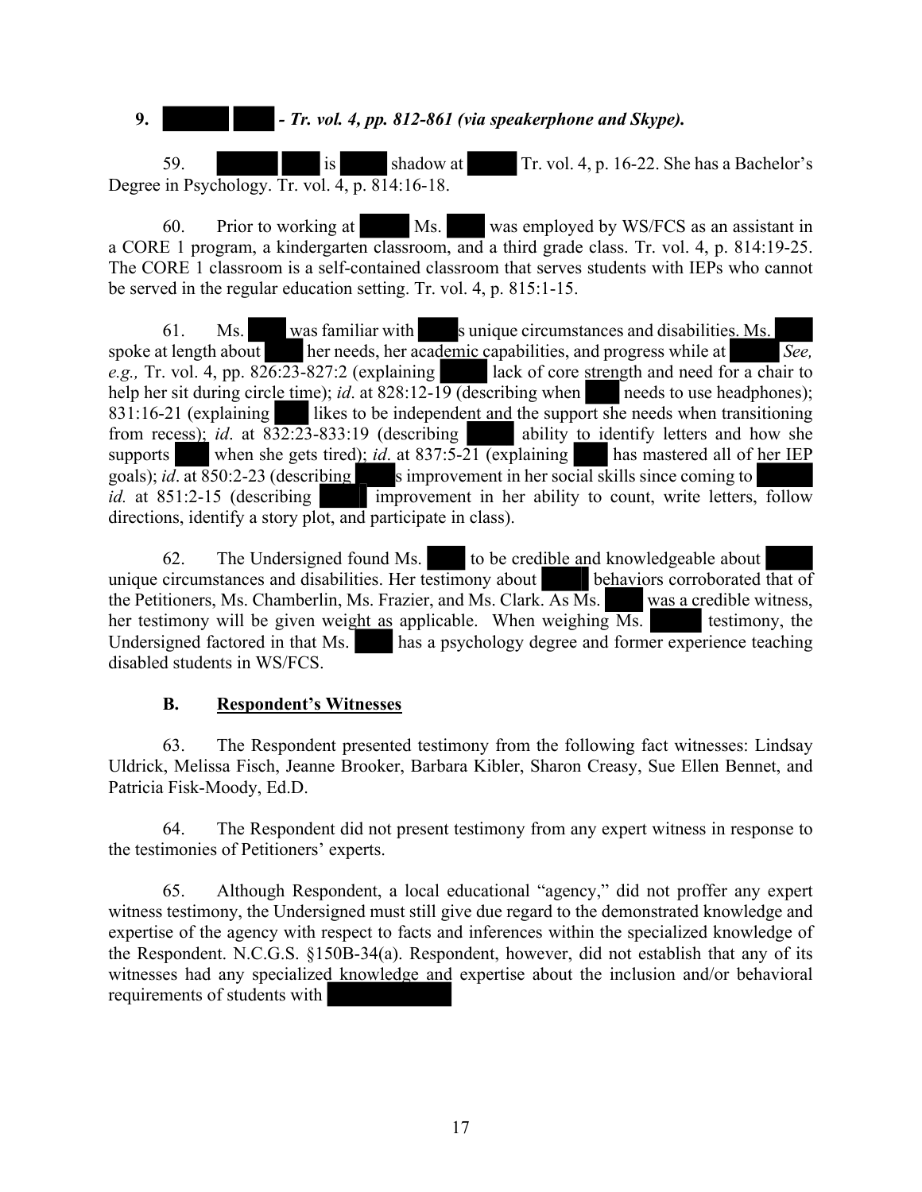**9. ██████ ███ - *Tr. vol. 4, pp. 812-861 (via speakerphone and Skype).***

59. ██████ ███ is ████ shadow at █████ Tr. vol. 4, p. 16-22. She has a Bachelor's Degree in Psychology. Tr. vol. 4, p. 814:16-18.

60. Prior to working at █████ Ms. ███ was employed by WS/FCS as an assistant in a CORE 1 program, a kindergarten classroom, and a third grade class. Tr. vol. 4, p. 814:19-25. The CORE 1 classroom is a self-contained classroom that serves students with IEPs who cannot be served in the regular education setting. Tr. vol. 4, p. 815:1-15.

61. Ms. ████ was familiar with ████s unique circumstances and disabilities. Ms. ████ spoke at length about ████ her needs, her academic capabilities, and progress while at █████ *See, e.g.,* Tr. vol. 4, pp. 826:23-827:2 (explaining █████ lack of core strength and need for a chair to help her sit during circle time); *id*. at 828:12-19 (describing when ███ needs to use headphones); 831:16-21 (explaining ███ likes to be independent and the support she needs when transitioning from recess); *id*. at 832:23-833:19 (describing █████ ability to identify letters and how she supports ████ when she gets tired); *id*. at 837:5-21 (explaining ███ has mastered all of her IEP goals); *id*. at 850:2-23 (describing ████s improvement in her social skills since coming to █████ *id.* at 851:2-15 (describing █████ improvement in her ability to count, write letters, follow directions, identify a story plot, and participate in class).

62. The Undersigned found Ms. ████ to be credible and knowledgeable about █████ unique circumstances and disabilities. Her testimony about █████ behaviors corroborated that of the Petitioners, Ms. Chamberlin, Ms. Frazier, and Ms. Clark. As Ms. ████ was a credible witness, her testimony will be given weight as applicable. When weighing Ms. █████ testimony, the Undersigned factored in that Ms. ████ has a psychology degree and former experience teaching disabled students in WS/FCS.

### B. Respondent's Witnesses

63. The Respondent presented testimony from the following fact witnesses: Lindsay Uldrick, Melissa Fisch, Jeanne Brooker, Barbara Kibler, Sharon Creasy, Sue Ellen Bennet, and Patricia Fisk-Moody, Ed.D.

64. The Respondent did not present testimony from any expert witness in response to the testimonies of Petitioners' experts.

65. Although Respondent, a local educational "agency," did not proffer any expert witness testimony, the Undersigned must still give due regard to the demonstrated knowledge and expertise of the agency with respect to facts and inferences within the specialized knowledge of the Respondent. N.C.G.S. §150B-34(a). Respondent, however, did not establish that any of its witnesses had any specialized knowledge and expertise about the inclusion and/or behavioral requirements of students with ███████████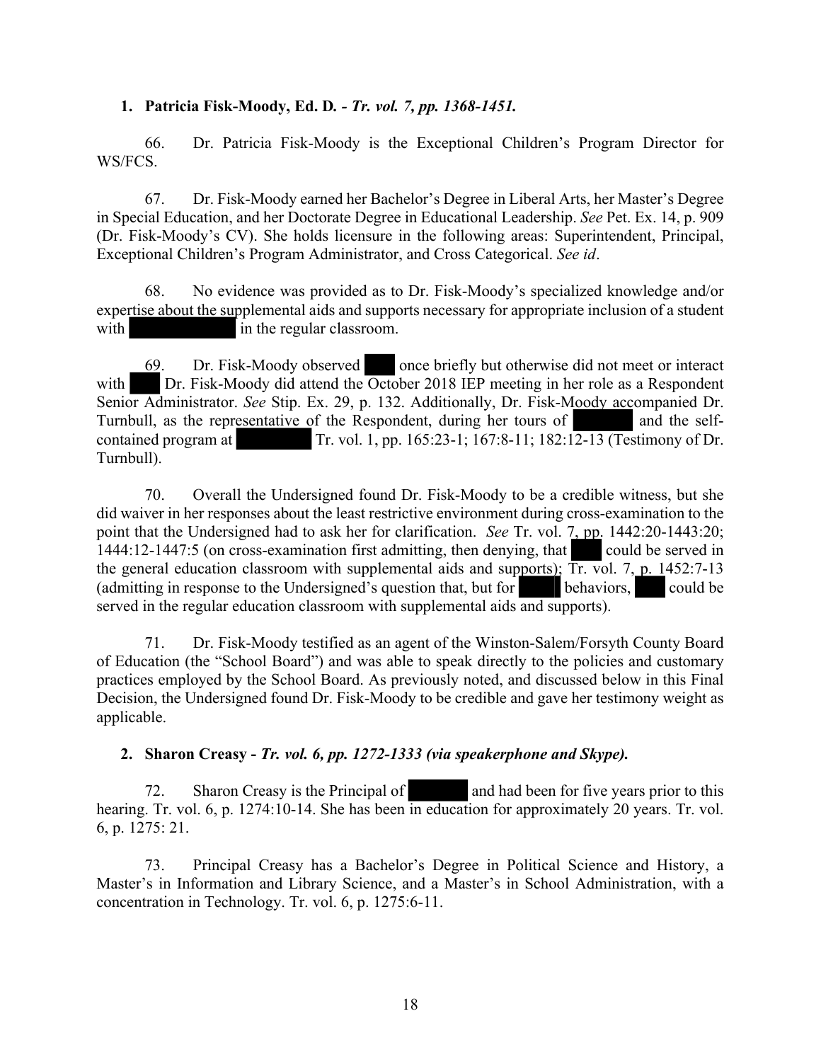**1. Patricia Fisk-Moody, Ed. D. -** ***Tr. vol. 7, pp. 1368-1451.***

66. Dr. Patricia Fisk-Moody is the Exceptional Children's Program Director for WS/FCS.

67. Dr. Fisk-Moody earned her Bachelor's Degree in Liberal Arts, her Master's Degree in Special Education, and her Doctorate Degree in Educational Leadership. *See* Pet. Ex. 14, p. 909 (Dr. Fisk-Moody's CV). She holds licensure in the following areas: Superintendent, Principal, Exceptional Children's Program Administrator, and Cross Categorical. *See id*.

68. No evidence was provided as to Dr. Fisk-Moody's specialized knowledge and/or expertise about the supplemental aids and supports necessary for appropriate inclusion of a student with ██████████ in the regular classroom.

69. Dr. Fisk-Moody observed ███ once briefly but otherwise did not meet or interact with ███ Dr. Fisk-Moody did attend the October 2018 IEP meeting in her role as a Respondent Senior Administrator. *See* Stip. Ex. 29, p. 132. Additionally, Dr. Fisk-Moody accompanied Dr. Turnbull, as the representative of the Respondent, during her tours of ██████ and the self-contained program at ██████ Tr. vol. 1, pp. 165:23-1; 167:8-11; 182:12-13 (Testimony of Dr. Turnbull).

70. Overall the Undersigned found Dr. Fisk-Moody to be a credible witness, but she did waiver in her responses about the least restrictive environment during cross-examination to the point that the Undersigned had to ask her for clarification. *See* Tr. vol. 7, pp. 1442:20-1443:20; 1444:12-1447:5 (on cross-examination first admitting, then denying, that ███ could be served in the general education classroom with supplemental aids and supports); Tr. vol. 7, p. 1452:7-13 (admitting in response to the Undersigned's question that, but for ████ behaviors, ███ could be served in the regular education classroom with supplemental aids and supports).

71. Dr. Fisk-Moody testified as an agent of the Winston-Salem/Forsyth County Board of Education (the "School Board") and was able to speak directly to the policies and customary practices employed by the School Board. As previously noted, and discussed below in this Final Decision, the Undersigned found Dr. Fisk-Moody to be credible and gave her testimony weight as applicable.

**2. Sharon Creasy -** ***Tr. vol. 6, pp. 1272-1333 (via speakerphone and Skype).***

72. Sharon Creasy is the Principal of ██████ and had been for five years prior to this hearing. Tr. vol. 6, p. 1274:10-14. She has been in education for approximately 20 years. Tr. vol. 6, p. 1275: 21.

73. Principal Creasy has a Bachelor's Degree in Political Science and History, a Master's in Information and Library Science, and a Master's in School Administration, with a concentration in Technology. Tr. vol. 6, p. 1275:6-11.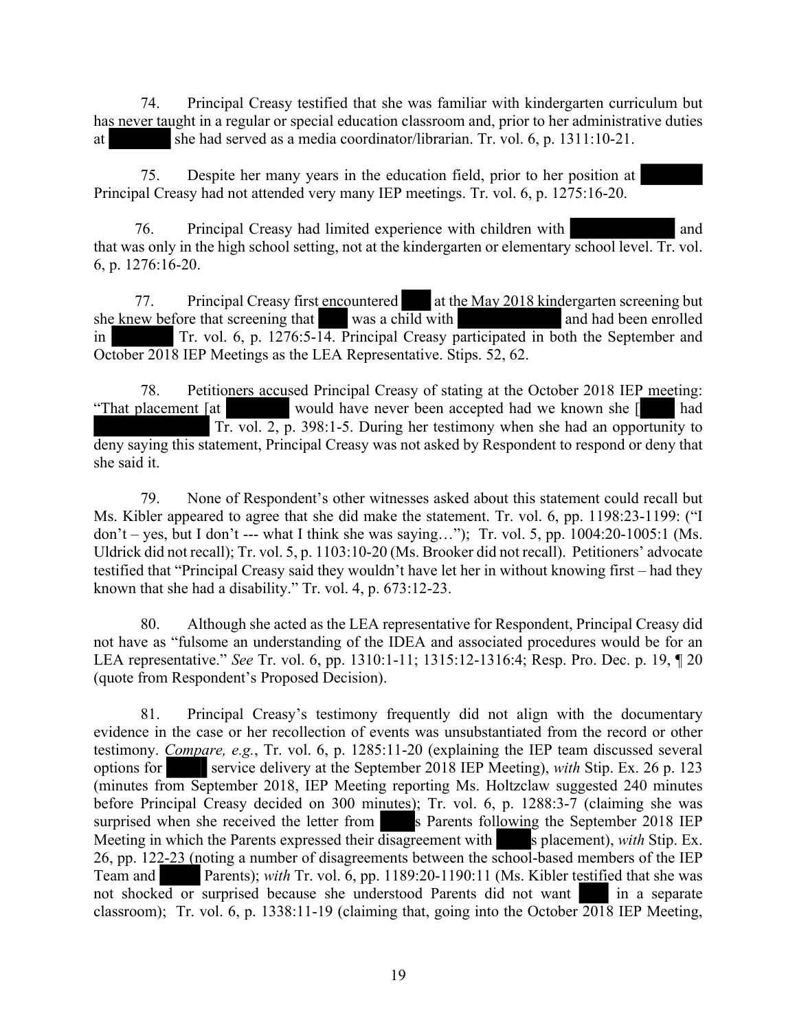74. Principal Creasy testified that she was familiar with kindergarten curriculum but has never taught in a regular or special education classroom and, prior to her administrative duties at she had served as a media coordinator/librarian. Tr. vol. 6, p. 1311:10-21.

75. Despite her many years in the education field, prior to her position at Principal Creasy had not attended very many IEP meetings. Tr. vol. 6, p. 1275:16-20.

76. Principal Creasy had limited experience with children with and that was only in the high school setting, not at the kindergarten or elementary school level. Tr. vol. 6, p. 1276:16-20.

77. Principal Creasy first encountered at the May 2018 kindergarten screening but she knew before that screening that was a child with and had been enrolled in Tr. vol. 6, p. 1276:5-14. Principal Creasy participated in both the September and October 2018 IEP Meetings as the LEA Representative. Stips. 52, 62.

78. Petitioners accused Principal Creasy of stating at the October 2018 IEP meeting: "That placement [at would have never been accepted had we known she [ had Tr. vol. 2, p. 398:1-5. During her testimony when she had an opportunity to deny saying this statement, Principal Creasy was not asked by Respondent to respond or deny that she said it.

79. None of Respondent's other witnesses asked about this statement could recall but Ms. Kibler appeared to agree that she did make the statement. Tr. vol. 6, pp. 1198:23-1199: ("I don't – yes, but I don't --- what I think she was saying…"); Tr. vol. 5, pp. 1004:20-1005:1 (Ms. Uldrick did not recall); Tr. vol. 5, p. 1103:10-20 (Ms. Brooker did not recall). Petitioners' advocate testified that "Principal Creasy said they wouldn't have let her in without knowing first – had they known that she had a disability." Tr. vol. 4, p. 673:12-23.

80. Although she acted as the LEA representative for Respondent, Principal Creasy did not have as "fulsome an understanding of the IDEA and associated procedures would be for an LEA representative." *See* Tr. vol. 6, pp. 1310:1-11; 1315:12-1316:4; Resp. Pro. Dec. p. 19, ¶ 20 (quote from Respondent's Proposed Decision).

81. Principal Creasy's testimony frequently did not align with the documentary evidence in the case or her recollection of events was unsubstantiated from the record or other testimony. *Compare, e.g.*, Tr. vol. 6, p. 1285:11-20 (explaining the IEP team discussed several options for service delivery at the September 2018 IEP Meeting), *with* Stip. Ex. 26 p. 123 (minutes from September 2018, IEP Meeting reporting Ms. Holtzclaw suggested 240 minutes before Principal Creasy decided on 300 minutes); Tr. vol. 6, p. 1288:3-7 (claiming she was surprised when she received the letter from s Parents following the September 2018 IEP Meeting in which the Parents expressed their disagreement with s placement), *with* Stip. Ex. 26, pp. 122-23 (noting a number of disagreements between the school-based members of the IEP Team and Parents); *with* Tr. vol. 6, pp. 1189:20-1190:11 (Ms. Kibler testified that she was not shocked or surprised because she understood Parents did not want in a separate classroom); Tr. vol. 6, p. 1338:11-19 (claiming that, going into the October 2018 IEP Meeting,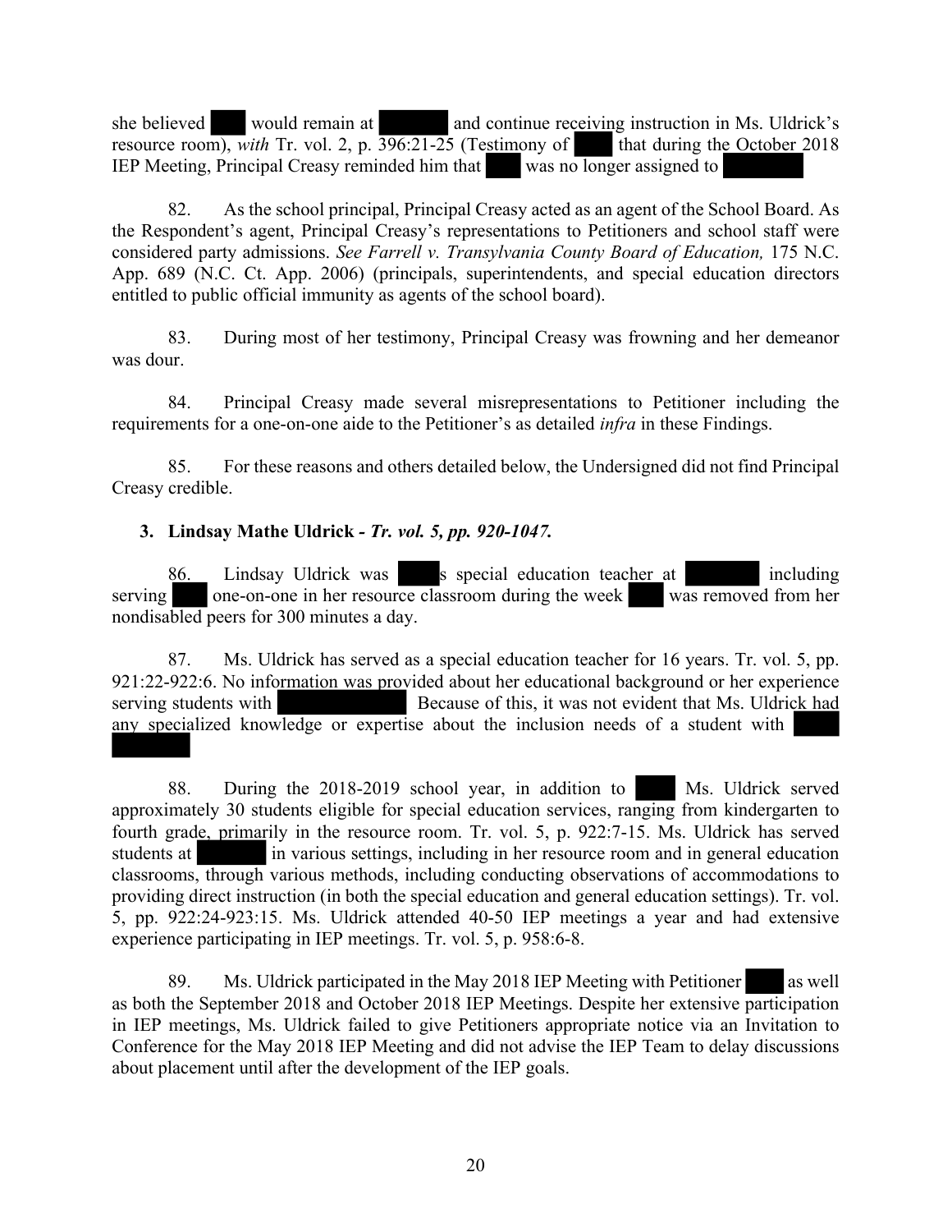she believed ███ would remain at ███████ and continue receiving instruction in Ms. Uldrick's resource room), *with* Tr. vol. 2, p. 396:21-25 (Testimony of ███ that during the October 2018 IEP Meeting, Principal Creasy reminded him that ███ was no longer assigned to ███████

82. As the school principal, Principal Creasy acted as an agent of the School Board. As the Respondent's agent, Principal Creasy's representations to Petitioners and school staff were considered party admissions. *See Farrell v. Transylvania County Board of Education,* 175 N.C. App. 689 (N.C. Ct. App. 2006) (principals, superintendents, and special education directors entitled to public official immunity as agents of the school board).

83. During most of her testimony, Principal Creasy was frowning and her demeanor was dour.

84. Principal Creasy made several misrepresentations to Petitioner including the requirements for a one-on-one aide to the Petitioner's as detailed *infra* in these Findings.

85. For these reasons and others detailed below, the Undersigned did not find Principal Creasy credible.

### 3. Lindsay Mathe Uldrick - *Tr. vol. 5, pp. 920-1047.*

86. Lindsay Uldrick was ███'s special education teacher at ███████ including serving ███ one-on-one in her resource classroom during the week ███ was removed from her nondisabled peers for 300 minutes a day.

87. Ms. Uldrick has served as a special education teacher for 16 years. Tr. vol. 5, pp. 921:22-922:6. No information was provided about her educational background or her experience serving students with ███████████ Because of this, it was not evident that Ms. Uldrick had any specialized knowledge or expertise about the inclusion needs of a student with ███████

88. During the 2018-2019 school year, in addition to ███ Ms. Uldrick served approximately 30 students eligible for special education services, ranging from kindergarten to fourth grade, primarily in the resource room. Tr. vol. 5, p. 922:7-15. Ms. Uldrick has served students at ███████ in various settings, including in her resource room and in general education classrooms, through various methods, including conducting observations of accommodations to providing direct instruction (in both the special education and general education settings). Tr. vol. 5, pp. 922:24-923:15. Ms. Uldrick attended 40-50 IEP meetings a year and had extensive experience participating in IEP meetings. Tr. vol. 5, p. 958:6-8.

89. Ms. Uldrick participated in the May 2018 IEP Meeting with Petitioner ███ as well as both the September 2018 and October 2018 IEP Meetings. Despite her extensive participation in IEP meetings, Ms. Uldrick failed to give Petitioners appropriate notice via an Invitation to Conference for the May 2018 IEP Meeting and did not advise the IEP Team to delay discussions about placement until after the development of the IEP goals.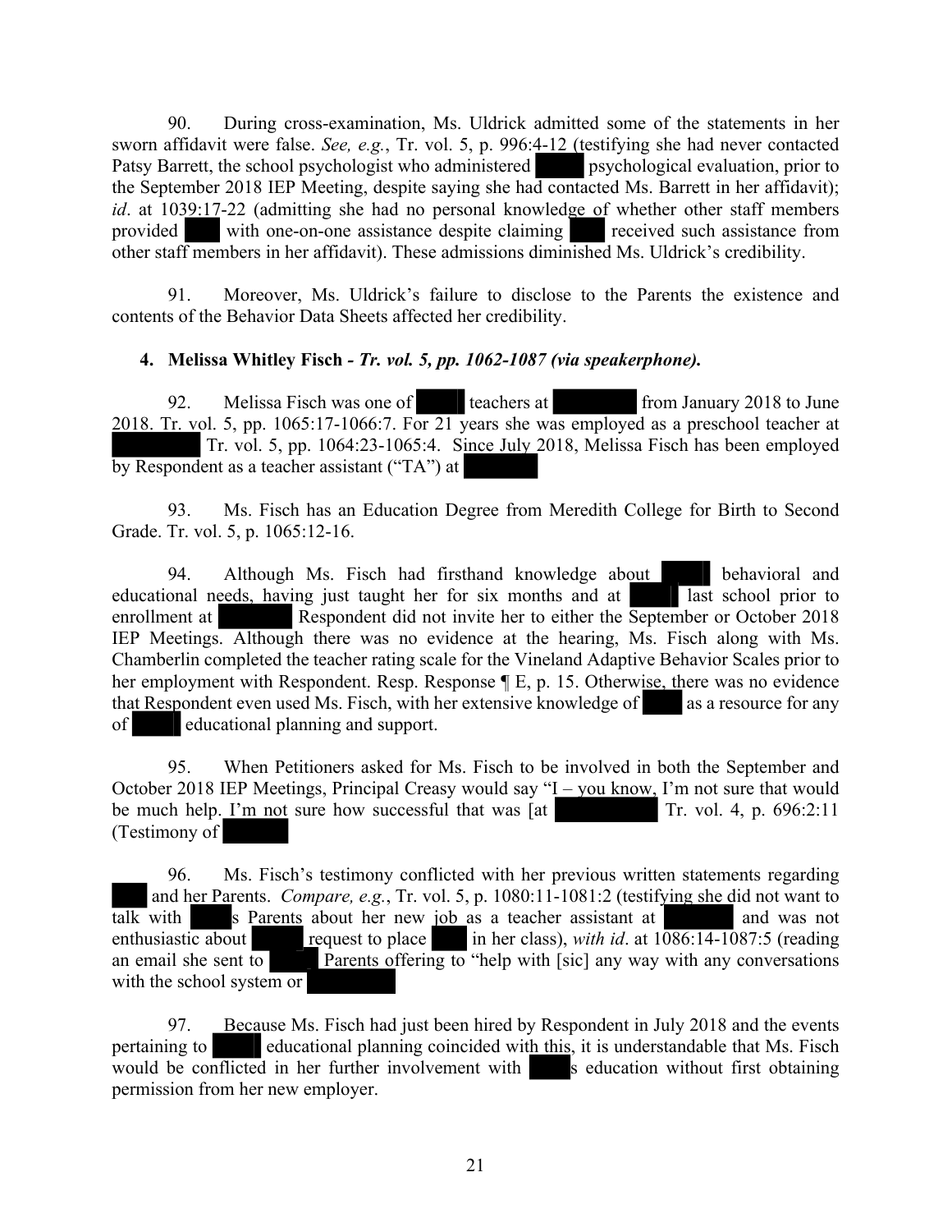90. During cross-examination, Ms. Uldrick admitted some of the statements in her sworn affidavit were false. *See, e.g.*, Tr. vol. 5, p. 996:4-12 (testifying she had never contacted Patsy Barrett, the school psychologist who administered ████ psychological evaluation, prior to the September 2018 IEP Meeting, despite saying she had contacted Ms. Barrett in her affidavit); *id*. at 1039:17-22 (admitting she had no personal knowledge of whether other staff members provided ███ with one-on-one assistance despite claiming ███ received such assistance from other staff members in her affidavit). These admissions diminished Ms. Uldrick's credibility.

91. Moreover, Ms. Uldrick's failure to disclose to the Parents the existence and contents of the Behavior Data Sheets affected her credibility.

**4. Melissa Whitley Fisch - *Tr. vol. 5, pp. 1062-1087 (via speakerphone).***

92. Melissa Fisch was one of ████ teachers at ████████ from January 2018 to June 2018. Tr. vol. 5, pp. 1065:17-1066:7. For 21 years she was employed as a preschool teacher at ████████ Tr. vol. 5, pp. 1064:23-1065:4. Since July 2018, Melissa Fisch has been employed by Respondent as a teacher assistant ("TA") at ████████

93. Ms. Fisch has an Education Degree from Meredith College for Birth to Second Grade. Tr. vol. 5, p. 1065:12-16.

94. Although Ms. Fisch had firsthand knowledge about ████ behavioral and educational needs, having just taught her for six months and at ████ last school prior to enrollment at ████████ Respondent did not invite her to either the September or October 2018 IEP Meetings. Although there was no evidence at the hearing, Ms. Fisch along with Ms. Chamberlin completed the teacher rating scale for the Vineland Adaptive Behavior Scales prior to her employment with Respondent. Resp. Response ¶ E, p. 15. Otherwise, there was no evidence that Respondent even used Ms. Fisch, with her extensive knowledge of ███ as a resource for any of ████ educational planning and support.

95. When Petitioners asked for Ms. Fisch to be involved in both the September and October 2018 IEP Meetings, Principal Creasy would say "I – you know, I'm not sure that would be much help. I'm not sure how successful that was [at ████████ Tr. vol. 4, p. 696:2:11 (Testimony of ████

96. Ms. Fisch's testimony conflicted with her previous written statements regarding ███ and her Parents. *Compare, e.g.*, Tr. vol. 5, p. 1080:11-1081:2 (testifying she did not want to talk with ████s Parents about her new job as a teacher assistant at ████████ and was not enthusiastic about ████ request to place ███ in her class), *with id*. at 1086:14-1087:5 (reading an email she sent to ████ Parents offering to "help with [sic] any way with any conversations with the school system or ████████

97. Because Ms. Fisch had just been hired by Respondent in July 2018 and the events pertaining to ████ educational planning coincided with this, it is understandable that Ms. Fisch would be conflicted in her further involvement with ████s education without first obtaining permission from her new employer.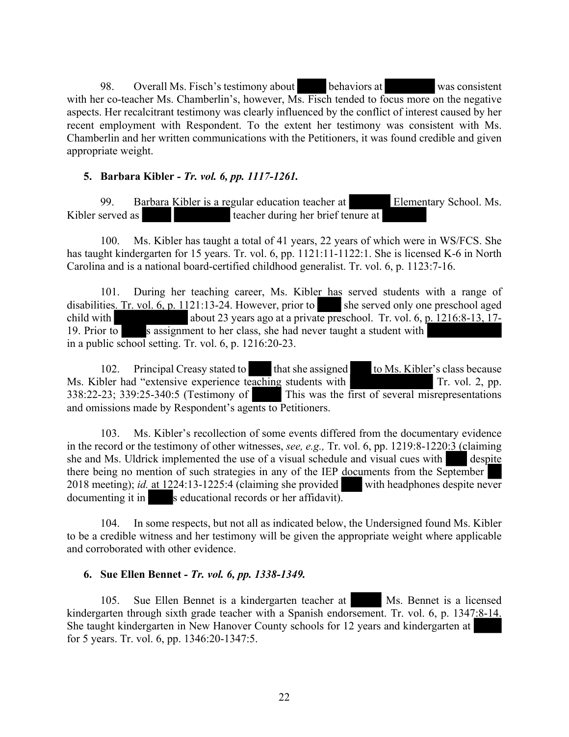98. Overall Ms. Fisch's testimony about behaviors at was consistent with her co-teacher Ms. Chamberlin's, however, Ms. Fisch tended to focus more on the negative aspects. Her recalcitrant testimony was clearly influenced by the conflict of interest caused by her recent employment with Respondent. To the extent her testimony was consistent with Ms. Chamberlin and her written communications with the Petitioners, it was found credible and given appropriate weight.

### 5. Barbara Kibler - *Tr. vol. 6, pp. 1117-1261.*

99. Barbara Kibler is a regular education teacher at Elementary School. Ms. Kibler served as teacher during her brief tenure at

100. Ms. Kibler has taught a total of 41 years, 22 years of which were in WS/FCS. She has taught kindergarten for 15 years. Tr. vol. 6, pp. 1121:11-1122:1. She is licensed K-6 in North Carolina and is a national board-certified childhood generalist. Tr. vol. 6, p. 1123:7-16.

101. During her teaching career, Ms. Kibler has served students with a range of disabilities. Tr. vol. 6, p. 1121:13-24. However, prior to she served only one preschool aged child with about 23 years ago at a private preschool. Tr. vol. 6, p. 1216:8-13, 17-19. Prior to s assignment to her class, she had never taught a student with in a public school setting. Tr. vol. 6, p. 1216:20-23.

102. Principal Creasy stated to that she assigned to Ms. Kibler's class because Ms. Kibler had "extensive experience teaching students with Tr. vol. 2, pp. 338:22-23; 339:25-340:5 (Testimony of This was the first of several misrepresentations and omissions made by Respondent's agents to Petitioners.

103. Ms. Kibler's recollection of some events differed from the documentary evidence in the record or the testimony of other witnesses, *see, e.g.,* Tr. vol. 6, pp. 1219:8-1220:3 (claiming she and Ms. Uldrick implemented the use of a visual schedule and visual cues with despite there being no mention of such strategies in any of the IEP documents from the September 2018 meeting); *id.* at 1224:13-1225:4 (claiming she provided with headphones despite never documenting it in s educational records or her affidavit).

104. In some respects, but not all as indicated below, the Undersigned found Ms. Kibler to be a credible witness and her testimony will be given the appropriate weight where applicable and corroborated with other evidence.

### 6. Sue Ellen Bennet - *Tr. vol. 6, pp. 1338-1349.*

105. Sue Ellen Bennet is a kindergarten teacher at Ms. Bennet is a licensed kindergarten through sixth grade teacher with a Spanish endorsement. Tr. vol. 6, p. 1347:8-14. She taught kindergarten in New Hanover County schools for 12 years and kindergarten at for 5 years. Tr. vol. 6, pp. 1346:20-1347:5.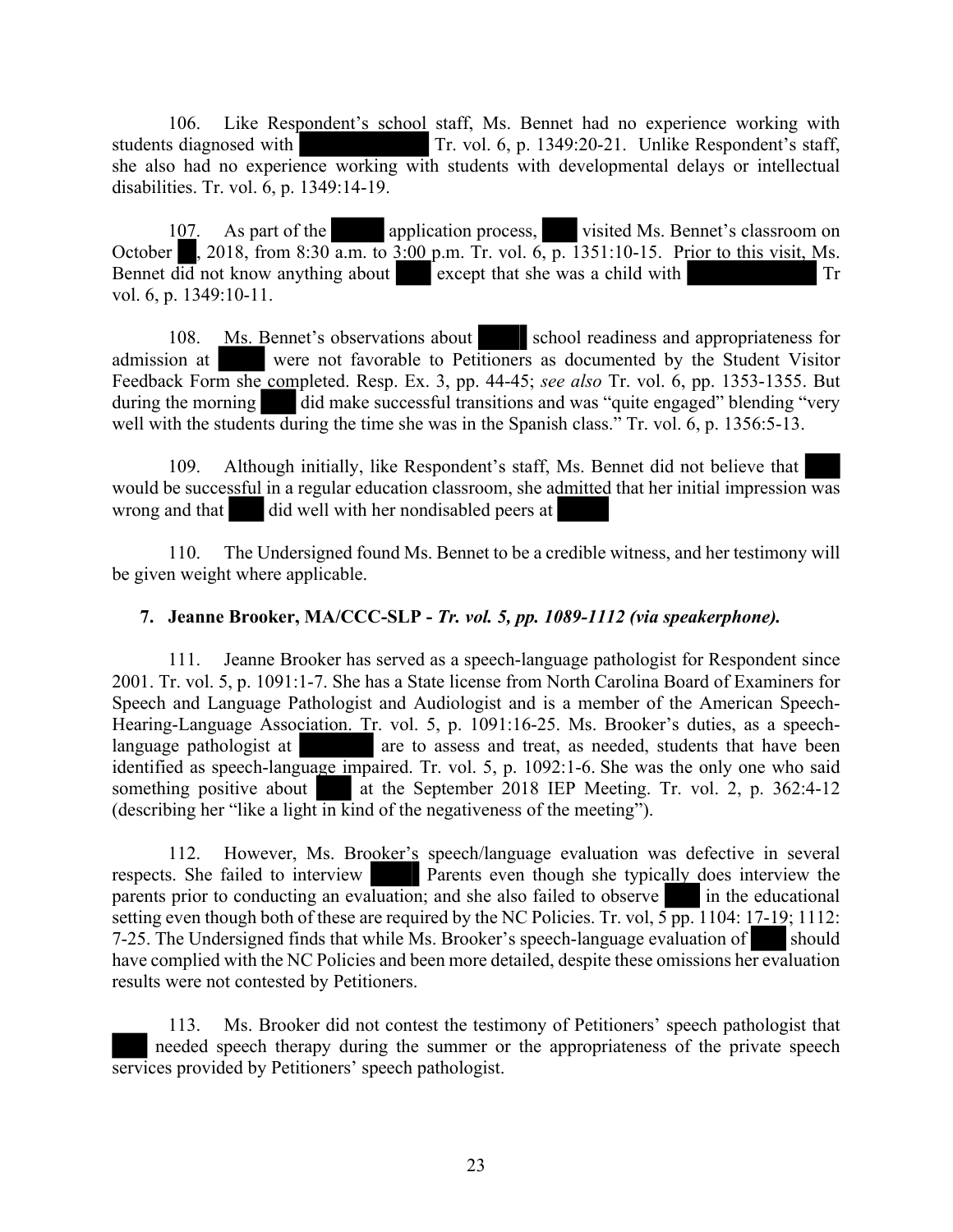106. Like Respondent's school staff, Ms. Bennet had no experience working with students diagnosed with [REDACTED] Tr. vol. 6, p. 1349:20-21. Unlike Respondent's staff, she also had no experience working with students with developmental delays or intellectual disabilities. Tr. vol. 6, p. 1349:14-19.

107. As part of the [REDACTED] application process, [REDACTED] visited Ms. Bennet's classroom on October [REDACTED], 2018, from 8:30 a.m. to 3:00 p.m. Tr. vol. 6, p. 1351:10-15. Prior to this visit, Ms. Bennet did not know anything about [REDACTED] except that she was a child with [REDACTED] Tr vol. 6, p. 1349:10-11.

108. Ms. Bennet's observations about [REDACTED] school readiness and appropriateness for admission at [REDACTED] were not favorable to Petitioners as documented by the Student Visitor Feedback Form she completed. Resp. Ex. 3, pp. 44-45; *see also* Tr. vol. 6, pp. 1353-1355. But during the morning [REDACTED] did make successful transitions and was "quite engaged" blending "very well with the students during the time she was in the Spanish class." Tr. vol. 6, p. 1356:5-13.

109. Although initially, like Respondent's staff, Ms. Bennet did not believe that [REDACTED] would be successful in a regular education classroom, she admitted that her initial impression was wrong and that [REDACTED] did well with her nondisabled peers at [REDACTED]

110. The Undersigned found Ms. Bennet to be a credible witness, and her testimony will be given weight where applicable.

### 7. Jeanne Brooker, MA/CCC-SLP - *Tr. vol. 5, pp. 1089-1112 (via speakerphone).*

111. Jeanne Brooker has served as a speech-language pathologist for Respondent since 2001. Tr. vol. 5, p. 1091:1-7. She has a State license from North Carolina Board of Examiners for Speech and Language Pathologist and Audiologist and is a member of the American Speech-Hearing-Language Association. Tr. vol. 5, p. 1091:16-25. Ms. Brooker's duties, as a speech-language pathologist at [REDACTED] are to assess and treat, as needed, students that have been identified as speech-language impaired. Tr. vol. 5, p. 1092:1-6. She was the only one who said something positive about [REDACTED] at the September 2018 IEP Meeting. Tr. vol. 2, p. 362:4-12 (describing her "like a light in kind of the negativeness of the meeting").

112. However, Ms. Brooker's speech/language evaluation was defective in several respects. She failed to interview [REDACTED] Parents even though she typically does interview the parents prior to conducting an evaluation; and she also failed to observe [REDACTED] in the educational setting even though both of these are required by the NC Policies. Tr. vol, 5 pp. 1104: 17-19; 1112: 7-25. The Undersigned finds that while Ms. Brooker's speech-language evaluation of [REDACTED] should have complied with the NC Policies and been more detailed, despite these omissions her evaluation results were not contested by Petitioners.

113. Ms. Brooker did not contest the testimony of Petitioners' speech pathologist that [REDACTED] needed speech therapy during the summer or the appropriateness of the private speech services provided by Petitioners' speech pathologist.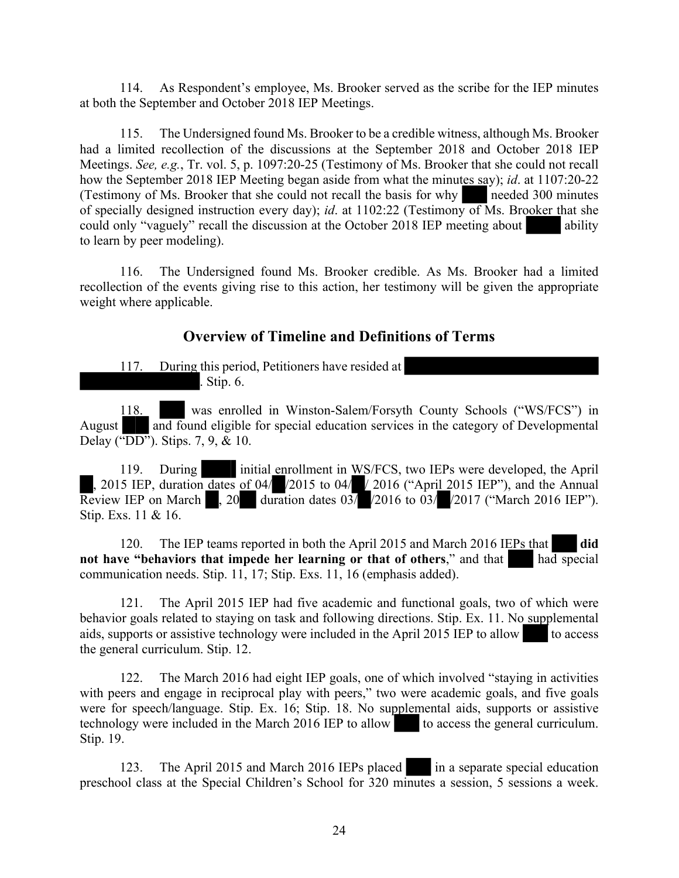114. As Respondent's employee, Ms. Brooker served as the scribe for the IEP minutes at both the September and October 2018 IEP Meetings.

115. The Undersigned found Ms. Brooker to be a credible witness, although Ms. Brooker had a limited recollection of the discussions at the September 2018 and October 2018 IEP Meetings. *See, e.g.*, Tr. vol. 5, p. 1097:20-25 (Testimony of Ms. Brooker that she could not recall how the September 2018 IEP Meeting began aside from what the minutes say); *id*. at 1107:20-22 (Testimony of Ms. Brooker that she could not recall the basis for why ███ needed 300 minutes of specially designed instruction every day); *id*. at 1102:22 (Testimony of Ms. Brooker that she could only "vaguely" recall the discussion at the October 2018 IEP meeting about ████ ability to learn by peer modeling).

116. The Undersigned found Ms. Brooker credible. As Ms. Brooker had a limited recollection of the events giving rise to this action, her testimony will be given the appropriate weight where applicable.

## Overview of Timeline and Definitions of Terms

117. During this period, Petitioners have resided at ████████████████████ ████████████. Stip. 6.

118. ███ was enrolled in Winston-Salem/Forsyth County Schools ("WS/FCS") in August ███ and found eligible for special education services in the category of Developmental Delay ("DD"). Stips. 7, 9, & 10.

119. During ████ initial enrollment in WS/FCS, two IEPs were developed, the April ██, 2015 IEP, duration dates of 04/██/2015 to 04/██/ 2016 ("April 2015 IEP"), and the Annual Review IEP on March ██, 20██ duration dates 03/██/2016 to 03/██/2017 ("March 2016 IEP"). Stip. Exs. 11 & 16.

120. The IEP teams reported in both the April 2015 and March 2016 IEPs that ███ **did not have "behaviors that impede her learning or that of others**," and that ███ had special communication needs. Stip. 11, 17; Stip. Exs. 11, 16 (emphasis added).

121. The April 2015 IEP had five academic and functional goals, two of which were behavior goals related to staying on task and following directions. Stip. Ex. 11. No supplemental aids, supports or assistive technology were included in the April 2015 IEP to allow ███ to access the general curriculum. Stip. 12.

122. The March 2016 had eight IEP goals, one of which involved "staying in activities with peers and engage in reciprocal play with peers," two were academic goals, and five goals were for speech/language. Stip. Ex. 16; Stip. 18. No supplemental aids, supports or assistive technology were included in the March 2016 IEP to allow ███ to access the general curriculum. Stip. 19.

123. The April 2015 and March 2016 IEPs placed ███ in a separate special education preschool class at the Special Children's School for 320 minutes a session, 5 sessions a week.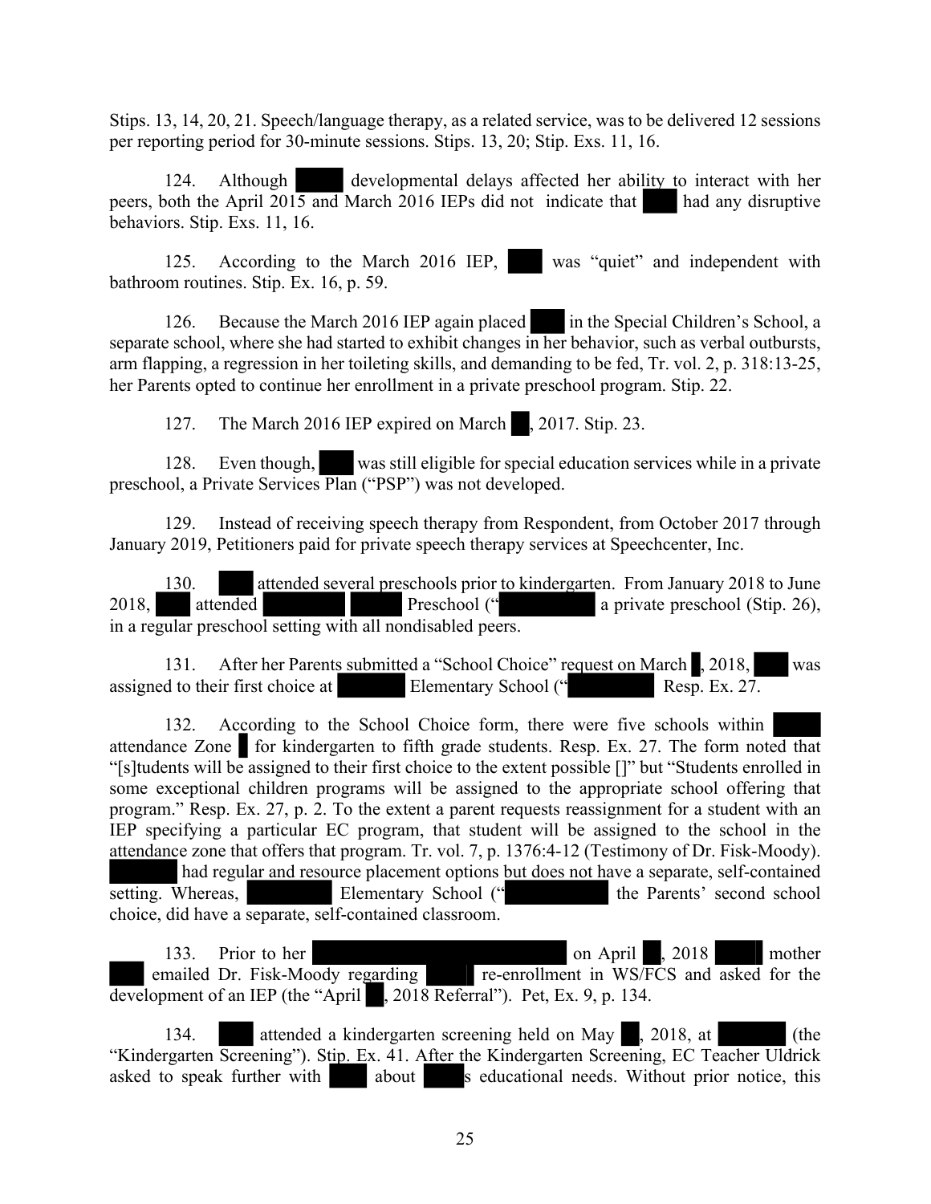Stips. 13, 14, 20, 21. Speech/language therapy, as a related service, was to be delivered 12 sessions per reporting period for 30-minute sessions. Stips. 13, 20; Stip. Exs. 11, 16.

124. Although developmental delays affected her ability to interact with her peers, both the April 2015 and March 2016 IEPs did not indicate that had any disruptive behaviors. Stip. Exs. 11, 16.

125. According to the March 2016 IEP, was "quiet" and independent with bathroom routines. Stip. Ex. 16, p. 59.

126. Because the March 2016 IEP again placed in the Special Children's School, a separate school, where she had started to exhibit changes in her behavior, such as verbal outbursts, arm flapping, a regression in her toileting skills, and demanding to be fed, Tr. vol. 2, p. 318:13-25, her Parents opted to continue her enrollment in a private preschool program. Stip. 22.

127. The March 2016 IEP expired on March , 2017. Stip. 23.

128. Even though, was still eligible for special education services while in a private preschool, a Private Services Plan ("PSP") was not developed.

129. Instead of receiving speech therapy from Respondent, from October 2017 through January 2019, Petitioners paid for private speech therapy services at Speechcenter, Inc.

130. attended several preschools prior to kindergarten. From January 2018 to June 2018, attended Preschool (" a private preschool (Stip. 26), in a regular preschool setting with all nondisabled peers.

131. After her Parents submitted a "School Choice" request on March , 2018, was assigned to their first choice at Elementary School (" Resp. Ex. 27.

132. According to the School Choice form, there were five schools within attendance Zone for kindergarten to fifth grade students. Resp. Ex. 27. The form noted that "[s]tudents will be assigned to their first choice to the extent possible []" but "Students enrolled in some exceptional children programs will be assigned to the appropriate school offering that program." Resp. Ex. 27, p. 2. To the extent a parent requests reassignment for a student with an IEP specifying a particular EC program, that student will be assigned to the school in the attendance zone that offers that program. Tr. vol. 7, p. 1376:4-12 (Testimony of Dr. Fisk-Moody). had regular and resource placement options but does not have a separate, self-contained setting. Whereas, Elementary School (" the Parents' second school choice, did have a separate, self-contained classroom.

133. Prior to her on April , 2018 mother emailed Dr. Fisk-Moody regarding re-enrollment in WS/FCS and asked for the development of an IEP (the "April , 2018 Referral"). Pet, Ex. 9, p. 134.

134. attended a kindergarten screening held on May , 2018, at (the "Kindergarten Screening"). Stip. Ex. 41. After the Kindergarten Screening, EC Teacher Uldrick asked to speak further with about s educational needs. Without prior notice, this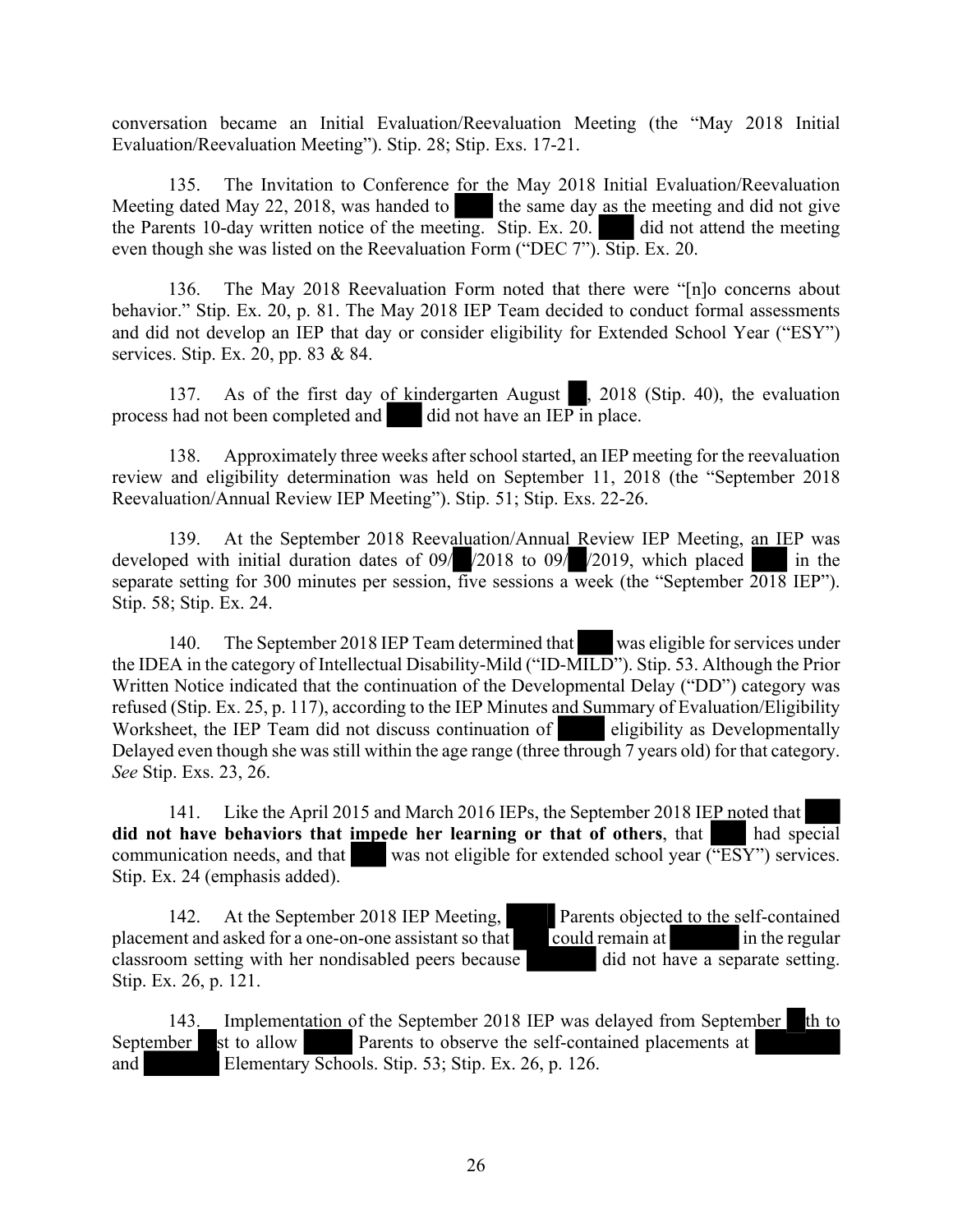conversation became an Initial Evaluation/Reevaluation Meeting (the "May 2018 Initial Evaluation/Reevaluation Meeting"). Stip. 28; Stip. Exs. 17-21.

135. The Invitation to Conference for the May 2018 Initial Evaluation/Reevaluation Meeting dated May 22, 2018, was handed to the same day as the meeting and did not give the Parents 10-day written notice of the meeting. Stip. Ex. 20. did not attend the meeting even though she was listed on the Reevaluation Form ("DEC 7"). Stip. Ex. 20.

136. The May 2018 Reevaluation Form noted that there were "[n]o concerns about behavior." Stip. Ex. 20, p. 81. The May 2018 IEP Team decided to conduct formal assessments and did not develop an IEP that day or consider eligibility for Extended School Year ("ESY") services. Stip. Ex. 20, pp. 83 & 84.

137. As of the first day of kindergarten August , 2018 (Stip. 40), the evaluation process had not been completed and did not have an IEP in place.

138. Approximately three weeks after school started, an IEP meeting for the reevaluation review and eligibility determination was held on September 11, 2018 (the "September 2018 Reevaluation/Annual Review IEP Meeting"). Stip. 51; Stip. Exs. 22-26.

139. At the September 2018 Reevaluation/Annual Review IEP Meeting, an IEP was developed with initial duration dates of 09/ /2018 to 09/ /2019, which placed in the separate setting for 300 minutes per session, five sessions a week (the "September 2018 IEP"). Stip. 58; Stip. Ex. 24.

140. The September 2018 IEP Team determined that was eligible for services under the IDEA in the category of Intellectual Disability-Mild ("ID-MILD"). Stip. 53. Although the Prior Written Notice indicated that the continuation of the Developmental Delay ("DD") category was refused (Stip. Ex. 25, p. 117), according to the IEP Minutes and Summary of Evaluation/Eligibility Worksheet, the IEP Team did not discuss continuation of eligibility as Developmentally Delayed even though she was still within the age range (three through 7 years old) for that category. *See* Stip. Exs. 23, 26.

141. Like the April 2015 and March 2016 IEPs, the September 2018 IEP noted that **did not have behaviors that impede her learning or that of others**, that had special communication needs, and that was not eligible for extended school year ("ESY") services. Stip. Ex. 24 (emphasis added).

142. At the September 2018 IEP Meeting, Parents objected to the self-contained placement and asked for a one-on-one assistant so that could remain at in the regular classroom setting with her nondisabled peers because did not have a separate setting. Stip. Ex. 26, p. 121.

143. Implementation of the September 2018 IEP was delayed from September th to September st to allow Parents to observe the self-contained placements at and Elementary Schools. Stip. 53; Stip. Ex. 26, p. 126.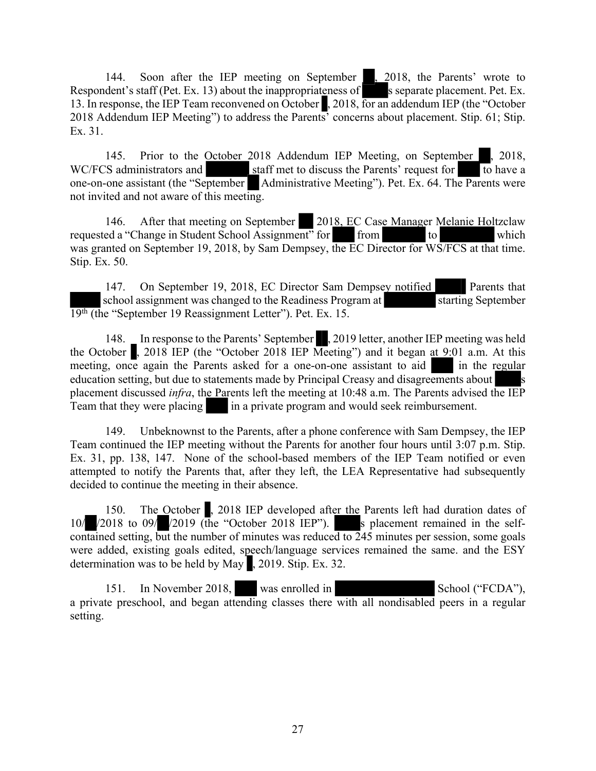144. Soon after the IEP meeting on September ██, 2018, the Parents' wrote to Respondent's staff (Pet. Ex. 13) about the inappropriateness of ████s separate placement. Pet. Ex. 13. In response, the IEP Team reconvened on October █, 2018, for an addendum IEP (the "October 2018 Addendum IEP Meeting") to address the Parents' concerns about placement. Stip. 61; Stip. Ex. 31.

145. Prior to the October 2018 Addendum IEP Meeting, on September ██, 2018, WC/FCS administrators and ██████ staff met to discuss the Parents' request for ███ to have a one-on-one assistant (the "September ██ Administrative Meeting"). Pet. Ex. 64. The Parents were not invited and not aware of this meeting.

146. After that meeting on September ██ 2018, EC Case Manager Melanie Holtzclaw requested a "Change in Student School Assignment" for ███ from ██████ to ███████ which was granted on September 19, 2018, by Sam Dempsey, the EC Director for WS/FCS at that time. Stip. Ex. 50.

147. On September 19, 2018, EC Director Sam Dempsey notified ████ Parents that ████ school assignment was changed to the Readiness Program at ███████ starting September 19th (the "September 19 Reassignment Letter"). Pet. Ex. 15.

148. In response to the Parents' September ██, 2019 letter, another IEP meeting was held the October █, 2018 IEP (the "October 2018 IEP Meeting") and it began at 9:01 a.m. At this meeting, once again the Parents asked for a one-on-one assistant to aid ███ in the regular education setting, but due to statements made by Principal Creasy and disagreements about ████s placement discussed *infra*, the Parents left the meeting at 10:48 a.m. The Parents advised the IEP Team that they were placing ███ in a private program and would seek reimbursement.

149. Unbeknownst to the Parents, after a phone conference with Sam Dempsey, the IEP Team continued the IEP meeting without the Parents for another four hours until 3:07 p.m. Stip. Ex. 31, pp. 138, 147. None of the school-based members of the IEP Team notified or even attempted to notify the Parents that, after they left, the LEA Representative had subsequently decided to continue the meeting in their absence.

150. The October █, 2018 IEP developed after the Parents left had duration dates of 10/██/2018 to 09/██/2019 (the "October 2018 IEP"). ████s placement remained in the self-contained setting, but the number of minutes was reduced to 245 minutes per session, some goals were added, existing goals edited, speech/language services remained the same. and the ESY determination was to be held by May █, 2019. Stip. Ex. 32.

151. In November 2018, ███ was enrolled in ████████████ School ("FCDA"), a private preschool, and began attending classes there with all nondisabled peers in a regular setting.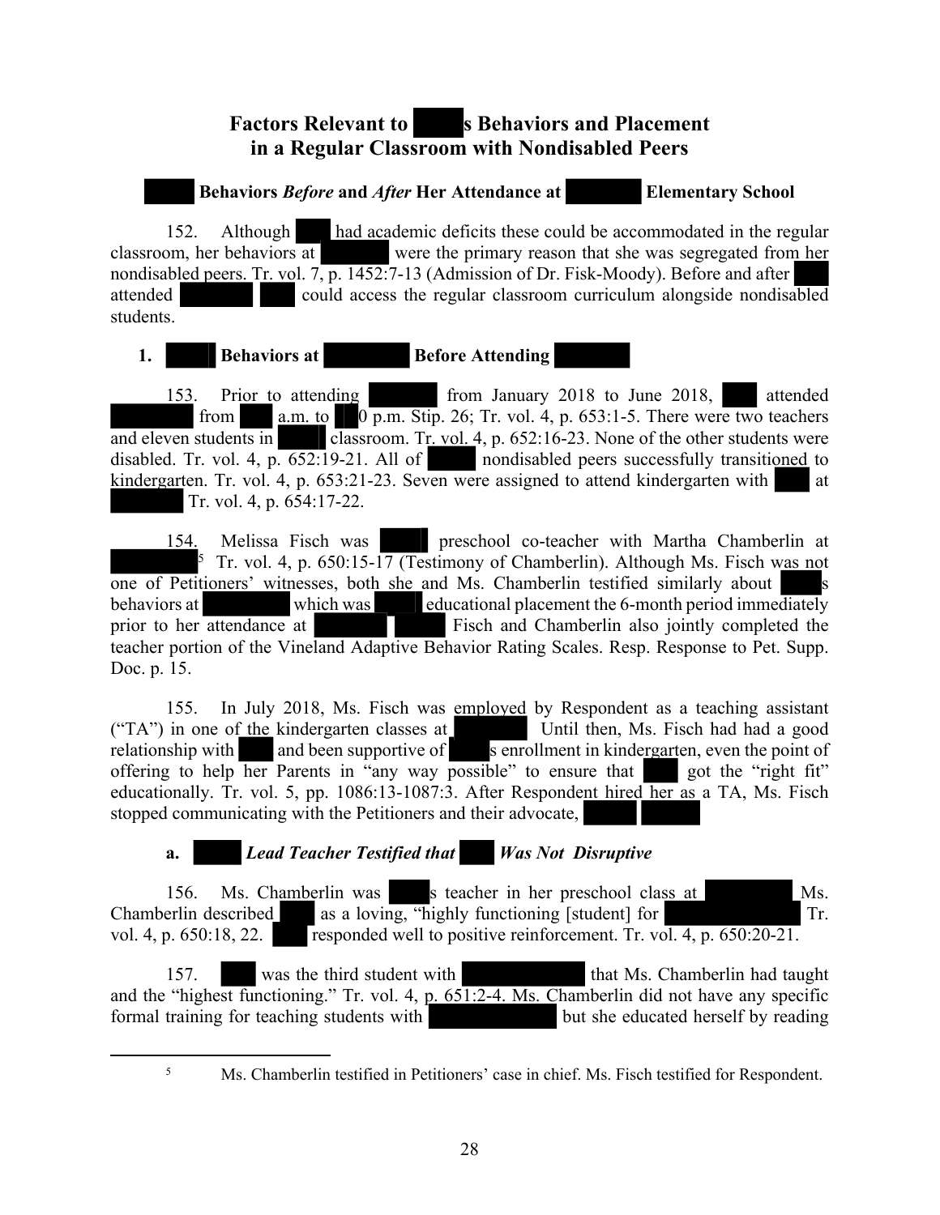## Factors Relevant to s Behaviors and Placement in a Regular Classroom with Nondisabled Peers

### Behaviors *Before* and *After* Her Attendance at Elementary School

152. Although had academic deficits these could be accommodated in the regular classroom, her behaviors at were the primary reason that she was segregated from her nondisabled peers. Tr. vol. 7, p. 1452:7-13 (Admission of Dr. Fisk-Moody). Before and after attended could access the regular classroom curriculum alongside nondisabled students.

### 1. Behaviors at Before Attending

153. Prior to attending from January 2018 to June 2018, attended from a.m. to 0 p.m. Stip. 26; Tr. vol. 4, p. 653:1-5. There were two teachers and eleven students in classroom. Tr. vol. 4, p. 652:16-23. None of the other students were disabled. Tr. vol. 4, p. 652:19-21. All of nondisabled peers successfully transitioned to kindergarten. Tr. vol. 4, p. 653:21-23. Seven were assigned to attend kindergarten with at Tr. vol. 4, p. 654:17-22.

154. Melissa Fisch was preschool co-teacher with Martha Chamberlin at [5] Tr. vol. 4, p. 650:15-17 (Testimony of Chamberlin). Although Ms. Fisch was not one of Petitioners' witnesses, both she and Ms. Chamberlin testified similarly about s behaviors at which was educational placement the 6-month period immediately prior to her attendance at Fisch and Chamberlin also jointly completed the teacher portion of the Vineland Adaptive Behavior Rating Scales. Resp. Response to Pet. Supp. Doc. p. 15.

155. In July 2018, Ms. Fisch was employed by Respondent as a teaching assistant ("TA") in one of the kindergarten classes at Until then, Ms. Fisch had had a good relationship with and been supportive of s enrollment in kindergarten, even the point of offering to help her Parents in "any way possible" to ensure that got the "right fit" educationally. Tr. vol. 5, pp. 1086:13-1087:3. After Respondent hired her as a TA, Ms. Fisch stopped communicating with the Petitioners and their advocate,

#### a. *Lead Teacher Testified that Was Not Disruptive*

156. Ms. Chamberlin was s teacher in her preschool class at Ms. Chamberlin described as a loving, "highly functioning [student] for Tr. vol. 4, p. 650:18, 22. responded well to positive reinforcement. Tr. vol. 4, p. 650:20-21.

157. was the third student with that Ms. Chamberlin had taught and the "highest functioning." Tr. vol. 4, p. 651:2-4. Ms. Chamberlin did not have any specific formal training for teaching students with but she educated herself by reading

---

[5] Ms. Chamberlin testified in Petitioners' case in chief. Ms. Fisch testified for Respondent.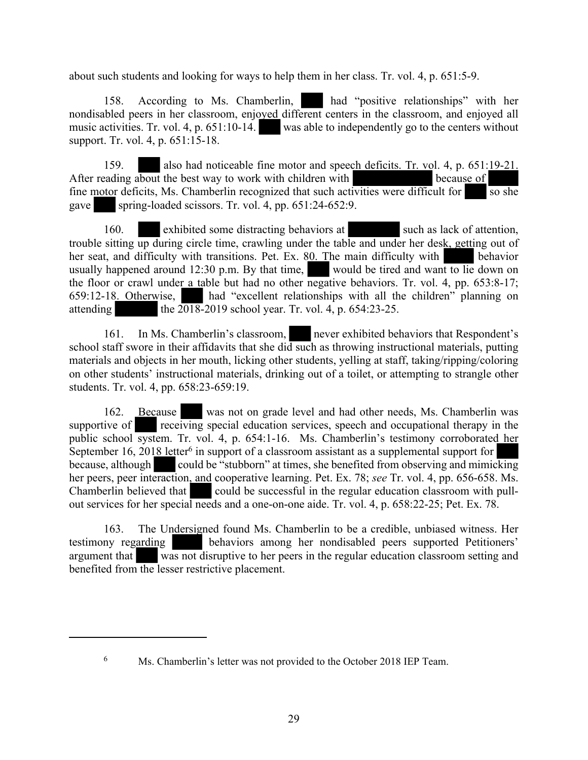about such students and looking for ways to help them in her class. Tr. vol. 4, p. 651:5-9.

158. According to Ms. Chamberlin, ███ had "positive relationships" with her nondisabled peers in her classroom, enjoyed different centers in the classroom, and enjoyed all music activities. Tr. vol. 4, p. 651:10-14. ███ was able to independently go to the centers without support. Tr. vol. 4, p. 651:15-18.

159. ███ also had noticeable fine motor and speech deficits. Tr. vol. 4, p. 651:19-21. After reading about the best way to work with children with ███ because of ███ fine motor deficits, Ms. Chamberlin recognized that such activities were difficult for ███ so she gave ███ spring-loaded scissors. Tr. vol. 4, pp. 651:24-652:9.

160. ███ exhibited some distracting behaviors at ███ such as lack of attention, trouble sitting up during circle time, crawling under the table and under her desk, getting out of her seat, and difficulty with transitions. Pet. Ex. 80. The main difficulty with ███ behavior usually happened around 12:30 p.m. By that time, ███ would be tired and want to lie down on the floor or crawl under a table but had no other negative behaviors. Tr. vol. 4, pp. 653:8-17; 659:12-18. Otherwise, ███ had "excellent relationships with all the children" planning on attending ███ the 2018-2019 school year. Tr. vol. 4, p. 654:23-25.

161. In Ms. Chamberlin's classroom, ███ never exhibited behaviors that Respondent's school staff swore in their affidavits that she did such as throwing instructional materials, putting materials and objects in her mouth, licking other students, yelling at staff, taking/ripping/coloring on other students' instructional materials, drinking out of a toilet, or attempting to strangle other students. Tr. vol. 4, pp. 658:23-659:19.

162. Because ███ was not on grade level and had other needs, Ms. Chamberlin was supportive of ███ receiving special education services, speech and occupational therapy in the public school system. Tr. vol. 4, p. 654:1-16. Ms. Chamberlin's testimony corroborated her September 16, 2018 letter[6] in support of a classroom assistant as a supplemental support for ███ because, although ███ could be "stubborn" at times, she benefited from observing and mimicking her peers, peer interaction, and cooperative learning. Pet. Ex. 78; *see* Tr. vol. 4, pp. 656-658. Ms. Chamberlin believed that ███ could be successful in the regular education classroom with pull-out services for her special needs and a one-on-one aide. Tr. vol. 4, p. 658:22-25; Pet. Ex. 78.

163. The Undersigned found Ms. Chamberlin to be a credible, unbiased witness. Her testimony regarding ███ behaviors among her nondisabled peers supported Petitioners' argument that ███ was not disruptive to her peers in the regular education classroom setting and benefited from the lesser restrictive placement.

---

[6] Ms. Chamberlin's letter was not provided to the October 2018 IEP Team.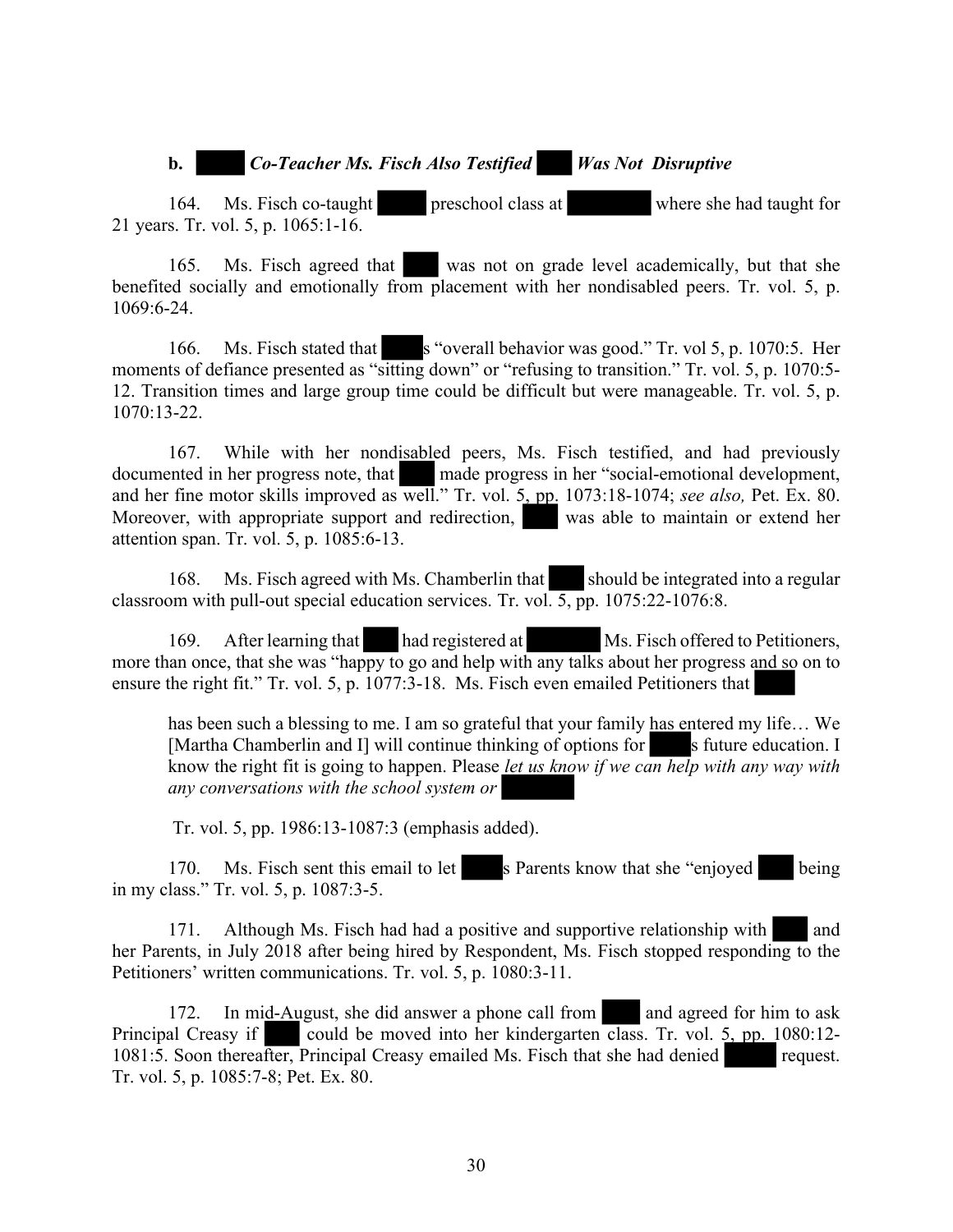**b. ███ *Co-Teacher Ms. Fisch Also Testified* ███ *Was Not Disruptive***

164. Ms. Fisch co-taught ███ preschool class at ███ where she had taught for 21 years. Tr. vol. 5, p. 1065:1-16.

165. Ms. Fisch agreed that ███ was not on grade level academically, but that she benefited socially and emotionally from placement with her nondisabled peers. Tr. vol. 5, p. 1069:6-24.

166. Ms. Fisch stated that ███s "overall behavior was good." Tr. vol 5, p. 1070:5. Her moments of defiance presented as "sitting down" or "refusing to transition." Tr. vol. 5, p. 1070:5-12. Transition times and large group time could be difficult but were manageable. Tr. vol. 5, p. 1070:13-22.

167. While with her nondisabled peers, Ms. Fisch testified, and had previously documented in her progress note, that ███ made progress in her "social-emotional development, and her fine motor skills improved as well." Tr. vol. 5, pp. 1073:18-1074; *see also,* Pet. Ex. 80. Moreover, with appropriate support and redirection, ███ was able to maintain or extend her attention span. Tr. vol. 5, p. 1085:6-13.

168. Ms. Fisch agreed with Ms. Chamberlin that ███ should be integrated into a regular classroom with pull-out special education services. Tr. vol. 5, pp. 1075:22-1076:8.

169. After learning that ███ had registered at ███ Ms. Fisch offered to Petitioners, more than once, that she was "happy to go and help with any talks about her progress and so on to ensure the right fit." Tr. vol. 5, p. 1077:3-18. Ms. Fisch even emailed Petitioners that ███

> has been such a blessing to me. I am so grateful that your family has entered my life… We [Martha Chamberlin and I] will continue thinking of options for ███s future education. I know the right fit is going to happen. Please *let us know if we can help with any way with any conversations with the school system or* ███

Tr. vol. 5, pp. 1986:13-1087:3 (emphasis added).

170. Ms. Fisch sent this email to let ███s Parents know that she "enjoyed ███ being in my class." Tr. vol. 5, p. 1087:3-5.

171. Although Ms. Fisch had had a positive and supportive relationship with ███ and her Parents, in July 2018 after being hired by Respondent, Ms. Fisch stopped responding to the Petitioners' written communications. Tr. vol. 5, p. 1080:3-11.

172. In mid-August, she did answer a phone call from ███ and agreed for him to ask Principal Creasy if ███ could be moved into her kindergarten class. Tr. vol. 5, pp. 1080:12-1081:5. Soon thereafter, Principal Creasy emailed Ms. Fisch that she had denied ███ request. Tr. vol. 5, p. 1085:7-8; Pet. Ex. 80.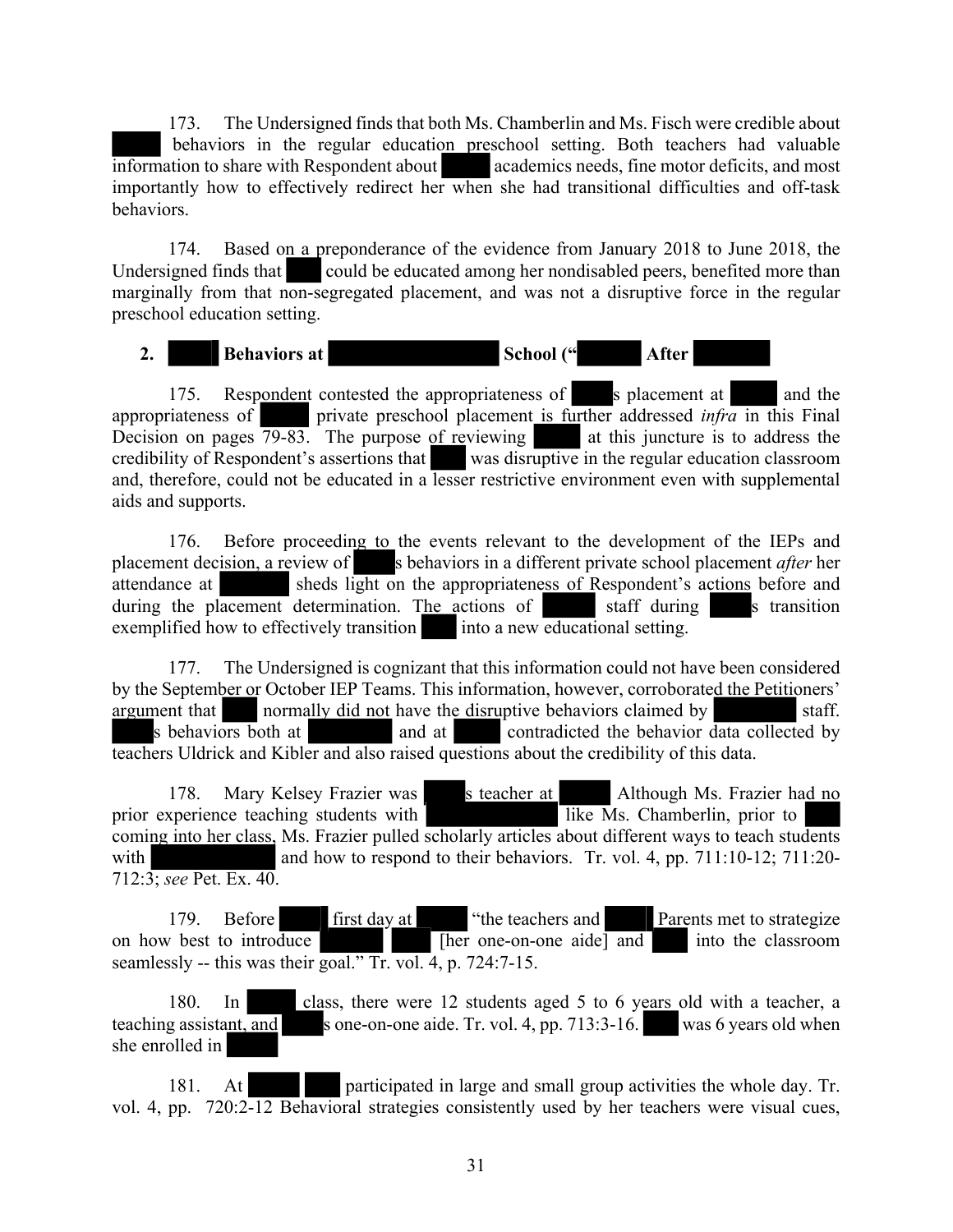173. The Undersigned finds that both Ms. Chamberlin and Ms. Fisch were credible about behaviors in the regular education preschool setting. Both teachers had valuable information to share with Respondent about academics needs, fine motor deficits, and most importantly how to effectively redirect her when she had transitional difficulties and off-task behaviors.

174. Based on a preponderance of the evidence from January 2018 to June 2018, the Undersigned finds that could be educated among her nondisabled peers, benefited more than marginally from that non-segregated placement, and was not a disruptive force in the regular preschool education setting.

**2. Behaviors at School (" After**

175. Respondent contested the appropriateness of s placement at and the appropriateness of private preschool placement is further addressed *infra* in this Final Decision on pages 79-83. The purpose of reviewing at this juncture is to address the credibility of Respondent's assertions that was disruptive in the regular education classroom and, therefore, could not be educated in a lesser restrictive environment even with supplemental aids and supports.

176. Before proceeding to the events relevant to the development of the IEPs and placement decision, a review of s behaviors in a different private school placement *after* her attendance at sheds light on the appropriateness of Respondent's actions before and during the placement determination. The actions of staff during s transition exemplified how to effectively transition into a new educational setting.

177. The Undersigned is cognizant that this information could not have been considered by the September or October IEP Teams. This information, however, corroborated the Petitioners' argument that normally did not have the disruptive behaviors claimed by staff. s behaviors both at and at contradicted the behavior data collected by teachers Uldrick and Kibler and also raised questions about the credibility of this data.

178. Mary Kelsey Frazier was s teacher at Although Ms. Frazier had no prior experience teaching students with like Ms. Chamberlin, prior to coming into her class, Ms. Frazier pulled scholarly articles about different ways to teach students with and how to respond to their behaviors. Tr. vol. 4, pp. 711:10-12; 711:20-712:3; *see* Pet. Ex. 40.

179. Before first day at "the teachers and Parents met to strategize on how best to introduce [her one-on-one aide] and into the classroom seamlessly -- this was their goal." Tr. vol. 4, p. 724:7-15.

180. In class, there were 12 students aged 5 to 6 years old with a teacher, a teaching assistant, and s one-on-one aide. Tr. vol. 4, pp. 713:3-16. was 6 years old when she enrolled in

181. At participated in large and small group activities the whole day. Tr. vol. 4, pp. 720:2-12 Behavioral strategies consistently used by her teachers were visual cues,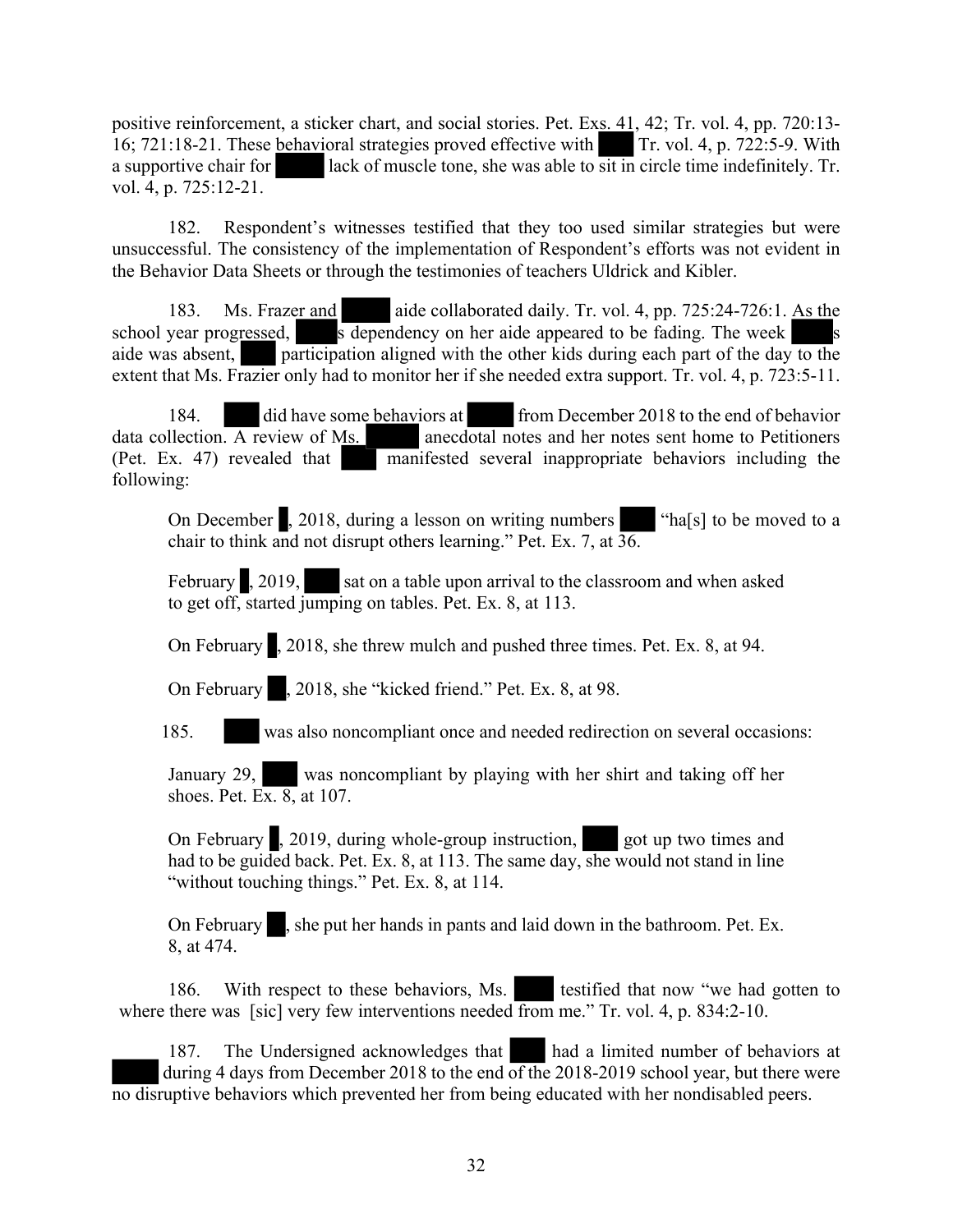positive reinforcement, a sticker chart, and social stories. Pet. Exs. 41, 42; Tr. vol. 4, pp. 720:13-16; 721:18-21. These behavioral strategies proved effective with ███ Tr. vol. 4, p. 722:5-9. With a supportive chair for ███ lack of muscle tone, she was able to sit in circle time indefinitely. Tr. vol. 4, p. 725:12-21.

182. Respondent's witnesses testified that they too used similar strategies but were unsuccessful. The consistency of the implementation of Respondent's efforts was not evident in the Behavior Data Sheets or through the testimonies of teachers Uldrick and Kibler.

183. Ms. Frazer and ███ aide collaborated daily. Tr. vol. 4, pp. 725:24-726:1. As the school year progressed, ███s dependency on her aide appeared to be fading. The week ███s aide was absent, ███ participation aligned with the other kids during each part of the day to the extent that Ms. Frazier only had to monitor her if she needed extra support. Tr. vol. 4, p. 723:5-11.

184. ███ did have some behaviors at ███ from December 2018 to the end of behavior data collection. A review of Ms. ███ anecdotal notes and her notes sent home to Petitioners (Pet. Ex. 47) revealed that ███ manifested several inappropriate behaviors including the following:

> On December █, 2018, during a lesson on writing numbers ███ "ha[s] to be moved to a chair to think and not disrupt others learning." Pet. Ex. 7, at 36.
>
> February █, 2019, ███ sat on a table upon arrival to the classroom and when asked to get off, started jumping on tables. Pet. Ex. 8, at 113.
>
> On February █, 2018, she threw mulch and pushed three times. Pet. Ex. 8, at 94.
>
> On February ██, 2018, she "kicked friend." Pet. Ex. 8, at 98.

185. ███ was also noncompliant once and needed redirection on several occasions:

> January 29, ███ was noncompliant by playing with her shirt and taking off her shoes. Pet. Ex. 8, at 107.
>
> On February █, 2019, during whole-group instruction, ███ got up two times and had to be guided back. Pet. Ex. 8, at 113. The same day, she would not stand in line "without touching things." Pet. Ex. 8, at 114.
>
> On February ██, she put her hands in pants and laid down in the bathroom. Pet. Ex. 8, at 474.

186. With respect to these behaviors, Ms. ███ testified that now "we had gotten to where there was [sic] very few interventions needed from me." Tr. vol. 4, p. 834:2-10.

187. The Undersigned acknowledges that ███ had a limited number of behaviors at ███ during 4 days from December 2018 to the end of the 2018-2019 school year, but there were no disruptive behaviors which prevented her from being educated with her nondisabled peers.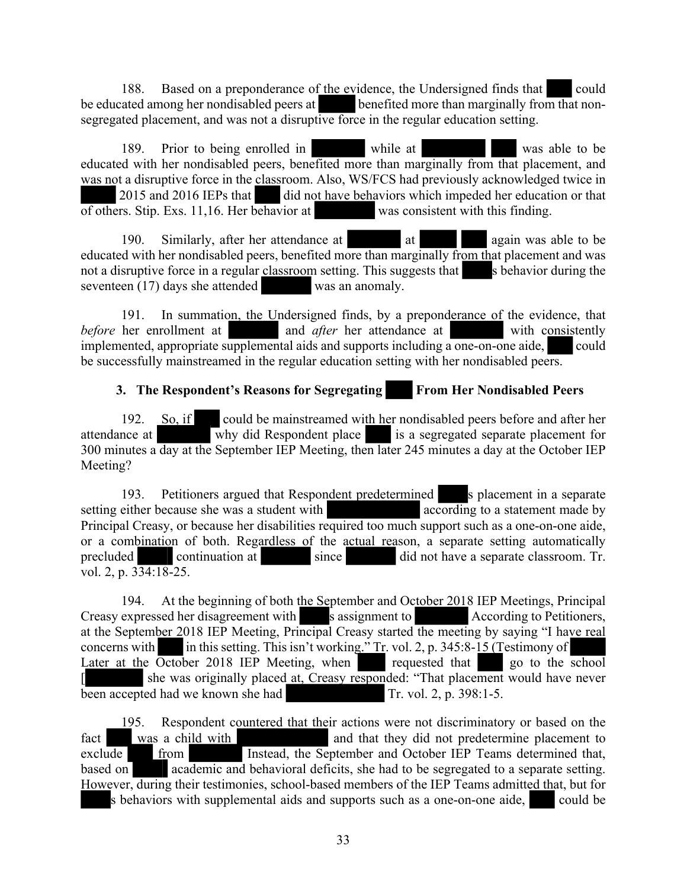188. Based on a preponderance of the evidence, the Undersigned finds that could be educated among her nondisabled peers at benefited more than marginally from that non-segregated placement, and was not a disruptive force in the regular education setting.

189. Prior to being enrolled in while at was able to be educated with her nondisabled peers, benefited more than marginally from that placement, and was not a disruptive force in the classroom. Also, WS/FCS had previously acknowledged twice in 2015 and 2016 IEPs that did not have behaviors which impeded her education or that of others. Stip. Exs. 11,16. Her behavior at was consistent with this finding.

190. Similarly, after her attendance at at again was able to be educated with her nondisabled peers, benefited more than marginally from that placement and was not a disruptive force in a regular classroom setting. This suggests that s behavior during the seventeen (17) days she attended was an anomaly.

191. In summation, the Undersigned finds, by a preponderance of the evidence, that *before* her enrollment at and *after* her attendance at with consistently implemented, appropriate supplemental aids and supports including a one-on-one aide, could be successfully mainstreamed in the regular education setting with her nondisabled peers.

### 3. The Respondent's Reasons for Segregating From Her Nondisabled Peers

192. So, if could be mainstreamed with her nondisabled peers before and after her attendance at why did Respondent place is a segregated separate placement for 300 minutes a day at the September IEP Meeting, then later 245 minutes a day at the October IEP Meeting?

193. Petitioners argued that Respondent predetermined s placement in a separate setting either because she was a student with according to a statement made by Principal Creasy, or because her disabilities required too much support such as a one-on-one aide, or a combination of both. Regardless of the actual reason, a separate setting automatically precluded continuation at since did not have a separate classroom. Tr. vol. 2, p. 334:18-25.

194. At the beginning of both the September and October 2018 IEP Meetings, Principal Creasy expressed her disagreement with s assignment to According to Petitioners, at the September 2018 IEP Meeting, Principal Creasy started the meeting by saying "I have real concerns with in this setting. This isn't working." Tr. vol. 2, p. 345:8-15 (Testimony of Later at the October 2018 IEP Meeting, when requested that go to the school [ she was originally placed at, Creasy responded: "That placement would have never been accepted had we known she had Tr. vol. 2, p. 398:1-5.

195. Respondent countered that their actions were not discriminatory or based on the fact was a child with and that they did not predetermine placement to exclude from Instead, the September and October IEP Teams determined that, based on academic and behavioral deficits, she had to be segregated to a separate setting. However, during their testimonies, school-based members of the IEP Teams admitted that, but for s behaviors with supplemental aids and supports such as a one-on-one aide, could be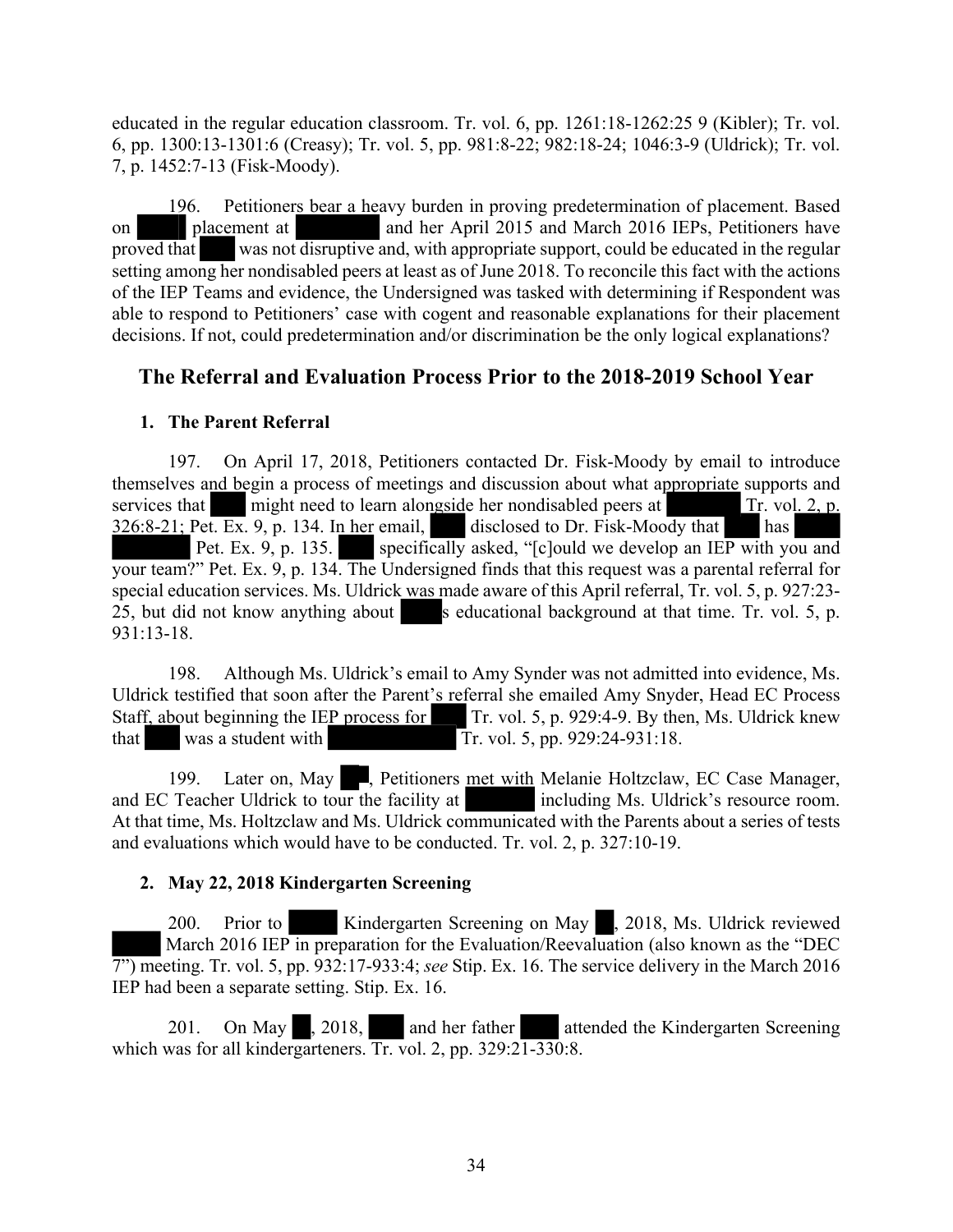educated in the regular education classroom. Tr. vol. 6, pp. 1261:18-1262:25 9 (Kibler); Tr. vol. 6, pp. 1300:13-1301:6 (Creasy); Tr. vol. 5, pp. 981:8-22; 982:18-24; 1046:3-9 (Uldrick); Tr. vol. 7, p. 1452:7-13 (Fisk-Moody).

196. Petitioners bear a heavy burden in proving predetermination of placement. Based on placement at and her April 2015 and March 2016 IEPs, Petitioners have proved that was not disruptive and, with appropriate support, could be educated in the regular setting among her nondisabled peers at least as of June 2018. To reconcile this fact with the actions of the IEP Teams and evidence, the Undersigned was tasked with determining if Respondent was able to respond to Petitioners' case with cogent and reasonable explanations for their placement decisions. If not, could predetermination and/or discrimination be the only logical explanations?

## The Referral and Evaluation Process Prior to the 2018-2019 School Year

### 1. The Parent Referral

197. On April 17, 2018, Petitioners contacted Dr. Fisk-Moody by email to introduce themselves and begin a process of meetings and discussion about what appropriate supports and services that might need to learn alongside her nondisabled peers at Tr. vol. 2, p. 326:8-21; Pet. Ex. 9, p. 134. In her email, disclosed to Dr. Fisk-Moody that has Pet. Ex. 9, p. 135. specifically asked, "[c]ould we develop an IEP with you and your team?" Pet. Ex. 9, p. 134. The Undersigned finds that this request was a parental referral for special education services. Ms. Uldrick was made aware of this April referral, Tr. vol. 5, p. 927:23-25, but did not know anything about s educational background at that time. Tr. vol. 5, p. 931:13-18.

198. Although Ms. Uldrick's email to Amy Synder was not admitted into evidence, Ms. Uldrick testified that soon after the Parent's referral she emailed Amy Snyder, Head EC Process Staff, about beginning the IEP process for Tr. vol. 5, p. 929:4-9. By then, Ms. Uldrick knew that was a student with Tr. vol. 5, pp. 929:24-931:18.

199. Later on, May , Petitioners met with Melanie Holtzclaw, EC Case Manager, and EC Teacher Uldrick to tour the facility at including Ms. Uldrick's resource room. At that time, Ms. Holtzclaw and Ms. Uldrick communicated with the Parents about a series of tests and evaluations which would have to be conducted. Tr. vol. 2, p. 327:10-19.

### 2. May 22, 2018 Kindergarten Screening

200. Prior to Kindergarten Screening on May , 2018, Ms. Uldrick reviewed March 2016 IEP in preparation for the Evaluation/Reevaluation (also known as the "DEC 7") meeting. Tr. vol. 5, pp. 932:17-933:4; *see* Stip. Ex. 16. The service delivery in the March 2016 IEP had been a separate setting. Stip. Ex. 16.

201. On May , 2018, and her father attended the Kindergarten Screening which was for all kindergarteners. Tr. vol. 2, pp. 329:21-330:8.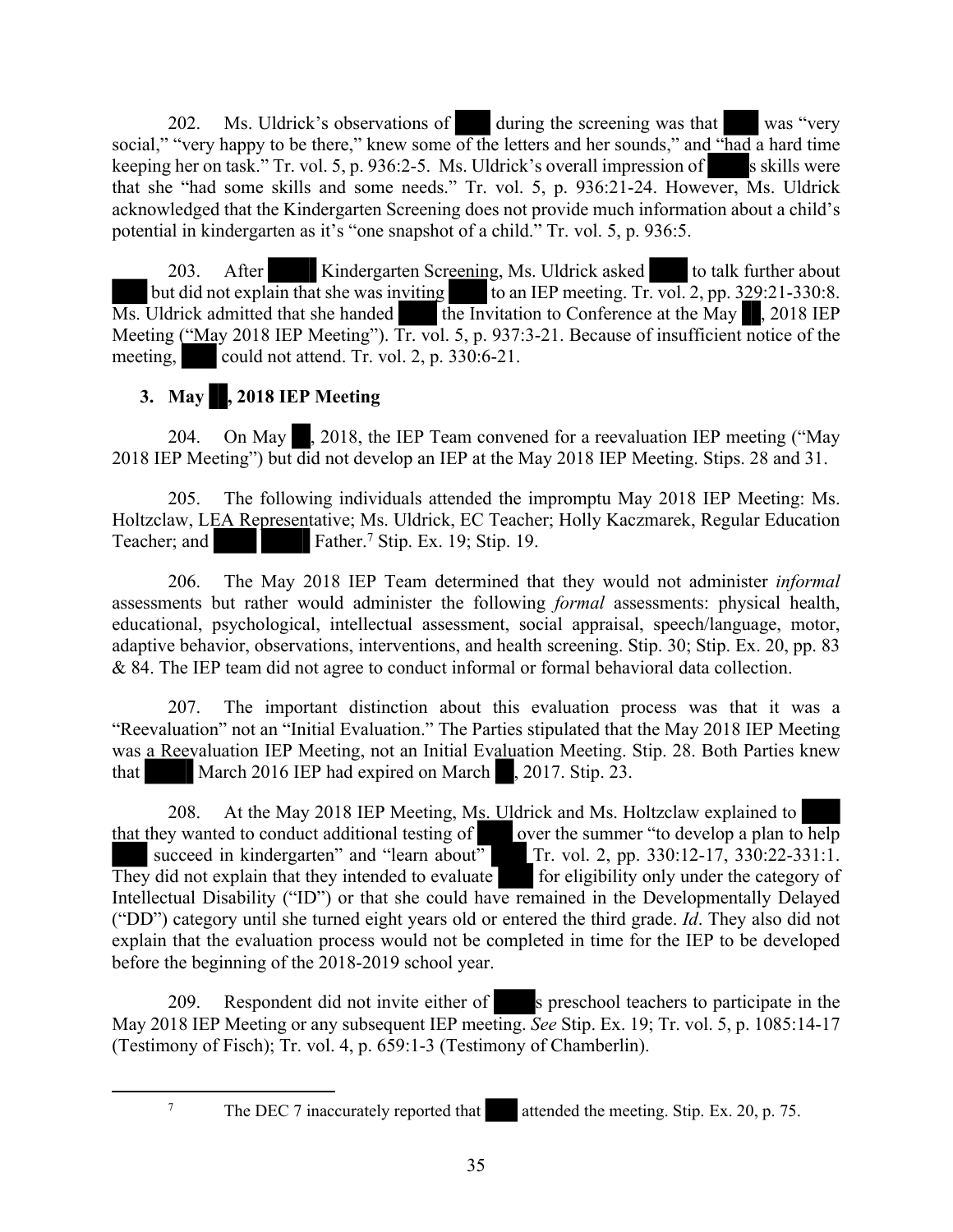202. Ms. Uldrick's observations of ███ during the screening was that ███ was "very social," "very happy to be there," knew some of the letters and her sounds," and "had a hard time keeping her on task." Tr. vol. 5, p. 936:2-5. Ms. Uldrick's overall impression of ████s skills were that she "had some skills and some needs." Tr. vol. 5, p. 936:21-24. However, Ms. Uldrick acknowledged that the Kindergarten Screening does not provide much information about a child's potential in kindergarten as it's "one snapshot of a child." Tr. vol. 5, p. 936:5.

203. After ████ Kindergarten Screening, Ms. Uldrick asked ███ to talk further about ███ but did not explain that she was inviting ████ to an IEP meeting. Tr. vol. 2, pp. 329:21-330:8. Ms. Uldrick admitted that she handed ████ the Invitation to Conference at the May ██, 2018 IEP Meeting ("May 2018 IEP Meeting"). Tr. vol. 5, p. 937:3-21. Because of insufficient notice of the meeting, ███ could not attend. Tr. vol. 2, p. 330:6-21.

### 3. May ██, 2018 IEP Meeting

204. On May ██, 2018, the IEP Team convened for a reevaluation IEP meeting ("May 2018 IEP Meeting") but did not develop an IEP at the May 2018 IEP Meeting. Stips. 28 and 31.

205. The following individuals attended the impromptu May 2018 IEP Meeting: Ms. Holtzclaw, LEA Representative; Ms. Uldrick, EC Teacher; Holly Kaczmarek, Regular Education Teacher; and ████ ████ Father.[7] Stip. Ex. 19; Stip. 19.

206. The May 2018 IEP Team determined that they would not administer *informal* assessments but rather would administer the following *formal* assessments: physical health, educational, psychological, intellectual assessment, social appraisal, speech/language, motor, adaptive behavior, observations, interventions, and health screening. Stip. 30; Stip. Ex. 20, pp. 83 & 84. The IEP team did not agree to conduct informal or formal behavioral data collection.

207. The important distinction about this evaluation process was that it was a "Reevaluation" not an "Initial Evaluation." The Parties stipulated that the May 2018 IEP Meeting was a Reevaluation IEP Meeting, not an Initial Evaluation Meeting. Stip. 28. Both Parties knew that ████ March 2016 IEP had expired on March ██, 2017. Stip. 23.

208. At the May 2018 IEP Meeting, Ms. Uldrick and Ms. Holtzclaw explained to ████ that they wanted to conduct additional testing of ████ over the summer "to develop a plan to help ███ succeed in kindergarten" and "learn about" ████ Tr. vol. 2, pp. 330:12-17, 330:22-331:1. They did not explain that they intended to evaluate ████ for eligibility only under the category of Intellectual Disability ("ID") or that she could have remained in the Developmentally Delayed ("DD") category until she turned eight years old or entered the third grade. *Id*. They also did not explain that the evaluation process would not be completed in time for the IEP to be developed before the beginning of the 2018-2019 school year.

209. Respondent did not invite either of ████s preschool teachers to participate in the May 2018 IEP Meeting or any subsequent IEP meeting. *See* Stip. Ex. 19; Tr. vol. 5, p. 1085:14-17 (Testimony of Fisch); Tr. vol. 4, p. 659:1-3 (Testimony of Chamberlin).

---

[7] The DEC 7 inaccurately reported that ███ attended the meeting. Stip. Ex. 20, p. 75.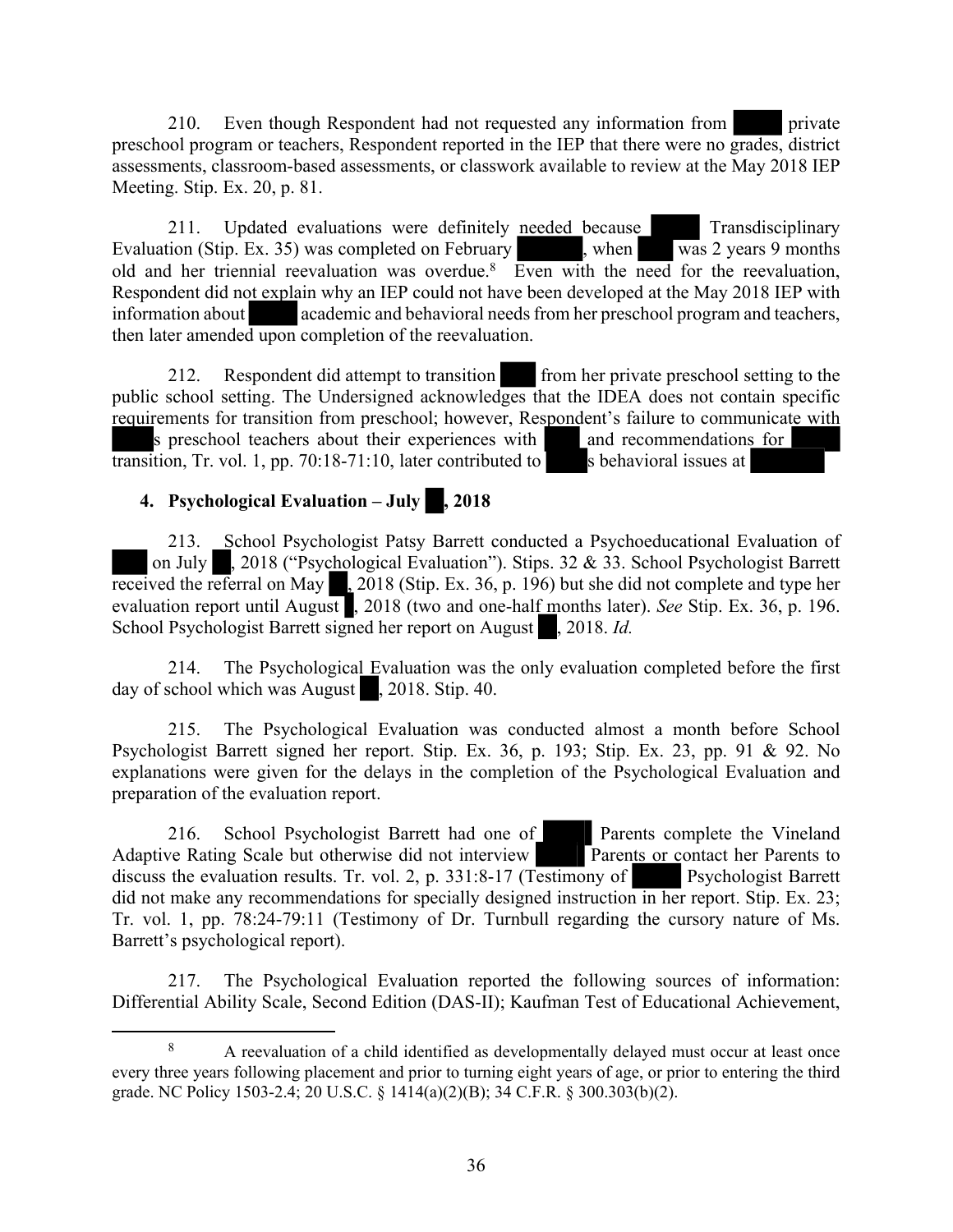210. Even though Respondent had not requested any information from private preschool program or teachers, Respondent reported in the IEP that there were no grades, district assessments, classroom-based assessments, or classwork available to review at the May 2018 IEP Meeting. Stip. Ex. 20, p. 81.

211. Updated evaluations were definitely needed because Transdisciplinary Evaluation (Stip. Ex. 35) was completed on February , when was 2 years 9 months old and her triennial reevaluation was overdue.[8] Even with the need for the reevaluation, Respondent did not explain why an IEP could not have been developed at the May 2018 IEP with information about academic and behavioral needs from her preschool program and teachers, then later amended upon completion of the reevaluation.

212. Respondent did attempt to transition from her private preschool setting to the public school setting. The Undersigned acknowledges that the IDEA does not contain specific requirements for transition from preschool; however, Respondent's failure to communicate with s preschool teachers about their experiences with and recommendations for transition, Tr. vol. 1, pp. 70:18-71:10, later contributed to s behavioral issues at

**4. Psychological Evaluation – July , 2018**

213. School Psychologist Patsy Barrett conducted a Psychoeducational Evaluation of on July , 2018 ("Psychological Evaluation"). Stips. 32 & 33. School Psychologist Barrett received the referral on May , 2018 (Stip. Ex. 36, p. 196) but she did not complete and type her evaluation report until August , 2018 (two and one-half months later). *See* Stip. Ex. 36, p. 196. School Psychologist Barrett signed her report on August , 2018. *Id.*

214. The Psychological Evaluation was the only evaluation completed before the first day of school which was August , 2018. Stip. 40.

215. The Psychological Evaluation was conducted almost a month before School Psychologist Barrett signed her report. Stip. Ex. 36, p. 193; Stip. Ex. 23, pp. 91 & 92. No explanations were given for the delays in the completion of the Psychological Evaluation and preparation of the evaluation report.

216. School Psychologist Barrett had one of Parents complete the Vineland Adaptive Rating Scale but otherwise did not interview Parents or contact her Parents to discuss the evaluation results. Tr. vol. 2, p. 331:8-17 (Testimony of Psychologist Barrett did not make any recommendations for specially designed instruction in her report. Stip. Ex. 23; Tr. vol. 1, pp. 78:24-79:11 (Testimony of Dr. Turnbull regarding the cursory nature of Ms. Barrett's psychological report).

217. The Psychological Evaluation reported the following sources of information: Differential Ability Scale, Second Edition (DAS-II); Kaufman Test of Educational Achievement,

---

[8] A reevaluation of a child identified as developmentally delayed must occur at least once every three years following placement and prior to turning eight years of age, or prior to entering the third grade. NC Policy 1503-2.4; 20 U.S.C. § 1414(a)(2)(B); 34 C.F.R. § 300.303(b)(2).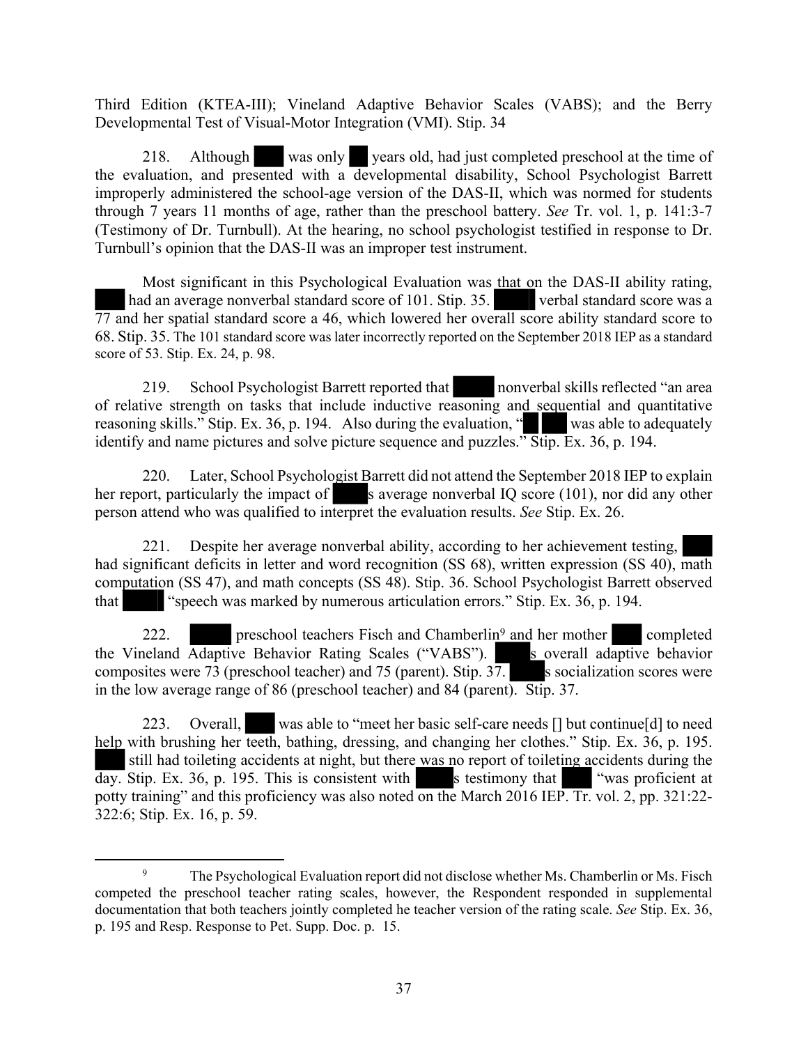Third Edition (KTEA-III); Vineland Adaptive Behavior Scales (VABS); and the Berry Developmental Test of Visual-Motor Integration (VMI). Stip. 34

218. Although ███ was only ██ years old, had just completed preschool at the time of the evaluation, and presented with a developmental disability, School Psychologist Barrett improperly administered the school-age version of the DAS-II, which was normed for students through 7 years 11 months of age, rather than the preschool battery. *See* Tr. vol. 1, p. 141:3-7 (Testimony of Dr. Turnbull). At the hearing, no school psychologist testified in response to Dr. Turnbull's opinion that the DAS-II was an improper test instrument.

Most significant in this Psychological Evaluation was that on the DAS-II ability rating, ███ had an average nonverbal standard score of 101. Stip. 35. █████ verbal standard score was a 77 and her spatial standard score a 46, which lowered her overall score ability standard score to 68. Stip. 35. The 101 standard score was later incorrectly reported on the September 2018 IEP as a standard score of 53. Stip. Ex. 24, p. 98.

219. School Psychologist Barrett reported that █████ nonverbal skills reflected "an area of relative strength on tasks that include inductive reasoning and sequential and quantitative reasoning skills." Stip. Ex. 36, p. 194. Also during the evaluation, "██ ███ was able to adequately identify and name pictures and solve picture sequence and puzzles." Stip. Ex. 36, p. 194.

220. Later, School Psychologist Barrett did not attend the September 2018 IEP to explain her report, particularly the impact of █████s average nonverbal IQ score (101), nor did any other person attend who was qualified to interpret the evaluation results. *See* Stip. Ex. 26.

221. Despite her average nonverbal ability, according to her achievement testing, ███ had significant deficits in letter and word recognition (SS 68), written expression (SS 40), math computation (SS 47), and math concepts (SS 48). Stip. 36. School Psychologist Barrett observed that █████ "speech was marked by numerous articulation errors." Stip. Ex. 36, p. 194.

222. █████ preschool teachers Fisch and Chamberlin[9] and her mother ███ completed the Vineland Adaptive Behavior Rating Scales ("VABS"). █████s overall adaptive behavior composites were 73 (preschool teacher) and 75 (parent). Stip. 37. █████s socialization scores were in the low average range of 86 (preschool teacher) and 84 (parent). Stip. 37.

223. Overall, ███ was able to "meet her basic self-care needs [] but continue[d] to need help with brushing her teeth, bathing, dressing, and changing her clothes." Stip. Ex. 36, p. 195. ███ still had toileting accidents at night, but there was no report of toileting accidents during the day. Stip. Ex. 36, p. 195. This is consistent with █████s testimony that ███ "was proficient at potty training" and this proficiency was also noted on the March 2016 IEP. Tr. vol. 2, pp. 321:22-322:6; Stip. Ex. 16, p. 59.

---

[9] The Psychological Evaluation report did not disclose whether Ms. Chamberlin or Ms. Fisch competed the preschool teacher rating scales, however, the Respondent responded in supplemental documentation that both teachers jointly completed he teacher version of the rating scale. *See* Stip. Ex. 36, p. 195 and Resp. Response to Pet. Supp. Doc. p. 15.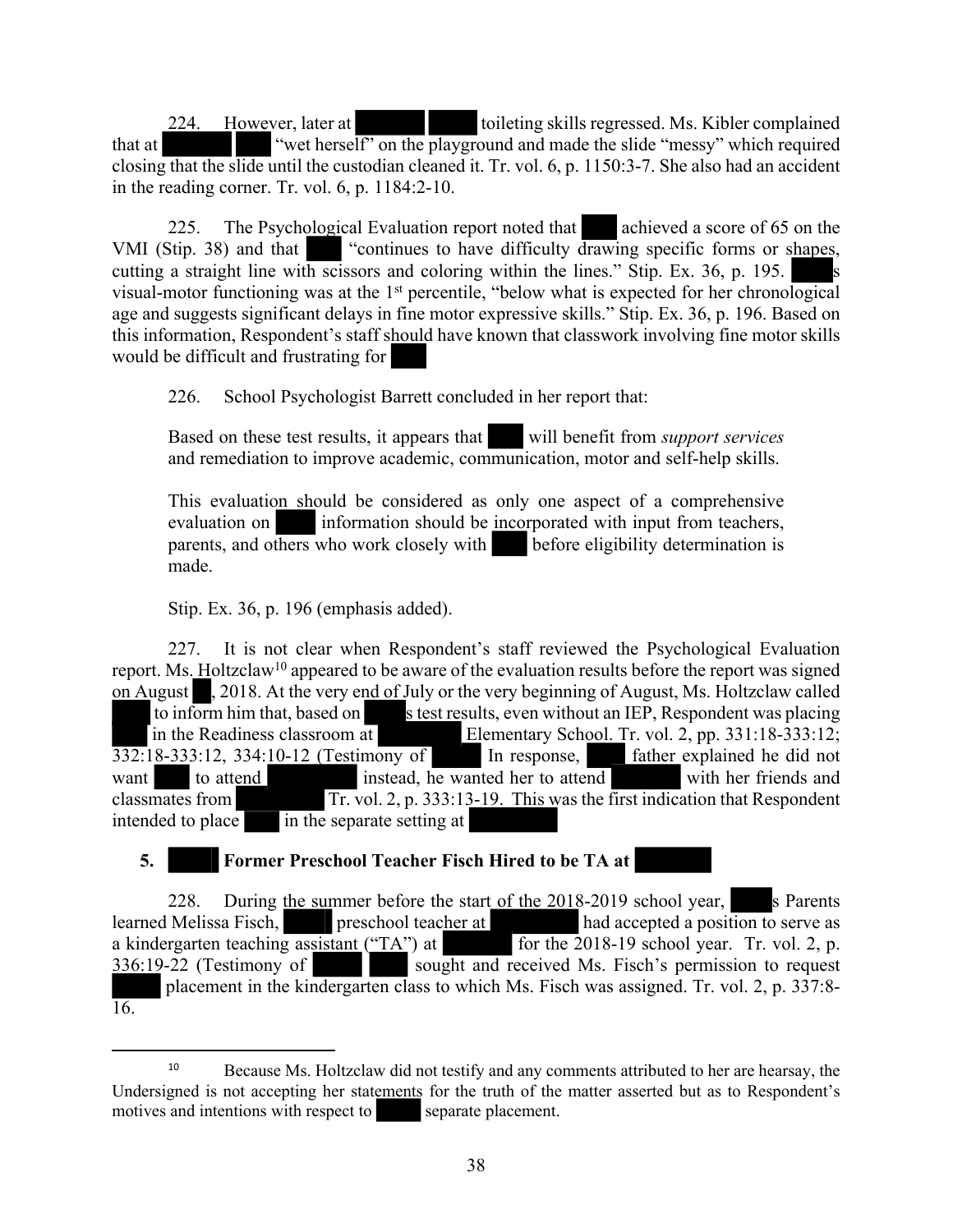224. However, later at toileting skills regressed. Ms. Kibler complained that at "wet herself" on the playground and made the slide "messy" which required closing that the slide until the custodian cleaned it. Tr. vol. 6, p. 1150:3-7. She also had an accident in the reading corner. Tr. vol. 6, p. 1184:2-10.

225. The Psychological Evaluation report noted that achieved a score of 65 on the VMI (Stip. 38) and that "continues to have difficulty drawing specific forms or shapes, cutting a straight line with scissors and coloring within the lines." Stip. Ex. 36, p. 195. s visual-motor functioning was at the 1st percentile, "below what is expected for her chronological age and suggests significant delays in fine motor expressive skills." Stip. Ex. 36, p. 196. Based on this information, Respondent's staff should have known that classwork involving fine motor skills would be difficult and frustrating for

226. School Psychologist Barrett concluded in her report that:

> Based on these test results, it appears that will benefit from *support services* and remediation to improve academic, communication, motor and self-help skills.
>
> This evaluation should be considered as only one aspect of a comprehensive evaluation on information should be incorporated with input from teachers, parents, and others who work closely with before eligibility determination is made.

Stip. Ex. 36, p. 196 (emphasis added).

227. It is not clear when Respondent's staff reviewed the Psychological Evaluation report. Ms. Holtzclaw[10] appeared to be aware of the evaluation results before the report was signed on August , 2018. At the very end of July or the very beginning of August, Ms. Holtzclaw called to inform him that, based on s test results, even without an IEP, Respondent was placing in the Readiness classroom at Elementary School. Tr. vol. 2, pp. 331:18-333:12; 332:18-333:12, 334:10-12 (Testimony of In response, father explained he did not want to attend instead, he wanted her to attend with her friends and classmates from Tr. vol. 2, p. 333:13-19. This was the first indication that Respondent intended to place in the separate setting at

## 5. Former Preschool Teacher Fisch Hired to be TA at

228. During the summer before the start of the 2018-2019 school year, s Parents learned Melissa Fisch, preschool teacher at had accepted a position to serve as a kindergarten teaching assistant ("TA") at for the 2018-19 school year. Tr. vol. 2, p. 336:19-22 (Testimony of sought and received Ms. Fisch's permission to request placement in the kindergarten class to which Ms. Fisch was assigned. Tr. vol. 2, p. 337:8-16.

---

[10] Because Ms. Holtzclaw did not testify and any comments attributed to her are hearsay, the Undersigned is not accepting her statements for the truth of the matter asserted but as to Respondent's motives and intentions with respect to separate placement.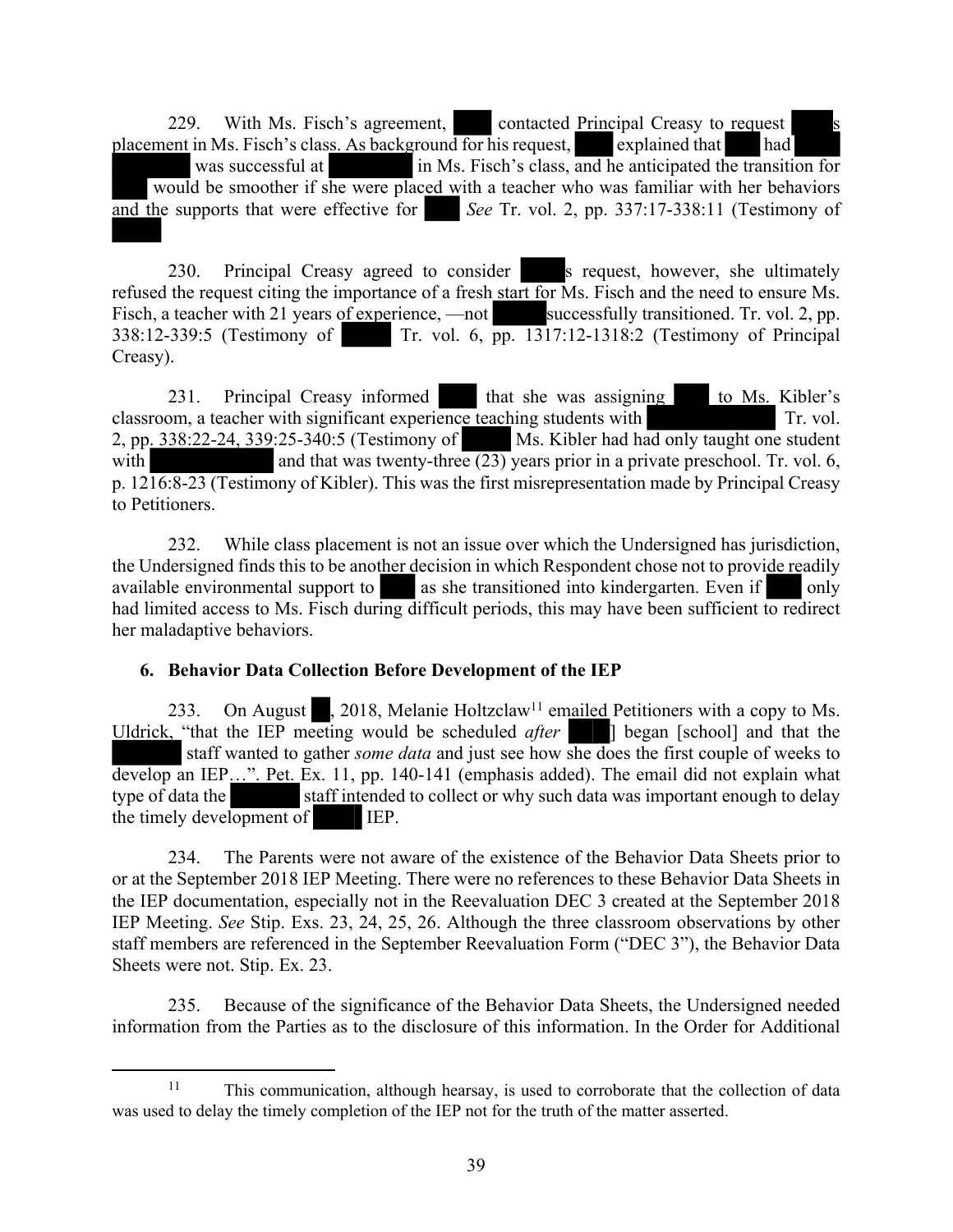229. With Ms. Fisch's agreement, contacted Principal Creasy to request s placement in Ms. Fisch's class. As background for his request, explained that had was successful at in Ms. Fisch's class, and he anticipated the transition for would be smoother if she were placed with a teacher who was familiar with her behaviors and the supports that were effective for *See* Tr. vol. 2, pp. 337:17-338:11 (Testimony of

230. Principal Creasy agreed to consider s request, however, she ultimately refused the request citing the importance of a fresh start for Ms. Fisch and the need to ensure Ms. Fisch, a teacher with 21 years of experience, —not successfully transitioned. Tr. vol. 2, pp. 338:12-339:5 (Testimony of Tr. vol. 6, pp. 1317:12-1318:2 (Testimony of Principal Creasy).

231. Principal Creasy informed that she was assigning to Ms. Kibler's classroom, a teacher with significant experience teaching students with Tr. vol. 2, pp. 338:22-24, 339:25-340:5 (Testimony of Ms. Kibler had had only taught one student with and that was twenty-three (23) years prior in a private preschool. Tr. vol. 6, p. 1216:8-23 (Testimony of Kibler). This was the first misrepresentation made by Principal Creasy to Petitioners.

232. While class placement is not an issue over which the Undersigned has jurisdiction, the Undersigned finds this to be another decision in which Respondent chose not to provide readily available environmental support to as she transitioned into kindergarten. Even if only had limited access to Ms. Fisch during difficult periods, this may have been sufficient to redirect her maladaptive behaviors.

### 6. Behavior Data Collection Before Development of the IEP

233. On August , 2018, Melanie Holtzclaw[11] emailed Petitioners with a copy to Ms. Uldrick, "that the IEP meeting would be scheduled *after* ] began [school] and that the staff wanted to gather *some data* and just see how she does the first couple of weeks to develop an IEP…". Pet. Ex. 11, pp. 140-141 (emphasis added). The email did not explain what type of data the staff intended to collect or why such data was important enough to delay the timely development of IEP.

234. The Parents were not aware of the existence of the Behavior Data Sheets prior to or at the September 2018 IEP Meeting. There were no references to these Behavior Data Sheets in the IEP documentation, especially not in the Reevaluation DEC 3 created at the September 2018 IEP Meeting. *See* Stip. Exs. 23, 24, 25, 26. Although the three classroom observations by other staff members are referenced in the September Reevaluation Form ("DEC 3"), the Behavior Data Sheets were not. Stip. Ex. 23.

235. Because of the significance of the Behavior Data Sheets, the Undersigned needed information from the Parties as to the disclosure of this information. In the Order for Additional

---

[11] This communication, although hearsay, is used to corroborate that the collection of data was used to delay the timely completion of the IEP not for the truth of the matter asserted.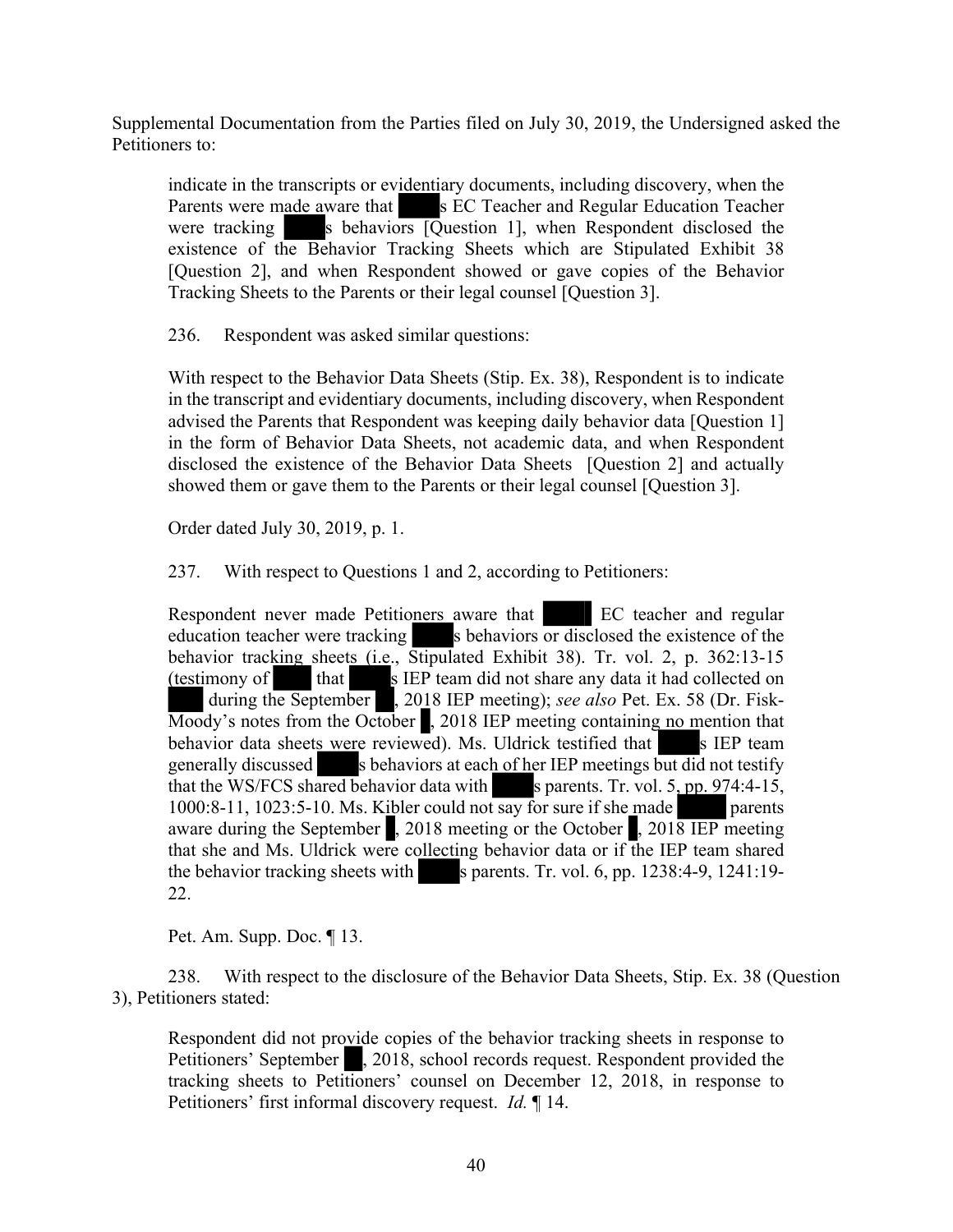Supplemental Documentation from the Parties filed on July 30, 2019, the Undersigned asked the Petitioners to:

> indicate in the transcripts or evidentiary documents, including discovery, when the Parents were made aware that ████s EC Teacher and Regular Education Teacher were tracking ████s behaviors [Question 1], when Respondent disclosed the existence of the Behavior Tracking Sheets which are Stipulated Exhibit 38 [Question 2], and when Respondent showed or gave copies of the Behavior Tracking Sheets to the Parents or their legal counsel [Question 3].

236. Respondent was asked similar questions:

> With respect to the Behavior Data Sheets (Stip. Ex. 38), Respondent is to indicate in the transcript and evidentiary documents, including discovery, when Respondent advised the Parents that Respondent was keeping daily behavior data [Question 1] in the form of Behavior Data Sheets, not academic data, and when Respondent disclosed the existence of the Behavior Data Sheets [Question 2] and actually showed them or gave them to the Parents or their legal counsel [Question 3].
>
> Order dated July 30, 2019, p. 1.

237. With respect to Questions 1 and 2, according to Petitioners:

> Respondent never made Petitioners aware that ████ EC teacher and regular education teacher were tracking ████s behaviors or disclosed the existence of the behavior tracking sheets (i.e., Stipulated Exhibit 38). Tr. vol. 2, p. 362:13-15 (testimony of ████ that ████s IEP team did not share any data it had collected on ████ during the September ██, 2018 IEP meeting); *see also* Pet. Ex. 58 (Dr. Fisk-Moody's notes from the October █, 2018 IEP meeting containing no mention that behavior data sheets were reviewed). Ms. Uldrick testified that ████s IEP team generally discussed ████s behaviors at each of her IEP meetings but did not testify that the WS/FCS shared behavior data with ████s parents. Tr. vol. 5, pp. 974:4-15, 1000:8-11, 1023:5-10. Ms. Kibler could not say for sure if she made ████ parents aware during the September █, 2018 meeting or the October █, 2018 IEP meeting that she and Ms. Uldrick were collecting behavior data or if the IEP team shared the behavior tracking sheets with ████s parents. Tr. vol. 6, pp. 1238:4-9, 1241:19-22.
>
> Pet. Am. Supp. Doc. ¶ 13.

238. With respect to the disclosure of the Behavior Data Sheets, Stip. Ex. 38 (Question 3), Petitioners stated:

> Respondent did not provide copies of the behavior tracking sheets in response to Petitioners' September ██, 2018, school records request. Respondent provided the tracking sheets to Petitioners' counsel on December 12, 2018, in response to Petitioners' first informal discovery request. *Id.* ¶ 14.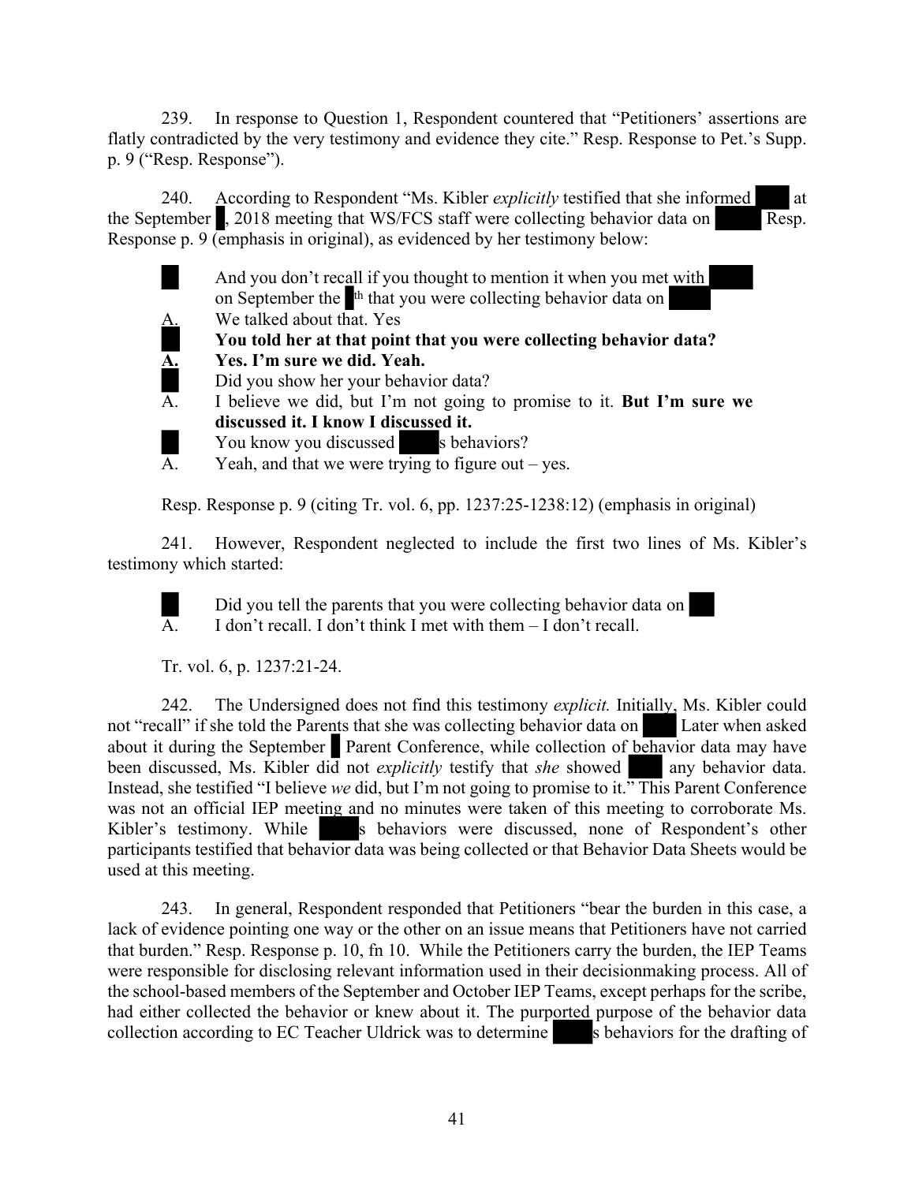239. In response to Question 1, Respondent countered that "Petitioners' assertions are flatly contradicted by the very testimony and evidence they cite." Resp. Response to Pet.'s Supp. p. 9 ("Resp. Response").

240. According to Respondent "Ms. Kibler *explicitly* testified that she informed ████ at the September █, 2018 meeting that WS/FCS staff were collecting behavior data on █████ Resp. Response p. 9 (emphasis in original), as evidenced by her testimony below:

> █ And you don't recall if you thought to mention it when you met with █████ on September the █th that you were collecting behavior data on █████
>
> A. We talked about that. Yes
>
> **█ You told her at that point that you were collecting behavior data?**
>
> **A. Yes. I'm sure we did. Yeah.**
>
> █ Did you show her your behavior data?
>
> A. I believe we did, but I'm not going to promise to it. **But I'm sure we discussed it. I know I discussed it.**
>
> █ You know you discussed █████s behaviors?
>
> A. Yeah, and that we were trying to figure out – yes.

Resp. Response p. 9 (citing Tr. vol. 6, pp. 1237:25-1238:12) (emphasis in original)

241. However, Respondent neglected to include the first two lines of Ms. Kibler's testimony which started:

> █ Did you tell the parents that you were collecting behavior data on ███
>
> A. I don't recall. I don't think I met with them – I don't recall.

Tr. vol. 6, p. 1237:21-24.

242. The Undersigned does not find this testimony *explicit.* Initially, Ms. Kibler could not "recall" if she told the Parents that she was collecting behavior data on ████ Later when asked about it during the September █ Parent Conference, while collection of behavior data may have been discussed, Ms. Kibler did not *explicitly* testify that *she* showed ████ any behavior data. Instead, she testified "I believe *we* did, but I'm not going to promise to it." This Parent Conference was not an official IEP meeting and no minutes were taken of this meeting to corroborate Ms. Kibler's testimony. While █████s behaviors were discussed, none of Respondent's other participants testified that behavior data was being collected or that Behavior Data Sheets would be used at this meeting.

243. In general, Respondent responded that Petitioners "bear the burden in this case, a lack of evidence pointing one way or the other on an issue means that Petitioners have not carried that burden." Resp. Response p. 10, fn 10. While the Petitioners carry the burden, the IEP Teams were responsible for disclosing relevant information used in their decisionmaking process. All of the school-based members of the September and October IEP Teams, except perhaps for the scribe, had either collected the behavior or knew about it. The purported purpose of the behavior data collection according to EC Teacher Uldrick was to determine █████s behaviors for the drafting of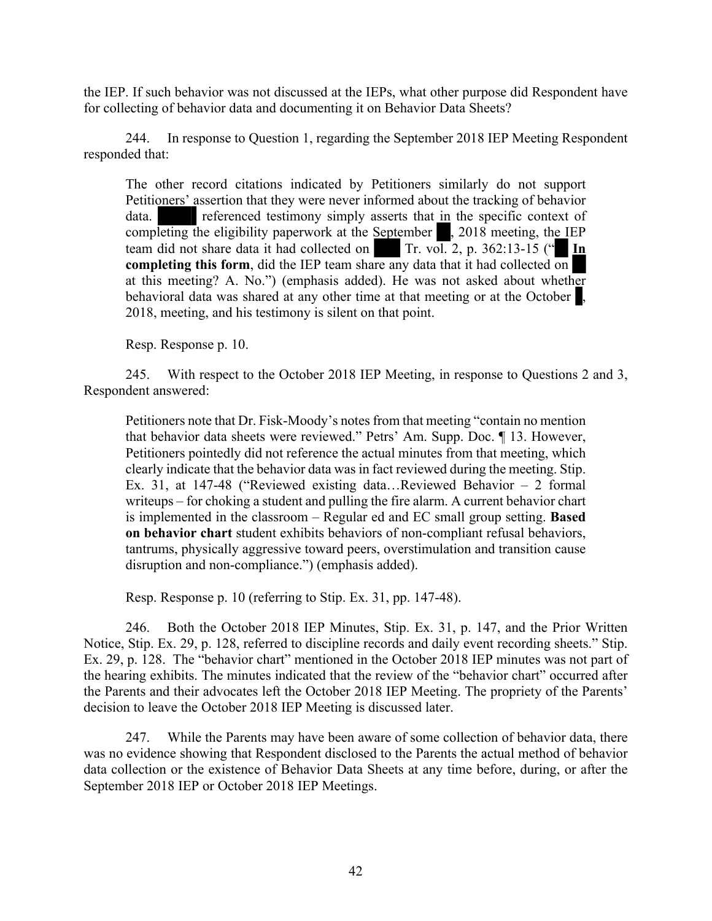the IEP. If such behavior was not discussed at the IEPs, what other purpose did Respondent have for collecting of behavior data and documenting it on Behavior Data Sheets?

244. In response to Question 1, regarding the September 2018 IEP Meeting Respondent responded that:

> The other record citations indicated by Petitioners similarly do not support Petitioners' assertion that they were never informed about the tracking of behavior data. ███ referenced testimony simply asserts that in the specific context of completing the eligibility paperwork at the September ██, 2018 meeting, the IEP team did not share data it had collected on ███ Tr. vol. 2, p. 362:13-15 ("██ **In completing this form**, did the IEP team share any data that it had collected on ██ at this meeting? A. No.") (emphasis added). He was not asked about whether behavioral data was shared at any other time at that meeting or at the October ██, 2018, meeting, and his testimony is silent on that point.
>
> Resp. Response p. 10.

245. With respect to the October 2018 IEP Meeting, in response to Questions 2 and 3, Respondent answered:

> Petitioners note that Dr. Fisk-Moody's notes from that meeting "contain no mention that behavior data sheets were reviewed." Petrs' Am. Supp. Doc. ¶ 13. However, Petitioners pointedly did not reference the actual minutes from that meeting, which clearly indicate that the behavior data was in fact reviewed during the meeting. Stip. Ex. 31, at 147-48 ("Reviewed existing data…Reviewed Behavior – 2 formal writeups – for choking a student and pulling the fire alarm. A current behavior chart is implemented in the classroom – Regular ed and EC small group setting. **Based on behavior chart** student exhibits behaviors of non-compliant refusal behaviors, tantrums, physically aggressive toward peers, overstimulation and transition cause disruption and non-compliance.") (emphasis added).
>
> Resp. Response p. 10 (referring to Stip. Ex. 31, pp. 147-48).

246. Both the October 2018 IEP Minutes, Stip. Ex. 31, p. 147, and the Prior Written Notice, Stip. Ex. 29, p. 128, referred to discipline records and daily event recording sheets." Stip. Ex. 29, p. 128. The "behavior chart" mentioned in the October 2018 IEP minutes was not part of the hearing exhibits. The minutes indicated that the review of the "behavior chart" occurred after the Parents and their advocates left the October 2018 IEP Meeting. The propriety of the Parents' decision to leave the October 2018 IEP Meeting is discussed later.

247. While the Parents may have been aware of some collection of behavior data, there was no evidence showing that Respondent disclosed to the Parents the actual method of behavior data collection or the existence of Behavior Data Sheets at any time before, during, or after the September 2018 IEP or October 2018 IEP Meetings.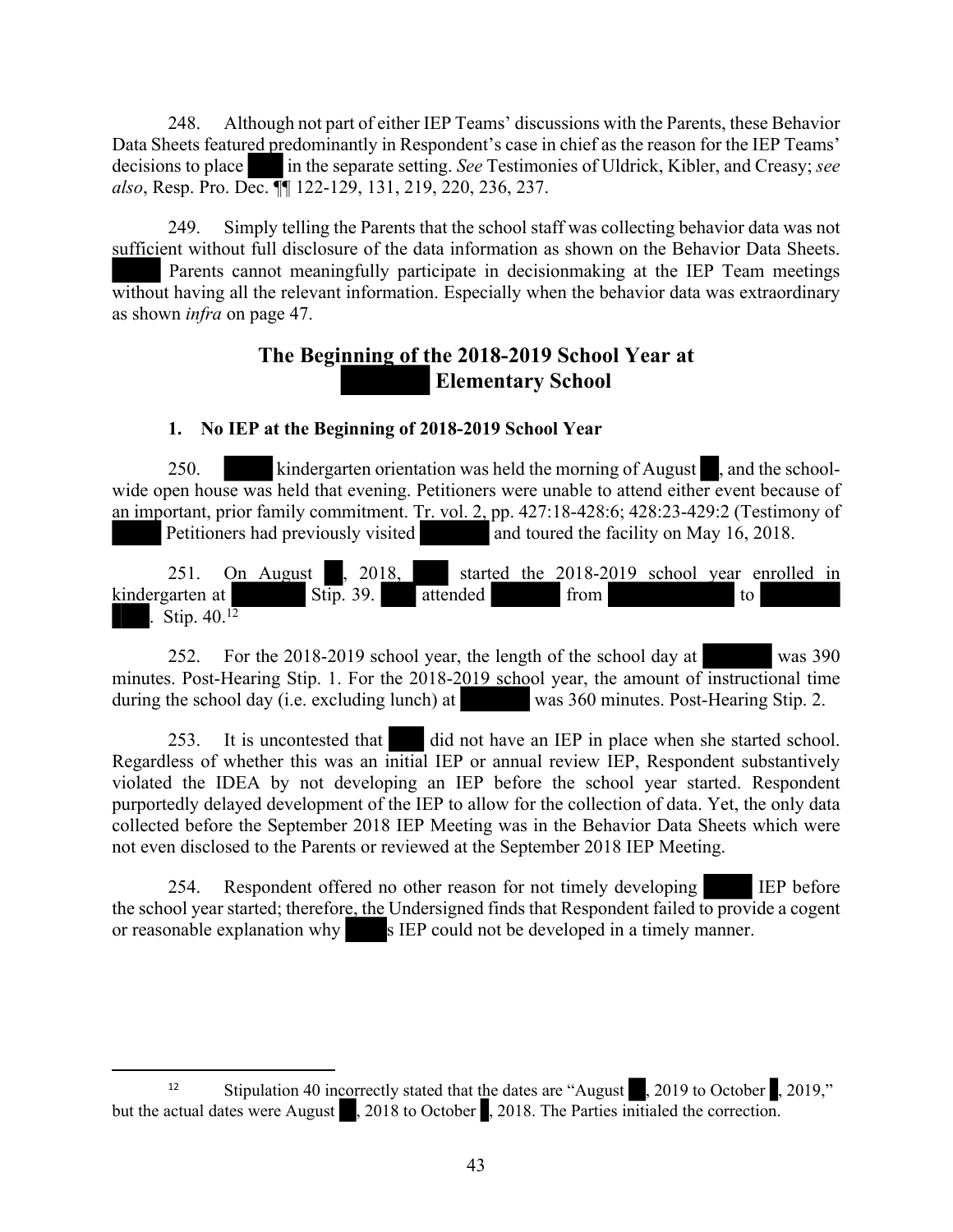248. Although not part of either IEP Teams' discussions with the Parents, these Behavior Data Sheets featured predominantly in Respondent's case in chief as the reason for the IEP Teams' decisions to place ███ in the separate setting. *See* Testimonies of Uldrick, Kibler, and Creasy; *see also*, Resp. Pro. Dec. ¶¶ 122-129, 131, 219, 220, 236, 237.

249. Simply telling the Parents that the school staff was collecting behavior data was not sufficient without full disclosure of the data information as shown on the Behavior Data Sheets. █████ Parents cannot meaningfully participate in decisionmaking at the IEP Team meetings without having all the relevant information. Especially when the behavior data was extraordinary as shown *infra* on page 47.

## The Beginning of the 2018-2019 School Year at ████████ Elementary School

### 1. No IEP at the Beginning of 2018-2019 School Year

250. █████ kindergarten orientation was held the morning of August ██, and the school-wide open house was held that evening. Petitioners were unable to attend either event because of an important, prior family commitment. Tr. vol. 2, pp. 427:18-428:6; 428:23-429:2 (Testimony of █████ Petitioners had previously visited ███████ and toured the facility on May 16, 2018.

251. On August ██, 2018, ███ started the 2018-2019 school year enrolled in kindergarten at ███████ Stip. 39. ███ attended ███████ from ████████████ to ████████. Stip. 40.[12]

252. For the 2018-2019 school year, the length of the school day at ███████ was 390 minutes. Post-Hearing Stip. 1. For the 2018-2019 school year, the amount of instructional time during the school day (i.e. excluding lunch) at ███████ was 360 minutes. Post-Hearing Stip. 2.

253. It is uncontested that ███ did not have an IEP in place when she started school. Regardless of whether this was an initial IEP or annual review IEP, Respondent substantively violated the IDEA by not developing an IEP before the school year started. Respondent purportedly delayed development of the IEP to allow for the collection of data. Yet, the only data collected before the September 2018 IEP Meeting was in the Behavior Data Sheets which were not even disclosed to the Parents or reviewed at the September 2018 IEP Meeting.

254. Respondent offered no other reason for not timely developing █████ IEP before the school year started; therefore, the Undersigned finds that Respondent failed to provide a cogent or reasonable explanation why ████s IEP could not be developed in a timely manner.

---

[12] Stipulation 40 incorrectly stated that the dates are "August ██, 2019 to October █, 2019," but the actual dates were August ██, 2018 to October █, 2018. The Parties initialed the correction.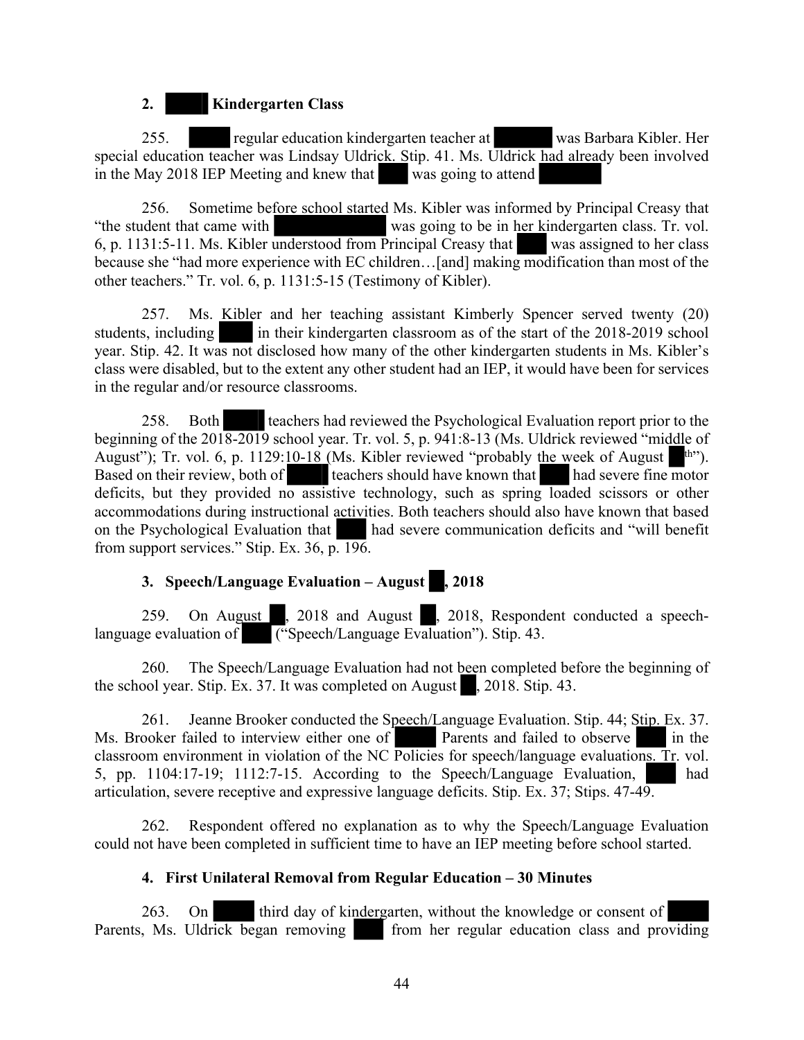### 2. ████ Kindergarten Class

255. ████ regular education kindergarten teacher at ██████ was Barbara Kibler. Her special education teacher was Lindsay Uldrick. Stip. 41. Ms. Uldrick had already been involved in the May 2018 IEP Meeting and knew that ███ was going to attend ██████

256. Sometime before school started Ms. Kibler was informed by Principal Creasy that "the student that came with ██████████ was going to be in her kindergarten class. Tr. vol. 6, p. 1131:5-11. Ms. Kibler understood from Principal Creasy that ███ was assigned to her class because she "had more experience with EC children…[and] making modification than most of the other teachers." Tr. vol. 6, p. 1131:5-15 (Testimony of Kibler).

257. Ms. Kibler and her teaching assistant Kimberly Spencer served twenty (20) students, including ████ in their kindergarten classroom as of the start of the 2018-2019 school year. Stip. 42. It was not disclosed how many of the other kindergarten students in Ms. Kibler's class were disabled, but to the extent any other student had an IEP, it would have been for services in the regular and/or resource classrooms.

258. Both ████ teachers had reviewed the Psychological Evaluation report prior to the beginning of the 2018-2019 school year. Tr. vol. 5, p. 941:8-13 (Ms. Uldrick reviewed "middle of August"); Tr. vol. 6, p. 1129:10-18 (Ms. Kibler reviewed "probably the week of August ██th"). Based on their review, both of ████ teachers should have known that ███ had severe fine motor deficits, but they provided no assistive technology, such as spring loaded scissors or other accommodations during instructional activities. Both teachers should also have known that based on the Psychological Evaluation that ███ had severe communication deficits and "will benefit from support services." Stip. Ex. 36, p. 196.

### 3. Speech/Language Evaluation – August ██, 2018

259. On August ██, 2018 and August ██, 2018, Respondent conducted a speech-language evaluation of ███ ("Speech/Language Evaluation"). Stip. 43.

260. The Speech/Language Evaluation had not been completed before the beginning of the school year. Stip. Ex. 37. It was completed on August ██, 2018. Stip. 43.

261. Jeanne Brooker conducted the Speech/Language Evaluation. Stip. 44; Stip. Ex. 37. Ms. Brooker failed to interview either one of ████ Parents and failed to observe ███ in the classroom environment in violation of the NC Policies for speech/language evaluations. Tr. vol. 5, pp. 1104:17-19; 1112:7-15. According to the Speech/Language Evaluation, ███ had articulation, severe receptive and expressive language deficits. Stip. Ex. 37; Stips. 47-49.

262. Respondent offered no explanation as to why the Speech/Language Evaluation could not have been completed in sufficient time to have an IEP meeting before school started.

### 4. First Unilateral Removal from Regular Education – 30 Minutes

263. On ████ third day of kindergarten, without the knowledge or consent of ████ Parents, Ms. Uldrick began removing ███ from her regular education class and providing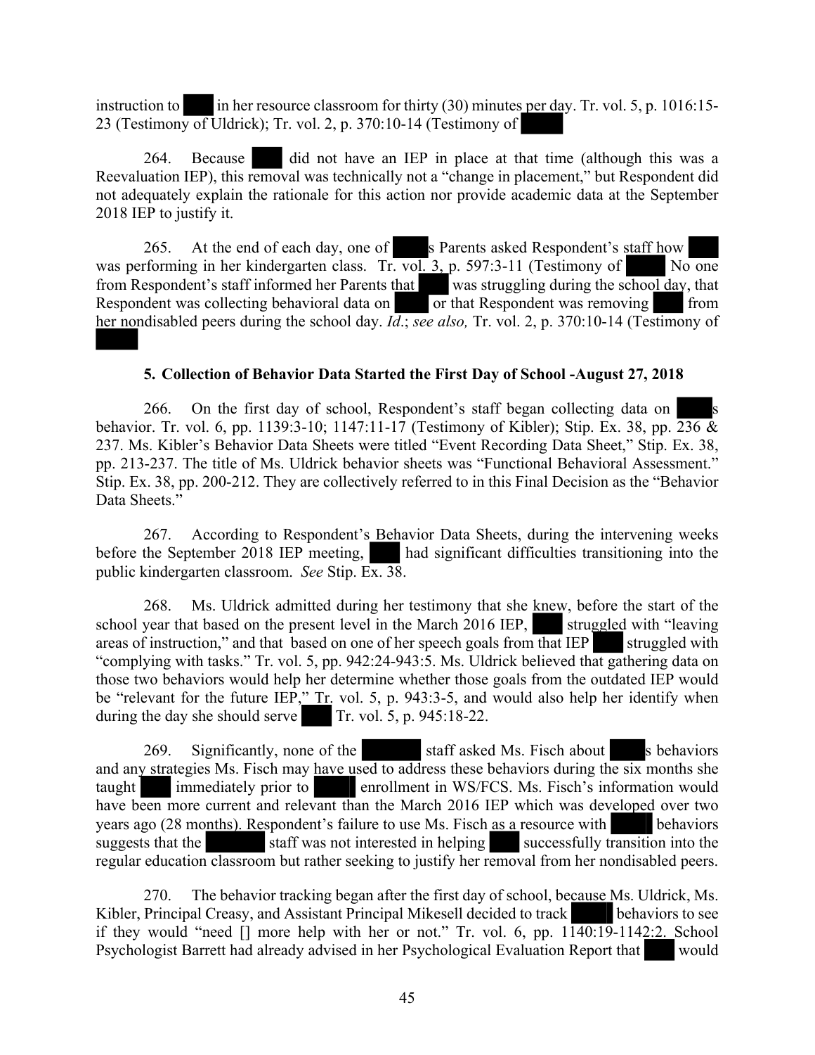instruction to [REDACTED] in her resource classroom for thirty (30) minutes per day. Tr. vol. 5, p. 1016:15-23 (Testimony of Uldrick); Tr. vol. 2, p. 370:10-14 (Testimony of [REDACTED]

264. Because [REDACTED] did not have an IEP in place at that time (although this was a Reevaluation IEP), this removal was technically not a "change in placement," but Respondent did not adequately explain the rationale for this action nor provide academic data at the September 2018 IEP to justify it.

265. At the end of each day, one of [REDACTED]s Parents asked Respondent's staff how [REDACTED] was performing in her kindergarten class. Tr. vol. 3, p. 597:3-11 (Testimony of [REDACTED] No one from Respondent's staff informed her Parents that [REDACTED] was struggling during the school day, that Respondent was collecting behavioral data on [REDACTED] or that Respondent was removing [REDACTED] from her nondisabled peers during the school day. *Id*.; *see also,* Tr. vol. 2, p. 370:10-14 (Testimony of [REDACTED]

### 5. Collection of Behavior Data Started the First Day of School -August 27, 2018

266. On the first day of school, Respondent's staff began collecting data on [REDACTED]s behavior. Tr. vol. 6, pp. 1139:3-10; 1147:11-17 (Testimony of Kibler); Stip. Ex. 38, pp. 236 & 237. Ms. Kibler's Behavior Data Sheets were titled "Event Recording Data Sheet," Stip. Ex. 38, pp. 213-237. The title of Ms. Uldrick behavior sheets was "Functional Behavioral Assessment." Stip. Ex. 38, pp. 200-212. They are collectively referred to in this Final Decision as the "Behavior Data Sheets."

267. According to Respondent's Behavior Data Sheets, during the intervening weeks before the September 2018 IEP meeting, [REDACTED] had significant difficulties transitioning into the public kindergarten classroom. *See* Stip. Ex. 38.

268. Ms. Uldrick admitted during her testimony that she knew, before the start of the school year that based on the present level in the March 2016 IEP, [REDACTED] struggled with "leaving areas of instruction," and that based on one of her speech goals from that IEP [REDACTED] struggled with "complying with tasks." Tr. vol. 5, pp. 942:24-943:5. Ms. Uldrick believed that gathering data on those two behaviors would help her determine whether those goals from the outdated IEP would be "relevant for the future IEP," Tr. vol. 5, p. 943:3-5, and would also help her identify when during the day she should serve [REDACTED] Tr. vol. 5, p. 945:18-22.

269. Significantly, none of the [REDACTED] staff asked Ms. Fisch about [REDACTED]s behaviors and any strategies Ms. Fisch may have used to address these behaviors during the six months she taught [REDACTED] immediately prior to [REDACTED] enrollment in WS/FCS. Ms. Fisch's information would have been more current and relevant than the March 2016 IEP which was developed over two years ago (28 months). Respondent's failure to use Ms. Fisch as a resource with [REDACTED] behaviors suggests that the [REDACTED] staff was not interested in helping [REDACTED] successfully transition into the regular education classroom but rather seeking to justify her removal from her nondisabled peers.

270. The behavior tracking began after the first day of school, because Ms. Uldrick, Ms. Kibler, Principal Creasy, and Assistant Principal Mikesell decided to track [REDACTED] behaviors to see if they would "need [] more help with her or not." Tr. vol. 6, pp. 1140:19-1142:2. School Psychologist Barrett had already advised in her Psychological Evaluation Report that [REDACTED] would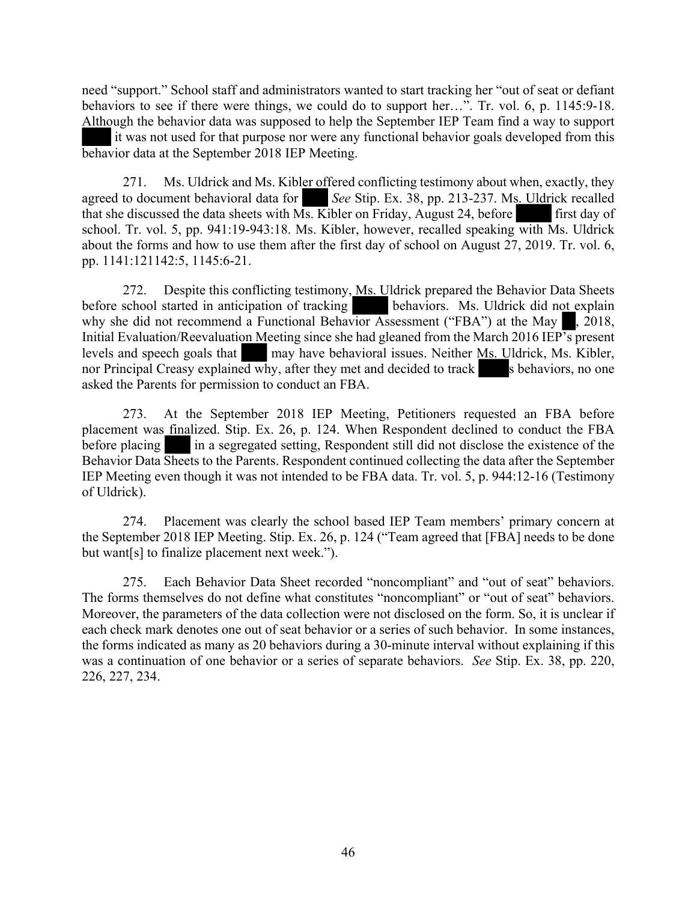need "support." School staff and administrators wanted to start tracking her "out of seat or defiant behaviors to see if there were things, we could do to support her…". Tr. vol. 6, p. 1145:9-18. Although the behavior data was supposed to help the September IEP Team find a way to support ███ it was not used for that purpose nor were any functional behavior goals developed from this behavior data at the September 2018 IEP Meeting.

271. Ms. Uldrick and Ms. Kibler offered conflicting testimony about when, exactly, they agreed to document behavioral data for ███ *See* Stip. Ex. 38, pp. 213-237. Ms. Uldrick recalled that she discussed the data sheets with Ms. Kibler on Friday, August 24, before ███ first day of school. Tr. vol. 5, pp. 941:19-943:18. Ms. Kibler, however, recalled speaking with Ms. Uldrick about the forms and how to use them after the first day of school on August 27, 2019. Tr. vol. 6, pp. 1141:121142:5, 1145:6-21.

272. Despite this conflicting testimony, Ms. Uldrick prepared the Behavior Data Sheets before school started in anticipation of tracking ███ behaviors. Ms. Uldrick did not explain why she did not recommend a Functional Behavior Assessment ("FBA") at the May ██, 2018, Initial Evaluation/Reevaluation Meeting since she had gleaned from the March 2016 IEP's present levels and speech goals that ███ may have behavioral issues. Neither Ms. Uldrick, Ms. Kibler, nor Principal Creasy explained why, after they met and decided to track ███s behaviors, no one asked the Parents for permission to conduct an FBA.

273. At the September 2018 IEP Meeting, Petitioners requested an FBA before placement was finalized. Stip. Ex. 26, p. 124. When Respondent declined to conduct the FBA before placing ███ in a segregated setting, Respondent still did not disclose the existence of the Behavior Data Sheets to the Parents. Respondent continued collecting the data after the September IEP Meeting even though it was not intended to be FBA data. Tr. vol. 5, p. 944:12-16 (Testimony of Uldrick).

274. Placement was clearly the school based IEP Team members' primary concern at the September 2018 IEP Meeting. Stip. Ex. 26, p. 124 ("Team agreed that [FBA] needs to be done but want[s] to finalize placement next week.").

275. Each Behavior Data Sheet recorded "noncompliant" and "out of seat" behaviors. The forms themselves do not define what constitutes "noncompliant" or "out of seat" behaviors. Moreover, the parameters of the data collection were not disclosed on the form. So, it is unclear if each check mark denotes one out of seat behavior or a series of such behavior. In some instances, the forms indicated as many as 20 behaviors during a 30-minute interval without explaining if this was a continuation of one behavior or a series of separate behaviors. *See* Stip. Ex. 38, pp. 220, 226, 227, 234.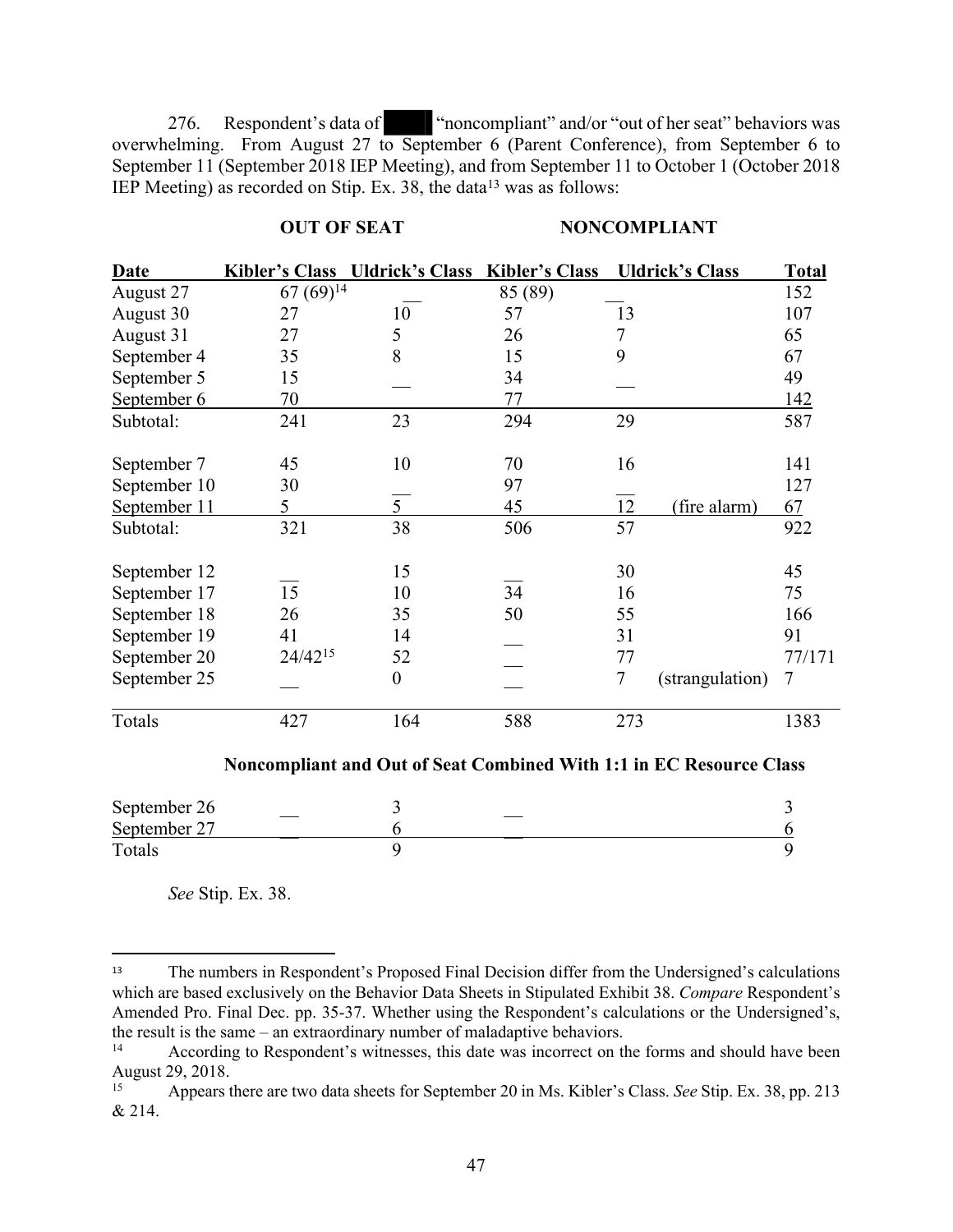276. Respondent's data of ████ "noncompliant" and/or "out of her seat" behaviors was overwhelming. From August 27 to September 6 (Parent Conference), from September 6 to September 11 (September 2018 IEP Meeting), and from September 11 to October 1 (October 2018 IEP Meeting) as recorded on Stip. Ex. 38, the data[13] was as follows:

| | OUT OF SEAT | | NONCOMPLIANT | | | |
|---|---|---|---|---|---|---|
| **Date** | **Kibler's Class** | **Uldrick's Class** | **Kibler's Class** | **Uldrick's Class** | | **Total** |
| August 27 | 67 (69)[14] | __ | 85 (89) | __ | | 152 |
| August 30 | 27 | 10 | 57 | 13 | | 107 |
| August 31 | 27 | 5 | 26 | 7 | | 65 |
| September 4 | 35 | 8 | 15 | 9 | | 67 |
| September 5 | 15 | __ | 34 | __ | | 49 |
| September 6 | 70 | | 77 | | | 142 |
| Subtotal: | 241 | 23 | 294 | 29 | | 587 |
| September 7 | 45 | 10 | 70 | 16 | | 141 |
| September 10 | 30 | __ | 97 | __ | | 127 |
| September 11 | 5 | 5 | 45 | 12 | (fire alarm) | 67 |
| Subtotal: | 321 | 38 | 506 | 57 | | 922 |
| September 12 | __ | 15 | __ | 30 | | 45 |
| September 17 | 15 | 10 | 34 | 16 | | 75 |
| September 18 | 26 | 35 | 50 | 55 | | 166 |
| September 19 | 41 | 14 | __ | 31 | | 91 |
| September 20 | 24/42[15] | 52 | __ | 77 | | 77/171 |
| September 25 | __ | 0 | __ | 7 | (strangulation) | 7 |
| Totals | 427 | 164 | 588 | 273 | | 1383 |

**Noncompliant and Out of Seat Combined With 1:1 in EC Resource Class**

| Date | | | | Total |
|---|---|---|---|---|
| September 26 | __ | 3 | __ | 3 |
| September 27 | __ | 6 | __ | 6 |
| Totals | | 9 | | 9 |

*See* Stip. Ex. 38.

---

[13] The numbers in Respondent's Proposed Final Decision differ from the Undersigned's calculations which are based exclusively on the Behavior Data Sheets in Stipulated Exhibit 38. *Compare* Respondent's Amended Pro. Final Dec. pp. 35-37. Whether using the Respondent's calculations or the Undersigned's, the result is the same – an extraordinary number of maladaptive behaviors.

[14] According to Respondent's witnesses, this date was incorrect on the forms and should have been August 29, 2018.

[15] Appears there are two data sheets for September 20 in Ms. Kibler's Class. *See* Stip. Ex. 38, pp. 213 & 214.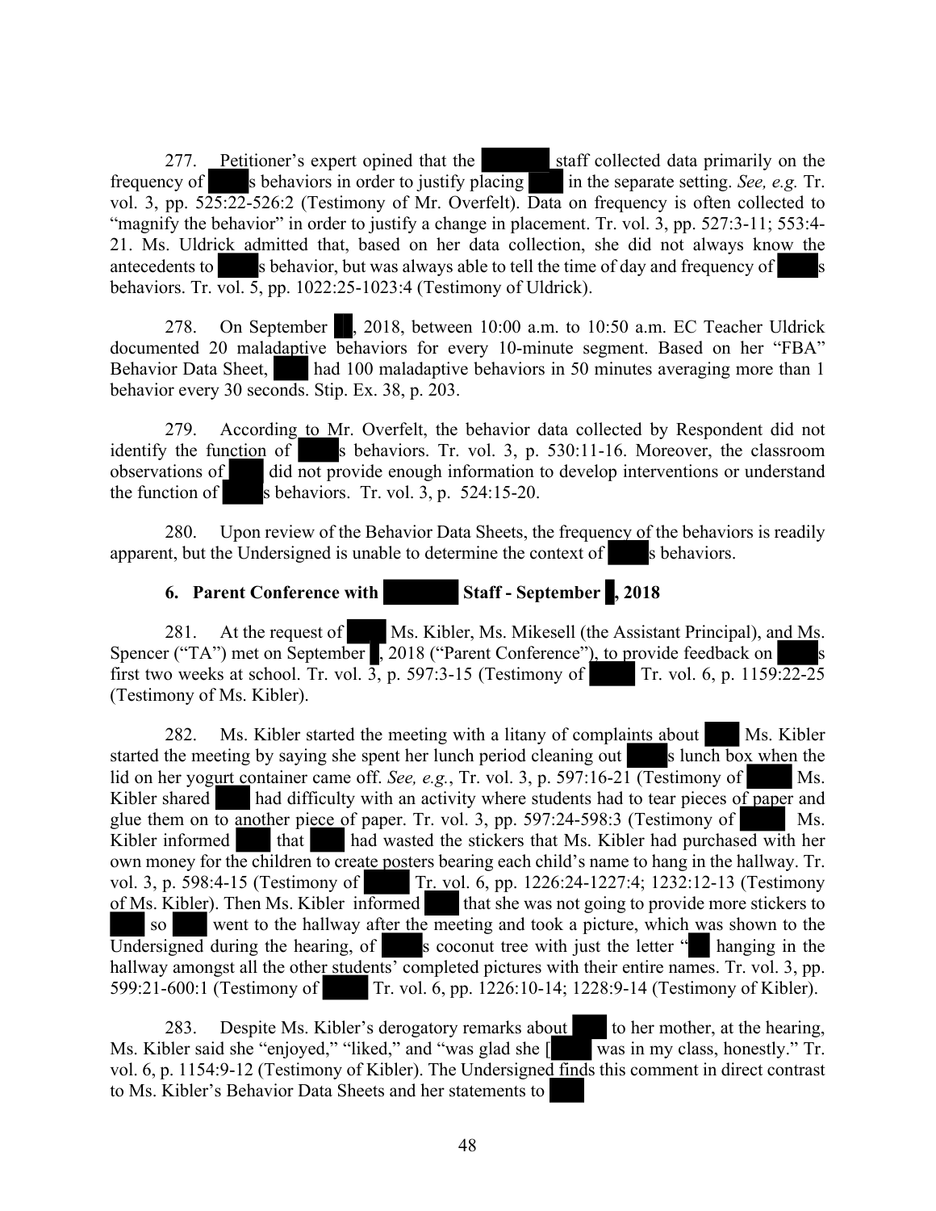277. Petitioner's expert opined that the staff collected data primarily on the frequency of s behaviors in order to justify placing in the separate setting. *See, e.g.* Tr. vol. 3, pp. 525:22-526:2 (Testimony of Mr. Overfelt). Data on frequency is often collected to "magnify the behavior" in order to justify a change in placement. Tr. vol. 3, pp. 527:3-11; 553:4-21. Ms. Uldrick admitted that, based on her data collection, she did not always know the antecedents to s behavior, but was always able to tell the time of day and frequency of s behaviors. Tr. vol. 5, pp. 1022:25-1023:4 (Testimony of Uldrick).

278. On September , 2018, between 10:00 a.m. to 10:50 a.m. EC Teacher Uldrick documented 20 maladaptive behaviors for every 10-minute segment. Based on her "FBA" Behavior Data Sheet, had 100 maladaptive behaviors in 50 minutes averaging more than 1 behavior every 30 seconds. Stip. Ex. 38, p. 203.

279. According to Mr. Overfelt, the behavior data collected by Respondent did not identify the function of s behaviors. Tr. vol. 3, p. 530:11-16. Moreover, the classroom observations of did not provide enough information to develop interventions or understand the function of s behaviors. Tr. vol. 3, p. 524:15-20.

280. Upon review of the Behavior Data Sheets, the frequency of the behaviors is readily apparent, but the Undersigned is unable to determine the context of s behaviors.

**6. Parent Conference with Staff - September , 2018**

281. At the request of Ms. Kibler, Ms. Mikesell (the Assistant Principal), and Ms. Spencer ("TA") met on September , 2018 ("Parent Conference"), to provide feedback on s first two weeks at school. Tr. vol. 3, p. 597:3-15 (Testimony of Tr. vol. 6, p. 1159:22-25 (Testimony of Ms. Kibler).

282. Ms. Kibler started the meeting with a litany of complaints about Ms. Kibler started the meeting by saying she spent her lunch period cleaning out s lunch box when the lid on her yogurt container came off. *See, e.g.*, Tr. vol. 3, p. 597:16-21 (Testimony of Ms. Kibler shared had difficulty with an activity where students had to tear pieces of paper and glue them on to another piece of paper. Tr. vol. 3, pp. 597:24-598:3 (Testimony of Ms. Kibler informed that had wasted the stickers that Ms. Kibler had purchased with her own money for the children to create posters bearing each child's name to hang in the hallway. Tr. vol. 3, p. 598:4-15 (Testimony of Tr. vol. 6, pp. 1226:24-1227:4; 1232:12-13 (Testimony of Ms. Kibler). Then Ms. Kibler informed that she was not going to provide more stickers to so went to the hallway after the meeting and took a picture, which was shown to the Undersigned during the hearing, of s coconut tree with just the letter " hanging in the hallway amongst all the other students' completed pictures with their entire names. Tr. vol. 3, pp. 599:21-600:1 (Testimony of Tr. vol. 6, pp. 1226:10-14; 1228:9-14 (Testimony of Kibler).

283. Despite Ms. Kibler's derogatory remarks about to her mother, at the hearing, Ms. Kibler said she "enjoyed," "liked," and "was glad she [ was in my class, honestly." Tr. vol. 6, p. 1154:9-12 (Testimony of Kibler). The Undersigned finds this comment in direct contrast to Ms. Kibler's Behavior Data Sheets and her statements to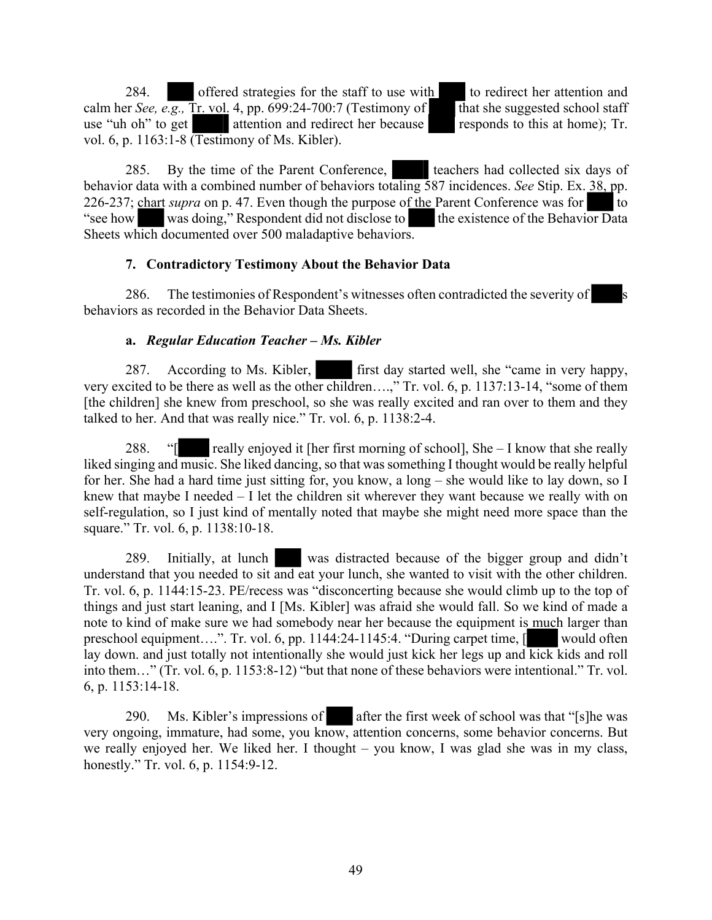284. ███ offered strategies for the staff to use with ███ to redirect her attention and calm her *See, e.g.,* Tr. vol. 4, pp. 699:24-700:7 (Testimony of ███ that she suggested school staff use "uh oh" to get ████ attention and redirect her because ███ responds to this at home); Tr. vol. 6, p. 1163:1-8 (Testimony of Ms. Kibler).

285. By the time of the Parent Conference, ████ teachers had collected six days of behavior data with a combined number of behaviors totaling 587 incidences. *See* Stip. Ex. 38, pp. 226-237; chart *supra* on p. 47. Even though the purpose of the Parent Conference was for ███ to "see how ███ was doing," Respondent did not disclose to ███ the existence of the Behavior Data Sheets which documented over 500 maladaptive behaviors.

### 7. Contradictory Testimony About the Behavior Data

286. The testimonies of Respondent's witnesses often contradicted the severity of ████s behaviors as recorded in the Behavior Data Sheets.

#### a. *Regular Education Teacher – Ms. Kibler*

287. According to Ms. Kibler, ████ first day started well, she "came in very happy, very excited to be there as well as the other children….," Tr. vol. 6, p. 1137:13-14, "some of them [the children] she knew from preschool, so she was really excited and ran over to them and they talked to her. And that was really nice." Tr. vol. 6, p. 1138:2-4.

288. "[███ really enjoyed it [her first morning of school], She – I know that she really liked singing and music. She liked dancing, so that was something I thought would be really helpful for her. She had a hard time just sitting for, you know, a long – she would like to lay down, so I knew that maybe I needed – I let the children sit wherever they want because we really with on self-regulation, so I just kind of mentally noted that maybe she might need more space than the square." Tr. vol. 6, p. 1138:10-18.

289. Initially, at lunch ███ was distracted because of the bigger group and didn't understand that you needed to sit and eat your lunch, she wanted to visit with the other children. Tr. vol. 6, p. 1144:15-23. PE/recess was "disconcerting because she would climb up to the top of things and just start leaning, and I [Ms. Kibler] was afraid she would fall. So we kind of made a note to kind of make sure we had somebody near her because the equipment is much larger than preschool equipment….". Tr. vol. 6, pp. 1144:24-1145:4. "During carpet time, [████ would often lay down. and just totally not intentionally she would just kick her legs up and kick kids and roll into them…" (Tr. vol. 6, p. 1153:8-12) "but that none of these behaviors were intentional." Tr. vol. 6, p. 1153:14-18.

290. Ms. Kibler's impressions of ███ after the first week of school was that "[s]he was very ongoing, immature, had some, you know, attention concerns, some behavior concerns. But we really enjoyed her. We liked her. I thought – you know, I was glad she was in my class, honestly." Tr. vol. 6, p. 1154:9-12.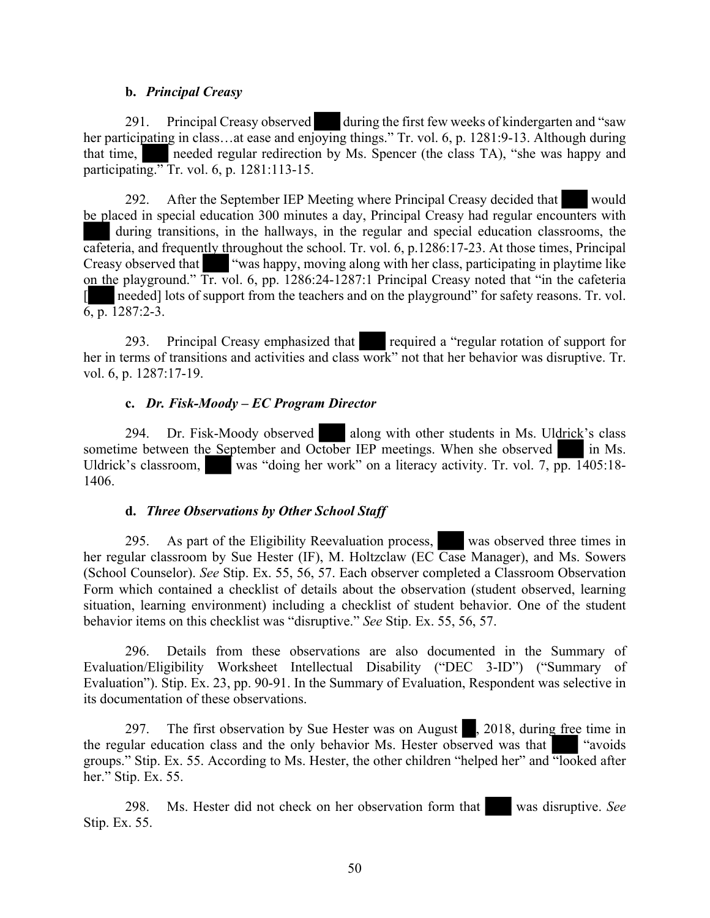**b. *Principal Creasy***

291. Principal Creasy observed during the first few weeks of kindergarten and "saw her participating in class…at ease and enjoying things." Tr. vol. 6, p. 1281:9-13. Although during that time, needed regular redirection by Ms. Spencer (the class TA), "she was happy and participating." Tr. vol. 6, p. 1281:113-15.

292. After the September IEP Meeting where Principal Creasy decided that would be placed in special education 300 minutes a day, Principal Creasy had regular encounters with during transitions, in the hallways, in the regular and special education classrooms, the cafeteria, and frequently throughout the school. Tr. vol. 6, p.1286:17-23. At those times, Principal Creasy observed that "was happy, moving along with her class, participating in playtime like on the playground." Tr. vol. 6, pp. 1286:24-1287:1 Principal Creasy noted that "in the cafeteria [ needed] lots of support from the teachers and on the playground" for safety reasons. Tr. vol. 6, p. 1287:2-3.

293. Principal Creasy emphasized that required a "regular rotation of support for her in terms of transitions and activities and class work" not that her behavior was disruptive. Tr. vol. 6, p. 1287:17-19.

**c. *Dr. Fisk-Moody – EC Program Director***

294. Dr. Fisk-Moody observed along with other students in Ms. Uldrick's class sometime between the September and October IEP meetings. When she observed in Ms. Uldrick's classroom, was "doing her work" on a literacy activity. Tr. vol. 7, pp. 1405:18-1406.

**d. *Three Observations by Other School Staff***

295. As part of the Eligibility Reevaluation process, was observed three times in her regular classroom by Sue Hester (IF), M. Holtzclaw (EC Case Manager), and Ms. Sowers (School Counselor). *See* Stip. Ex. 55, 56, 57. Each observer completed a Classroom Observation Form which contained a checklist of details about the observation (student observed, learning situation, learning environment) including a checklist of student behavior. One of the student behavior items on this checklist was "disruptive." *See* Stip. Ex. 55, 56, 57.

296. Details from these observations are also documented in the Summary of Evaluation/Eligibility Worksheet Intellectual Disability ("DEC 3-ID") ("Summary of Evaluation"). Stip. Ex. 23, pp. 90-91. In the Summary of Evaluation, Respondent was selective in its documentation of these observations.

297. The first observation by Sue Hester was on August , 2018, during free time in the regular education class and the only behavior Ms. Hester observed was that "avoids groups." Stip. Ex. 55. According to Ms. Hester, the other children "helped her" and "looked after her." Stip. Ex. 55.

298. Ms. Hester did not check on her observation form that was disruptive. *See* Stip. Ex. 55.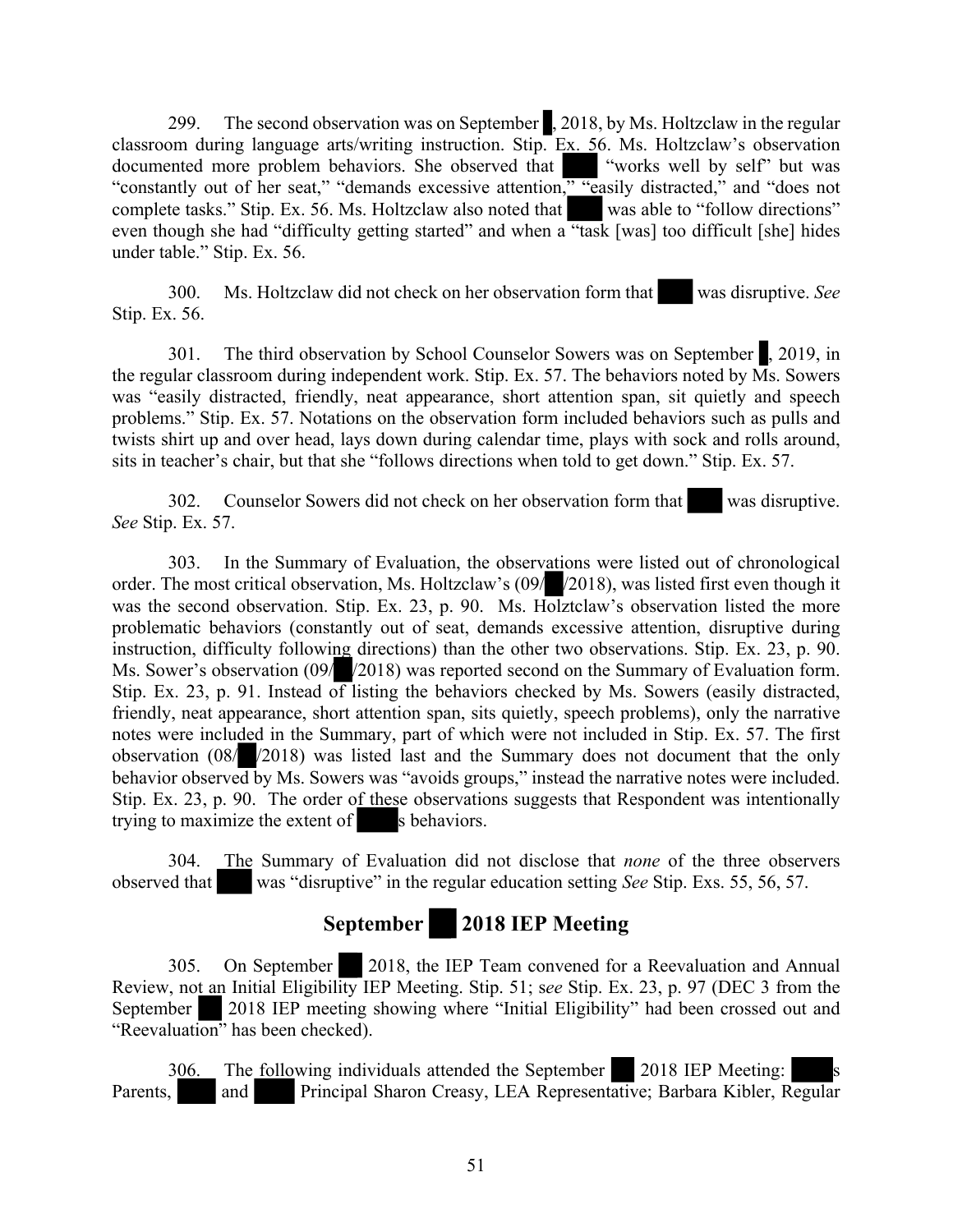299. The second observation was on September , 2018, by Ms. Holtzclaw in the regular classroom during language arts/writing instruction. Stip. Ex. 56. Ms. Holtzclaw's observation documented more problem behaviors. She observed that "works well by self" but was "constantly out of her seat," "demands excessive attention," "easily distracted," and "does not complete tasks." Stip. Ex. 56. Ms. Holtzclaw also noted that was able to "follow directions" even though she had "difficulty getting started" and when a "task [was] too difficult [she] hides under table." Stip. Ex. 56.

300. Ms. Holtzclaw did not check on her observation form that was disruptive. *See* Stip. Ex. 56.

301. The third observation by School Counselor Sowers was on September , 2019, in the regular classroom during independent work. Stip. Ex. 57. The behaviors noted by Ms. Sowers was "easily distracted, friendly, neat appearance, short attention span, sit quietly and speech problems." Stip. Ex. 57. Notations on the observation form included behaviors such as pulls and twists shirt up and over head, lays down during calendar time, plays with sock and rolls around, sits in teacher's chair, but that she "follows directions when told to get down." Stip. Ex. 57.

302. Counselor Sowers did not check on her observation form that was disruptive. *See* Stip. Ex. 57.

303. In the Summary of Evaluation, the observations were listed out of chronological order. The most critical observation, Ms. Holtzclaw's (09/ /2018), was listed first even though it was the second observation. Stip. Ex. 23, p. 90. Ms. Holztclaw's observation listed the more problematic behaviors (constantly out of seat, demands excessive attention, disruptive during instruction, difficulty following directions) than the other two observations. Stip. Ex. 23, p. 90. Ms. Sower's observation (09/ /2018) was reported second on the Summary of Evaluation form. Stip. Ex. 23, p. 91. Instead of listing the behaviors checked by Ms. Sowers (easily distracted, friendly, neat appearance, short attention span, sits quietly, speech problems), only the narrative notes were included in the Summary, part of which were not included in Stip. Ex. 57. The first observation (08/ /2018) was listed last and the Summary does not document that the only behavior observed by Ms. Sowers was "avoids groups," instead the narrative notes were included. Stip. Ex. 23, p. 90. The order of these observations suggests that Respondent was intentionally trying to maximize the extent of s behaviors.

304. The Summary of Evaluation did not disclose that *none* of the three observers observed that was "disruptive" in the regular education setting *See* Stip. Exs. 55, 56, 57.

## September 2018 IEP Meeting

305. On September 2018, the IEP Team convened for a Reevaluation and Annual Review, not an Initial Eligibility IEP Meeting. Stip. 51; s*ee* Stip. Ex. 23, p. 97 (DEC 3 from the September 2018 IEP meeting showing where "Initial Eligibility" had been crossed out and "Reevaluation" has been checked).

306. The following individuals attended the September 2018 IEP Meeting: s Parents, and Principal Sharon Creasy, LEA Representative; Barbara Kibler, Regular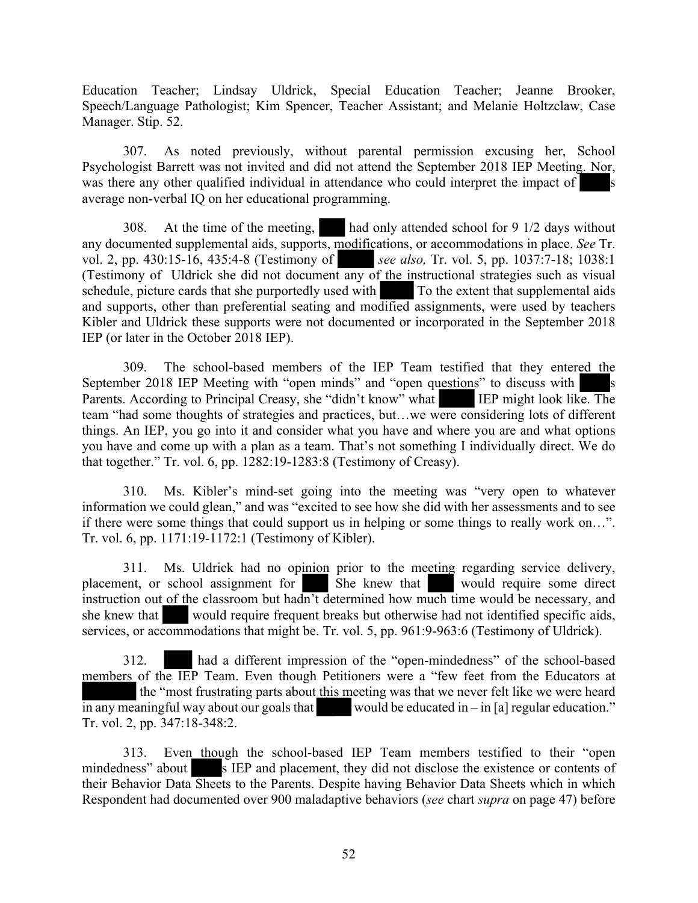Education Teacher; Lindsay Uldrick, Special Education Teacher; Jeanne Brooker, Speech/Language Pathologist; Kim Spencer, Teacher Assistant; and Melanie Holtzclaw, Case Manager. Stip. 52.

307. As noted previously, without parental permission excusing her, School Psychologist Barrett was not invited and did not attend the September 2018 IEP Meeting. Nor, was there any other qualified individual in attendance who could interpret the impact of s average non-verbal IQ on her educational programming.

308. At the time of the meeting, had only attended school for 9 1/2 days without any documented supplemental aids, supports, modifications, or accommodations in place. *See* Tr. vol. 2, pp. 430:15-16, 435:4-8 (Testimony of *see also,* Tr. vol. 5, pp. 1037:7-18; 1038:1 (Testimony of Uldrick she did not document any of the instructional strategies such as visual schedule, picture cards that she purportedly used with To the extent that supplemental aids and supports, other than preferential seating and modified assignments, were used by teachers Kibler and Uldrick these supports were not documented or incorporated in the September 2018 IEP (or later in the October 2018 IEP).

309. The school-based members of the IEP Team testified that they entered the September 2018 IEP Meeting with "open minds" and "open questions" to discuss with s Parents. According to Principal Creasy, she "didn't know" what IEP might look like. The team "had some thoughts of strategies and practices, but…we were considering lots of different things. An IEP, you go into it and consider what you have and where you are and what options you have and come up with a plan as a team. That's not something I individually direct. We do that together." Tr. vol. 6, pp. 1282:19-1283:8 (Testimony of Creasy).

310. Ms. Kibler's mind-set going into the meeting was "very open to whatever information we could glean," and was "excited to see how she did with her assessments and to see if there were some things that could support us in helping or some things to really work on…". Tr. vol. 6, pp. 1171:19-1172:1 (Testimony of Kibler).

311. Ms. Uldrick had no opinion prior to the meeting regarding service delivery, placement, or school assignment for She knew that would require some direct instruction out of the classroom but hadn't determined how much time would be necessary, and she knew that would require frequent breaks but otherwise had not identified specific aids, services, or accommodations that might be. Tr. vol. 5, pp. 961:9-963:6 (Testimony of Uldrick).

312. had a different impression of the "open-mindedness" of the school-based members of the IEP Team. Even though Petitioners were a "few feet from the Educators at the "most frustrating parts about this meeting was that we never felt like we were heard in any meaningful way about our goals that would be educated in – in [a] regular education." Tr. vol. 2, pp. 347:18-348:2.

313. Even though the school-based IEP Team members testified to their "open mindedness" about s IEP and placement, they did not disclose the existence or contents of their Behavior Data Sheets to the Parents. Despite having Behavior Data Sheets which in which Respondent had documented over 900 maladaptive behaviors (*see* chart *supra* on page 47) before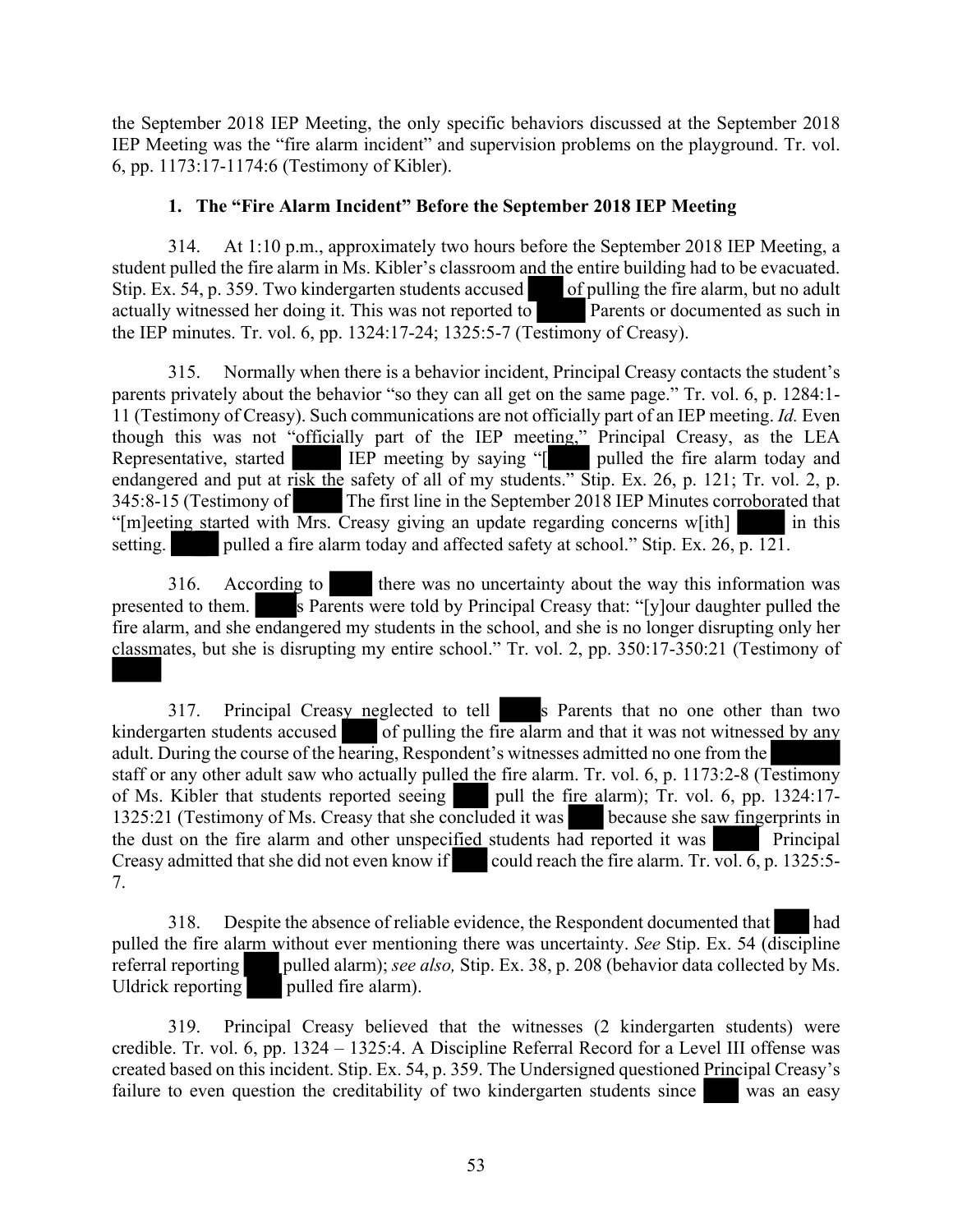the September 2018 IEP Meeting, the only specific behaviors discussed at the September 2018 IEP Meeting was the "fire alarm incident" and supervision problems on the playground. Tr. vol. 6, pp. 1173:17-1174:6 (Testimony of Kibler).

### 1. The "Fire Alarm Incident" Before the September 2018 IEP Meeting

314. At 1:10 p.m., approximately two hours before the September 2018 IEP Meeting, a student pulled the fire alarm in Ms. Kibler's classroom and the entire building had to be evacuated. Stip. Ex. 54, p. 359. Two kindergarten students accused ████ of pulling the fire alarm, but no adult actually witnessed her doing it. This was not reported to ████ Parents or documented as such in the IEP minutes. Tr. vol. 6, pp. 1324:17-24; 1325:5-7 (Testimony of Creasy).

315. Normally when there is a behavior incident, Principal Creasy contacts the student's parents privately about the behavior "so they can all get on the same page." Tr. vol. 6, p. 1284:1-11 (Testimony of Creasy). Such communications are not officially part of an IEP meeting. *Id.* Even though this was not "officially part of the IEP meeting," Principal Creasy, as the LEA Representative, started ████ IEP meeting by saying "[████ pulled the fire alarm today and endangered and put at risk the safety of all of my students." Stip. Ex. 26, p. 121; Tr. vol. 2, p. 345:8-15 (Testimony of ████ The first line in the September 2018 IEP Minutes corroborated that "[m]eeting started with Mrs. Creasy giving an update regarding concerns w[ith] ████ in this setting. ████ pulled a fire alarm today and affected safety at school." Stip. Ex. 26, p. 121.

316. According to ████ there was no uncertainty about the way this information was presented to them. ████s Parents were told by Principal Creasy that: "[y]our daughter pulled the fire alarm, and she endangered my students in the school, and she is no longer disrupting only her classmates, but she is disrupting my entire school." Tr. vol. 2, pp. 350:17-350:21 (Testimony of ████

317. Principal Creasy neglected to tell ████s Parents that no one other than two kindergarten students accused ████ of pulling the fire alarm and that it was not witnessed by any adult. During the course of the hearing, Respondent's witnesses admitted no one from the ████ staff or any other adult saw who actually pulled the fire alarm. Tr. vol. 6, p. 1173:2-8 (Testimony of Ms. Kibler that students reported seeing ████ pull the fire alarm); Tr. vol. 6, pp. 1324:17-1325:21 (Testimony of Ms. Creasy that she concluded it was ████ because she saw fingerprints in the dust on the fire alarm and other unspecified students had reported it was ████ Principal Creasy admitted that she did not even know if ████ could reach the fire alarm. Tr. vol. 6, p. 1325:5-7.

318. Despite the absence of reliable evidence, the Respondent documented that ████ had pulled the fire alarm without ever mentioning there was uncertainty. *See* Stip. Ex. 54 (discipline referral reporting ████ pulled alarm); *see also,* Stip. Ex. 38, p. 208 (behavior data collected by Ms. Uldrick reporting ████ pulled fire alarm).

319. Principal Creasy believed that the witnesses (2 kindergarten students) were credible. Tr. vol. 6, pp. 1324 – 1325:4. A Discipline Referral Record for a Level III offense was created based on this incident. Stip. Ex. 54, p. 359. The Undersigned questioned Principal Creasy's failure to even question the creditability of two kindergarten students since ████ was an easy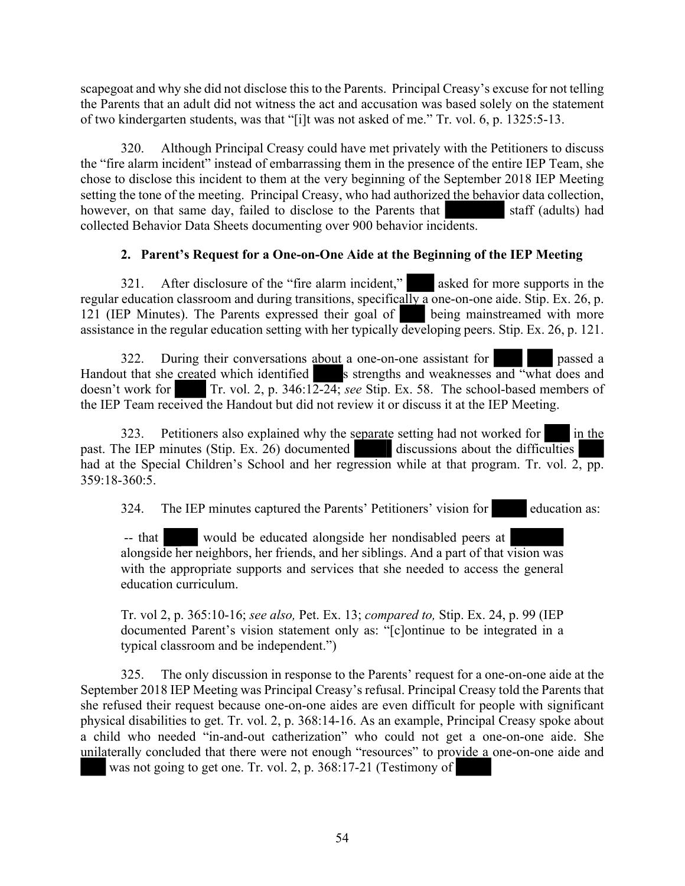scapegoat and why she did not disclose this to the Parents. Principal Creasy's excuse for not telling the Parents that an adult did not witness the act and accusation was based solely on the statement of two kindergarten students, was that "[i]t was not asked of me." Tr. vol. 6, p. 1325:5-13.

320. Although Principal Creasy could have met privately with the Petitioners to discuss the "fire alarm incident" instead of embarrassing them in the presence of the entire IEP Team, she chose to disclose this incident to them at the very beginning of the September 2018 IEP Meeting setting the tone of the meeting. Principal Creasy, who had authorized the behavior data collection, however, on that same day, failed to disclose to the Parents that ████ staff (adults) had collected Behavior Data Sheets documenting over 900 behavior incidents.

### 2. Parent's Request for a One-on-One Aide at the Beginning of the IEP Meeting

321. After disclosure of the "fire alarm incident," ████ asked for more supports in the regular education classroom and during transitions, specifically a one-on-one aide. Stip. Ex. 26, p. 121 (IEP Minutes). The Parents expressed their goal of ████ being mainstreamed with more assistance in the regular education setting with her typically developing peers. Stip. Ex. 26, p. 121.

322. During their conversations about a one-on-one assistant for ████ ████ passed a Handout that she created which identified ████s strengths and weaknesses and "what does and doesn't work for ████ Tr. vol. 2, p. 346:12-24; *see* Stip. Ex. 58. The school-based members of the IEP Team received the Handout but did not review it or discuss it at the IEP Meeting.

323. Petitioners also explained why the separate setting had not worked for ████ in the past. The IEP minutes (Stip. Ex. 26) documented ████ discussions about the difficulties ████ had at the Special Children's School and her regression while at that program. Tr. vol. 2, pp. 359:18-360:5.

324. The IEP minutes captured the Parents' Petitioners' vision for ████ education as:

> -- that ████ would be educated alongside her nondisabled peers at ████ alongside her neighbors, her friends, and her siblings. And a part of that vision was with the appropriate supports and services that she needed to access the general education curriculum.
>
> Tr. vol 2, p. 365:10-16; *see also,* Pet. Ex. 13; *compared to,* Stip. Ex. 24, p. 99 (IEP documented Parent's vision statement only as: "[c]ontinue to be integrated in a typical classroom and be independent.")

325. The only discussion in response to the Parents' request for a one-on-one aide at the September 2018 IEP Meeting was Principal Creasy's refusal. Principal Creasy told the Parents that she refused their request because one-on-one aides are even difficult for people with significant physical disabilities to get. Tr. vol. 2, p. 368:14-16. As an example, Principal Creasy spoke about a child who needed "in-and-out catherization" who could not get a one-on-one aide. She unilaterally concluded that there were not enough "resources" to provide a one-on-one aide and ████ was not going to get one. Tr. vol. 2, p. 368:17-21 (Testimony of ████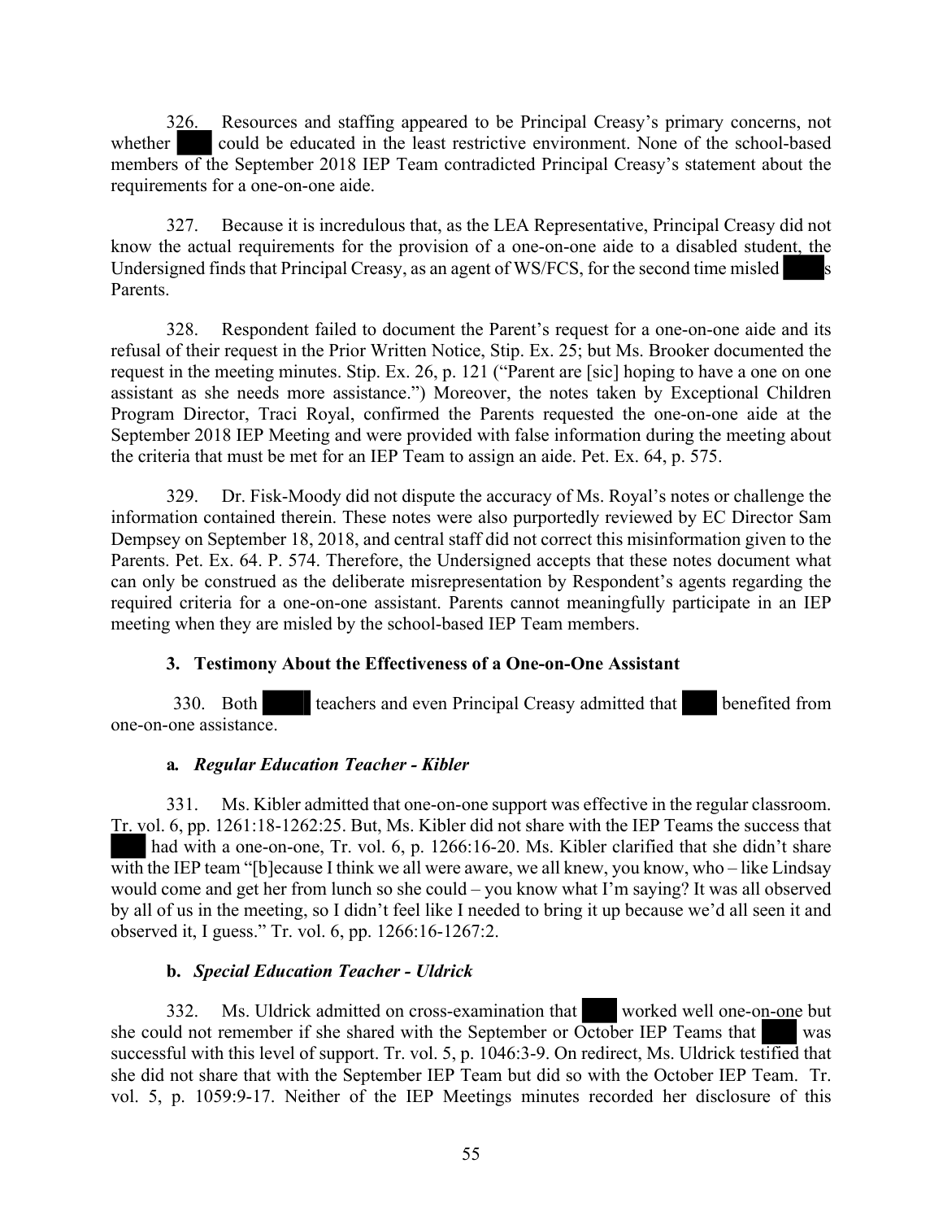326. Resources and staffing appeared to be Principal Creasy's primary concerns, not whether ███ could be educated in the least restrictive environment. None of the school-based members of the September 2018 IEP Team contradicted Principal Creasy's statement about the requirements for a one-on-one aide.

327. Because it is incredulous that, as the LEA Representative, Principal Creasy did not know the actual requirements for the provision of a one-on-one aide to a disabled student, the Undersigned finds that Principal Creasy, as an agent of WS/FCS, for the second time misled ███s Parents.

328. Respondent failed to document the Parent's request for a one-on-one aide and its refusal of their request in the Prior Written Notice, Stip. Ex. 25; but Ms. Brooker documented the request in the meeting minutes. Stip. Ex. 26, p. 121 ("Parent are [sic] hoping to have a one on one assistant as she needs more assistance.") Moreover, the notes taken by Exceptional Children Program Director, Traci Royal, confirmed the Parents requested the one-on-one aide at the September 2018 IEP Meeting and were provided with false information during the meeting about the criteria that must be met for an IEP Team to assign an aide. Pet. Ex. 64, p. 575.

329. Dr. Fisk-Moody did not dispute the accuracy of Ms. Royal's notes or challenge the information contained therein. These notes were also purportedly reviewed by EC Director Sam Dempsey on September 18, 2018, and central staff did not correct this misinformation given to the Parents. Pet. Ex. 64. P. 574. Therefore, the Undersigned accepts that these notes document what can only be construed as the deliberate misrepresentation by Respondent's agents regarding the required criteria for a one-on-one assistant. Parents cannot meaningfully participate in an IEP meeting when they are misled by the school-based IEP Team members.

### 3. Testimony About the Effectiveness of a One-on-One Assistant

330. Both ████ teachers and even Principal Creasy admitted that ███ benefited from one-on-one assistance.

#### a. *Regular Education Teacher - Kibler*

331. Ms. Kibler admitted that one-on-one support was effective in the regular classroom. Tr. vol. 6, pp. 1261:18-1262:25. But, Ms. Kibler did not share with the IEP Teams the success that ███ had with a one-on-one, Tr. vol. 6, p. 1266:16-20. Ms. Kibler clarified that she didn't share with the IEP team "[b]ecause I think we all were aware, we all knew, you know, who – like Lindsay would come and get her from lunch so she could – you know what I'm saying? It was all observed by all of us in the meeting, so I didn't feel like I needed to bring it up because we'd all seen it and observed it, I guess." Tr. vol. 6, pp. 1266:16-1267:2.

#### b. *Special Education Teacher - Uldrick*

332. Ms. Uldrick admitted on cross-examination that ███ worked well one-on-one but she could not remember if she shared with the September or October IEP Teams that ███ was successful with this level of support. Tr. vol. 5, p. 1046:3-9. On redirect, Ms. Uldrick testified that she did not share that with the September IEP Team but did so with the October IEP Team. Tr. vol. 5, p. 1059:9-17. Neither of the IEP Meetings minutes recorded her disclosure of this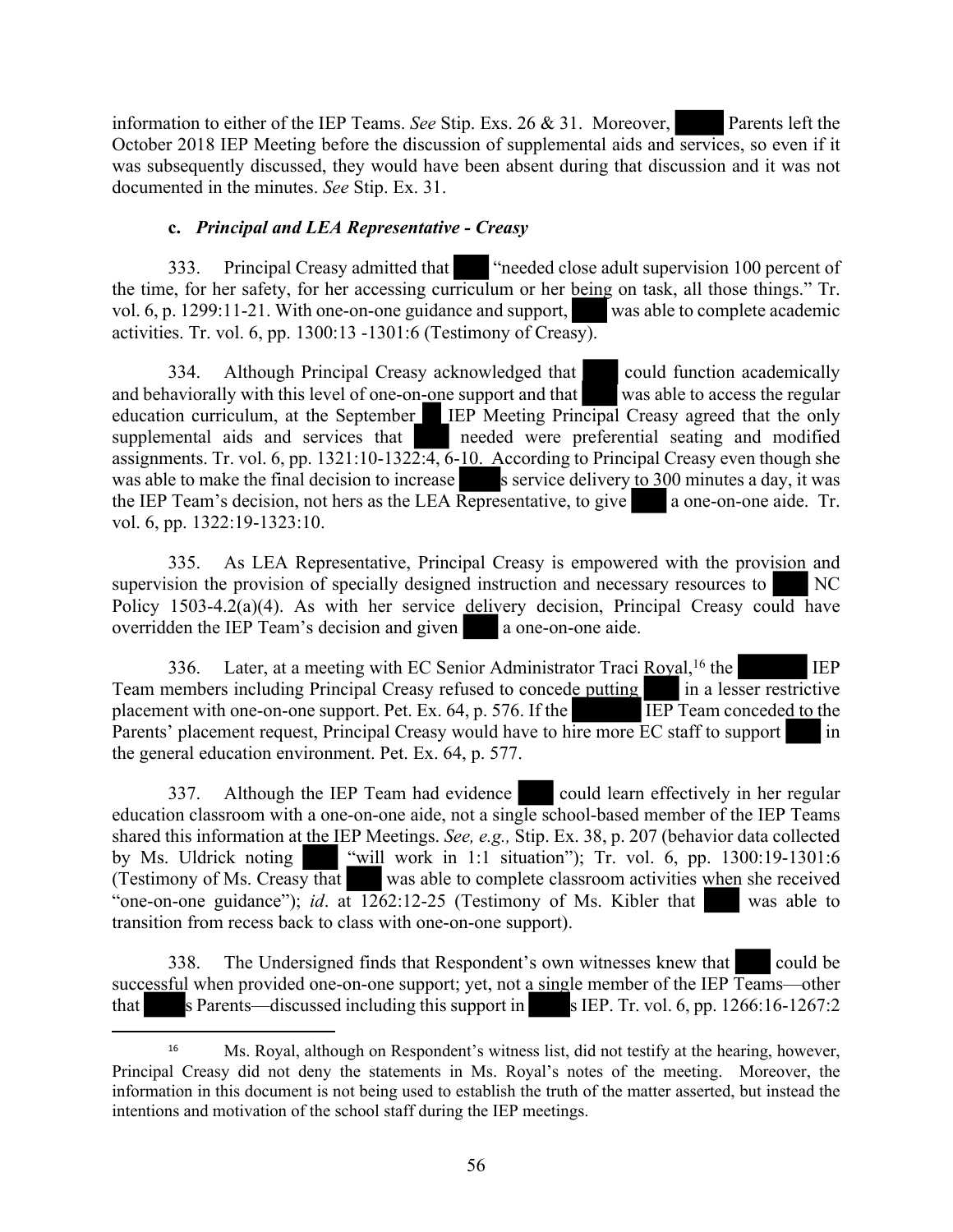information to either of the IEP Teams. *See* Stip. Exs. 26 & 31. Moreover, Parents left the October 2018 IEP Meeting before the discussion of supplemental aids and services, so even if it was subsequently discussed, they would have been absent during that discussion and it was not documented in the minutes. *See* Stip. Ex. 31.

**c. *Principal and LEA Representative - Creasy***

333. Principal Creasy admitted that "needed close adult supervision 100 percent of the time, for her safety, for her accessing curriculum or her being on task, all those things." Tr. vol. 6, p. 1299:11-21. With one-on-one guidance and support, was able to complete academic activities. Tr. vol. 6, pp. 1300:13 -1301:6 (Testimony of Creasy).

334. Although Principal Creasy acknowledged that could function academically and behaviorally with this level of one-on-one support and that was able to access the regular education curriculum, at the September IEP Meeting Principal Creasy agreed that the only supplemental aids and services that needed were preferential seating and modified assignments. Tr. vol. 6, pp. 1321:10-1322:4, 6-10. According to Principal Creasy even though she was able to make the final decision to increase s service delivery to 300 minutes a day, it was the IEP Team's decision, not hers as the LEA Representative, to give a one-on-one aide. Tr. vol. 6, pp. 1322:19-1323:10.

335. As LEA Representative, Principal Creasy is empowered with the provision and supervision the provision of specially designed instruction and necessary resources to NC Policy 1503-4.2(a)(4). As with her service delivery decision, Principal Creasy could have overridden the IEP Team's decision and given a one-on-one aide.

336. Later, at a meeting with EC Senior Administrator Traci Royal,[16] the IEP Team members including Principal Creasy refused to concede putting in a lesser restrictive placement with one-on-one support. Pet. Ex. 64, p. 576. If the IEP Team conceded to the Parents' placement request, Principal Creasy would have to hire more EC staff to support in the general education environment. Pet. Ex. 64, p. 577.

337. Although the IEP Team had evidence could learn effectively in her regular education classroom with a one-on-one aide, not a single school-based member of the IEP Teams shared this information at the IEP Meetings. *See, e.g.,* Stip. Ex. 38, p. 207 (behavior data collected by Ms. Uldrick noting "will work in 1:1 situation"); Tr. vol. 6, pp. 1300:19-1301:6 (Testimony of Ms. Creasy that was able to complete classroom activities when she received "one-on-one guidance"); *id*. at 1262:12-25 (Testimony of Ms. Kibler that was able to transition from recess back to class with one-on-one support).

338. The Undersigned finds that Respondent's own witnesses knew that could be successful when provided one-on-one support; yet, not a single member of the IEP Teams—other that s Parents—discussed including this support in s IEP. Tr. vol. 6, pp. 1266:16-1267:2

[16] Ms. Royal, although on Respondent's witness list, did not testify at the hearing, however, Principal Creasy did not deny the statements in Ms. Royal's notes of the meeting. Moreover, the information in this document is not being used to establish the truth of the matter asserted, but instead the intentions and motivation of the school staff during the IEP meetings.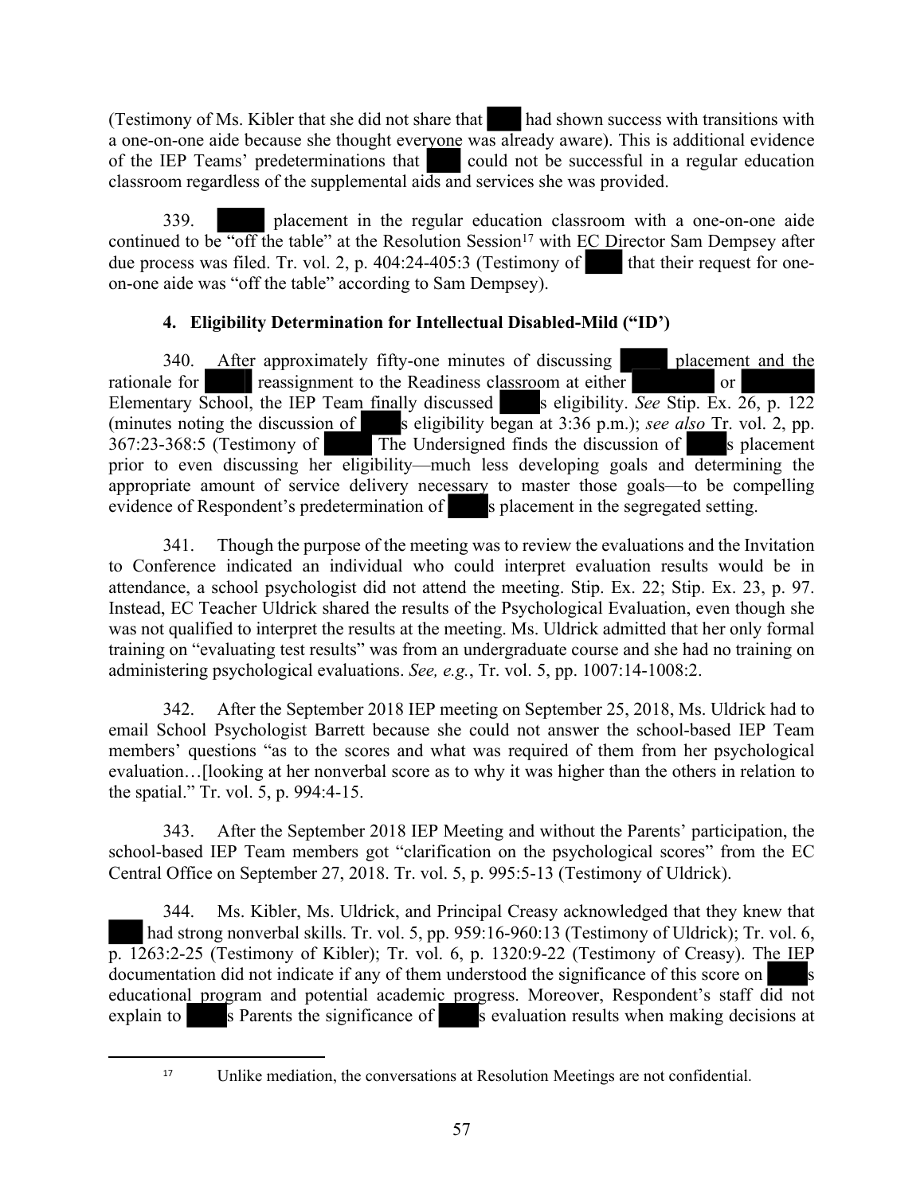(Testimony of Ms. Kibler that she did not share that ███ had shown success with transitions with a one-on-one aide because she thought everyone was already aware). This is additional evidence of the IEP Teams' predeterminations that ███ could not be successful in a regular education classroom regardless of the supplemental aids and services she was provided.

339. █████ placement in the regular education classroom with a one-on-one aide continued to be "off the table" at the Resolution Session[17] with EC Director Sam Dempsey after due process was filed. Tr. vol. 2, p. 404:24-405:3 (Testimony of ████ that their request for one-on-one aide was "off the table" according to Sam Dempsey).

### 4. Eligibility Determination for Intellectual Disabled-Mild ("ID')

340. After approximately fifty-one minutes of discussing █████ placement and the rationale for █████ reassignment to the Readiness classroom at either ████████ or ████████ Elementary School, the IEP Team finally discussed █████s eligibility. *See* Stip. Ex. 26, p. 122 (minutes noting the discussion of █████s eligibility began at 3:36 p.m.); *see also* Tr. vol. 2, pp. 367:23-368:5 (Testimony of █████ The Undersigned finds the discussion of █████s placement prior to even discussing her eligibility—much less developing goals and determining the appropriate amount of service delivery necessary to master those goals—to be compelling evidence of Respondent's predetermination of █████s placement in the segregated setting.

341. Though the purpose of the meeting was to review the evaluations and the Invitation to Conference indicated an individual who could interpret evaluation results would be in attendance, a school psychologist did not attend the meeting. Stip. Ex. 22; Stip. Ex. 23, p. 97. Instead, EC Teacher Uldrick shared the results of the Psychological Evaluation, even though she was not qualified to interpret the results at the meeting. Ms. Uldrick admitted that her only formal training on "evaluating test results" was from an undergraduate course and she had no training on administering psychological evaluations. *See, e.g.*, Tr. vol. 5, pp. 1007:14-1008:2.

342. After the September 2018 IEP meeting on September 25, 2018, Ms. Uldrick had to email School Psychologist Barrett because she could not answer the school-based IEP Team members' questions "as to the scores and what was required of them from her psychological evaluation…[looking at her nonverbal score as to why it was higher than the others in relation to the spatial." Tr. vol. 5, p. 994:4-15.

343. After the September 2018 IEP Meeting and without the Parents' participation, the school-based IEP Team members got "clarification on the psychological scores" from the EC Central Office on September 27, 2018. Tr. vol. 5, p. 995:5-13 (Testimony of Uldrick).

344. Ms. Kibler, Ms. Uldrick, and Principal Creasy acknowledged that they knew that ███ had strong nonverbal skills. Tr. vol. 5, pp. 959:16-960:13 (Testimony of Uldrick); Tr. vol. 6, p. 1263:2-25 (Testimony of Kibler); Tr. vol. 6, p. 1320:9-22 (Testimony of Creasy). The IEP documentation did not indicate if any of them understood the significance of this score on █████s educational program and potential academic progress. Moreover, Respondent's staff did not explain to █████s Parents the significance of █████s evaluation results when making decisions at

[17] Unlike mediation, the conversations at Resolution Meetings are not confidential.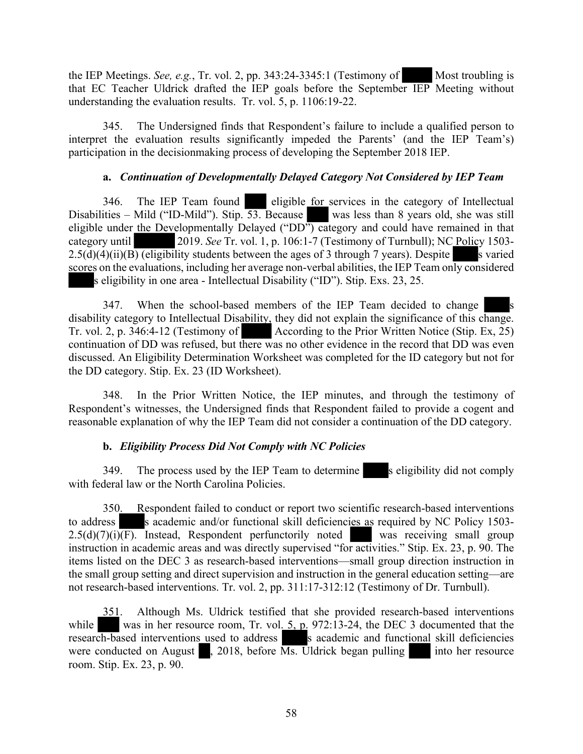the IEP Meetings. *See, e.g.*, Tr. vol. 2, pp. 343:24-3345:1 (Testimony of  Most troubling is that EC Teacher Uldrick drafted the IEP goals before the September IEP Meeting without understanding the evaluation results. Tr. vol. 5, p. 1106:19-22.

345. The Undersigned finds that Respondent's failure to include a qualified person to interpret the evaluation results significantly impeded the Parents' (and the IEP Team's) participation in the decisionmaking process of developing the September 2018 IEP.

**a. *Continuation of Developmentally Delayed Category Not Considered by IEP Team***

346. The IEP Team found  eligible for services in the category of Intellectual Disabilities – Mild ("ID-Mild"). Stip. 53. Because  was less than 8 years old, she was still eligible under the Developmentally Delayed ("DD") category and could have remained in that category until  2019. *See* Tr. vol. 1, p. 106:1-7 (Testimony of Turnbull); NC Policy 1503-2.5(d)(4)(ii)(B) (eligibility students between the ages of 3 through 7 years). Despite  s varied scores on the evaluations, including her average non-verbal abilities, the IEP Team only considered  s eligibility in one area - Intellectual Disability ("ID"). Stip. Exs. 23, 25.

347. When the school-based members of the IEP Team decided to change  s disability category to Intellectual Disability, they did not explain the significance of this change. Tr. vol. 2, p. 346:4-12 (Testimony of  According to the Prior Written Notice (Stip. Ex, 25) continuation of DD was refused, but there was no other evidence in the record that DD was even discussed. An Eligibility Determination Worksheet was completed for the ID category but not for the DD category. Stip. Ex. 23 (ID Worksheet).

348. In the Prior Written Notice, the IEP minutes, and through the testimony of Respondent's witnesses, the Undersigned finds that Respondent failed to provide a cogent and reasonable explanation of why the IEP Team did not consider a continuation of the DD category.

**b. *Eligibility Process Did Not Comply with NC Policies***

349. The process used by the IEP Team to determine  s eligibility did not comply with federal law or the North Carolina Policies.

350. Respondent failed to conduct or report two scientific research-based interventions to address  s academic and/or functional skill deficiencies as required by NC Policy 1503-2.5(d)(7)(i)(F). Instead, Respondent perfunctorily noted  was receiving small group instruction in academic areas and was directly supervised "for activities." Stip. Ex. 23, p. 90. The items listed on the DEC 3 as research-based interventions—small group direction instruction in the small group setting and direct supervision and instruction in the general education setting—are not research-based interventions. Tr. vol. 2, pp. 311:17-312:12 (Testimony of Dr. Turnbull).

351. Although Ms. Uldrick testified that she provided research-based interventions while  was in her resource room, Tr. vol. 5, p. 972:13-24, the DEC 3 documented that the research-based interventions used to address  s academic and functional skill deficiencies were conducted on August  , 2018, before Ms. Uldrick began pulling  into her resource room. Stip. Ex. 23, p. 90.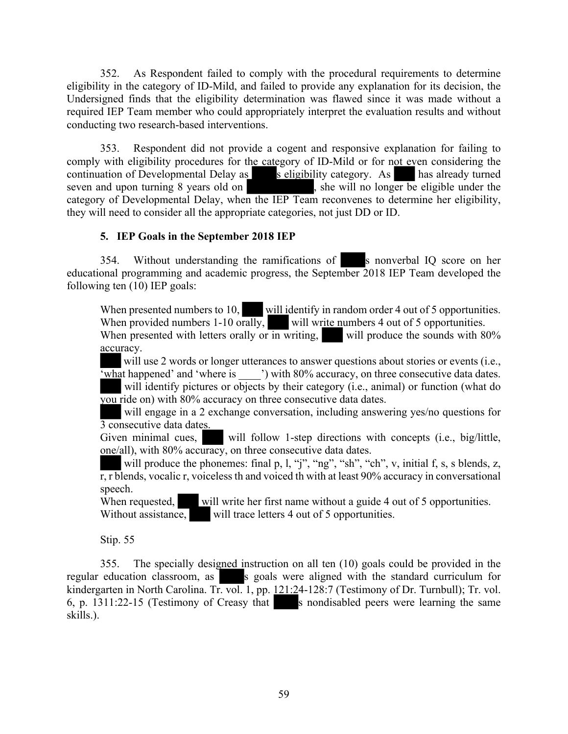352. As Respondent failed to comply with the procedural requirements to determine eligibility in the category of ID-Mild, and failed to provide any explanation for its decision, the Undersigned finds that the eligibility determination was flawed since it was made without a required IEP Team member who could appropriately interpret the evaluation results and without conducting two research-based interventions.

353. Respondent did not provide a cogent and responsive explanation for failing to comply with eligibility procedures for the category of ID-Mild or for not even considering the continuation of Developmental Delay as ████'s eligibility category. As ███ has already turned seven and upon turning 8 years old on ██████████, she will no longer be eligible under the category of Developmental Delay, when the IEP Team reconvenes to determine her eligibility, they will need to consider all the appropriate categories, not just DD or ID.

### 5. IEP Goals in the September 2018 IEP

354. Without understanding the ramifications of ████'s nonverbal IQ score on her educational programming and academic progress, the September 2018 IEP Team developed the following ten (10) IEP goals:

> When presented numbers to 10, ███ will identify in random order 4 out of 5 opportunities.
> When provided numbers 1-10 orally, ███ will write numbers 4 out of 5 opportunities.
> When presented with letters orally or in writing, ███ will produce the sounds with 80% accuracy.
> ███ will use 2 words or longer utterances to answer questions about stories or events (i.e., 'what happened' and 'where is ____') with 80% accuracy, on three consecutive data dates.
> ███ will identify pictures or objects by their category (i.e., animal) or function (what do you ride on) with 80% accuracy on three consecutive data dates.
> ███ will engage in a 2 exchange conversation, including answering yes/no questions for 3 consecutive data dates.
> Given minimal cues, ███ will follow 1-step directions with concepts (i.e., big/little, one/all), with 80% accuracy, on three consecutive data dates.
> ███ will produce the phonemes: final p, l, "j", "ng", "sh", "ch", v, initial f, s, s blends, z, r, r blends, vocalic r, voiceless th and voiced th with at least 90% accuracy in conversational speech.
> When requested, ███ will write her first name without a guide 4 out of 5 opportunities.
> Without assistance, ███ will trace letters 4 out of 5 opportunities.
>
> Stip. 55

355. The specially designed instruction on all ten (10) goals could be provided in the regular education classroom, as ████'s goals were aligned with the standard curriculum for kindergarten in North Carolina. Tr. vol. 1, pp. 121:24-128:7 (Testimony of Dr. Turnbull); Tr. vol. 6, p. 1311:22-15 (Testimony of Creasy that ████'s nondisabled peers were learning the same skills.).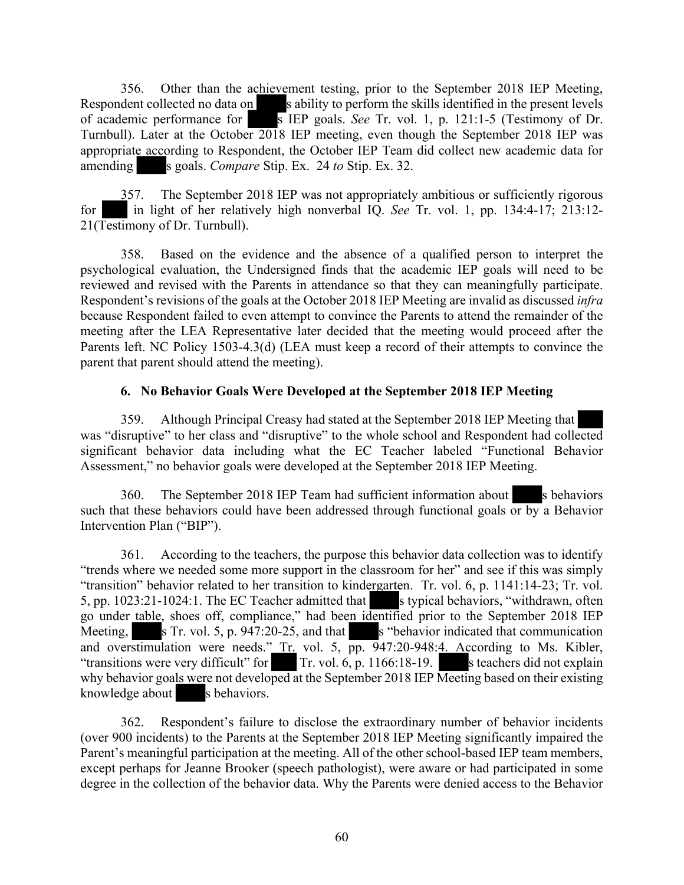356. Other than the achievement testing, prior to the September 2018 IEP Meeting, Respondent collected no data on s ability to perform the skills identified in the present levels of academic performance for s IEP goals. *See* Tr. vol. 1, p. 121:1-5 (Testimony of Dr. Turnbull). Later at the October 2018 IEP meeting, even though the September 2018 IEP was appropriate according to Respondent, the October IEP Team did collect new academic data for amending s goals. *Compare* Stip. Ex. 24 *to* Stip. Ex. 32.

357. The September 2018 IEP was not appropriately ambitious or sufficiently rigorous for in light of her relatively high nonverbal IQ. *See* Tr. vol. 1, pp. 134:4-17; 213:12-21(Testimony of Dr. Turnbull).

358. Based on the evidence and the absence of a qualified person to interpret the psychological evaluation, the Undersigned finds that the academic IEP goals will need to be reviewed and revised with the Parents in attendance so that they can meaningfully participate. Respondent's revisions of the goals at the October 2018 IEP Meeting are invalid as discussed *infra* because Respondent failed to even attempt to convince the Parents to attend the remainder of the meeting after the LEA Representative later decided that the meeting would proceed after the Parents left. NC Policy 1503-4.3(d) (LEA must keep a record of their attempts to convince the parent that parent should attend the meeting).

#### 6. No Behavior Goals Were Developed at the September 2018 IEP Meeting

359. Although Principal Creasy had stated at the September 2018 IEP Meeting that was "disruptive" to her class and "disruptive" to the whole school and Respondent had collected significant behavior data including what the EC Teacher labeled "Functional Behavior Assessment," no behavior goals were developed at the September 2018 IEP Meeting.

360. The September 2018 IEP Team had sufficient information about s behaviors such that these behaviors could have been addressed through functional goals or by a Behavior Intervention Plan ("BIP").

361. According to the teachers, the purpose this behavior data collection was to identify "trends where we needed some more support in the classroom for her" and see if this was simply "transition" behavior related to her transition to kindergarten. Tr. vol. 6, p. 1141:14-23; Tr. vol. 5, pp. 1023:21-1024:1. The EC Teacher admitted that s typical behaviors, "withdrawn, often go under table, shoes off, compliance," had been identified prior to the September 2018 IEP Meeting, s Tr. vol. 5, p. 947:20-25, and that s "behavior indicated that communication and overstimulation were needs." Tr. vol. 5, pp. 947:20-948:4. According to Ms. Kibler, "transitions were very difficult" for Tr. vol. 6, p. 1166:18-19. s teachers did not explain why behavior goals were not developed at the September 2018 IEP Meeting based on their existing knowledge about s behaviors.

362. Respondent's failure to disclose the extraordinary number of behavior incidents (over 900 incidents) to the Parents at the September 2018 IEP Meeting significantly impaired the Parent's meaningful participation at the meeting. All of the other school-based IEP team members, except perhaps for Jeanne Brooker (speech pathologist), were aware or had participated in some degree in the collection of the behavior data. Why the Parents were denied access to the Behavior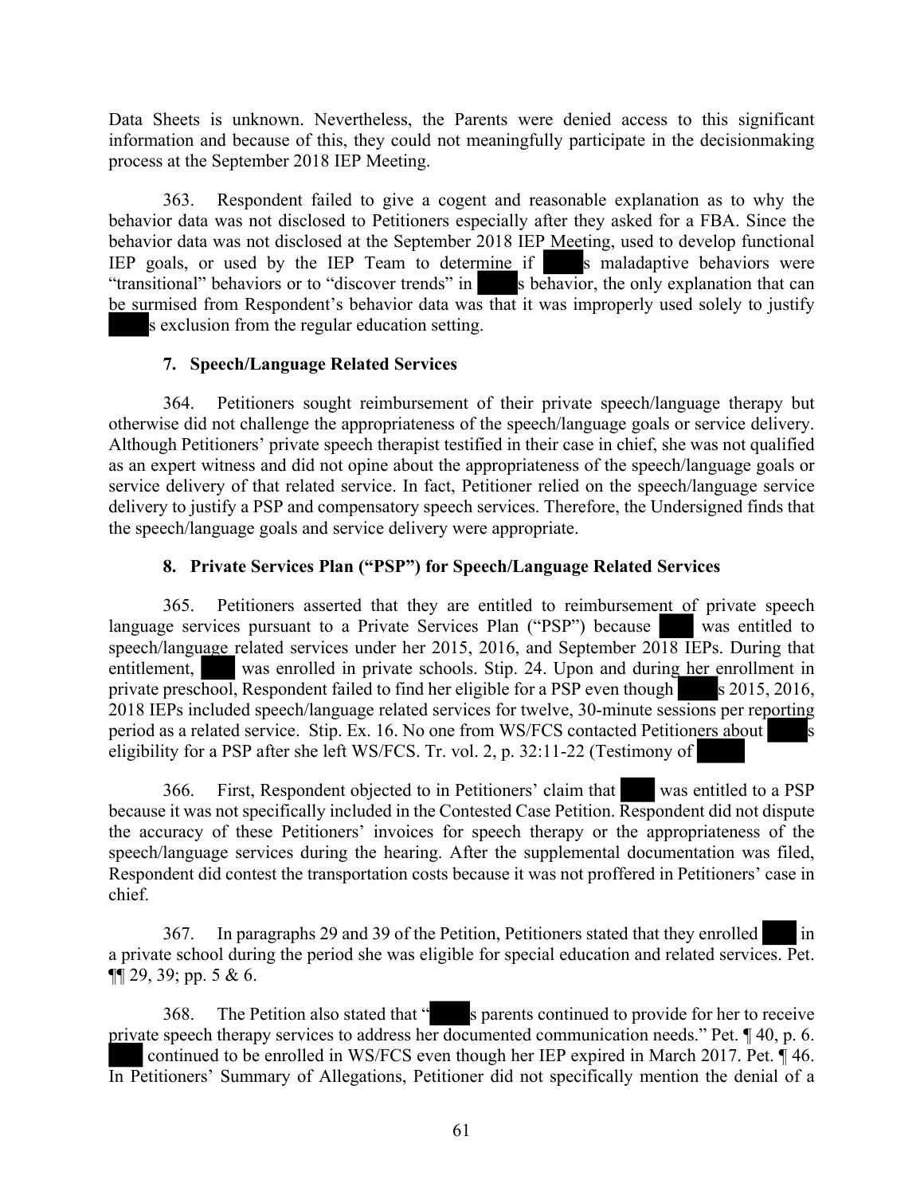Data Sheets is unknown. Nevertheless, the Parents were denied access to this significant information and because of this, they could not meaningfully participate in the decisionmaking process at the September 2018 IEP Meeting.

363. Respondent failed to give a cogent and reasonable explanation as to why the behavior data was not disclosed to Petitioners especially after they asked for a FBA. Since the behavior data was not disclosed at the September 2018 IEP Meeting, used to develop functional IEP goals, or used by the IEP Team to determine if ███s maladaptive behaviors were "transitional" behaviors or to "discover trends" in ███s behavior, the only explanation that can be surmised from Respondent's behavior data was that it was improperly used solely to justify ███s exclusion from the regular education setting.

### 7. Speech/Language Related Services

364. Petitioners sought reimbursement of their private speech/language therapy but otherwise did not challenge the appropriateness of the speech/language goals or service delivery. Although Petitioners' private speech therapist testified in their case in chief, she was not qualified as an expert witness and did not opine about the appropriateness of the speech/language goals or service delivery of that related service. In fact, Petitioner relied on the speech/language service delivery to justify a PSP and compensatory speech services. Therefore, the Undersigned finds that the speech/language goals and service delivery were appropriate.

### 8. Private Services Plan ("PSP") for Speech/Language Related Services

365. Petitioners asserted that they are entitled to reimbursement of private speech language services pursuant to a Private Services Plan ("PSP") because ███ was entitled to speech/language related services under her 2015, 2016, and September 2018 IEPs. During that entitlement, ███ was enrolled in private schools. Stip. 24. Upon and during her enrollment in private preschool, Respondent failed to find her eligible for a PSP even though ███s 2015, 2016, 2018 IEPs included speech/language related services for twelve, 30-minute sessions per reporting period as a related service. Stip. Ex. 16. No one from WS/FCS contacted Petitioners about ███s eligibility for a PSP after she left WS/FCS. Tr. vol. 2, p. 32:11-22 (Testimony of ███

366. First, Respondent objected to in Petitioners' claim that ███ was entitled to a PSP because it was not specifically included in the Contested Case Petition. Respondent did not dispute the accuracy of these Petitioners' invoices for speech therapy or the appropriateness of the speech/language services during the hearing. After the supplemental documentation was filed, Respondent did contest the transportation costs because it was not proffered in Petitioners' case in chief.

367. In paragraphs 29 and 39 of the Petition, Petitioners stated that they enrolled ███ in a private school during the period she was eligible for special education and related services. Pet. ¶¶ 29, 39; pp. 5 & 6.

368. The Petition also stated that "███s parents continued to provide for her to receive private speech therapy services to address her documented communication needs." Pet. ¶ 40, p. 6. ███ continued to be enrolled in WS/FCS even though her IEP expired in March 2017. Pet. ¶ 46. In Petitioners' Summary of Allegations, Petitioner did not specifically mention the denial of a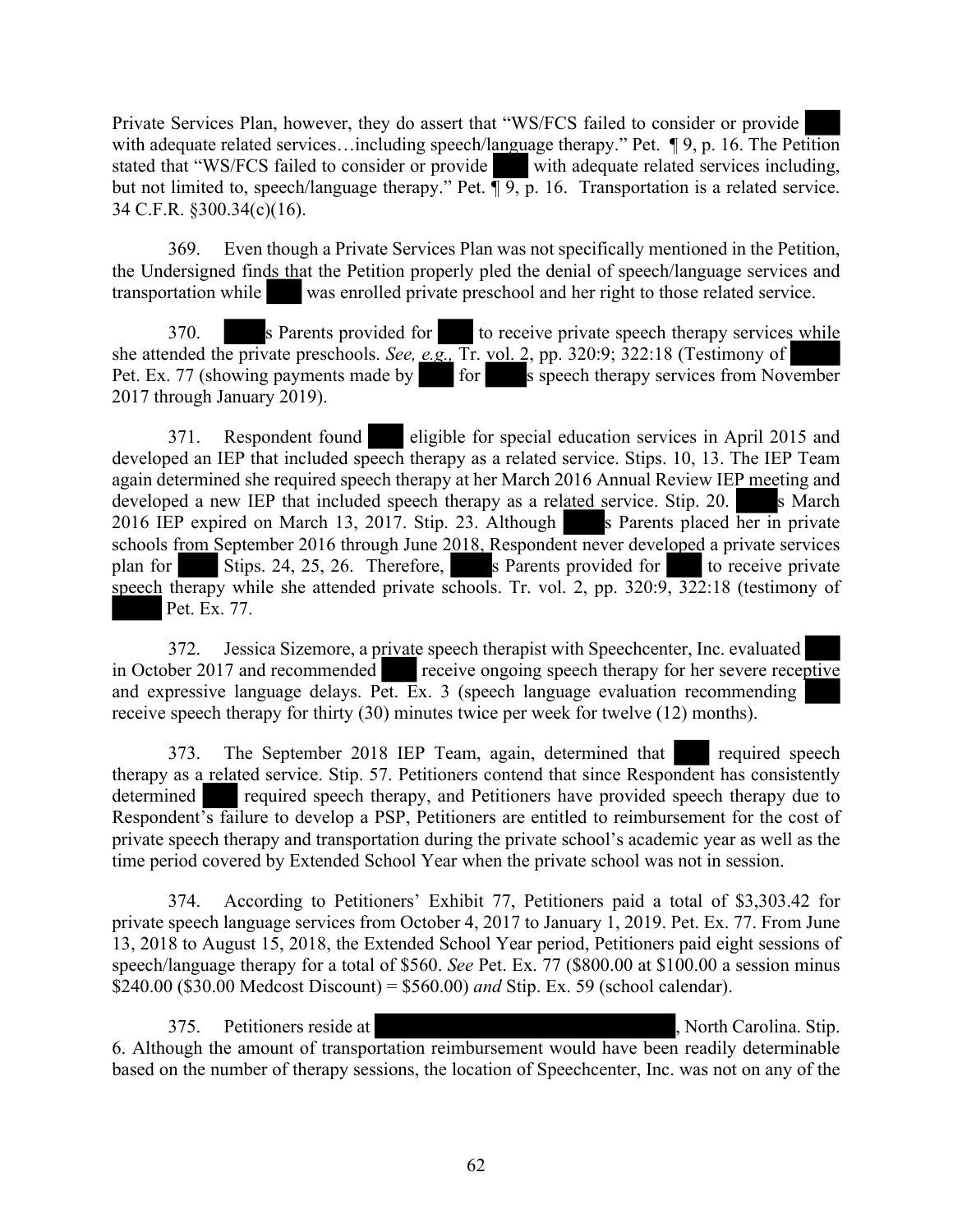Private Services Plan, however, they do assert that "WS/FCS failed to consider or provide ███ with adequate related services…including speech/language therapy." Pet. ¶ 9, p. 16. The Petition stated that "WS/FCS failed to consider or provide ███ with adequate related services including, but not limited to, speech/language therapy." Pet. ¶ 9, p. 16. Transportation is a related service. 34 C.F.R. §300.34(c)(16).

369. Even though a Private Services Plan was not specifically mentioned in the Petition, the Undersigned finds that the Petition properly pled the denial of speech/language services and transportation while ███ was enrolled private preschool and her right to those related service.

370. ███s Parents provided for ███ to receive private speech therapy services while she attended the private preschools. *See, e.g.,* Tr. vol. 2, pp. 320:9; 322:18 (Testimony of ███ Pet. Ex. 77 (showing payments made by ███ for ███s speech therapy services from November 2017 through January 2019).

371. Respondent found ███ eligible for special education services in April 2015 and developed an IEP that included speech therapy as a related service. Stips. 10, 13. The IEP Team again determined she required speech therapy at her March 2016 Annual Review IEP meeting and developed a new IEP that included speech therapy as a related service. Stip. 20. ███s March 2016 IEP expired on March 13, 2017. Stip. 23. Although ███s Parents placed her in private schools from September 2016 through June 2018, Respondent never developed a private services plan for ███ Stips. 24, 25, 26. Therefore, ███s Parents provided for ███ to receive private speech therapy while she attended private schools. Tr. vol. 2, pp. 320:9, 322:18 (testimony of ███ Pet. Ex. 77.

372. Jessica Sizemore, a private speech therapist with Speechcenter, Inc. evaluated ███ in October 2017 and recommended ███ receive ongoing speech therapy for her severe receptive and expressive language delays. Pet. Ex. 3 (speech language evaluation recommending ███ receive speech therapy for thirty (30) minutes twice per week for twelve (12) months).

373. The September 2018 IEP Team, again, determined that ███ required speech therapy as a related service. Stip. 57. Petitioners contend that since Respondent has consistently determined ███ required speech therapy, and Petitioners have provided speech therapy due to Respondent's failure to develop a PSP, Petitioners are entitled to reimbursement for the cost of private speech therapy and transportation during the private school's academic year as well as the time period covered by Extended School Year when the private school was not in session.

374. According to Petitioners' Exhibit 77, Petitioners paid a total of $3,303.42 for private speech language services from October 4, 2017 to January 1, 2019. Pet. Ex. 77. From June 13, 2018 to August 15, 2018, the Extended School Year period, Petitioners paid eight sessions of speech/language therapy for a total of $560. *See* Pet. Ex. 77 ($800.00 at $100.00 a session minus $240.00 ($30.00 Medcost Discount) = $560.00) *and* Stip. Ex. 59 (school calendar).

375. Petitioners reside at ███, North Carolina. Stip. 6. Although the amount of transportation reimbursement would have been readily determinable based on the number of therapy sessions, the location of Speechcenter, Inc. was not on any of the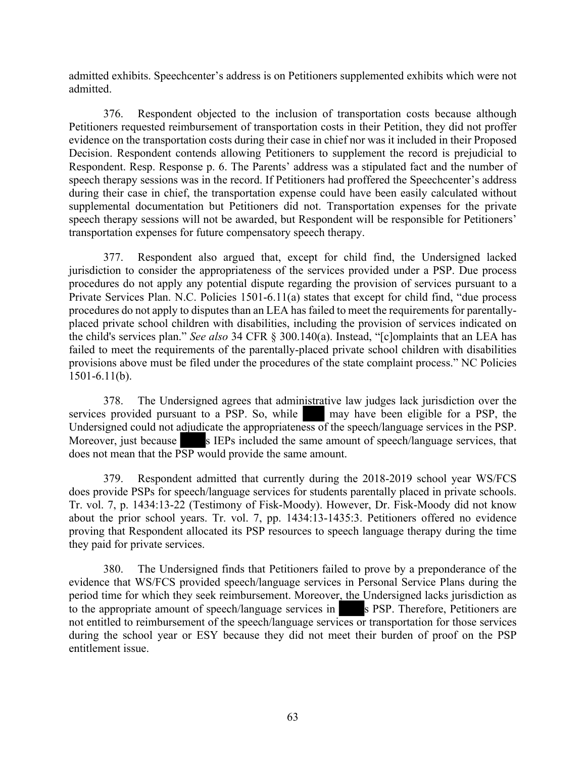admitted exhibits. Speechcenter's address is on Petitioners supplemented exhibits which were not admitted.

376. Respondent objected to the inclusion of transportation costs because although Petitioners requested reimbursement of transportation costs in their Petition, they did not proffer evidence on the transportation costs during their case in chief nor was it included in their Proposed Decision. Respondent contends allowing Petitioners to supplement the record is prejudicial to Respondent. Resp. Response p. 6. The Parents' address was a stipulated fact and the number of speech therapy sessions was in the record. If Petitioners had proffered the Speechcenter's address during their case in chief, the transportation expense could have been easily calculated without supplemental documentation but Petitioners did not. Transportation expenses for the private speech therapy sessions will not be awarded, but Respondent will be responsible for Petitioners' transportation expenses for future compensatory speech therapy.

377. Respondent also argued that, except for child find, the Undersigned lacked jurisdiction to consider the appropriateness of the services provided under a PSP. Due process procedures do not apply any potential dispute regarding the provision of services pursuant to a Private Services Plan. N.C. Policies 1501-6.11(a) states that except for child find, "due process procedures do not apply to disputes than an LEA has failed to meet the requirements for parentally-placed private school children with disabilities, including the provision of services indicated on the child's services plan." *See also* 34 CFR § 300.140(a). Instead, "[c]omplaints that an LEA has failed to meet the requirements of the parentally-placed private school children with disabilities provisions above must be filed under the procedures of the state complaint process." NC Policies 1501-6.11(b).

378. The Undersigned agrees that administrative law judges lack jurisdiction over the services provided pursuant to a PSP. So, while ████ may have been eligible for a PSP, the Undersigned could not adjudicate the appropriateness of the speech/language services in the PSP. Moreover, just because ████s IEPs included the same amount of speech/language services, that does not mean that the PSP would provide the same amount.

379. Respondent admitted that currently during the 2018-2019 school year WS/FCS does provide PSPs for speech/language services for students parentally placed in private schools. Tr. vol. 7, p. 1434:13-22 (Testimony of Fisk-Moody). However, Dr. Fisk-Moody did not know about the prior school years. Tr. vol. 7, pp. 1434:13-1435:3. Petitioners offered no evidence proving that Respondent allocated its PSP resources to speech language therapy during the time they paid for private services.

380. The Undersigned finds that Petitioners failed to prove by a preponderance of the evidence that WS/FCS provided speech/language services in Personal Service Plans during the period time for which they seek reimbursement. Moreover, the Undersigned lacks jurisdiction as to the appropriate amount of speech/language services in ████s PSP. Therefore, Petitioners are not entitled to reimbursement of the speech/language services or transportation for those services during the school year or ESY because they did not meet their burden of proof on the PSP entitlement issue.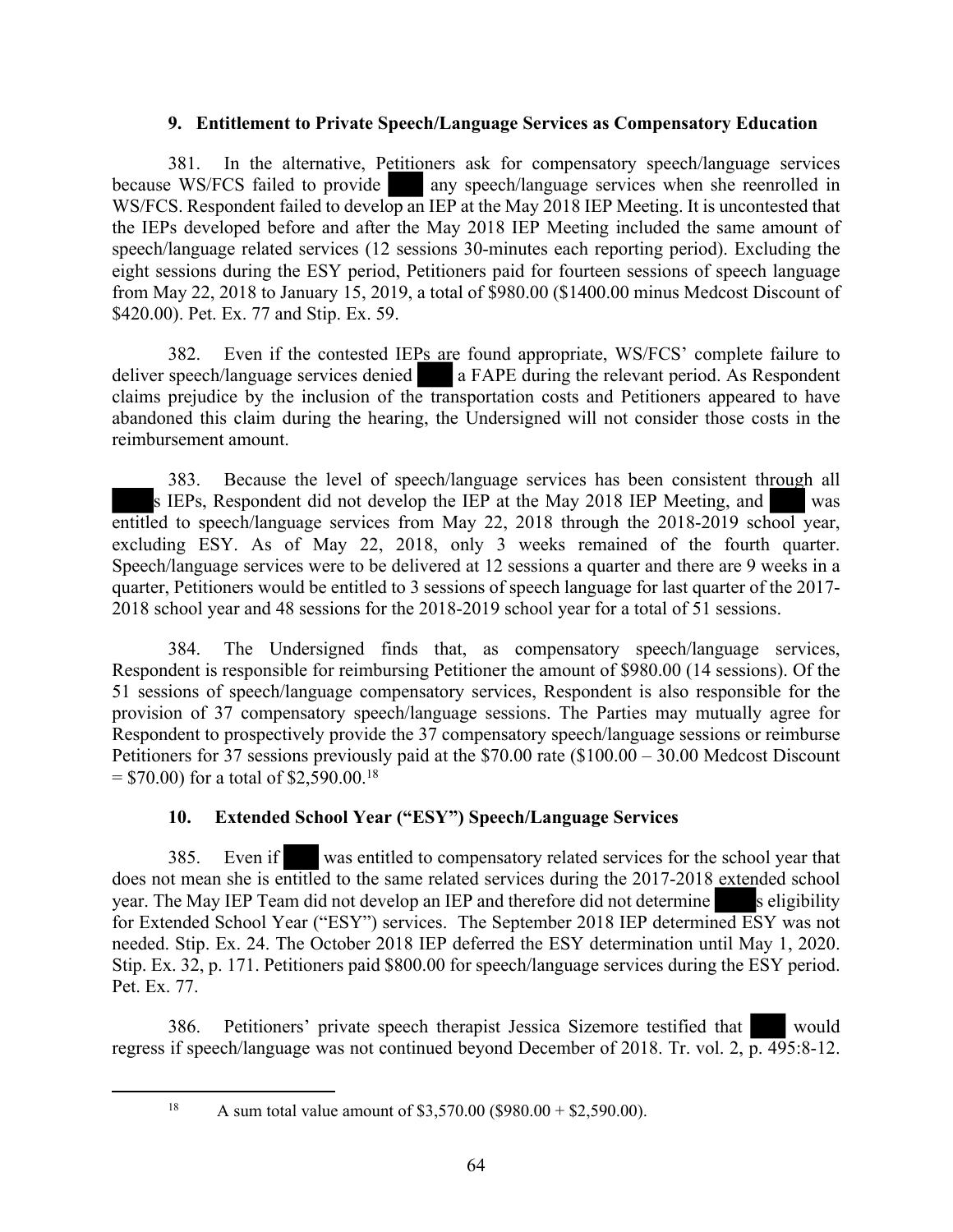### 9. Entitlement to Private Speech/Language Services as Compensatory Education

381. In the alternative, Petitioners ask for compensatory speech/language services because WS/FCS failed to provide ███ any speech/language services when she reenrolled in WS/FCS. Respondent failed to develop an IEP at the May 2018 IEP Meeting. It is uncontested that the IEPs developed before and after the May 2018 IEP Meeting included the same amount of speech/language related services (12 sessions 30-minutes each reporting period). Excluding the eight sessions during the ESY period, Petitioners paid for fourteen sessions of speech language from May 22, 2018 to January 15, 2019, a total of $980.00 ($1400.00 minus Medcost Discount of $420.00). Pet. Ex. 77 and Stip. Ex. 59.

382. Even if the contested IEPs are found appropriate, WS/FCS' complete failure to deliver speech/language services denied ███ a FAPE during the relevant period. As Respondent claims prejudice by the inclusion of the transportation costs and Petitioners appeared to have abandoned this claim during the hearing, the Undersigned will not consider those costs in the reimbursement amount.

383. Because the level of speech/language services has been consistent through all ███s IEPs, Respondent did not develop the IEP at the May 2018 IEP Meeting, and ███ was entitled to speech/language services from May 22, 2018 through the 2018-2019 school year, excluding ESY. As of May 22, 2018, only 3 weeks remained of the fourth quarter. Speech/language services were to be delivered at 12 sessions a quarter and there are 9 weeks in a quarter, Petitioners would be entitled to 3 sessions of speech language for last quarter of the 2017-2018 school year and 48 sessions for the 2018-2019 school year for a total of 51 sessions.

384. The Undersigned finds that, as compensatory speech/language services, Respondent is responsible for reimbursing Petitioner the amount of $980.00 (14 sessions). Of the 51 sessions of speech/language compensatory services, Respondent is also responsible for the provision of 37 compensatory speech/language sessions. The Parties may mutually agree for Respondent to prospectively provide the 37 compensatory speech/language sessions or reimburse Petitioners for 37 sessions previously paid at the $70.00 rate ($100.00 – 30.00 Medcost Discount = $70.00) for a total of $2,590.00.[18]

### 10. Extended School Year ("ESY") Speech/Language Services

385. Even if ███ was entitled to compensatory related services for the school year that does not mean she is entitled to the same related services during the 2017-2018 extended school year. The May IEP Team did not develop an IEP and therefore did not determine ███s eligibility for Extended School Year ("ESY") services. The September 2018 IEP determined ESY was not needed. Stip. Ex. 24. The October 2018 IEP deferred the ESY determination until May 1, 2020. Stip. Ex. 32, p. 171. Petitioners paid $800.00 for speech/language services during the ESY period. Pet. Ex. 77.

386. Petitioners' private speech therapist Jessica Sizemore testified that ███ would regress if speech/language was not continued beyond December of 2018. Tr. vol. 2, p. 495:8-12.

---

[18] A sum total value amount of $3,570.00 ($980.00 + $2,590.00).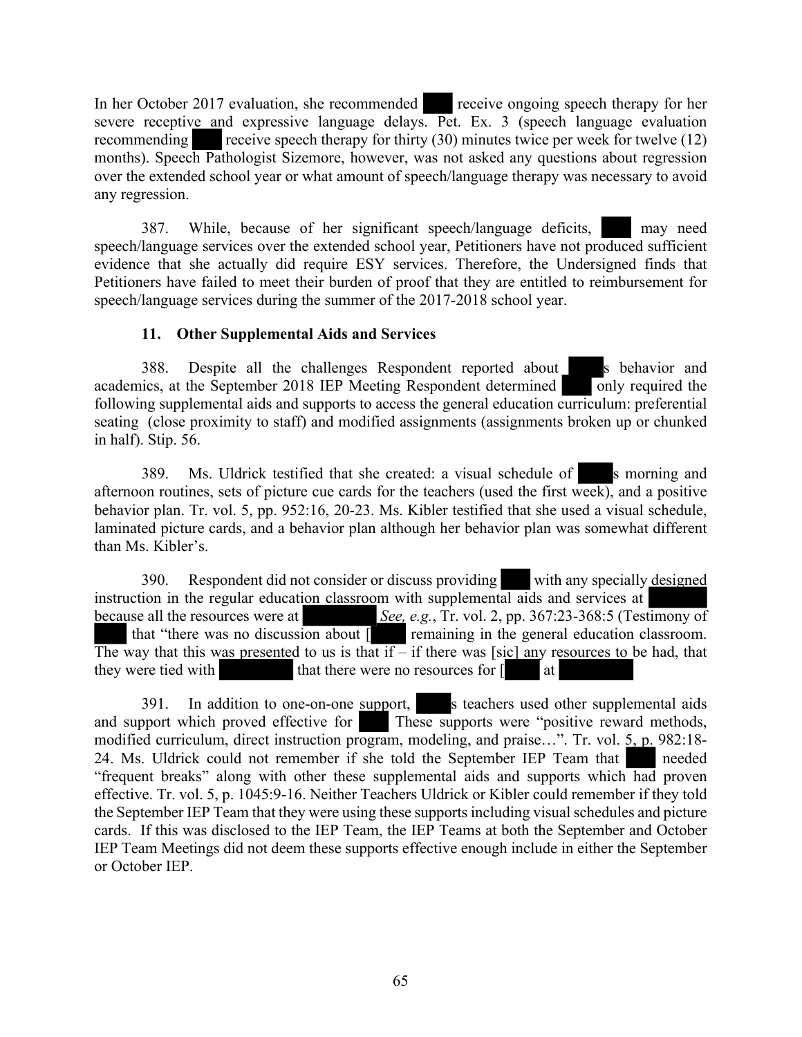In her October 2017 evaluation, she recommended ███ receive ongoing speech therapy for her severe receptive and expressive language delays. Pet. Ex. 3 (speech language evaluation recommending ███ receive speech therapy for thirty (30) minutes twice per week for twelve (12) months). Speech Pathologist Sizemore, however, was not asked any questions about regression over the extended school year or what amount of speech/language therapy was necessary to avoid any regression.

387. While, because of her significant speech/language deficits, ███ may need speech/language services over the extended school year, Petitioners have not produced sufficient evidence that she actually did require ESY services. Therefore, the Undersigned finds that Petitioners have failed to meet their burden of proof that they are entitled to reimbursement for speech/language services during the summer of the 2017-2018 school year.

### 11. Other Supplemental Aids and Services

388. Despite all the challenges Respondent reported about ███s behavior and academics, at the September 2018 IEP Meeting Respondent determined ███ only required the following supplemental aids and supports to access the general education curriculum: preferential seating (close proximity to staff) and modified assignments (assignments broken up or chunked in half). Stip. 56.

389. Ms. Uldrick testified that she created: a visual schedule of ███s morning and afternoon routines, sets of picture cue cards for the teachers (used the first week), and a positive behavior plan. Tr. vol. 5, pp. 952:16, 20-23. Ms. Kibler testified that she used a visual schedule, laminated picture cards, and a behavior plan although her behavior plan was somewhat different than Ms. Kibler's.

390. Respondent did not consider or discuss providing ███ with any specially designed instruction in the regular education classroom with supplemental aids and services at ███ because all the resources were at ███ *See, e.g.*, Tr. vol. 2, pp. 367:23-368:5 (Testimony of ███ that "there was no discussion about [███ remaining in the general education classroom. The way that this was presented to us is that if – if there was [sic] any resources to be had, that they were tied with ███ that there were no resources for [███ at ███

391. In addition to one-on-one support, ███s teachers used other supplemental aids and support which proved effective for ███ These supports were "positive reward methods, modified curriculum, direct instruction program, modeling, and praise…". Tr. vol. 5, p. 982:18-24. Ms. Uldrick could not remember if she told the September IEP Team that ███ needed "frequent breaks" along with other these supplemental aids and supports which had proven effective. Tr. vol. 5, p. 1045:9-16. Neither Teachers Uldrick or Kibler could remember if they told the September IEP Team that they were using these supports including visual schedules and picture cards. If this was disclosed to the IEP Team, the IEP Teams at both the September and October IEP Team Meetings did not deem these supports effective enough include in either the September or October IEP.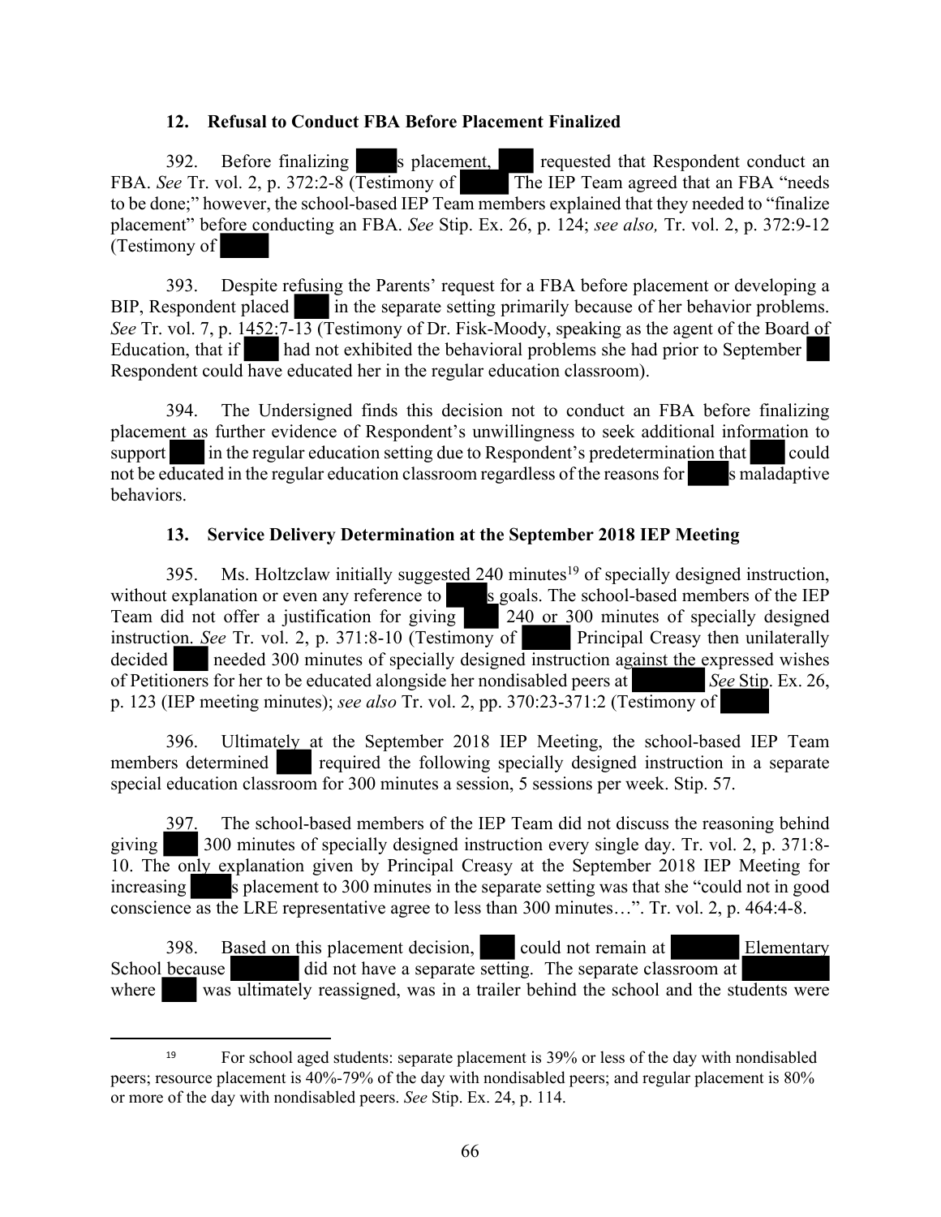### 12. Refusal to Conduct FBA Before Placement Finalized

392. Before finalizing s placement, requested that Respondent conduct an FBA. *See* Tr. vol. 2, p. 372:2-8 (Testimony of The IEP Team agreed that an FBA "needs to be done;" however, the school-based IEP Team members explained that they needed to "finalize placement" before conducting an FBA. *See* Stip. Ex. 26, p. 124; *see also,* Tr. vol. 2, p. 372:9-12 (Testimony of

393. Despite refusing the Parents' request for a FBA before placement or developing a BIP, Respondent placed in the separate setting primarily because of her behavior problems. *See* Tr. vol. 7, p. 1452:7-13 (Testimony of Dr. Fisk-Moody, speaking as the agent of the Board of Education, that if had not exhibited the behavioral problems she had prior to September Respondent could have educated her in the regular education classroom).

394. The Undersigned finds this decision not to conduct an FBA before finalizing placement as further evidence of Respondent's unwillingness to seek additional information to support in the regular education setting due to Respondent's predetermination that could not be educated in the regular education classroom regardless of the reasons for s maladaptive behaviors.

### 13. Service Delivery Determination at the September 2018 IEP Meeting

395. Ms. Holtzclaw initially suggested 240 minutes[19] of specially designed instruction, without explanation or even any reference to s goals. The school-based members of the IEP Team did not offer a justification for giving 240 or 300 minutes of specially designed instruction. *See* Tr. vol. 2, p. 371:8-10 (Testimony of Principal Creasy then unilaterally decided needed 300 minutes of specially designed instruction against the expressed wishes of Petitioners for her to be educated alongside her nondisabled peers at *See* Stip. Ex. 26, p. 123 (IEP meeting minutes); *see also* Tr. vol. 2, pp. 370:23-371:2 (Testimony of

396. Ultimately at the September 2018 IEP Meeting, the school-based IEP Team members determined required the following specially designed instruction in a separate special education classroom for 300 minutes a session, 5 sessions per week. Stip. 57.

397. The school-based members of the IEP Team did not discuss the reasoning behind giving 300 minutes of specially designed instruction every single day. Tr. vol. 2, p. 371:8-10. The only explanation given by Principal Creasy at the September 2018 IEP Meeting for increasing s placement to 300 minutes in the separate setting was that she "could not in good conscience as the LRE representative agree to less than 300 minutes…". Tr. vol. 2, p. 464:4-8.

398. Based on this placement decision, could not remain at Elementary School because did not have a separate setting. The separate classroom at where was ultimately reassigned, was in a trailer behind the school and the students were

[19] For school aged students: separate placement is 39% or less of the day with nondisabled peers; resource placement is 40%-79% of the day with nondisabled peers; and regular placement is 80% or more of the day with nondisabled peers. *See* Stip. Ex. 24, p. 114.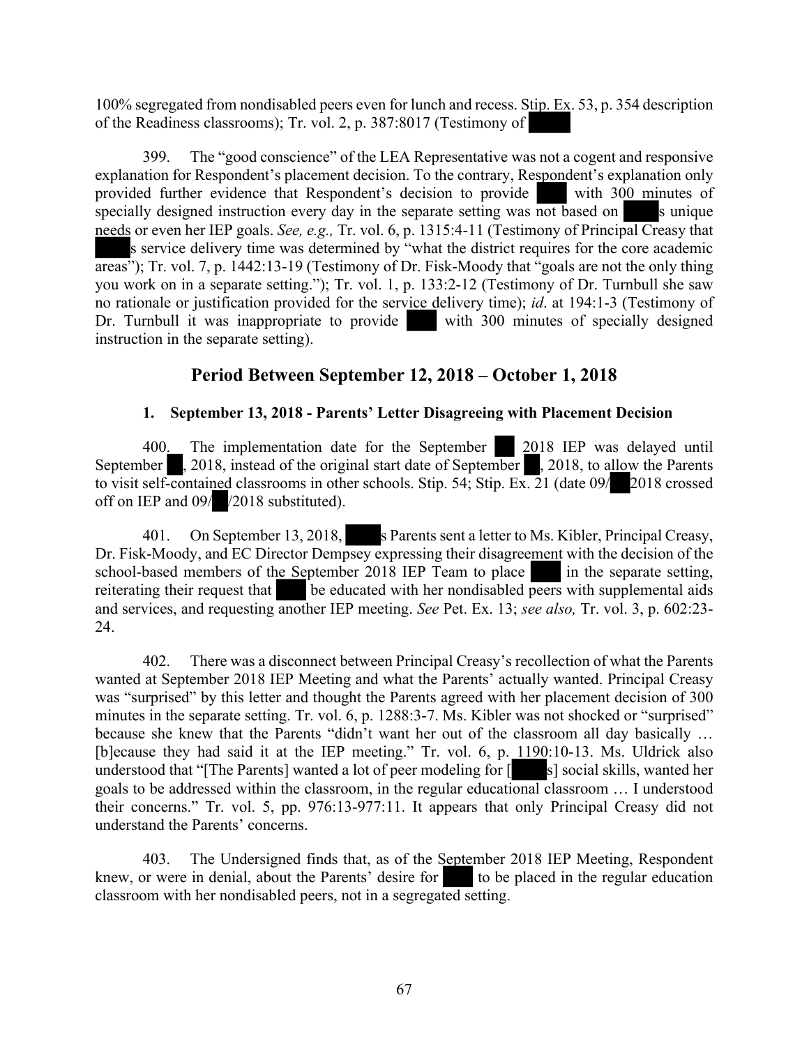100% segregated from nondisabled peers even for lunch and recess. Stip. Ex. 53, p. 354 description of the Readiness classrooms); Tr. vol. 2, p. 387:8017 (Testimony of

399. The "good conscience" of the LEA Representative was not a cogent and responsive explanation for Respondent's placement decision. To the contrary, Respondent's explanation only provided further evidence that Respondent's decision to provide with 300 minutes of specially designed instruction every day in the separate setting was not based on s unique needs or even her IEP goals. *See, e.g.,* Tr. vol. 6, p. 1315:4-11 (Testimony of Principal Creasy that s service delivery time was determined by "what the district requires for the core academic areas"); Tr. vol. 7, p. 1442:13-19 (Testimony of Dr. Fisk-Moody that "goals are not the only thing you work on in a separate setting."); Tr. vol. 1, p. 133:2-12 (Testimony of Dr. Turnbull she saw no rationale or justification provided for the service delivery time); *id*. at 194:1-3 (Testimony of Dr. Turnbull it was inappropriate to provide with 300 minutes of specially designed instruction in the separate setting).

## Period Between September 12, 2018 – October 1, 2018

### 1. September 13, 2018 - Parents' Letter Disagreeing with Placement Decision

400. The implementation date for the September 2018 IEP was delayed until September , 2018, instead of the original start date of September , 2018, to allow the Parents to visit self-contained classrooms in other schools. Stip. 54; Stip. Ex. 21 (date 09/ 2018 crossed off on IEP and 09/ /2018 substituted).

401. On September 13, 2018, s Parents sent a letter to Ms. Kibler, Principal Creasy, Dr. Fisk-Moody, and EC Director Dempsey expressing their disagreement with the decision of the school-based members of the September 2018 IEP Team to place in the separate setting, reiterating their request that be educated with her nondisabled peers with supplemental aids and services, and requesting another IEP meeting. *See* Pet. Ex. 13; *see also,* Tr. vol. 3, p. 602:23-24.

402. There was a disconnect between Principal Creasy's recollection of what the Parents wanted at September 2018 IEP Meeting and what the Parents' actually wanted. Principal Creasy was "surprised" by this letter and thought the Parents agreed with her placement decision of 300 minutes in the separate setting. Tr. vol. 6, p. 1288:3-7. Ms. Kibler was not shocked or "surprised" because she knew that the Parents "didn't want her out of the classroom all day basically … [b]ecause they had said it at the IEP meeting." Tr. vol. 6, p. 1190:10-13. Ms. Uldrick also understood that "[The Parents] wanted a lot of peer modeling for [ s] social skills, wanted her goals to be addressed within the classroom, in the regular educational classroom … I understood their concerns." Tr. vol. 5, pp. 976:13-977:11. It appears that only Principal Creasy did not understand the Parents' concerns.

403. The Undersigned finds that, as of the September 2018 IEP Meeting, Respondent knew, or were in denial, about the Parents' desire for to be placed in the regular education classroom with her nondisabled peers, not in a segregated setting.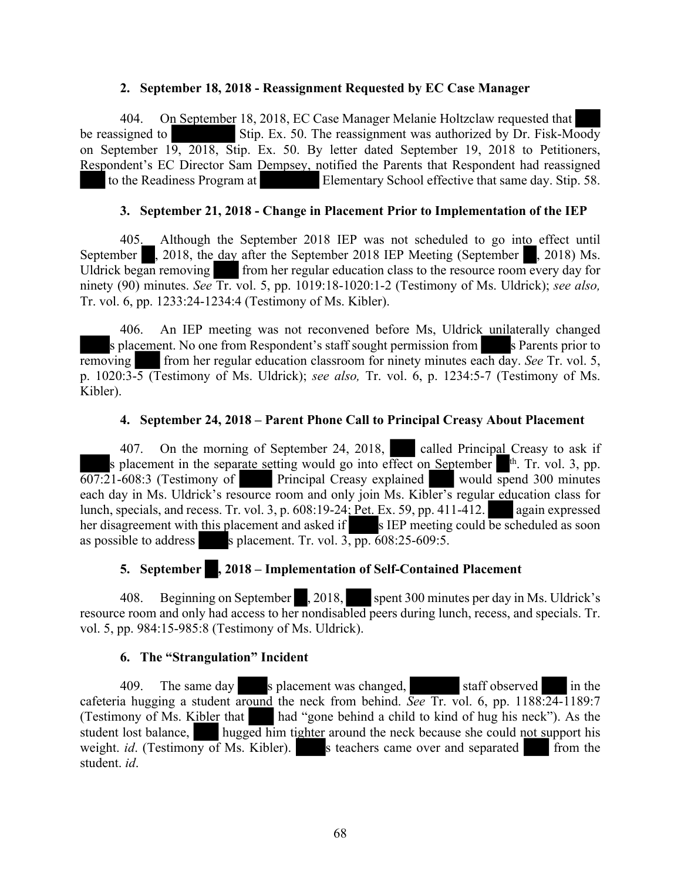### 2. September 18, 2018 - Reassignment Requested by EC Case Manager

404. On September 18, 2018, EC Case Manager Melanie Holtzclaw requested that be reassigned to Stip. Ex. 50. The reassignment was authorized by Dr. Fisk-Moody on September 19, 2018, Stip. Ex. 50. By letter dated September 19, 2018 to Petitioners, Respondent's EC Director Sam Dempsey, notified the Parents that Respondent had reassigned to the Readiness Program at Elementary School effective that same day. Stip. 58.

### 3. September 21, 2018 - Change in Placement Prior to Implementation of the IEP

405. Although the September 2018 IEP was not scheduled to go into effect until September , 2018, the day after the September 2018 IEP Meeting (September , 2018) Ms. Uldrick began removing from her regular education class to the resource room every day for ninety (90) minutes. *See* Tr. vol. 5, pp. 1019:18-1020:1-2 (Testimony of Ms. Uldrick); *see also,* Tr. vol. 6, pp. 1233:24-1234:4 (Testimony of Ms. Kibler).

406. An IEP meeting was not reconvened before Ms, Uldrick unilaterally changed s placement. No one from Respondent's staff sought permission from s Parents prior to removing from her regular education classroom for ninety minutes each day. *See* Tr. vol. 5, p. 1020:3-5 (Testimony of Ms. Uldrick); *see also,* Tr. vol. 6, p. 1234:5-7 (Testimony of Ms. Kibler).

### 4. September 24, 2018 – Parent Phone Call to Principal Creasy About Placement

407. On the morning of September 24, 2018, called Principal Creasy to ask if s placement in the separate setting would go into effect on September th. Tr. vol. 3, pp. 607:21-608:3 (Testimony of Principal Creasy explained would spend 300 minutes each day in Ms. Uldrick's resource room and only join Ms. Kibler's regular education class for lunch, specials, and recess. Tr. vol. 3, p. 608:19-24; Pet. Ex. 59, pp. 411-412. again expressed her disagreement with this placement and asked if s IEP meeting could be scheduled as soon as possible to address s placement. Tr. vol. 3, pp. 608:25-609:5.

### 5. September , 2018 – Implementation of Self-Contained Placement

408. Beginning on September , 2018, spent 300 minutes per day in Ms. Uldrick's resource room and only had access to her nondisabled peers during lunch, recess, and specials. Tr. vol. 5, pp. 984:15-985:8 (Testimony of Ms. Uldrick).

### 6. The "Strangulation" Incident

409. The same day s placement was changed, staff observed in the cafeteria hugging a student around the neck from behind. *See* Tr. vol. 6, pp. 1188:24-1189:7 (Testimony of Ms. Kibler that had "gone behind a child to kind of hug his neck"). As the student lost balance, hugged him tighter around the neck because she could not support his weight. *id*. (Testimony of Ms. Kibler). s teachers came over and separated from the student. *id*.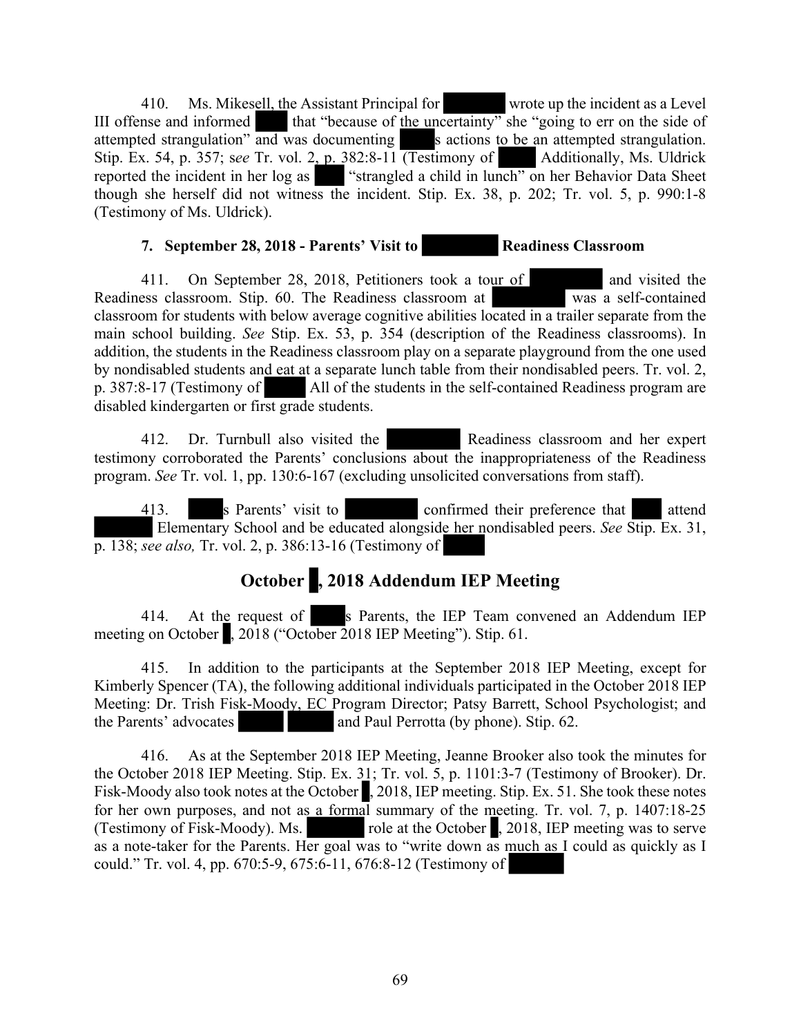410. Ms. Mikesell, the Assistant Principal for wrote up the incident as a Level III offense and informed that "because of the uncertainty" she "going to err on the side of attempted strangulation" and was documenting s actions to be an attempted strangulation. Stip. Ex. 54, p. 357; *see* Tr. vol. 2, p. 382:8-11 (Testimony of Additionally, Ms. Uldrick reported the incident in her log as "strangled a child in lunch" on her Behavior Data Sheet though she herself did not witness the incident. Stip. Ex. 38, p. 202; Tr. vol. 5, p. 990:1-8 (Testimony of Ms. Uldrick).

### 7. September 28, 2018 - Parents' Visit to Readiness Classroom

411. On September 28, 2018, Petitioners took a tour of and visited the Readiness classroom. Stip. 60. The Readiness classroom at was a self-contained classroom for students with below average cognitive abilities located in a trailer separate from the main school building. *See* Stip. Ex. 53, p. 354 (description of the Readiness classrooms). In addition, the students in the Readiness classroom play on a separate playground from the one used by nondisabled students and eat at a separate lunch table from their nondisabled peers. Tr. vol. 2, p. 387:8-17 (Testimony of All of the students in the self-contained Readiness program are disabled kindergarten or first grade students.

412. Dr. Turnbull also visited the Readiness classroom and her expert testimony corroborated the Parents' conclusions about the inappropriateness of the Readiness program. *See* Tr. vol. 1, pp. 130:6-167 (excluding unsolicited conversations from staff).

413. s Parents' visit to confirmed their preference that attend Elementary School and be educated alongside her nondisabled peers. *See* Stip. Ex. 31, p. 138; *see also,* Tr. vol. 2, p. 386:13-16 (Testimony of

## October , 2018 Addendum IEP Meeting

414. At the request of s Parents, the IEP Team convened an Addendum IEP meeting on October , 2018 ("October 2018 IEP Meeting"). Stip. 61.

415. In addition to the participants at the September 2018 IEP Meeting, except for Kimberly Spencer (TA), the following additional individuals participated in the October 2018 IEP Meeting: Dr. Trish Fisk-Moody, EC Program Director; Patsy Barrett, School Psychologist; and the Parents' advocates and Paul Perrotta (by phone). Stip. 62.

416. As at the September 2018 IEP Meeting, Jeanne Brooker also took the minutes for the October 2018 IEP Meeting. Stip. Ex. 31; Tr. vol. 5, p. 1101:3-7 (Testimony of Brooker). Dr. Fisk-Moody also took notes at the October , 2018, IEP meeting. Stip. Ex. 51. She took these notes for her own purposes, and not as a formal summary of the meeting. Tr. vol. 7, p. 1407:18-25 (Testimony of Fisk-Moody). Ms. role at the October , 2018, IEP meeting was to serve as a note-taker for the Parents. Her goal was to "write down as much as I could as quickly as I could." Tr. vol. 4, pp. 670:5-9, 675:6-11, 676:8-12 (Testimony of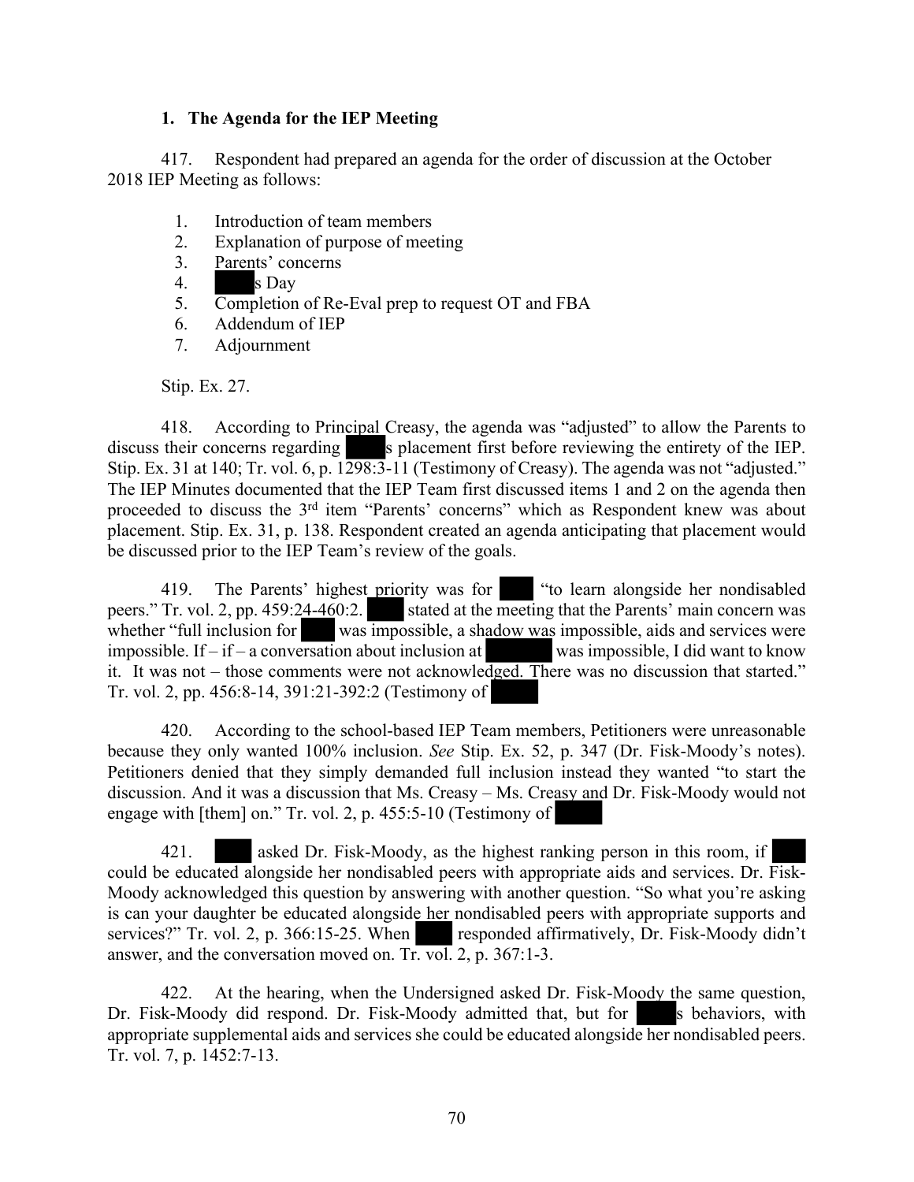### 1. The Agenda for the IEP Meeting

417. Respondent had prepared an agenda for the order of discussion at the October 2018 IEP Meeting as follows:

1. Introduction of team members
2. Explanation of purpose of meeting
3. Parents' concerns
4. s Day
5. Completion of Re-Eval prep to request OT and FBA
6. Addendum of IEP
7. Adjournment

Stip. Ex. 27.

418. According to Principal Creasy, the agenda was "adjusted" to allow the Parents to discuss their concerns regarding s placement first before reviewing the entirety of the IEP. Stip. Ex. 31 at 140; Tr. vol. 6, p. 1298:3-11 (Testimony of Creasy). The agenda was not "adjusted." The IEP Minutes documented that the IEP Team first discussed items 1 and 2 on the agenda then proceeded to discuss the 3rd item "Parents' concerns" which as Respondent knew was about placement. Stip. Ex. 31, p. 138. Respondent created an agenda anticipating that placement would be discussed prior to the IEP Team's review of the goals.

419. The Parents' highest priority was for "to learn alongside her nondisabled peers." Tr. vol. 2, pp. 459:24-460:2. stated at the meeting that the Parents' main concern was whether "full inclusion for was impossible, a shadow was impossible, aids and services were impossible. If – if – a conversation about inclusion at was impossible, I did want to know it. It was not – those comments were not acknowledged. There was no discussion that started." Tr. vol. 2, pp. 456:8-14, 391:21-392:2 (Testimony of

420. According to the school-based IEP Team members, Petitioners were unreasonable because they only wanted 100% inclusion. *See* Stip. Ex. 52, p. 347 (Dr. Fisk-Moody's notes). Petitioners denied that they simply demanded full inclusion instead they wanted "to start the discussion. And it was a discussion that Ms. Creasy – Ms. Creasy and Dr. Fisk-Moody would not engage with [them] on." Tr. vol. 2, p. 455:5-10 (Testimony of

421. asked Dr. Fisk-Moody, as the highest ranking person in this room, if could be educated alongside her nondisabled peers with appropriate aids and services. Dr. Fisk-Moody acknowledged this question by answering with another question. "So what you're asking is can your daughter be educated alongside her nondisabled peers with appropriate supports and services?" Tr. vol. 2, p. 366:15-25. When responded affirmatively, Dr. Fisk-Moody didn't answer, and the conversation moved on. Tr. vol. 2, p. 367:1-3.

422. At the hearing, when the Undersigned asked Dr. Fisk-Moody the same question, Dr. Fisk-Moody did respond. Dr. Fisk-Moody admitted that, but for s behaviors, with appropriate supplemental aids and services she could be educated alongside her nondisabled peers. Tr. vol. 7, p. 1452:7-13.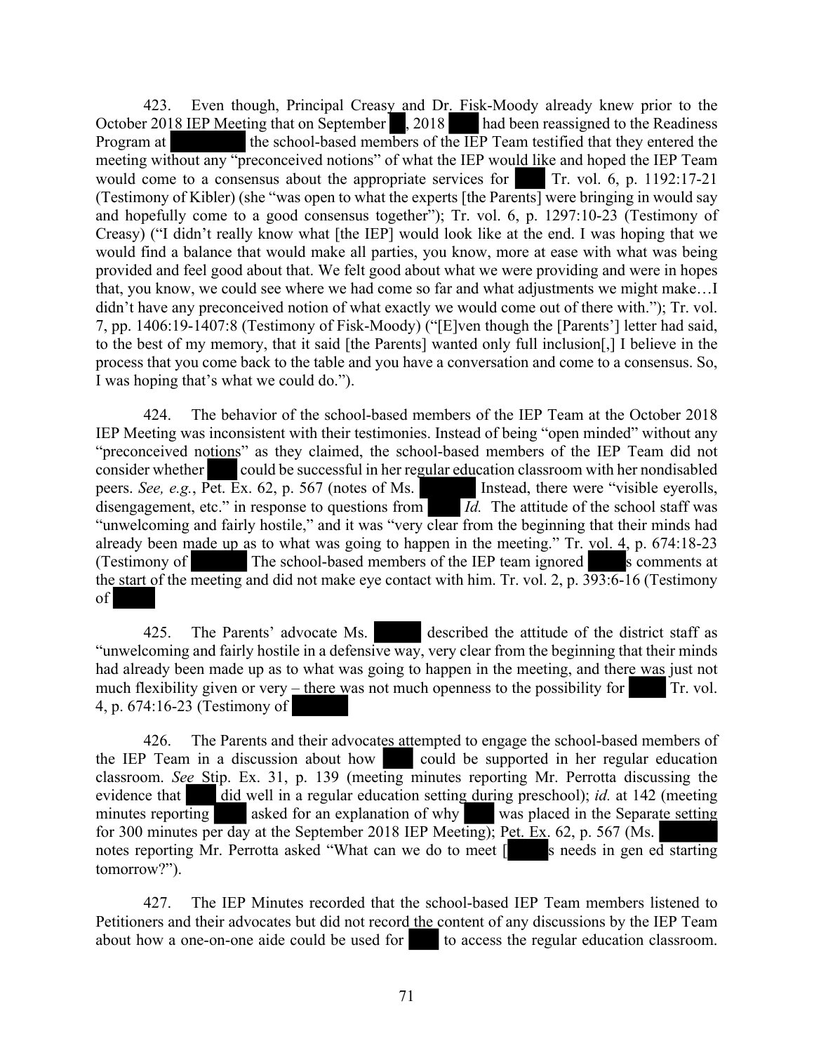423. Even though, Principal Creasy and Dr. Fisk-Moody already knew prior to the October 2018 IEP Meeting that on September , 2018 had been reassigned to the Readiness Program at the school-based members of the IEP Team testified that they entered the meeting without any "preconceived notions" of what the IEP would like and hoped the IEP Team would come to a consensus about the appropriate services for Tr. vol. 6, p. 1192:17-21 (Testimony of Kibler) (she "was open to what the experts [the Parents] were bringing in would say and hopefully come to a good consensus together"); Tr. vol. 6, p. 1297:10-23 (Testimony of Creasy) ("I didn't really know what [the IEP] would look like at the end. I was hoping that we would find a balance that would make all parties, you know, more at ease with what was being provided and feel good about that. We felt good about what we were providing and were in hopes that, you know, we could see where we had come so far and what adjustments we might make…I didn't have any preconceived notion of what exactly we would come out of there with."); Tr. vol. 7, pp. 1406:19-1407:8 (Testimony of Fisk-Moody) ("[E]ven though the [Parents'] letter had said, to the best of my memory, that it said [the Parents] wanted only full inclusion[,] I believe in the process that you come back to the table and you have a conversation and come to a consensus. So, I was hoping that's what we could do.").

424. The behavior of the school-based members of the IEP Team at the October 2018 IEP Meeting was inconsistent with their testimonies. Instead of being "open minded" without any "preconceived notions" as they claimed, the school-based members of the IEP Team did not consider whether could be successful in her regular education classroom with her nondisabled peers. *See, e.g.*, Pet. Ex. 62, p. 567 (notes of Ms. Instead, there were "visible eyerolls, disengagement, etc." in response to questions from *Id.* The attitude of the school staff was "unwelcoming and fairly hostile," and it was "very clear from the beginning that their minds had already been made up as to what was going to happen in the meeting." Tr. vol. 4, p. 674:18-23 (Testimony of The school-based members of the IEP team ignored s comments at the start of the meeting and did not make eye contact with him. Tr. vol. 2, p. 393:6-16 (Testimony of

425. The Parents' advocate Ms. described the attitude of the district staff as "unwelcoming and fairly hostile in a defensive way, very clear from the beginning that their minds had already been made up as to what was going to happen in the meeting, and there was just not much flexibility given or very – there was not much openness to the possibility for Tr. vol. 4, p. 674:16-23 (Testimony of

426. The Parents and their advocates attempted to engage the school-based members of the IEP Team in a discussion about how could be supported in her regular education classroom. *See* Stip. Ex. 31, p. 139 (meeting minutes reporting Mr. Perrotta discussing the evidence that did well in a regular education setting during preschool); *id.* at 142 (meeting minutes reporting asked for an explanation of why was placed in the Separate setting for 300 minutes per day at the September 2018 IEP Meeting); Pet. Ex. 62, p. 567 (Ms. notes reporting Mr. Perrotta asked "What can we do to meet [ s needs in gen ed starting tomorrow?").

427. The IEP Minutes recorded that the school-based IEP Team members listened to Petitioners and their advocates but did not record the content of any discussions by the IEP Team about how a one-on-one aide could be used for to access the regular education classroom.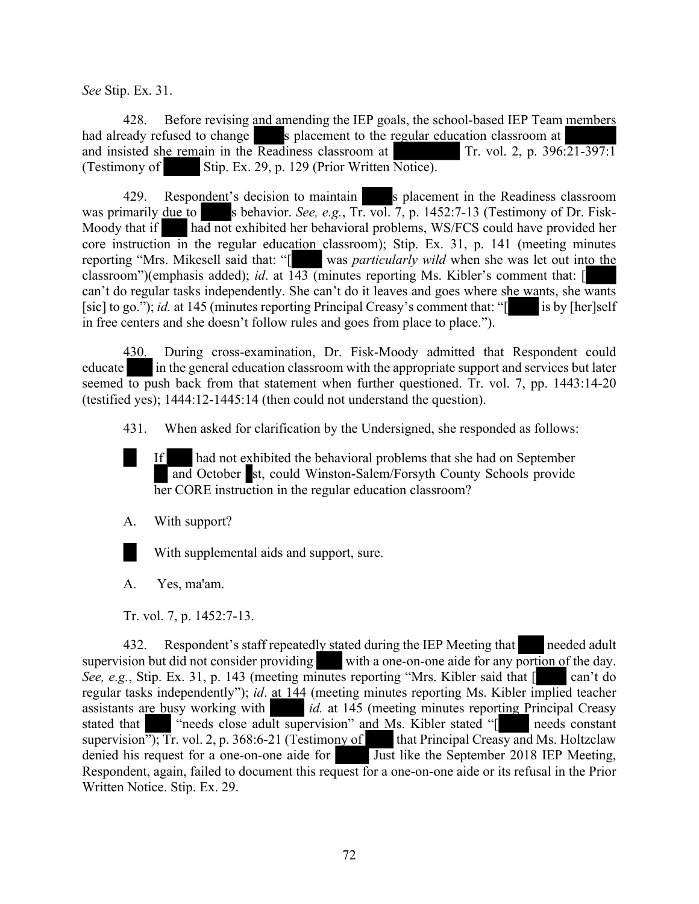*See* Stip. Ex. 31.

428. Before revising and amending the IEP goals, the school-based IEP Team members had already refused to change s placement to the regular education classroom at and insisted she remain in the Readiness classroom at Tr. vol. 2, p. 396:21-397:1 (Testimony of Stip. Ex. 29, p. 129 (Prior Written Notice).

429. Respondent's decision to maintain s placement in the Readiness classroom was primarily due to s behavior. *See, e.g.*, Tr. vol. 7, p. 1452:7-13 (Testimony of Dr. Fisk-Moody that if had not exhibited her behavioral problems, WS/FCS could have provided her core instruction in the regular education classroom); Stip. Ex. 31, p. 141 (meeting minutes reporting "Mrs. Mikesell said that: "[ was *particularly wild* when she was let out into the classroom")(emphasis added); *id*. at 143 (minutes reporting Ms. Kibler's comment that: [ can't do regular tasks independently. She can't do it leaves and goes where she wants, she wants [sic] to go."); *id.* at 145 (minutes reporting Principal Creasy's comment that: "[ is by [her]self in free centers and she doesn't follow rules and goes from place to place.").

430. During cross-examination, Dr. Fisk-Moody admitted that Respondent could educate in the general education classroom with the appropriate support and services but later seemed to push back from that statement when further questioned. Tr. vol. 7, pp. 1443:14-20 (testified yes); 1444:12-1445:14 (then could not understand the question).

431. When asked for clarification by the Undersigned, she responded as follows:

> If had not exhibited the behavioral problems that she had on September and October st, could Winston-Salem/Forsyth County Schools provide her CORE instruction in the regular education classroom?
>
> A. With support?
>
> With supplemental aids and support, sure.
>
> A. Yes, ma'am.

Tr. vol. 7, p. 1452:7-13.

432. Respondent's staff repeatedly stated during the IEP Meeting that needed adult supervision but did not consider providing with a one-on-one aide for any portion of the day. *See, e.g.*, Stip. Ex. 31, p. 143 (meeting minutes reporting "Mrs. Kibler said that [ can't do regular tasks independently"); *id*. at 144 (meeting minutes reporting Ms. Kibler implied teacher assistants are busy working with *id.* at 145 (meeting minutes reporting Principal Creasy stated that "needs close adult supervision" and Ms. Kibler stated "[ needs constant supervision"); Tr. vol. 2, p. 368:6-21 (Testimony of that Principal Creasy and Ms. Holtzclaw denied his request for a one-on-one aide for Just like the September 2018 IEP Meeting, Respondent, again, failed to document this request for a one-on-one aide or its refusal in the Prior Written Notice. Stip. Ex. 29.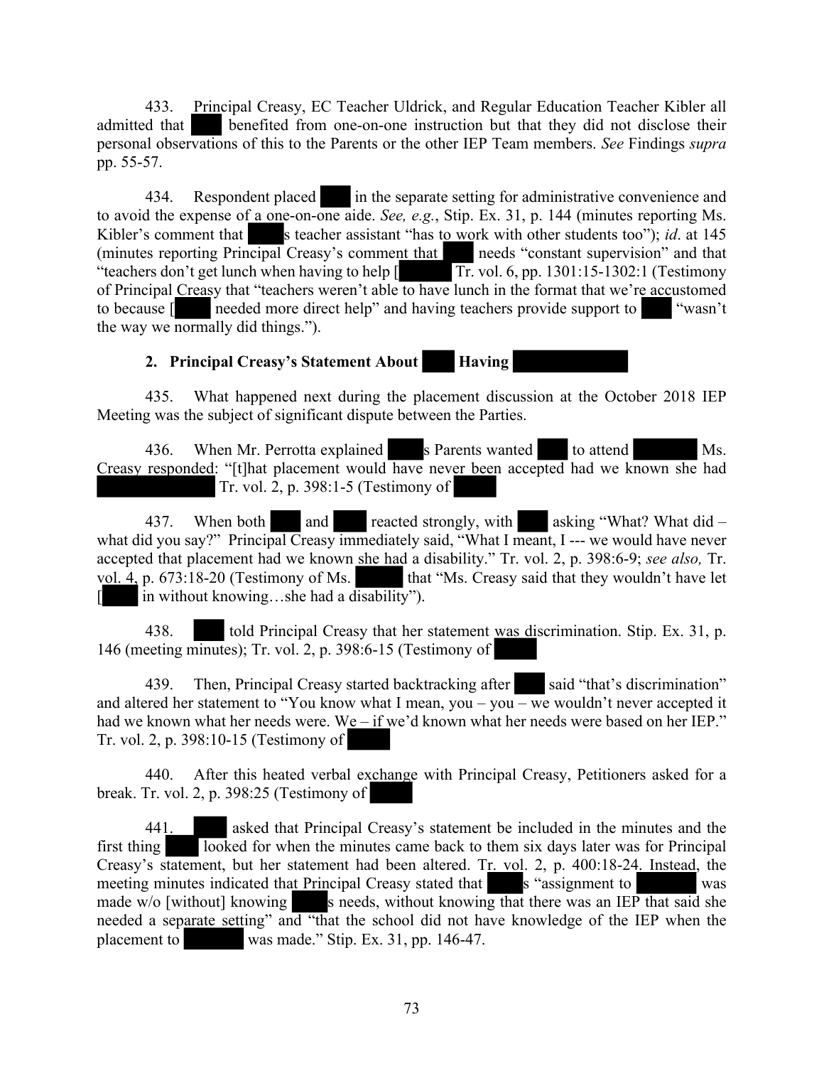433. Principal Creasy, EC Teacher Uldrick, and Regular Education Teacher Kibler all admitted that [REDACTED] benefited from one-on-one instruction but that they did not disclose their personal observations of this to the Parents or the other IEP Team members. *See* Findings *supra* pp. 55-57.

434. Respondent placed [REDACTED] in the separate setting for administrative convenience and to avoid the expense of a one-on-one aide. *See, e.g.*, Stip. Ex. 31, p. 144 (minutes reporting Ms. Kibler's comment that [REDACTED]s teacher assistant "has to work with other students too"); *id*. at 145 (minutes reporting Principal Creasy's comment that [REDACTED] needs "constant supervision" and that "teachers don't get lunch when having to help [[REDACTED] Tr. vol. 6, pp. 1301:15-1302:1 (Testimony of Principal Creasy that "teachers weren't able to have lunch in the format that we're accustomed to because [[REDACTED] needed more direct help" and having teachers provide support to [REDACTED] "wasn't the way we normally did things.").

### 2. Principal Creasy's Statement About [REDACTED] Having [REDACTED]

435. What happened next during the placement discussion at the October 2018 IEP Meeting was the subject of significant dispute between the Parties.

436. When Mr. Perrotta explained [REDACTED]s Parents wanted [REDACTED] to attend [REDACTED] Ms. Creasy responded: "[t]hat placement would have never been accepted had we known she had [REDACTED] Tr. vol. 2, p. 398:1-5 (Testimony of [REDACTED]

437. When both [REDACTED] and [REDACTED] reacted strongly, with [REDACTED] asking "What? What did – what did you say?" Principal Creasy immediately said, "What I meant, I --- we would have never accepted that placement had we known she had a disability." Tr. vol. 2, p. 398:6-9; *see also,* Tr. vol. 4, p. 673:18-20 (Testimony of Ms. [REDACTED] that "Ms. Creasy said that they wouldn't have let [[REDACTED] in without knowing…she had a disability").

438. [REDACTED] told Principal Creasy that her statement was discrimination. Stip. Ex. 31, p. 146 (meeting minutes); Tr. vol. 2, p. 398:6-15 (Testimony of [REDACTED]

439. Then, Principal Creasy started backtracking after [REDACTED] said "that's discrimination" and altered her statement to "You know what I mean, you – you – we wouldn't never accepted it had we known what her needs were. We – if we'd known what her needs were based on her IEP." Tr. vol. 2, p. 398:10-15 (Testimony of [REDACTED]

440. After this heated verbal exchange with Principal Creasy, Petitioners asked for a break. Tr. vol. 2, p. 398:25 (Testimony of [REDACTED]

441. [REDACTED] asked that Principal Creasy's statement be included in the minutes and the first thing [REDACTED] looked for when the minutes came back to them six days later was for Principal Creasy's statement, but her statement had been altered. Tr. vol. 2, p. 400:18-24. Instead, the meeting minutes indicated that Principal Creasy stated that [REDACTED]s "assignment to [REDACTED] was made w/o [without] knowing [REDACTED]s needs, without knowing that there was an IEP that said she needed a separate setting" and "that the school did not have knowledge of the IEP when the placement to [REDACTED] was made." Stip. Ex. 31, pp. 146-47.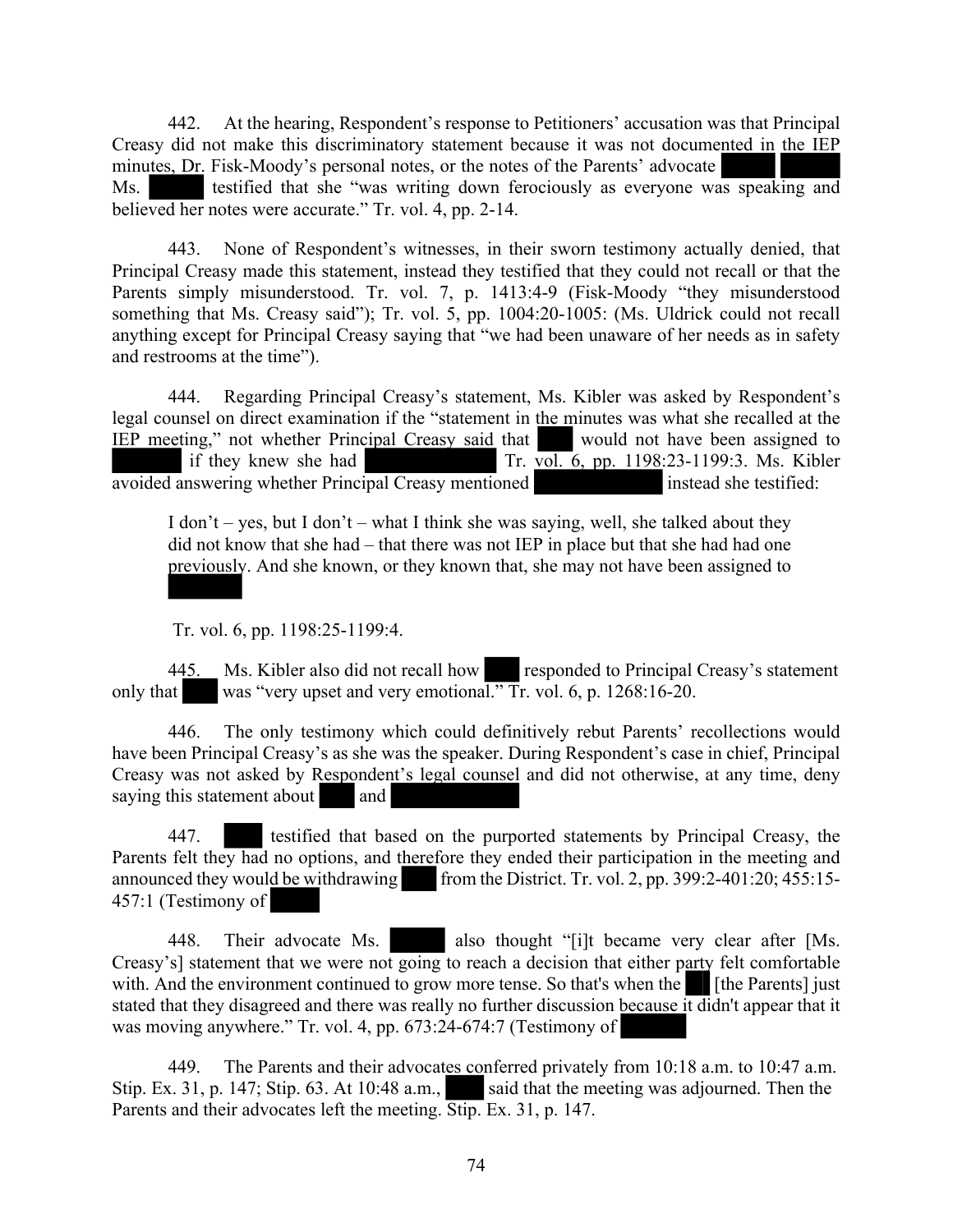442. At the hearing, Respondent's response to Petitioners' accusation was that Principal Creasy did not make this discriminatory statement because it was not documented in the IEP minutes, Dr. Fisk-Moody's personal notes, or the notes of the Parents' advocate ████ ████ Ms. ████ testified that she "was writing down ferociously as everyone was speaking and believed her notes were accurate." Tr. vol. 4, pp. 2-14.

443. None of Respondent's witnesses, in their sworn testimony actually denied, that Principal Creasy made this statement, instead they testified that they could not recall or that the Parents simply misunderstood. Tr. vol. 7, p. 1413:4-9 (Fisk-Moody "they misunderstood something that Ms. Creasy said"); Tr. vol. 5, pp. 1004:20-1005: (Ms. Uldrick could not recall anything except for Principal Creasy saying that "we had been unaware of her needs as in safety and restrooms at the time").

444. Regarding Principal Creasy's statement, Ms. Kibler was asked by Respondent's legal counsel on direct examination if the "statement in the minutes was what she recalled at the IEP meeting," not whether Principal Creasy said that ███ would not have been assigned to ████ if they knew she had ████████ Tr. vol. 6, pp. 1198:23-1199:3. Ms. Kibler avoided answering whether Principal Creasy mentioned ████████ instead she testified:

> I don't – yes, but I don't – what I think she was saying, well, she talked about they did not know that she had – that there was not IEP in place but that she had had one previously. And she known, or they known that, she may not have been assigned to ████
>
> Tr. vol. 6, pp. 1198:25-1199:4.

445. Ms. Kibler also did not recall how ███ responded to Principal Creasy's statement only that ███ was "very upset and very emotional." Tr. vol. 6, p. 1268:16-20.

446. The only testimony which could definitively rebut Parents' recollections would have been Principal Creasy's as she was the speaker. During Respondent's case in chief, Principal Creasy was not asked by Respondent's legal counsel and did not otherwise, at any time, deny saying this statement about ███ and ████████

447. ███ testified that based on the purported statements by Principal Creasy, the Parents felt they had no options, and therefore they ended their participation in the meeting and announced they would be withdrawing ███ from the District. Tr. vol. 2, pp. 399:2-401:20; 455:15-457:1 (Testimony of ████

448. Their advocate Ms. ████ also thought "[i]t became very clear after [Ms. Creasy's] statement that we were not going to reach a decision that either party felt comfortable with. And the environment continued to grow more tense. So that's when the ██ [the Parents] just stated that they disagreed and there was really no further discussion because it didn't appear that it was moving anywhere." Tr. vol. 4, pp. 673:24-674:7 (Testimony of ████

449. The Parents and their advocates conferred privately from 10:18 a.m. to 10:47 a.m. Stip. Ex. 31, p. 147; Stip. 63. At 10:48 a.m., ███ said that the meeting was adjourned. Then the Parents and their advocates left the meeting. Stip. Ex. 31, p. 147.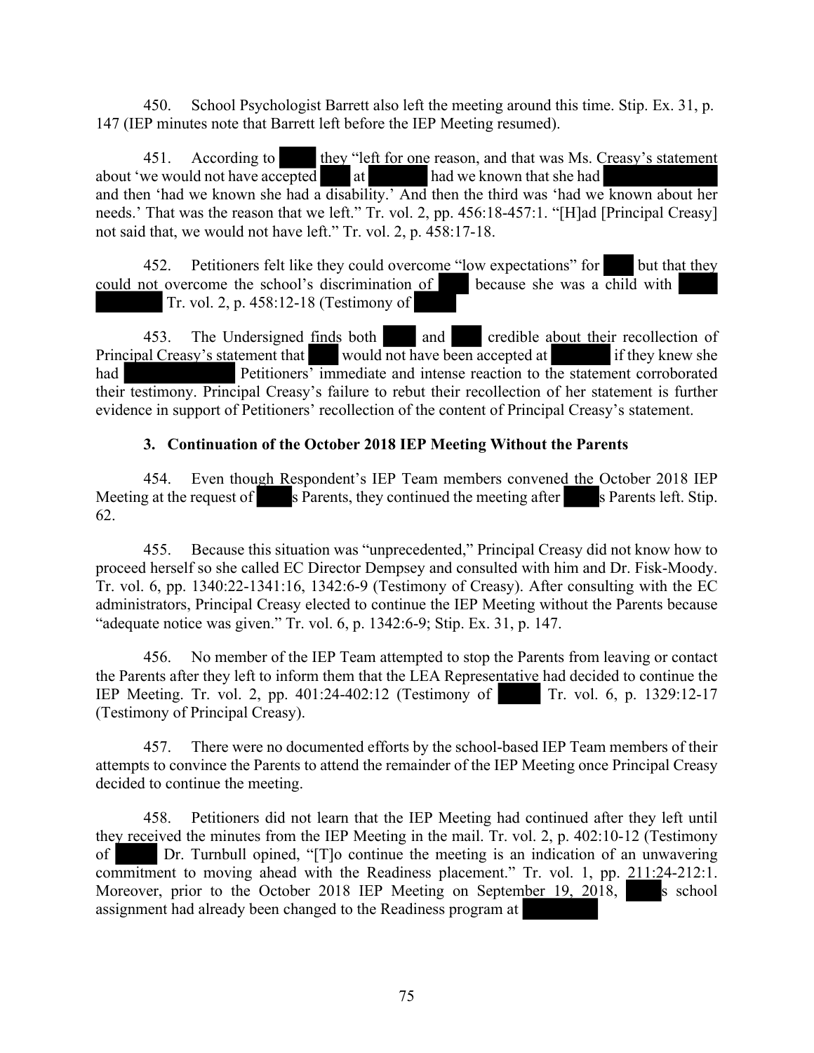450. School Psychologist Barrett also left the meeting around this time. Stip. Ex. 31, p. 147 (IEP minutes note that Barrett left before the IEP Meeting resumed).

451. According to [redacted] they "left for one reason, and that was Ms. Creasy's statement about 'we would not have accepted [redacted] at [redacted] had we known that she had [redacted] and then 'had we known she had a disability.' And then the third was 'had we known about her needs.' That was the reason that we left." Tr. vol. 2, pp. 456:18-457:1. "[H]ad [Principal Creasy] not said that, we would not have left." Tr. vol. 2, p. 458:17-18.

452. Petitioners felt like they could overcome "low expectations" for [redacted] but that they could not overcome the school's discrimination of [redacted] because she was a child with [redacted] Tr. vol. 2, p. 458:12-18 (Testimony of [redacted]

453. The Undersigned finds both [redacted] and [redacted] credible about their recollection of Principal Creasy's statement that [redacted] would not have been accepted at [redacted] if they knew she had [redacted] Petitioners' immediate and intense reaction to the statement corroborated their testimony. Principal Creasy's failure to rebut their recollection of her statement is further evidence in support of Petitioners' recollection of the content of Principal Creasy's statement.

### 3. Continuation of the October 2018 IEP Meeting Without the Parents

454. Even though Respondent's IEP Team members convened the October 2018 IEP Meeting at the request of [redacted]s Parents, they continued the meeting after [redacted]s Parents left. Stip. 62.

455. Because this situation was "unprecedented," Principal Creasy did not know how to proceed herself so she called EC Director Dempsey and consulted with him and Dr. Fisk-Moody. Tr. vol. 6, pp. 1340:22-1341:16, 1342:6-9 (Testimony of Creasy). After consulting with the EC administrators, Principal Creasy elected to continue the IEP Meeting without the Parents because "adequate notice was given." Tr. vol. 6, p. 1342:6-9; Stip. Ex. 31, p. 147.

456. No member of the IEP Team attempted to stop the Parents from leaving or contact the Parents after they left to inform them that the LEA Representative had decided to continue the IEP Meeting. Tr. vol. 2, pp. 401:24-402:12 (Testimony of [redacted] Tr. vol. 6, p. 1329:12-17 (Testimony of Principal Creasy).

457. There were no documented efforts by the school-based IEP Team members of their attempts to convince the Parents to attend the remainder of the IEP Meeting once Principal Creasy decided to continue the meeting.

458. Petitioners did not learn that the IEP Meeting had continued after they left until they received the minutes from the IEP Meeting in the mail. Tr. vol. 2, p. 402:10-12 (Testimony of [redacted] Dr. Turnbull opined, "[T]o continue the meeting is an indication of an unwavering commitment to moving ahead with the Readiness placement." Tr. vol. 1, pp. 211:24-212:1. Moreover, prior to the October 2018 IEP Meeting on September 19, 2018, [redacted]s school assignment had already been changed to the Readiness program at [redacted]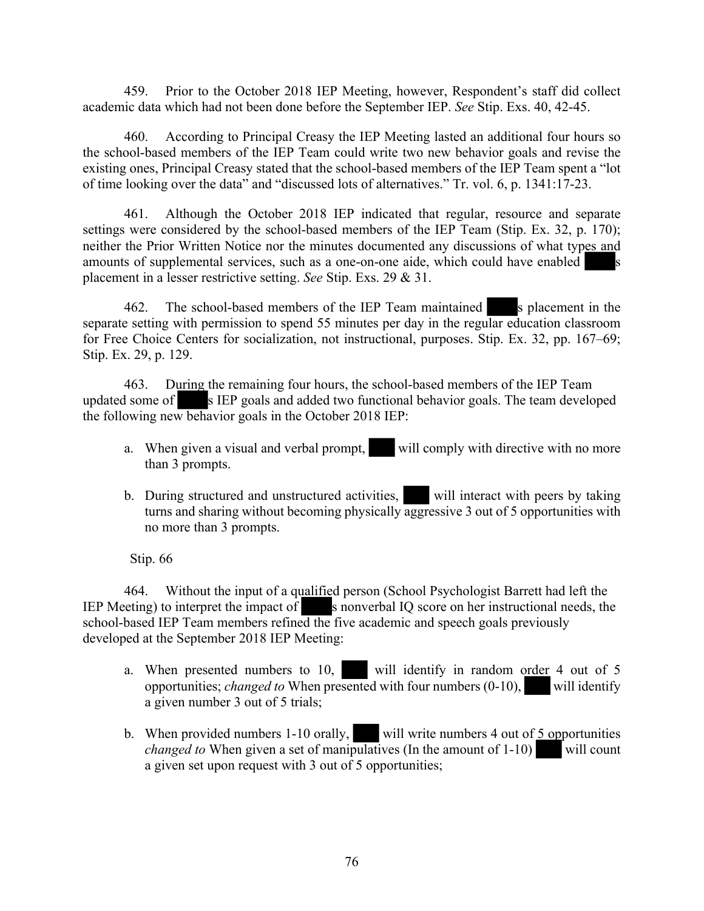459. Prior to the October 2018 IEP Meeting, however, Respondent's staff did collect academic data which had not been done before the September IEP. *See* Stip. Exs. 40, 42-45.

460. According to Principal Creasy the IEP Meeting lasted an additional four hours so the school-based members of the IEP Team could write two new behavior goals and revise the existing ones, Principal Creasy stated that the school-based members of the IEP Team spent a "lot of time looking over the data" and "discussed lots of alternatives." Tr. vol. 6, p. 1341:17-23.

461. Although the October 2018 IEP indicated that regular, resource and separate settings were considered by the school-based members of the IEP Team (Stip. Ex. 32, p. 170); neither the Prior Written Notice nor the minutes documented any discussions of what types and amounts of supplemental services, such as a one-on-one aide, which could have enabled ████s placement in a lesser restrictive setting. *See* Stip. Exs. 29 & 31.

462. The school-based members of the IEP Team maintained ████s placement in the separate setting with permission to spend 55 minutes per day in the regular education classroom for Free Choice Centers for socialization, not instructional, purposes. Stip. Ex. 32, pp. 167–69; Stip. Ex. 29, p. 129.

463. During the remaining four hours, the school-based members of the IEP Team updated some of ████s IEP goals and added two functional behavior goals. The team developed the following new behavior goals in the October 2018 IEP:

a. When given a visual and verbal prompt, ████ will comply with directive with no more than 3 prompts.

b. During structured and unstructured activities, ████ will interact with peers by taking turns and sharing without becoming physically aggressive 3 out of 5 opportunities with no more than 3 prompts.

Stip. 66

464. Without the input of a qualified person (School Psychologist Barrett had left the IEP Meeting) to interpret the impact of ████s nonverbal IQ score on her instructional needs, the school-based IEP Team members refined the five academic and speech goals previously developed at the September 2018 IEP Meeting:

a. When presented numbers to 10, ████ will identify in random order 4 out of 5 opportunities; *changed to* When presented with four numbers (0-10), ████ will identify a given number 3 out of 5 trials;

b. When provided numbers 1-10 orally, ████ will write numbers 4 out of 5 opportunities *changed to* When given a set of manipulatives (In the amount of 1-10) ████ will count a given set upon request with 3 out of 5 opportunities;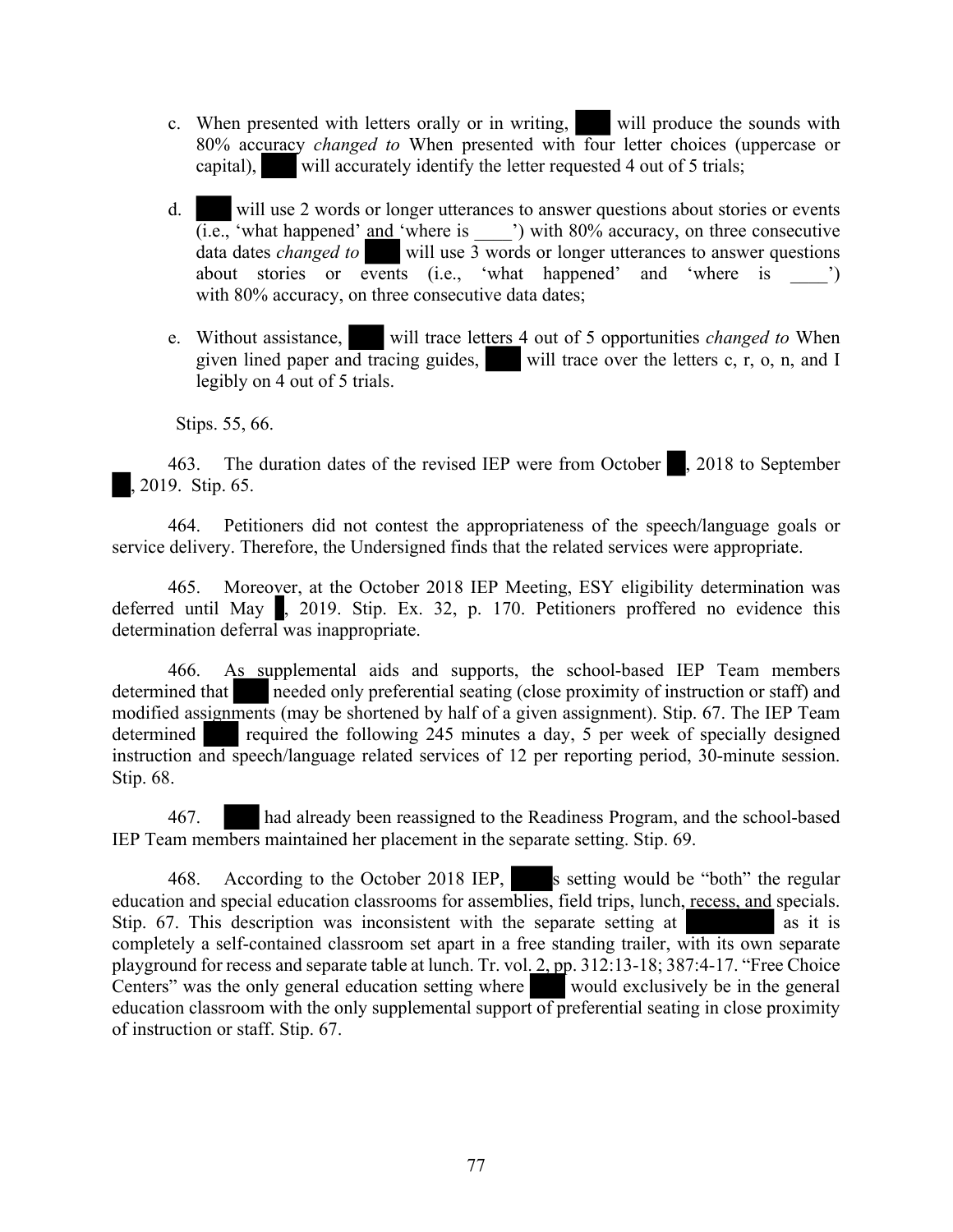c. When presented with letters orally or in writing, ████ will produce the sounds with 80% accuracy *changed to* When presented with four letter choices (uppercase or capital), ████ will accurately identify the letter requested 4 out of 5 trials;

d. ████ will use 2 words or longer utterances to answer questions about stories or events (i.e., 'what happened' and 'where is ____') with 80% accuracy, on three consecutive data dates *changed to* ████ will use 3 words or longer utterances to answer questions about stories or events (i.e., 'what happened' and 'where is ____') with 80% accuracy, on three consecutive data dates;

e. Without assistance, ████ will trace letters 4 out of 5 opportunities *changed to* When given lined paper and tracing guides, ████ will trace over the letters c, r, o, n, and I legibly on 4 out of 5 trials.

Stips. 55, 66.

463. The duration dates of the revised IEP were from October ██, 2018 to September ██, 2019. Stip. 65.

464. Petitioners did not contest the appropriateness of the speech/language goals or service delivery. Therefore, the Undersigned finds that the related services were appropriate.

465. Moreover, at the October 2018 IEP Meeting, ESY eligibility determination was deferred until May ██, 2019. Stip. Ex. 32, p. 170. Petitioners proffered no evidence this determination deferral was inappropriate.

466. As supplemental aids and supports, the school-based IEP Team members determined that ████ needed only preferential seating (close proximity of instruction or staff) and modified assignments (may be shortened by half of a given assignment). Stip. 67. The IEP Team determined ████ required the following 245 minutes a day, 5 per week of specially designed instruction and speech/language related services of 12 per reporting period, 30-minute session. Stip. 68.

467. ████ had already been reassigned to the Readiness Program, and the school-based IEP Team members maintained her placement in the separate setting. Stip. 69.

468. According to the October 2018 IEP, ████s setting would be "both" the regular education and special education classrooms for assemblies, field trips, lunch, recess, and specials. Stip. 67. This description was inconsistent with the separate setting at ████████ as it is completely a self-contained classroom set apart in a free standing trailer, with its own separate playground for recess and separate table at lunch. Tr. vol. 2, pp. 312:13-18; 387:4-17. "Free Choice Centers" was the only general education setting where ████ would exclusively be in the general education classroom with the only supplemental support of preferential seating in close proximity of instruction or staff. Stip. 67.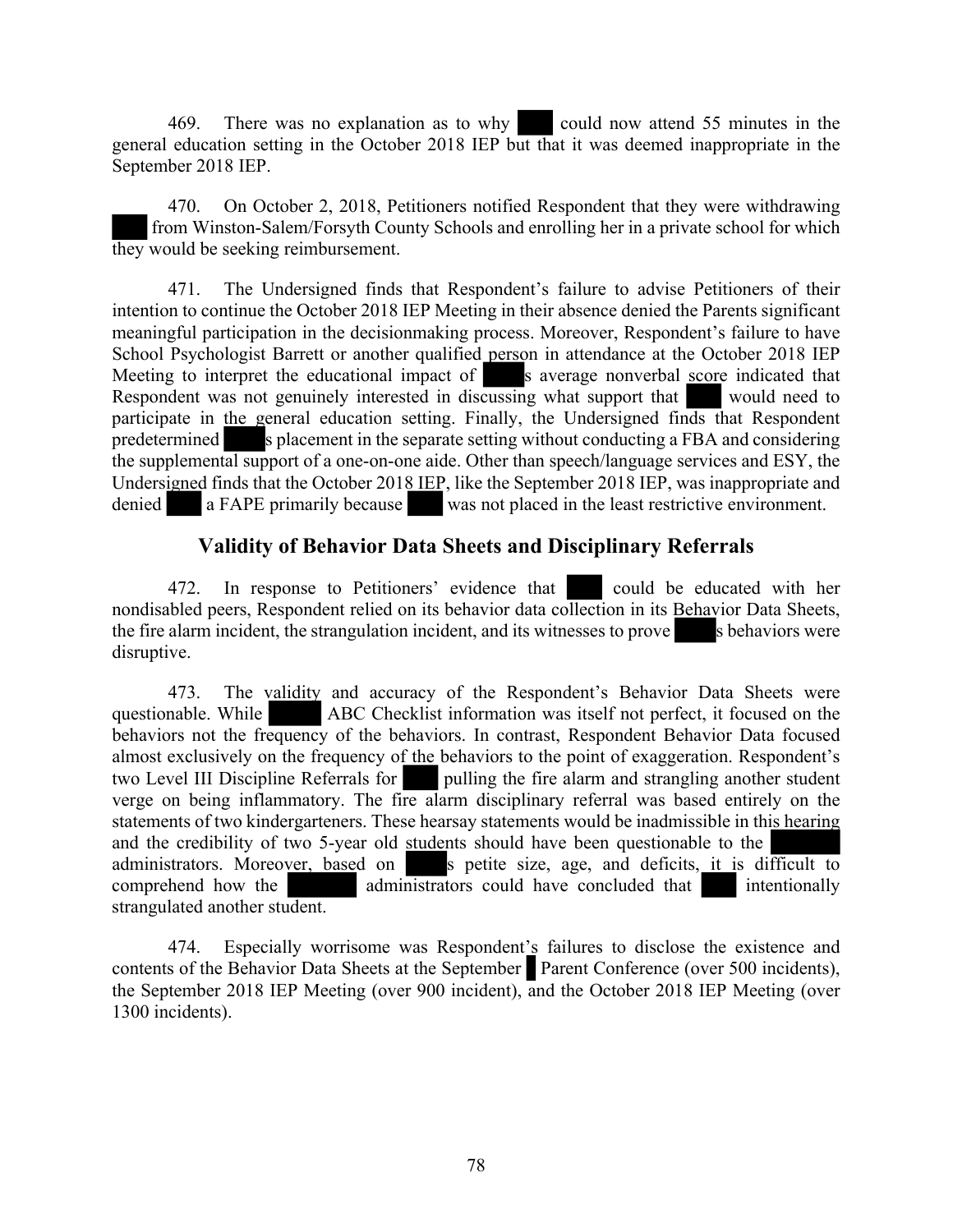469. There was no explanation as to why ███ could now attend 55 minutes in the general education setting in the October 2018 IEP but that it was deemed inappropriate in the September 2018 IEP.

470. On October 2, 2018, Petitioners notified Respondent that they were withdrawing ███ from Winston-Salem/Forsyth County Schools and enrolling her in a private school for which they would be seeking reimbursement.

471. The Undersigned finds that Respondent's failure to advise Petitioners of their intention to continue the October 2018 IEP Meeting in their absence denied the Parents significant meaningful participation in the decisionmaking process. Moreover, Respondent's failure to have School Psychologist Barrett or another qualified person in attendance at the October 2018 IEP Meeting to interpret the educational impact of ███s average nonverbal score indicated that Respondent was not genuinely interested in discussing what support that ███ would need to participate in the general education setting. Finally, the Undersigned finds that Respondent predetermined ███s placement in the separate setting without conducting a FBA and considering the supplemental support of a one-on-one aide. Other than speech/language services and ESY, the Undersigned finds that the October 2018 IEP, like the September 2018 IEP, was inappropriate and denied ███ a FAPE primarily because ███ was not placed in the least restrictive environment.

## Validity of Behavior Data Sheets and Disciplinary Referrals

472. In response to Petitioners' evidence that ███ could be educated with her nondisabled peers, Respondent relied on its behavior data collection in its Behavior Data Sheets, the fire alarm incident, the strangulation incident, and its witnesses to prove ███s behaviors were disruptive.

473. The validity and accuracy of the Respondent's Behavior Data Sheets were questionable. While ███ ABC Checklist information was itself not perfect, it focused on the behaviors not the frequency of the behaviors. In contrast, Respondent Behavior Data focused almost exclusively on the frequency of the behaviors to the point of exaggeration. Respondent's two Level III Discipline Referrals for ███ pulling the fire alarm and strangling another student verge on being inflammatory. The fire alarm disciplinary referral was based entirely on the statements of two kindergarteners. These hearsay statements would be inadmissible in this hearing and the credibility of two 5-year old students should have been questionable to the ███ administrators. Moreover, based on ███s petite size, age, and deficits, it is difficult to comprehend how the ███ administrators could have concluded that ███ intentionally strangulated another student.

474. Especially worrisome was Respondent's failures to disclose the existence and contents of the Behavior Data Sheets at the September █ Parent Conference (over 500 incidents), the September 2018 IEP Meeting (over 900 incident), and the October 2018 IEP Meeting (over 1300 incidents).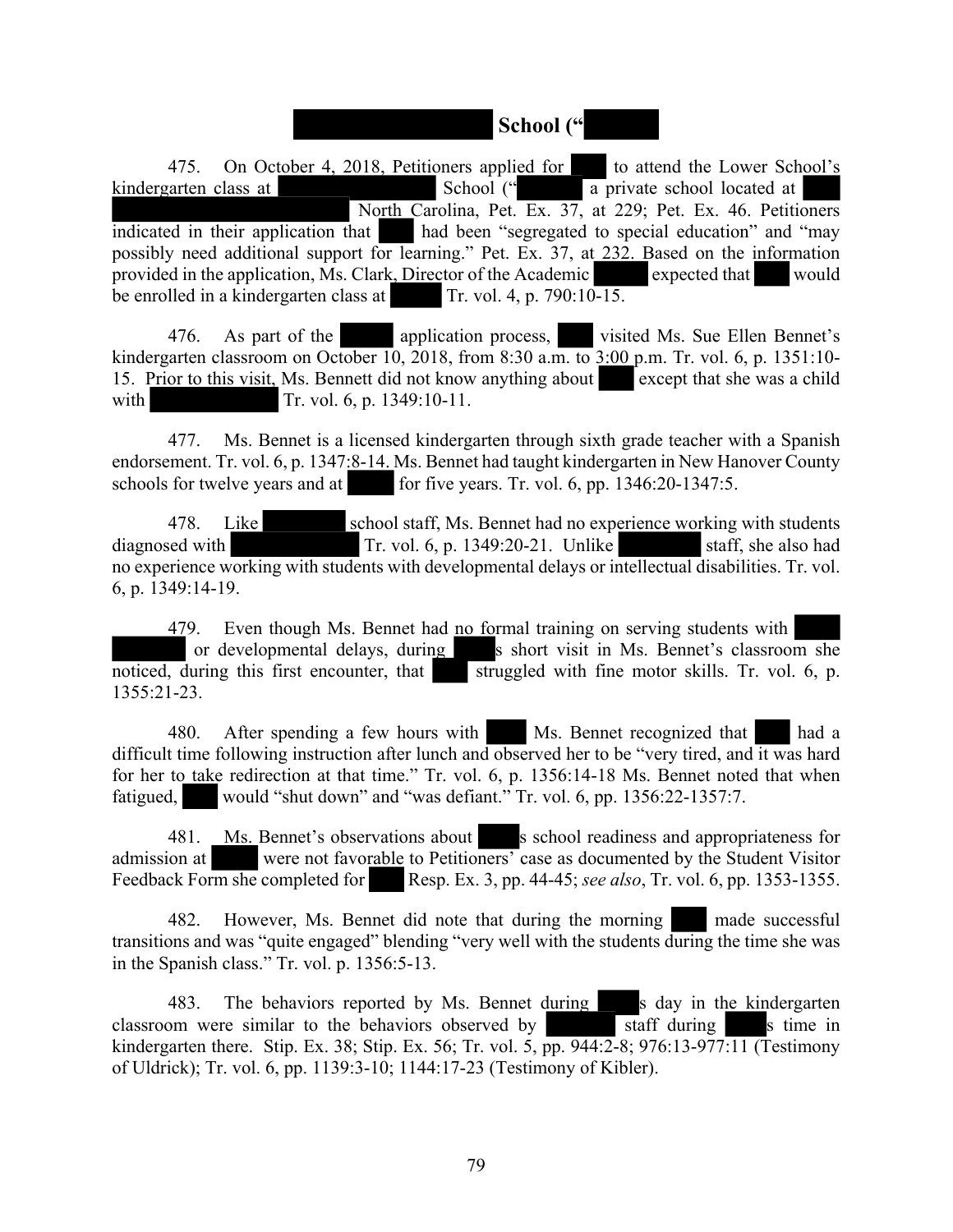## School ("

475. On October 4, 2018, Petitioners applied for to attend the Lower School's kindergarten class at School (" a private school located at North Carolina, Pet. Ex. 37, at 229; Pet. Ex. 46. Petitioners indicated in their application that had been "segregated to special education" and "may possibly need additional support for learning." Pet. Ex. 37, at 232. Based on the information provided in the application, Ms. Clark, Director of the Academic expected that would be enrolled in a kindergarten class at Tr. vol. 4, p. 790:10-15.

476. As part of the application process, visited Ms. Sue Ellen Bennet's kindergarten classroom on October 10, 2018, from 8:30 a.m. to 3:00 p.m. Tr. vol. 6, p. 1351:10-15. Prior to this visit, Ms. Bennett did not know anything about except that she was a child with Tr. vol. 6, p. 1349:10-11.

477. Ms. Bennet is a licensed kindergarten through sixth grade teacher with a Spanish endorsement. Tr. vol. 6, p. 1347:8-14. Ms. Bennet had taught kindergarten in New Hanover County schools for twelve years and at for five years. Tr. vol. 6, pp. 1346:20-1347:5.

478. Like school staff, Ms. Bennet had no experience working with students diagnosed with Tr. vol. 6, p. 1349:20-21. Unlike staff, she also had no experience working with students with developmental delays or intellectual disabilities. Tr. vol. 6, p. 1349:14-19.

479. Even though Ms. Bennet had no formal training on serving students with or developmental delays, during s short visit in Ms. Bennet's classroom she noticed, during this first encounter, that struggled with fine motor skills. Tr. vol. 6, p. 1355:21-23.

480. After spending a few hours with Ms. Bennet recognized that had a difficult time following instruction after lunch and observed her to be "very tired, and it was hard for her to take redirection at that time." Tr. vol. 6, p. 1356:14-18 Ms. Bennet noted that when fatigued, would "shut down" and "was defiant." Tr. vol. 6, pp. 1356:22-1357:7.

481. Ms. Bennet's observations about s school readiness and appropriateness for admission at were not favorable to Petitioners' case as documented by the Student Visitor Feedback Form she completed for Resp. Ex. 3, pp. 44-45; *see also*, Tr. vol. 6, pp. 1353-1355.

482. However, Ms. Bennet did note that during the morning made successful transitions and was "quite engaged" blending "very well with the students during the time she was in the Spanish class." Tr. vol. p. 1356:5-13.

483. The behaviors reported by Ms. Bennet during s day in the kindergarten classroom were similar to the behaviors observed by staff during s time in kindergarten there. Stip. Ex. 38; Stip. Ex. 56; Tr. vol. 5, pp. 944:2-8; 976:13-977:11 (Testimony of Uldrick); Tr. vol. 6, pp. 1139:3-10; 1144:17-23 (Testimony of Kibler).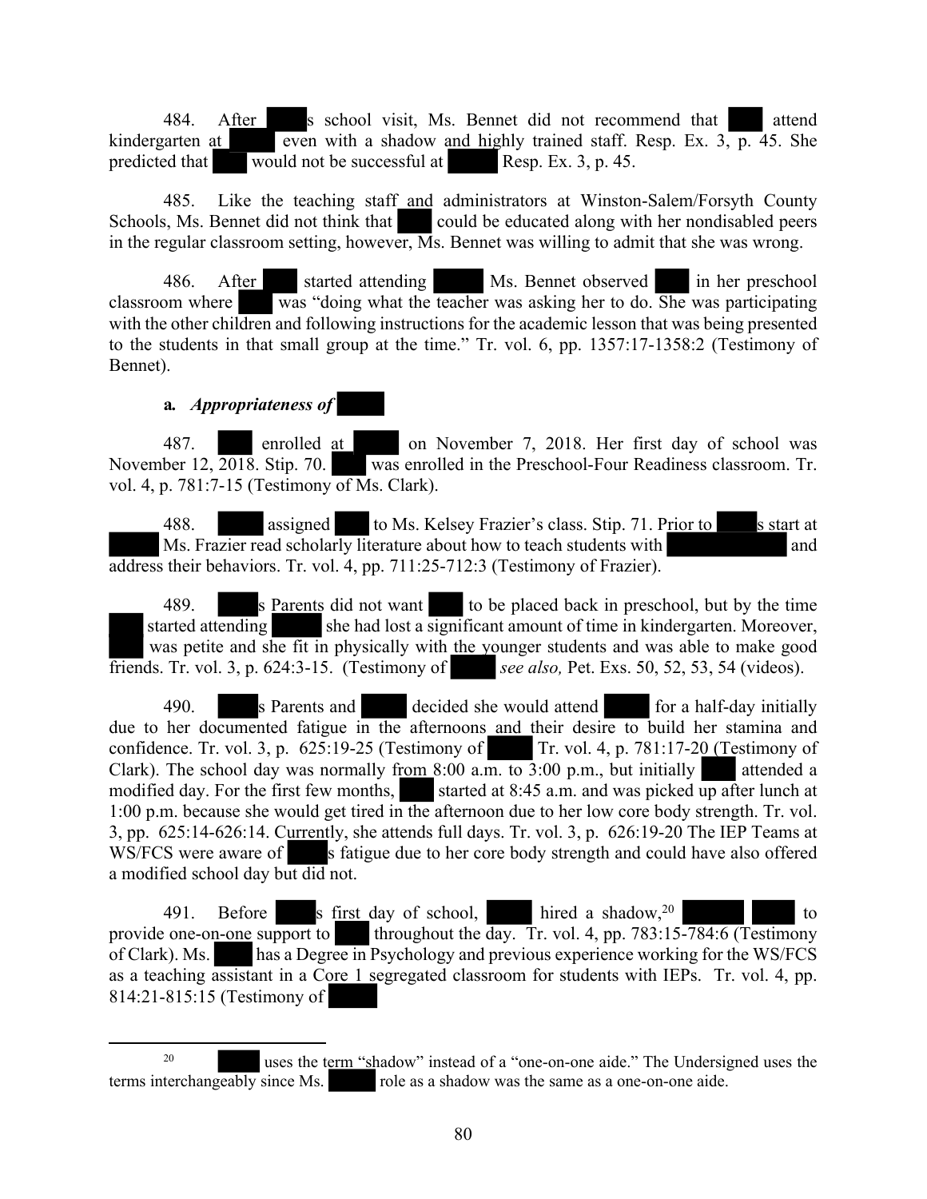484. After ██'s school visit, Ms. Bennet did not recommend that ██ attend kindergarten at ██ even with a shadow and highly trained staff. Resp. Ex. 3, p. 45. She predicted that ██ would not be successful at ██ Resp. Ex. 3, p. 45.

485. Like the teaching staff and administrators at Winston-Salem/Forsyth County Schools, Ms. Bennet did not think that ██ could be educated along with her nondisabled peers in the regular classroom setting, however, Ms. Bennet was willing to admit that she was wrong.

486. After ██ started attending ██ Ms. Bennet observed ██ in her preschool classroom where ██ was "doing what the teacher was asking her to do. She was participating with the other children and following instructions for the academic lesson that was being presented to the students in that small group at the time." Tr. vol. 6, pp. 1357:17-1358:2 (Testimony of Bennet).

**a.** ***Appropriateness of*** ██

487. ██ enrolled at ██ on November 7, 2018. Her first day of school was November 12, 2018. Stip. 70. ██ was enrolled in the Preschool-Four Readiness classroom. Tr. vol. 4, p. 781:7-15 (Testimony of Ms. Clark).

488. ██ assigned ██ to Ms. Kelsey Frazier's class. Stip. 71. Prior to ██'s start at ██ Ms. Frazier read scholarly literature about how to teach students with ██ and address their behaviors. Tr. vol. 4, pp. 711:25-712:3 (Testimony of Frazier).

489. ██'s Parents did not want ██ to be placed back in preschool, but by the time ██ started attending ██ she had lost a significant amount of time in kindergarten. Moreover, ██ was petite and she fit in physically with the younger students and was able to make good friends. Tr. vol. 3, p. 624:3-15. (Testimony of ██ *see also,* Pet. Exs. 50, 52, 53, 54 (videos).

490. ██'s Parents and ██ decided she would attend ██ for a half-day initially due to her documented fatigue in the afternoons and their desire to build her stamina and confidence. Tr. vol. 3, p. 625:19-25 (Testimony of ██ Tr. vol. 4, p. 781:17-20 (Testimony of Clark). The school day was normally from 8:00 a.m. to 3:00 p.m., but initially ██ attended a modified day. For the first few months, ██ started at 8:45 a.m. and was picked up after lunch at 1:00 p.m. because she would get tired in the afternoon due to her low core body strength. Tr. vol. 3, pp. 625:14-626:14. Currently, she attends full days. Tr. vol. 3, p. 626:19-20 The IEP Teams at WS/FCS were aware of ██'s fatigue due to her core body strength and could have also offered a modified school day but did not.

491. Before ██'s first day of school, ██ hired a shadow,[20] ██ ██ to provide one-on-one support to ██ throughout the day. Tr. vol. 4, pp. 783:15-784:6 (Testimony of Clark). Ms. ██ has a Degree in Psychology and previous experience working for the WS/FCS as a teaching assistant in a Core 1 segregated classroom for students with IEPs. Tr. vol. 4, pp. 814:21-815:15 (Testimony of ██

---

[20] ██ uses the term "shadow" instead of a "one-on-one aide." The Undersigned uses the terms interchangeably since Ms. ██ role as a shadow was the same as a one-on-one aide.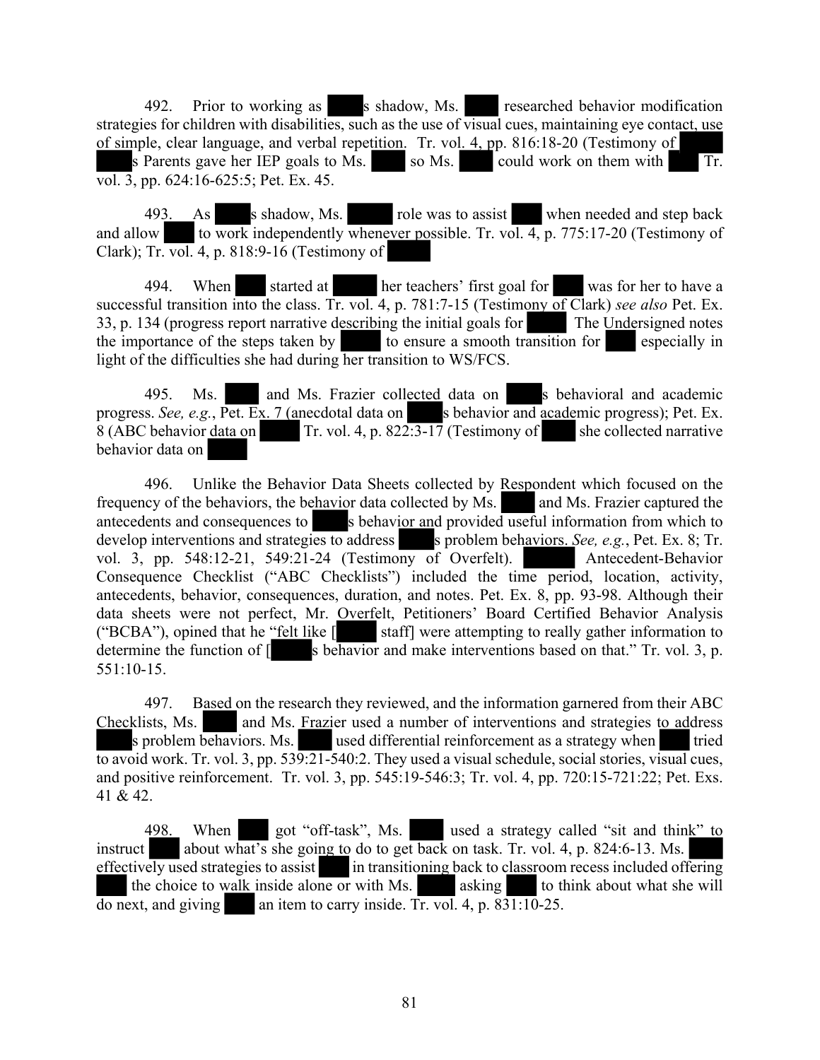492. Prior to working as ███s shadow, Ms. ███ researched behavior modification strategies for children with disabilities, such as the use of visual cues, maintaining eye contact, use of simple, clear language, and verbal repetition. Tr. vol. 4, pp. 816:18-20 (Testimony of ███ ███s Parents gave her IEP goals to Ms. ███ so Ms. ███ could work on them with ███ Tr. vol. 3, pp. 624:16-625:5; Pet. Ex. 45.

493. As ███s shadow, Ms. ███ role was to assist ███ when needed and step back and allow ███ to work independently whenever possible. Tr. vol. 4, p. 775:17-20 (Testimony of Clark); Tr. vol. 4, p. 818:9-16 (Testimony of ███

494. When ███ started at ███ her teachers' first goal for ███ was for her to have a successful transition into the class. Tr. vol. 4, p. 781:7-15 (Testimony of Clark) *see also* Pet. Ex. 33, p. 134 (progress report narrative describing the initial goals for ███ The Undersigned notes the importance of the steps taken by ███ to ensure a smooth transition for ███ especially in light of the difficulties she had during her transition to WS/FCS.

495. Ms. ███ and Ms. Frazier collected data on ███s behavioral and academic progress. *See, e.g.*, Pet. Ex. 7 (anecdotal data on ███s behavior and academic progress); Pet. Ex. 8 (ABC behavior data on ███ Tr. vol. 4, p. 822:3-17 (Testimony of ███ she collected narrative behavior data on ███

496. Unlike the Behavior Data Sheets collected by Respondent which focused on the frequency of the behaviors, the behavior data collected by Ms. ███ and Ms. Frazier captured the antecedents and consequences to ███s behavior and provided useful information from which to develop interventions and strategies to address ███s problem behaviors. *See, e.g.*, Pet. Ex. 8; Tr. vol. 3, pp. 548:12-21, 549:21-24 (Testimony of Overfelt). ███ Antecedent-Behavior Consequence Checklist ("ABC Checklists") included the time period, location, activity, antecedents, behavior, consequences, duration, and notes. Pet. Ex. 8, pp. 93-98. Although their data sheets were not perfect, Mr. Overfelt, Petitioners' Board Certified Behavior Analysis ("BCBA"), opined that he "felt like [███ staff] were attempting to really gather information to determine the function of [███s behavior and make interventions based on that." Tr. vol. 3, p. 551:10-15.

497. Based on the research they reviewed, and the information garnered from their ABC Checklists, Ms. ███ and Ms. Frazier used a number of interventions and strategies to address ███s problem behaviors. Ms. ███ used differential reinforcement as a strategy when ███ tried to avoid work. Tr. vol. 3, pp. 539:21-540:2. They used a visual schedule, social stories, visual cues, and positive reinforcement. Tr. vol. 3, pp. 545:19-546:3; Tr. vol. 4, pp. 720:15-721:22; Pet. Exs. 41 & 42.

498. When ███ got "off-task", Ms. ███ used a strategy called "sit and think" to instruct ███ about what's she going to do to get back on task. Tr. vol. 4, p. 824:6-13. Ms. ███ effectively used strategies to assist ███ in transitioning back to classroom recess included offering ███ the choice to walk inside alone or with Ms. ███ asking ███ to think about what she will do next, and giving ███ an item to carry inside. Tr. vol. 4, p. 831:10-25.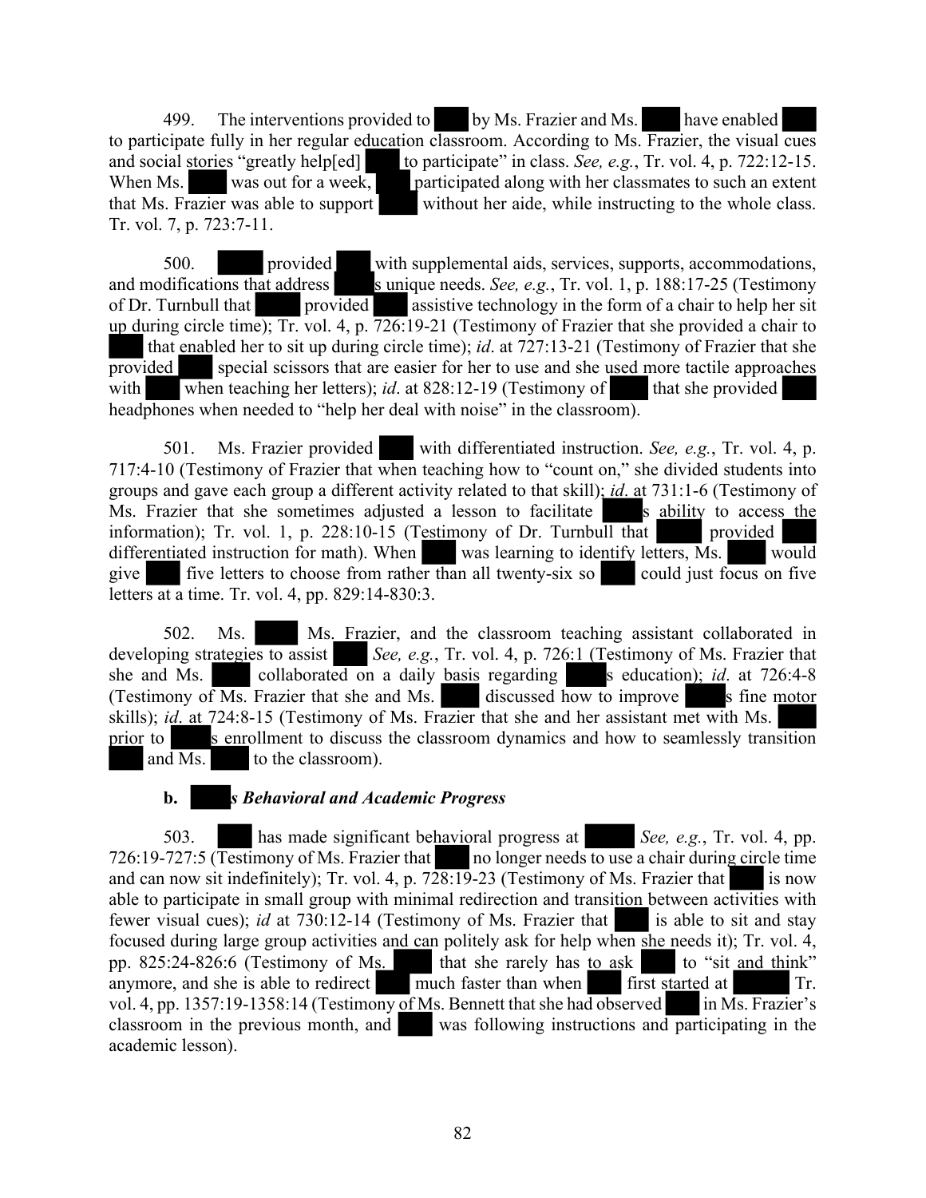499. The interventions provided to ███ by Ms. Frazier and Ms. ███ have enabled ███ to participate fully in her regular education classroom. According to Ms. Frazier, the visual cues and social stories "greatly help[ed] ███ to participate" in class. *See, e.g.*, Tr. vol. 4, p. 722:12-15. When Ms. ███ was out for a week, ███ participated along with her classmates to such an extent that Ms. Frazier was able to support ███ without her aide, while instructing to the whole class. Tr. vol. 7, p. 723:7-11.

500. ███ provided ███ with supplemental aids, services, supports, accommodations, and modifications that address ███s unique needs. *See, e.g.*, Tr. vol. 1, p. 188:17-25 (Testimony of Dr. Turnbull that ███ provided ███ assistive technology in the form of a chair to help her sit up during circle time); Tr. vol. 4, p. 726:19-21 (Testimony of Frazier that she provided a chair to ███ that enabled her to sit up during circle time); *id*. at 727:13-21 (Testimony of Frazier that she provided ███ special scissors that are easier for her to use and she used more tactile approaches with ███ when teaching her letters); *id*. at 828:12-19 (Testimony of ███ that she provided ███ headphones when needed to "help her deal with noise" in the classroom).

501. Ms. Frazier provided ███ with differentiated instruction. *See, e.g.*, Tr. vol. 4, p. 717:4-10 (Testimony of Frazier that when teaching how to "count on," she divided students into groups and gave each group a different activity related to that skill); *id*. at 731:1-6 (Testimony of Ms. Frazier that she sometimes adjusted a lesson to facilitate ███s ability to access the information); Tr. vol. 1, p. 228:10-15 (Testimony of Dr. Turnbull that ███ provided ███ differentiated instruction for math). When ███ was learning to identify letters, Ms. ███ would give ███ five letters to choose from rather than all twenty-six so ███ could just focus on five letters at a time. Tr. vol. 4, pp. 829:14-830:3.

502. Ms. ███ Ms. Frazier, and the classroom teaching assistant collaborated in developing strategies to assist ███ *See, e.g.*, Tr. vol. 4, p. 726:1 (Testimony of Ms. Frazier that she and Ms. ███ collaborated on a daily basis regarding ███s education); *id*. at 726:4-8 (Testimony of Ms. Frazier that she and Ms. ███ discussed how to improve ███s fine motor skills); *id*. at 724:8-15 (Testimony of Ms. Frazier that she and her assistant met with Ms. ███ prior to ███s enrollment to discuss the classroom dynamics and how to seamlessly transition ███ and Ms. ███ to the classroom).

**b. ███*s Behavioral and Academic Progress***

503. ███ has made significant behavioral progress at ███ *See, e.g.*, Tr. vol. 4, pp. 726:19-727:5 (Testimony of Ms. Frazier that ███ no longer needs to use a chair during circle time and can now sit indefinitely); Tr. vol. 4, p. 728:19-23 (Testimony of Ms. Frazier that ███ is now able to participate in small group with minimal redirection and transition between activities with fewer visual cues); *id* at 730:12-14 (Testimony of Ms. Frazier that ███ is able to sit and stay focused during large group activities and can politely ask for help when she needs it); Tr. vol. 4, pp. 825:24-826:6 (Testimony of Ms. ███ that she rarely has to ask ███ to "sit and think" anymore, and she is able to redirect ███ much faster than when ███ first started at ███ Tr. vol. 4, pp. 1357:19-1358:14 (Testimony of Ms. Bennett that she had observed ███ in Ms. Frazier's classroom in the previous month, and ███ was following instructions and participating in the academic lesson).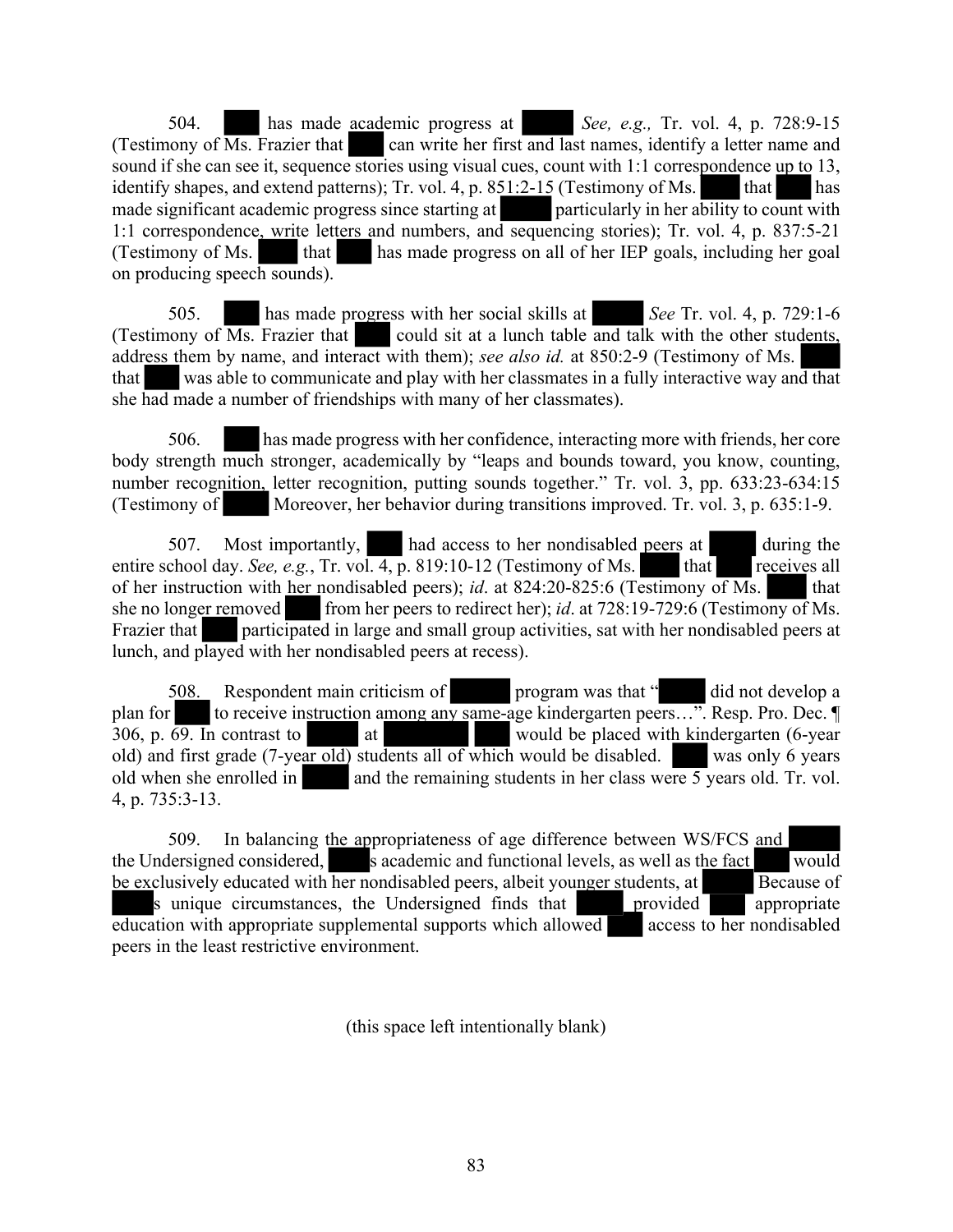504. ■■■ has made academic progress at ■■■ *See, e.g.,* Tr. vol. 4, p. 728:9-15 (Testimony of Ms. Frazier that ■■■ can write her first and last names, identify a letter name and sound if she can see it, sequence stories using visual cues, count with 1:1 correspondence up to 13, identify shapes, and extend patterns); Tr. vol. 4, p. 851:2-15 (Testimony of Ms. ■■■ that ■■■ has made significant academic progress since starting at ■■■ particularly in her ability to count with 1:1 correspondence, write letters and numbers, and sequencing stories); Tr. vol. 4, p. 837:5-21 (Testimony of Ms. ■■■ that ■■■ has made progress on all of her IEP goals, including her goal on producing speech sounds).

505. ■■■ has made progress with her social skills at ■■■ *See* Tr. vol. 4, p. 729:1-6 (Testimony of Ms. Frazier that ■■■ could sit at a lunch table and talk with the other students, address them by name, and interact with them); *see also id.* at 850:2-9 (Testimony of Ms. ■■■ that ■■■ was able to communicate and play with her classmates in a fully interactive way and that she had made a number of friendships with many of her classmates).

506. ■■■ has made progress with her confidence, interacting more with friends, her core body strength much stronger, academically by "leaps and bounds toward, you know, counting, number recognition, letter recognition, putting sounds together." Tr. vol. 3, pp. 633:23-634:15 (Testimony of ■■■ Moreover, her behavior during transitions improved. Tr. vol. 3, p. 635:1-9.

507. Most importantly, ■■■ had access to her nondisabled peers at ■■■ during the entire school day. *See, e.g.*, Tr. vol. 4, p. 819:10-12 (Testimony of Ms. ■■■ that ■■■ receives all of her instruction with her nondisabled peers); *id*. at 824:20-825:6 (Testimony of Ms. ■■■ that she no longer removed ■■■ from her peers to redirect her); *id*. at 728:19-729:6 (Testimony of Ms. Frazier that ■■■ participated in large and small group activities, sat with her nondisabled peers at lunch, and played with her nondisabled peers at recess).

508. Respondent main criticism of ■■■ program was that "■■■ did not develop a plan for ■■■ to receive instruction among any same-age kindergarten peers…". Resp. Pro. Dec. ¶ 306, p. 69. In contrast to ■■■ at ■■■ ■■■ would be placed with kindergarten (6-year old) and first grade (7-year old) students all of which would be disabled. ■■■ was only 6 years old when she enrolled in ■■■ and the remaining students in her class were 5 years old. Tr. vol. 4, p. 735:3-13.

509. In balancing the appropriateness of age difference between WS/FCS and ■■■ the Undersigned considered, ■■■s academic and functional levels, as well as the fact ■■■ would be exclusively educated with her nondisabled peers, albeit younger students, at ■■■ Because of ■■■s unique circumstances, the Undersigned finds that ■■■ provided ■■■ appropriate education with appropriate supplemental supports which allowed ■■■ access to her nondisabled peers in the least restrictive environment.

(this space left intentionally blank)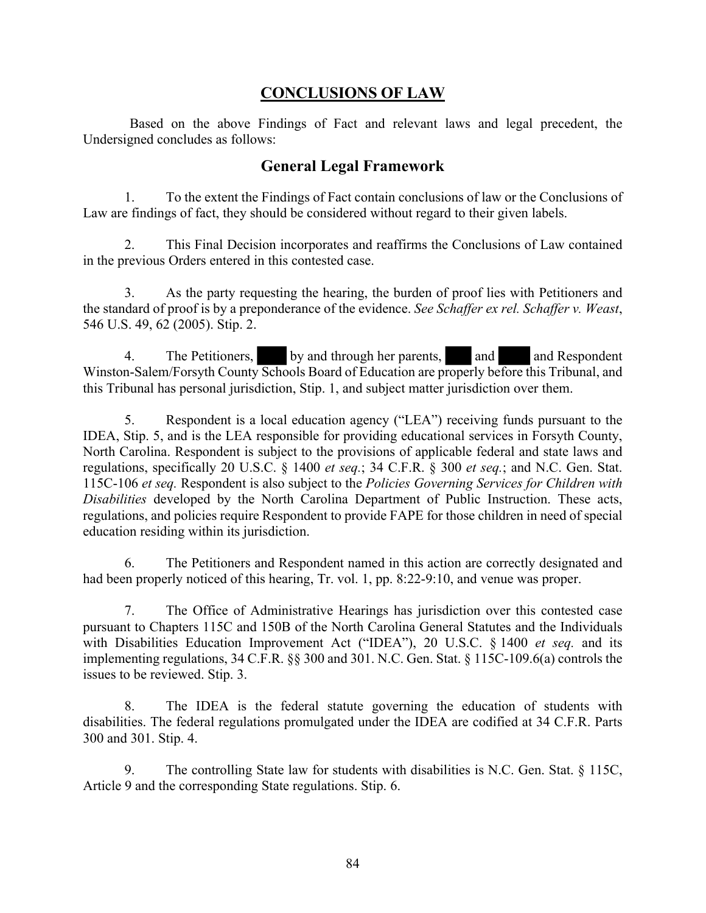## CONCLUSIONS OF LAW

Based on the above Findings of Fact and relevant laws and legal precedent, the Undersigned concludes as follows:

### General Legal Framework

1. To the extent the Findings of Fact contain conclusions of law or the Conclusions of Law are findings of fact, they should be considered without regard to their given labels.

2. This Final Decision incorporates and reaffirms the Conclusions of Law contained in the previous Orders entered in this contested case.

3. As the party requesting the hearing, the burden of proof lies with Petitioners and the standard of proof is by a preponderance of the evidence. *See Schaffer ex rel. Schaffer v. Weast*, 546 U.S. 49, 62 (2005). Stip. 2.

4. The Petitioners, ████ by and through her parents, ███ and ████ and Respondent Winston-Salem/Forsyth County Schools Board of Education are properly before this Tribunal, and this Tribunal has personal jurisdiction, Stip. 1, and subject matter jurisdiction over them.

5. Respondent is a local education agency ("LEA") receiving funds pursuant to the IDEA, Stip. 5, and is the LEA responsible for providing educational services in Forsyth County, North Carolina. Respondent is subject to the provisions of applicable federal and state laws and regulations, specifically 20 U.S.C. § 1400 *et seq.*; 34 C.F.R. § 300 *et seq.*; and N.C. Gen. Stat. 115C-106 *et seq.* Respondent is also subject to the *Policies Governing Services for Children with Disabilities* developed by the North Carolina Department of Public Instruction. These acts, regulations, and policies require Respondent to provide FAPE for those children in need of special education residing within its jurisdiction.

6. The Petitioners and Respondent named in this action are correctly designated and had been properly noticed of this hearing, Tr. vol. 1, pp. 8:22-9:10, and venue was proper.

7. The Office of Administrative Hearings has jurisdiction over this contested case pursuant to Chapters 115C and 150B of the North Carolina General Statutes and the Individuals with Disabilities Education Improvement Act ("IDEA"), 20 U.S.C. § 1400 *et seq.* and its implementing regulations, 34 C.F.R. §§ 300 and 301. N.C. Gen. Stat. § 115C-109.6(a) controls the issues to be reviewed. Stip. 3.

8. The IDEA is the federal statute governing the education of students with disabilities. The federal regulations promulgated under the IDEA are codified at 34 C.F.R. Parts 300 and 301. Stip. 4.

9. The controlling State law for students with disabilities is N.C. Gen. Stat. § 115C, Article 9 and the corresponding State regulations. Stip. 6.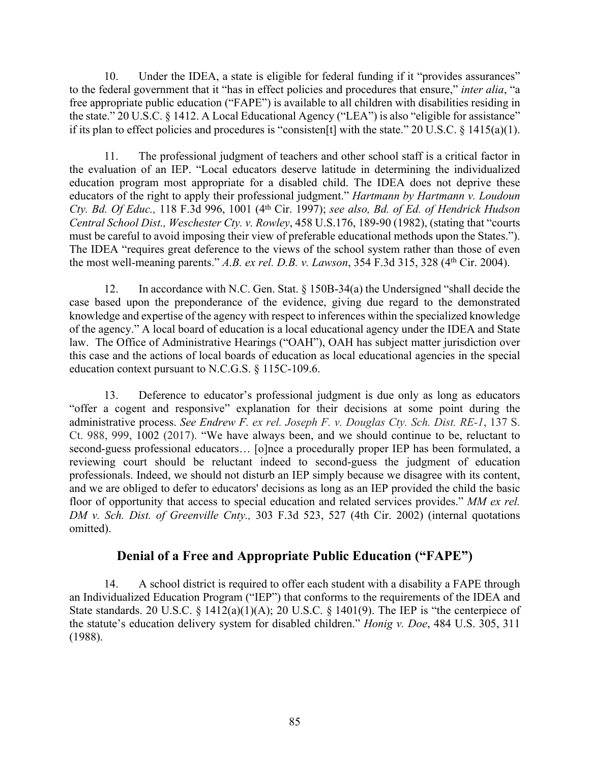10. Under the IDEA, a state is eligible for federal funding if it "provides assurances" to the federal government that it "has in effect policies and procedures that ensure," *inter alia*, "a free appropriate public education ("FAPE") is available to all children with disabilities residing in the state." 20 U.S.C. § 1412. A Local Educational Agency ("LEA") is also "eligible for assistance" if its plan to effect policies and procedures is "consisten[t] with the state." 20 U.S.C. § 1415(a)(1).

11. The professional judgment of teachers and other school staff is a critical factor in the evaluation of an IEP. "Local educators deserve latitude in determining the individualized education program most appropriate for a disabled child. The IDEA does not deprive these educators of the right to apply their professional judgment." *Hartmann by Hartmann v. Loudoun Cty. Bd. Of Educ.,* 118 F.3d 996, 1001 (4th Cir. 1997); *see also, Bd. of Ed. of Hendrick Hudson Central School Dist., Weschester Cty. v. Rowley*, 458 U.S.176, 189-90 (1982), (stating that "courts must be careful to avoid imposing their view of preferable educational methods upon the States."). The IDEA "requires great deference to the views of the school system rather than those of even the most well-meaning parents." *A.B. ex rel. D.B. v. Lawson*, 354 F.3d 315, 328 (4th Cir. 2004).

12. In accordance with N.C. Gen. Stat. § 150B-34(a) the Undersigned "shall decide the case based upon the preponderance of the evidence, giving due regard to the demonstrated knowledge and expertise of the agency with respect to inferences within the specialized knowledge of the agency." A local board of education is a local educational agency under the IDEA and State law. The Office of Administrative Hearings ("OAH"), OAH has subject matter jurisdiction over this case and the actions of local boards of education as local educational agencies in the special education context pursuant to N.C.G.S. § 115C-109.6.

13. Deference to educator's professional judgment is due only as long as educators "offer a cogent and responsive" explanation for their decisions at some point during the administrative process. *See Endrew F. ex rel. Joseph F. v. Douglas Cty. Sch. Dist. RE-1*, 137 S. Ct. 988, 999, 1002 (2017). "We have always been, and we should continue to be, reluctant to second-guess professional educators… [o]nce a procedurally proper IEP has been formulated, a reviewing court should be reluctant indeed to second-guess the judgment of education professionals. Indeed, we should not disturb an IEP simply because we disagree with its content, and we are obliged to defer to educators' decisions as long as an IEP provided the child the basic floor of opportunity that access to special education and related services provides." *MM ex rel. DM v. Sch. Dist. of Greenville Cnty.,* 303 F.3d 523, 527 (4th Cir. 2002) (internal quotations omitted).

## Denial of a Free and Appropriate Public Education ("FAPE")

14. A school district is required to offer each student with a disability a FAPE through an Individualized Education Program ("IEP") that conforms to the requirements of the IDEA and State standards. 20 U.S.C. § 1412(a)(1)(A); 20 U.S.C. § 1401(9). The IEP is "the centerpiece of the statute's education delivery system for disabled children." *Honig v. Doe*, 484 U.S. 305, 311 (1988).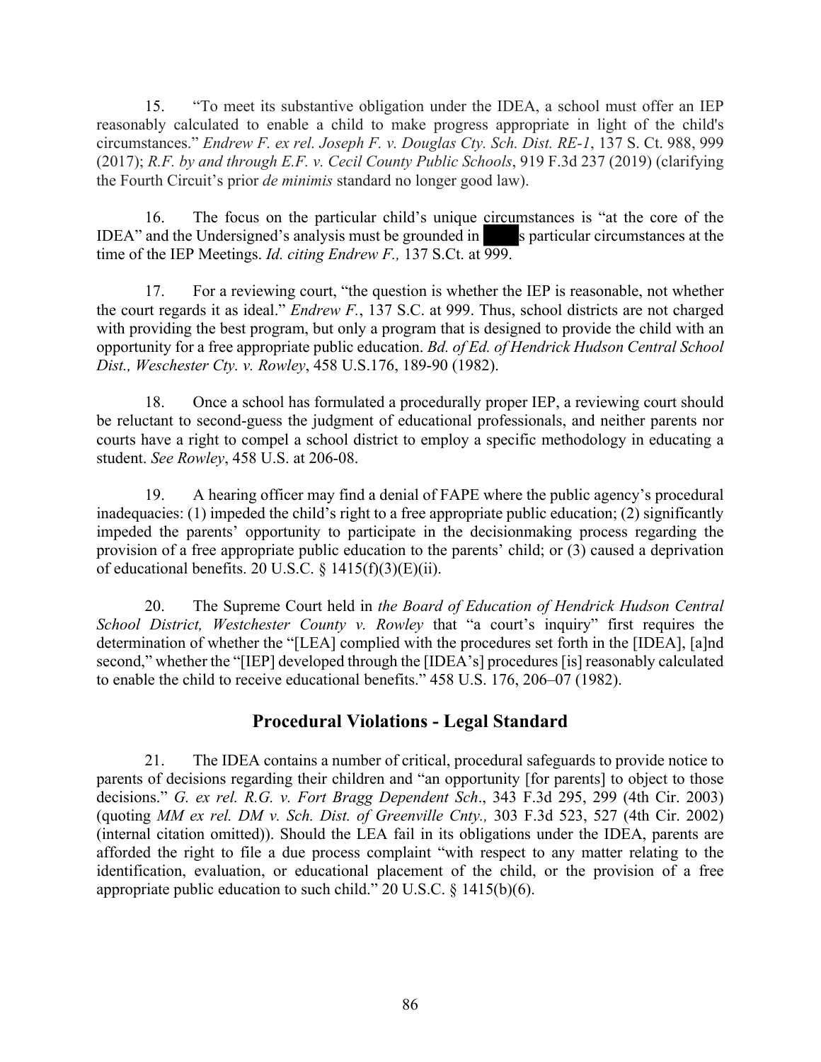15. "To meet its substantive obligation under the IDEA, a school must offer an IEP reasonably calculated to enable a child to make progress appropriate in light of the child's circumstances." *Endrew F. ex rel. Joseph F. v. Douglas Cty. Sch. Dist. RE-1*, 137 S. Ct. 988, 999 (2017); *R.F. by and through E.F. v. Cecil County Public Schools*, 919 F.3d 237 (2019) (clarifying the Fourth Circuit's prior *de minimis* standard no longer good law).

16. The focus on the particular child's unique circumstances is "at the core of the IDEA" and the Undersigned's analysis must be grounded in ███s particular circumstances at the time of the IEP Meetings. *Id. citing Endrew F.,* 137 S.Ct. at 999.

17. For a reviewing court, "the question is whether the IEP is reasonable, not whether the court regards it as ideal." *Endrew F.*, 137 S.C. at 999. Thus, school districts are not charged with providing the best program, but only a program that is designed to provide the child with an opportunity for a free appropriate public education. *Bd. of Ed. of Hendrick Hudson Central School Dist., Weschester Cty. v. Rowley*, 458 U.S.176, 189-90 (1982).

18. Once a school has formulated a procedurally proper IEP, a reviewing court should be reluctant to second-guess the judgment of educational professionals, and neither parents nor courts have a right to compel a school district to employ a specific methodology in educating a student. *See Rowley*, 458 U.S. at 206-08.

19. A hearing officer may find a denial of FAPE where the public agency's procedural inadequacies: (1) impeded the child's right to a free appropriate public education; (2) significantly impeded the parents' opportunity to participate in the decisionmaking process regarding the provision of a free appropriate public education to the parents' child; or (3) caused a deprivation of educational benefits. 20 U.S.C. § 1415(f)(3)(E)(ii).

20. The Supreme Court held in *the Board of Education of Hendrick Hudson Central School District, Westchester County v. Rowley* that "a court's inquiry" first requires the determination of whether the "[LEA] complied with the procedures set forth in the [IDEA], [a]nd second," whether the "[IEP] developed through the [IDEA's] procedures [is] reasonably calculated to enable the child to receive educational benefits." 458 U.S. 176, 206–07 (1982).

## Procedural Violations - Legal Standard

21. The IDEA contains a number of critical, procedural safeguards to provide notice to parents of decisions regarding their children and "an opportunity [for parents] to object to those decisions." *G. ex rel. R.G. v. Fort Bragg Dependent Sch*., 343 F.3d 295, 299 (4th Cir. 2003) (quoting *MM ex rel. DM v. Sch. Dist. of Greenville Cnty.,* 303 F.3d 523, 527 (4th Cir. 2002) (internal citation omitted)). Should the LEA fail in its obligations under the IDEA, parents are afforded the right to file a due process complaint "with respect to any matter relating to the identification, evaluation, or educational placement of the child, or the provision of a free appropriate public education to such child." 20 U.S.C. § 1415(b)(6).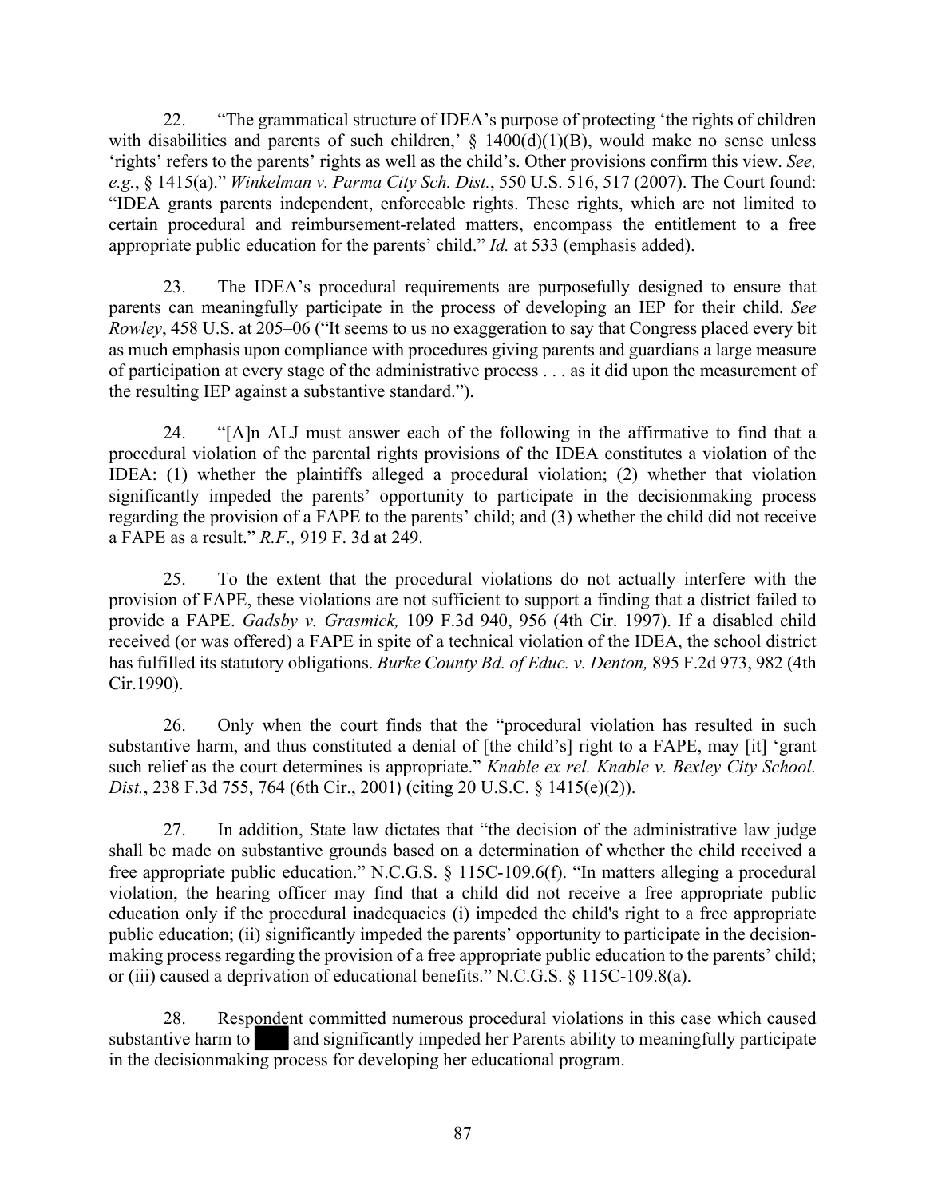22. "The grammatical structure of IDEA's purpose of protecting 'the rights of children with disabilities and parents of such children,' § 1400(d)(1)(B), would make no sense unless 'rights' refers to the parents' rights as well as the child's. Other provisions confirm this view. *See, e.g.*, § 1415(a)." *Winkelman v. Parma City Sch. Dist.*, 550 U.S. 516, 517 (2007). The Court found: "IDEA grants parents independent, enforceable rights. These rights, which are not limited to certain procedural and reimbursement-related matters, encompass the entitlement to a free appropriate public education for the parents' child." *Id.* at 533 (emphasis added).

23. The IDEA's procedural requirements are purposefully designed to ensure that parents can meaningfully participate in the process of developing an IEP for their child. *See Rowley*, 458 U.S. at 205–06 ("It seems to us no exaggeration to say that Congress placed every bit as much emphasis upon compliance with procedures giving parents and guardians a large measure of participation at every stage of the administrative process . . . as it did upon the measurement of the resulting IEP against a substantive standard.").

24. "[A]n ALJ must answer each of the following in the affirmative to find that a procedural violation of the parental rights provisions of the IDEA constitutes a violation of the IDEA: (1) whether the plaintiffs alleged a procedural violation; (2) whether that violation significantly impeded the parents' opportunity to participate in the decisionmaking process regarding the provision of a FAPE to the parents' child; and (3) whether the child did not receive a FAPE as a result." *R.F.,* 919 F. 3d at 249.

25. To the extent that the procedural violations do not actually interfere with the provision of FAPE, these violations are not sufficient to support a finding that a district failed to provide a FAPE. *Gadsby v. Grasmick,* 109 F.3d 940, 956 (4th Cir. 1997). If a disabled child received (or was offered) a FAPE in spite of a technical violation of the IDEA, the school district has fulfilled its statutory obligations. *Burke County Bd. of Educ. v. Denton,* 895 F.2d 973, 982 (4th Cir.1990).

26. Only when the court finds that the "procedural violation has resulted in such substantive harm, and thus constituted a denial of [the child's] right to a FAPE, may [it] 'grant such relief as the court determines is appropriate." *Knable ex rel. Knable v. Bexley City School. Dist.*, 238 F.3d 755, 764 (6th Cir., 2001) (citing 20 U.S.C. § 1415(e)(2)).

27. In addition, State law dictates that "the decision of the administrative law judge shall be made on substantive grounds based on a determination of whether the child received a free appropriate public education." N.C.G.S. § 115C-109.6(f). "In matters alleging a procedural violation, the hearing officer may find that a child did not receive a free appropriate public education only if the procedural inadequacies (i) impeded the child's right to a free appropriate public education; (ii) significantly impeded the parents' opportunity to participate in the decision-making process regarding the provision of a free appropriate public education to the parents' child; or (iii) caused a deprivation of educational benefits." N.C.G.S. § 115C-109.8(a).

28. Respondent committed numerous procedural violations in this case which caused substantive harm to ███ and significantly impeded her Parents ability to meaningfully participate in the decisionmaking process for developing her educational program.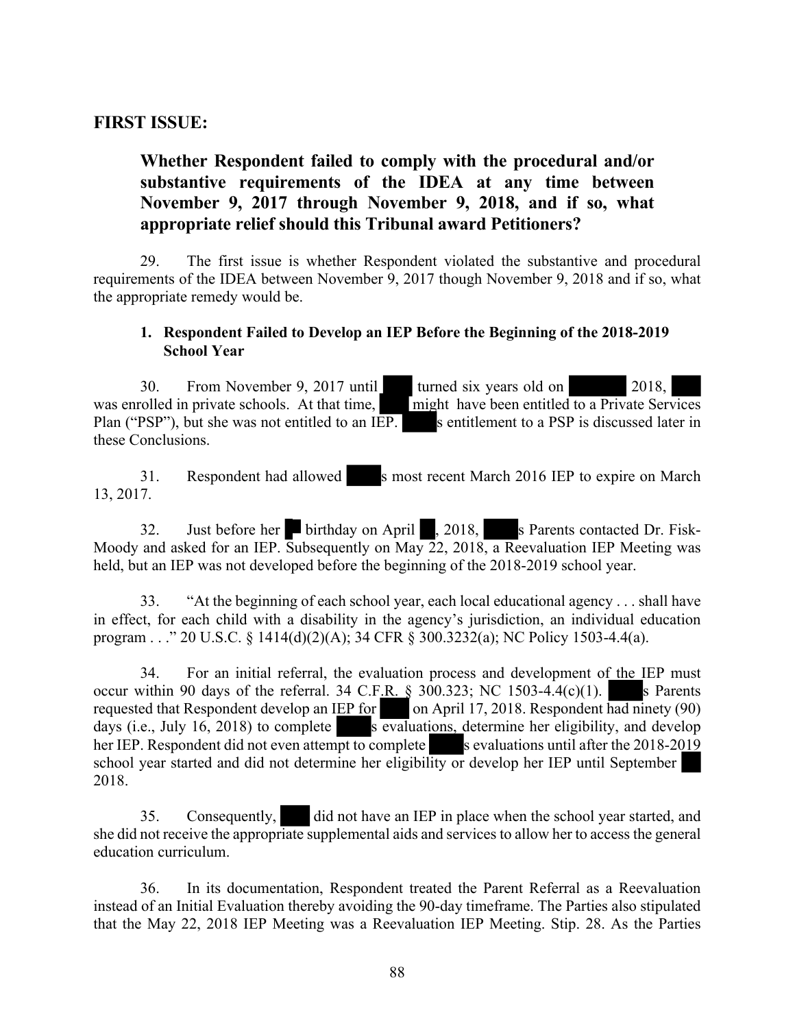## FIRST ISSUE:

### Whether Respondent failed to comply with the procedural and/or substantive requirements of the IDEA at any time between November 9, 2017 through November 9, 2018, and if so, what appropriate relief should this Tribunal award Petitioners?

29. The first issue is whether Respondent violated the substantive and procedural requirements of the IDEA between November 9, 2017 though November 9, 2018 and if so, what the appropriate remedy would be.

**1. Respondent Failed to Develop an IEP Before the Beginning of the 2018-2019 School Year**

30. From November 9, 2017 until ███ turned six years old on ███████ 2018, ███ was enrolled in private schools. At that time, ████ might have been entitled to a Private Services Plan ("PSP"), but she was not entitled to an IEP. ████s entitlement to a PSP is discussed later in these Conclusions.

31. Respondent had allowed ████s most recent March 2016 IEP to expire on March 13, 2017.

32. Just before her █ birthday on April ██, 2018, ████s Parents contacted Dr. Fisk-Moody and asked for an IEP. Subsequently on May 22, 2018, a Reevaluation IEP Meeting was held, but an IEP was not developed before the beginning of the 2018-2019 school year.

33. "At the beginning of each school year, each local educational agency . . . shall have in effect, for each child with a disability in the agency's jurisdiction, an individual education program . . ." 20 U.S.C. § 1414(d)(2)(A); 34 CFR § 300.3232(a); NC Policy 1503-4.4(a).

34. For an initial referral, the evaluation process and development of the IEP must occur within 90 days of the referral. 34 C.F.R. § 300.323; NC 1503-4.4(c)(1). ████s Parents requested that Respondent develop an IEP for ████ on April 17, 2018. Respondent had ninety (90) days (i.e., July 16, 2018) to complete ████s evaluations, determine her eligibility, and develop her IEP. Respondent did not even attempt to complete ████s evaluations until after the 2018-2019 school year started and did not determine her eligibility or develop her IEP until September ██ 2018.

35. Consequently, ████ did not have an IEP in place when the school year started, and she did not receive the appropriate supplemental aids and services to allow her to access the general education curriculum.

36. In its documentation, Respondent treated the Parent Referral as a Reevaluation instead of an Initial Evaluation thereby avoiding the 90-day timeframe. The Parties also stipulated that the May 22, 2018 IEP Meeting was a Reevaluation IEP Meeting. Stip. 28. As the Parties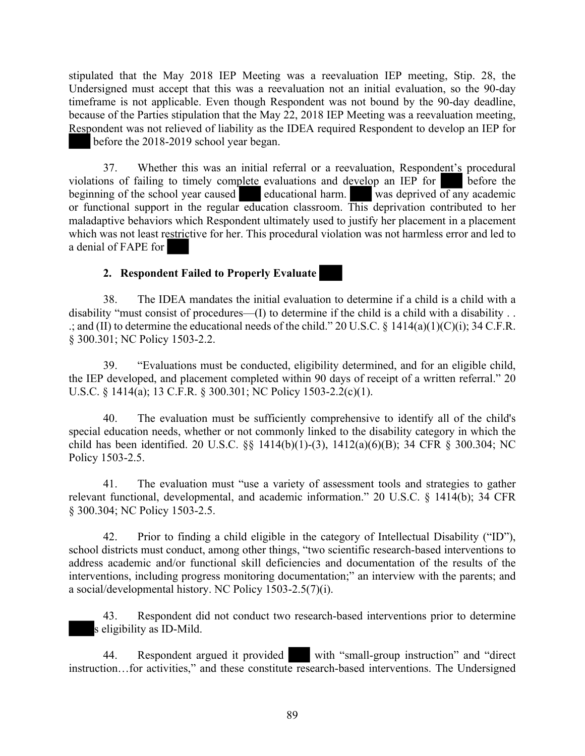stipulated that the May 2018 IEP Meeting was a reevaluation IEP meeting, Stip. 28, the Undersigned must accept that this was a reevaluation not an initial evaluation, so the 90-day timeframe is not applicable. Even though Respondent was not bound by the 90-day deadline, because of the Parties stipulation that the May 22, 2018 IEP Meeting was a reevaluation meeting, Respondent was not relieved of liability as the IDEA required Respondent to develop an IEP for before the 2018-2019 school year began.

37. Whether this was an initial referral or a reevaluation, Respondent's procedural violations of failing to timely complete evaluations and develop an IEP for before the beginning of the school year caused educational harm. was deprived of any academic or functional support in the regular education classroom. This deprivation contributed to her maladaptive behaviors which Respondent ultimately used to justify her placement in a placement which was not least restrictive for her. This procedural violation was not harmless error and led to a denial of FAPE for

**2. Respondent Failed to Properly Evaluate**

38. The IDEA mandates the initial evaluation to determine if a child is a child with a disability "must consist of procedures—(I) to determine if the child is a child with a disability . . .; and (II) to determine the educational needs of the child." 20 U.S.C. § 1414(a)(1)(C)(i); 34 C.F.R. § 300.301; NC Policy 1503-2.2.

39. "Evaluations must be conducted, eligibility determined, and for an eligible child, the IEP developed, and placement completed within 90 days of receipt of a written referral." 20 U.S.C. § 1414(a); 13 C.F.R. § 300.301; NC Policy 1503-2.2(c)(1).

40. The evaluation must be sufficiently comprehensive to identify all of the child's special education needs, whether or not commonly linked to the disability category in which the child has been identified. 20 U.S.C. §§ 1414(b)(1)-(3), 1412(a)(6)(B); 34 CFR § 300.304; NC Policy 1503-2.5.

41. The evaluation must "use a variety of assessment tools and strategies to gather relevant functional, developmental, and academic information." 20 U.S.C. § 1414(b); 34 CFR § 300.304; NC Policy 1503-2.5.

42. Prior to finding a child eligible in the category of Intellectual Disability ("ID"), school districts must conduct, among other things, "two scientific research-based interventions to address academic and/or functional skill deficiencies and documentation of the results of the interventions, including progress monitoring documentation;" an interview with the parents; and a social/developmental history. NC Policy 1503-2.5(7)(i).

43. Respondent did not conduct two research-based interventions prior to determine s eligibility as ID-Mild.

44. Respondent argued it provided with "small-group instruction" and "direct instruction…for activities," and these constitute research-based interventions. The Undersigned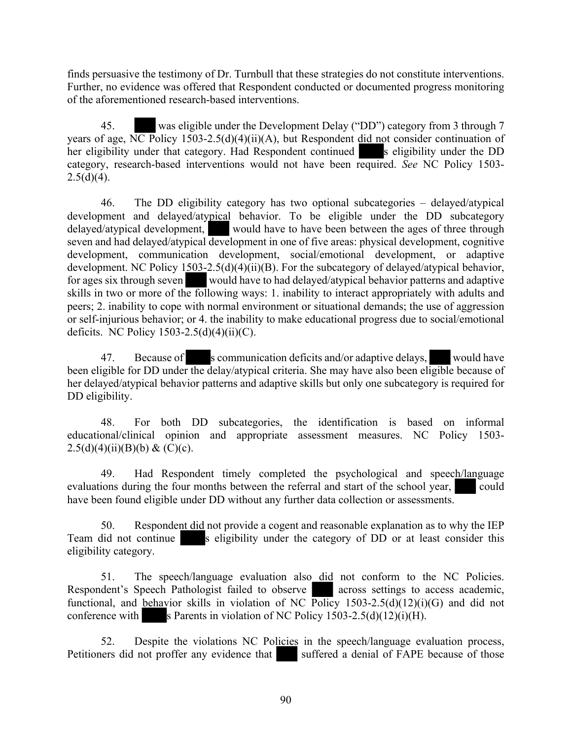finds persuasive the testimony of Dr. Turnbull that these strategies do not constitute interventions. Further, no evidence was offered that Respondent conducted or documented progress monitoring of the aforementioned research-based interventions.

45. ████ was eligible under the Development Delay ("DD") category from 3 through 7 years of age, NC Policy 1503-2.5(d)(4)(ii)(A), but Respondent did not consider continuation of her eligibility under that category. Had Respondent continued ████s eligibility under the DD category, research-based interventions would not have been required. *See* NC Policy 1503-2.5(d)(4).

46. The DD eligibility category has two optional subcategories – delayed/atypical development and delayed/atypical behavior. To be eligible under the DD subcategory delayed/atypical development, ████ would have to have been between the ages of three through seven and had delayed/atypical development in one of five areas: physical development, cognitive development, communication development, social/emotional development, or adaptive development. NC Policy 1503-2.5(d)(4)(ii)(B). For the subcategory of delayed/atypical behavior, for ages six through seven ████ would have to had delayed/atypical behavior patterns and adaptive skills in two or more of the following ways: 1. inability to interact appropriately with adults and peers; 2. inability to cope with normal environment or situational demands; the use of aggression or self-injurious behavior; or 4. the inability to make educational progress due to social/emotional deficits. NC Policy 1503-2.5(d)(4)(ii)(C).

47. Because of ████s communication deficits and/or adaptive delays, ████ would have been eligible for DD under the delay/atypical criteria. She may have also been eligible because of her delayed/atypical behavior patterns and adaptive skills but only one subcategory is required for DD eligibility.

48. For both DD subcategories, the identification is based on informal educational/clinical opinion and appropriate assessment measures. NC Policy 1503-2.5(d)(4)(ii)(B)(b) & (C)(c).

49. Had Respondent timely completed the psychological and speech/language evaluations during the four months between the referral and start of the school year, ████ could have been found eligible under DD without any further data collection or assessments.

50. Respondent did not provide a cogent and reasonable explanation as to why the IEP Team did not continue ████s eligibility under the category of DD or at least consider this eligibility category.

51. The speech/language evaluation also did not conform to the NC Policies. Respondent's Speech Pathologist failed to observe ████ across settings to access academic, functional, and behavior skills in violation of NC Policy 1503-2.5(d)(12)(i)(G) and did not conference with ████s Parents in violation of NC Policy 1503-2.5(d)(12)(i)(H).

52. Despite the violations NC Policies in the speech/language evaluation process, Petitioners did not proffer any evidence that ████ suffered a denial of FAPE because of those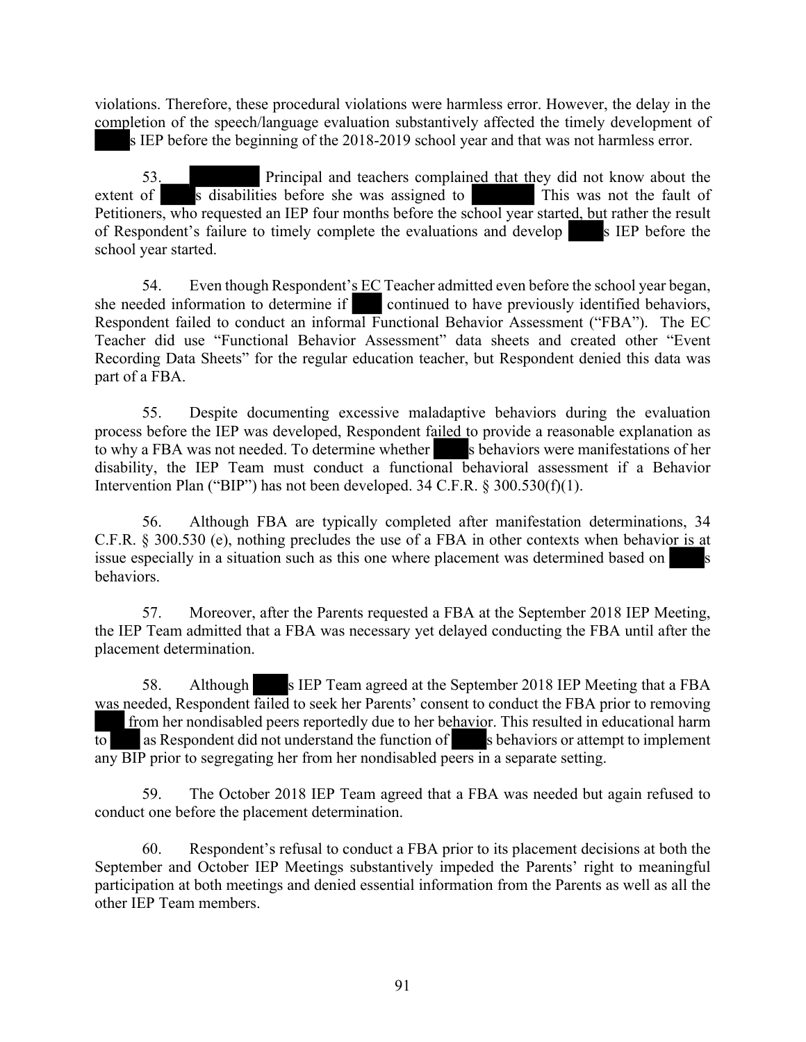violations. Therefore, these procedural violations were harmless error. However, the delay in the completion of the speech/language evaluation substantively affected the timely development of ████s IEP before the beginning of the 2018-2019 school year and that was not harmless error.

53. ████████ Principal and teachers complained that they did not know about the extent of ████s disabilities before she was assigned to ████████ This was not the fault of Petitioners, who requested an IEP four months before the school year started, but rather the result of Respondent's failure to timely complete the evaluations and develop ████s IEP before the school year started.

54. Even though Respondent's EC Teacher admitted even before the school year began, she needed information to determine if ███ continued to have previously identified behaviors, Respondent failed to conduct an informal Functional Behavior Assessment ("FBA"). The EC Teacher did use "Functional Behavior Assessment" data sheets and created other "Event Recording Data Sheets" for the regular education teacher, but Respondent denied this data was part of a FBA.

55. Despite documenting excessive maladaptive behaviors during the evaluation process before the IEP was developed, Respondent failed to provide a reasonable explanation as to why a FBA was not needed. To determine whether ████s behaviors were manifestations of her disability, the IEP Team must conduct a functional behavioral assessment if a Behavior Intervention Plan ("BIP") has not been developed. 34 C.F.R. § 300.530(f)(1).

56. Although FBA are typically completed after manifestation determinations, 34 C.F.R. § 300.530 (e), nothing precludes the use of a FBA in other contexts when behavior is at issue especially in a situation such as this one where placement was determined based on ████s behaviors.

57. Moreover, after the Parents requested a FBA at the September 2018 IEP Meeting, the IEP Team admitted that a FBA was necessary yet delayed conducting the FBA until after the placement determination.

58. Although ████s IEP Team agreed at the September 2018 IEP Meeting that a FBA was needed, Respondent failed to seek her Parents' consent to conduct the FBA prior to removing ████ from her nondisabled peers reportedly due to her behavior. This resulted in educational harm to ████ as Respondent did not understand the function of ████s behaviors or attempt to implement any BIP prior to segregating her from her nondisabled peers in a separate setting.

59. The October 2018 IEP Team agreed that a FBA was needed but again refused to conduct one before the placement determination.

60. Respondent's refusal to conduct a FBA prior to its placement decisions at both the September and October IEP Meetings substantively impeded the Parents' right to meaningful participation at both meetings and denied essential information from the Parents as well as all the other IEP Team members.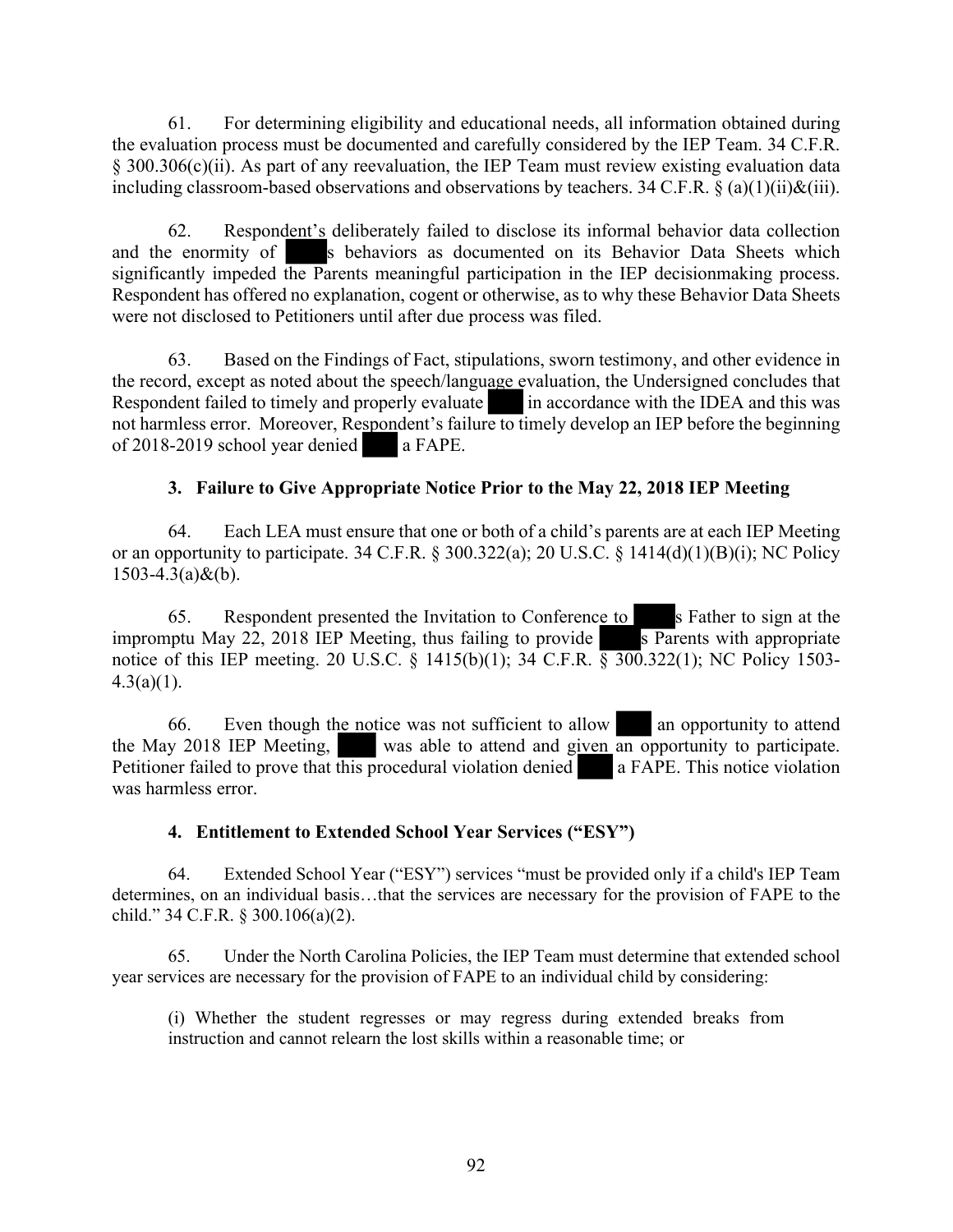61. For determining eligibility and educational needs, all information obtained during the evaluation process must be documented and carefully considered by the IEP Team. 34 C.F.R. § 300.306(c)(ii). As part of any reevaluation, the IEP Team must review existing evaluation data including classroom-based observations and observations by teachers. 34 C.F.R. § (a)(1)(ii)&(iii).

62. Respondent's deliberately failed to disclose its informal behavior data collection and the enormity of ████s behaviors as documented on its Behavior Data Sheets which significantly impeded the Parents meaningful participation in the IEP decisionmaking process. Respondent has offered no explanation, cogent or otherwise, as to why these Behavior Data Sheets were not disclosed to Petitioners until after due process was filed.

63. Based on the Findings of Fact, stipulations, sworn testimony, and other evidence in the record, except as noted about the speech/language evaluation, the Undersigned concludes that Respondent failed to timely and properly evaluate ████ in accordance with the IDEA and this was not harmless error. Moreover, Respondent's failure to timely develop an IEP before the beginning of 2018-2019 school year denied ████ a FAPE.

### 3. Failure to Give Appropriate Notice Prior to the May 22, 2018 IEP Meeting

64. Each LEA must ensure that one or both of a child's parents are at each IEP Meeting or an opportunity to participate. 34 C.F.R. § 300.322(a); 20 U.S.C. § 1414(d)(1)(B)(i); NC Policy 1503-4.3(a)&(b).

65. Respondent presented the Invitation to Conference to ████s Father to sign at the impromptu May 22, 2018 IEP Meeting, thus failing to provide ████s Parents with appropriate notice of this IEP meeting. 20 U.S.C. § 1415(b)(1); 34 C.F.R. § 300.322(1); NC Policy 1503-4.3(a)(1).

66. Even though the notice was not sufficient to allow ████ an opportunity to attend the May 2018 IEP Meeting, ████ was able to attend and given an opportunity to participate. Petitioner failed to prove that this procedural violation denied ████ a FAPE. This notice violation was harmless error.

### 4. Entitlement to Extended School Year Services ("ESY")

64. Extended School Year ("ESY") services "must be provided only if a child's IEP Team determines, on an individual basis…that the services are necessary for the provision of FAPE to the child." 34 C.F.R. § 300.106(a)(2).

65. Under the North Carolina Policies, the IEP Team must determine that extended school year services are necessary for the provision of FAPE to an individual child by considering:

> (i) Whether the student regresses or may regress during extended breaks from instruction and cannot relearn the lost skills within a reasonable time; or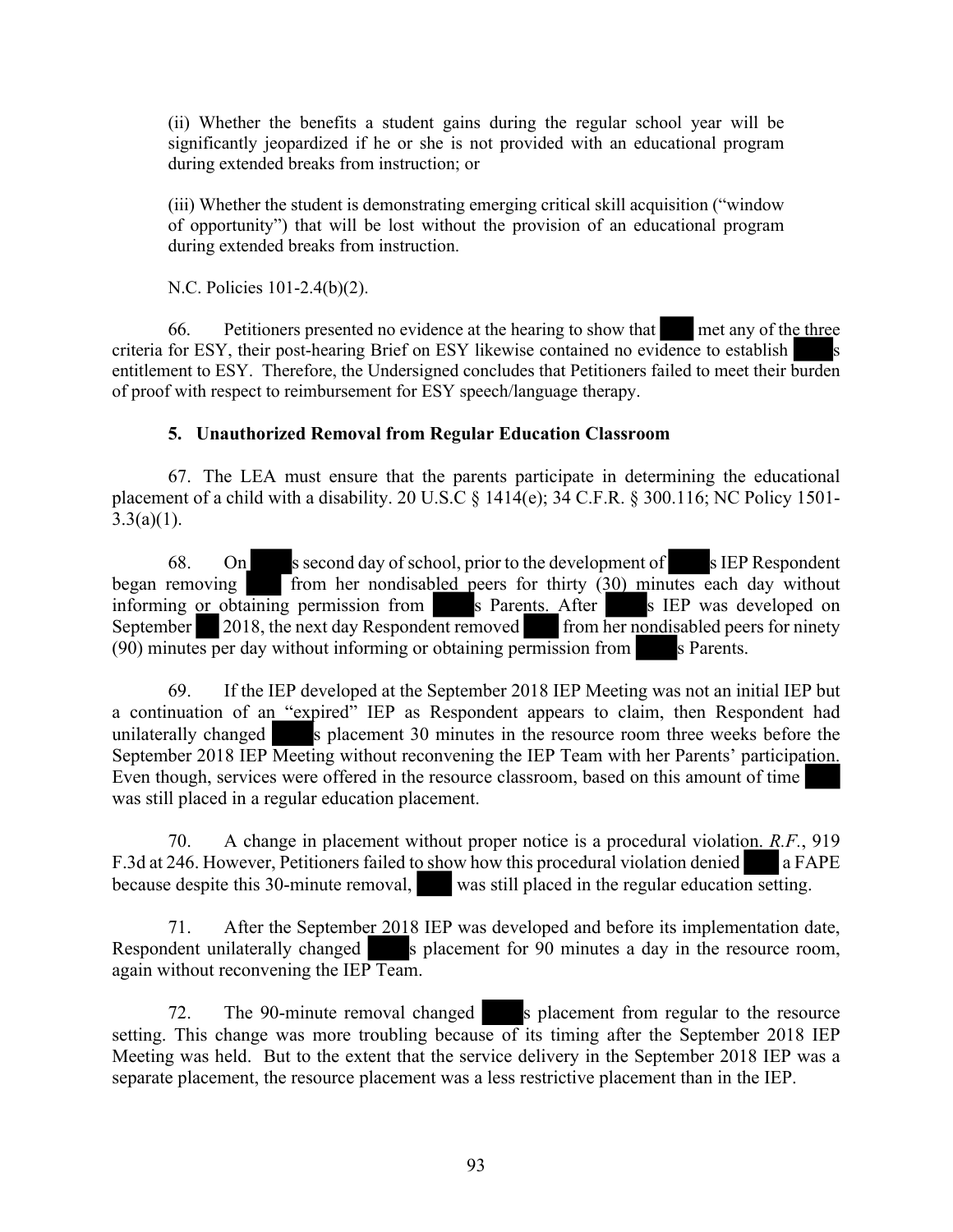(ii) Whether the benefits a student gains during the regular school year will be significantly jeopardized if he or she is not provided with an educational program during extended breaks from instruction; or

(iii) Whether the student is demonstrating emerging critical skill acquisition ("window of opportunity") that will be lost without the provision of an educational program during extended breaks from instruction.

N.C. Policies 101-2.4(b)(2).

66. Petitioners presented no evidence at the hearing to show that ████ met any of the three criteria for ESY, their post-hearing Brief on ESY likewise contained no evidence to establish ████s entitlement to ESY. Therefore, the Undersigned concludes that Petitioners failed to meet their burden of proof with respect to reimbursement for ESY speech/language therapy.

### 5. Unauthorized Removal from Regular Education Classroom

67. The LEA must ensure that the parents participate in determining the educational placement of a child with a disability. 20 U.S.C § 1414(e); 34 C.F.R. § 300.116; NC Policy 1501-3.3(a)(1).

68. On ████s second day of school, prior to the development of ████s IEP Respondent began removing ████ from her nondisabled peers for thirty (30) minutes each day without informing or obtaining permission from ████s Parents. After ████s IEP was developed on September ██ 2018, the next day Respondent removed ████ from her nondisabled peers for ninety (90) minutes per day without informing or obtaining permission from ████s Parents.

69. If the IEP developed at the September 2018 IEP Meeting was not an initial IEP but a continuation of an "expired" IEP as Respondent appears to claim, then Respondent had unilaterally changed ████s placement 30 minutes in the resource room three weeks before the September 2018 IEP Meeting without reconvening the IEP Team with her Parents' participation. Even though, services were offered in the resource classroom, based on this amount of time ████ was still placed in a regular education placement.

70. A change in placement without proper notice is a procedural violation. *R.F.*, 919 F.3d at 246. However, Petitioners failed to show how this procedural violation denied ████ a FAPE because despite this 30-minute removal, ████ was still placed in the regular education setting.

71. After the September 2018 IEP was developed and before its implementation date, Respondent unilaterally changed ████s placement for 90 minutes a day in the resource room, again without reconvening the IEP Team.

72. The 90-minute removal changed ████s placement from regular to the resource setting. This change was more troubling because of its timing after the September 2018 IEP Meeting was held. But to the extent that the service delivery in the September 2018 IEP was a separate placement, the resource placement was a less restrictive placement than in the IEP.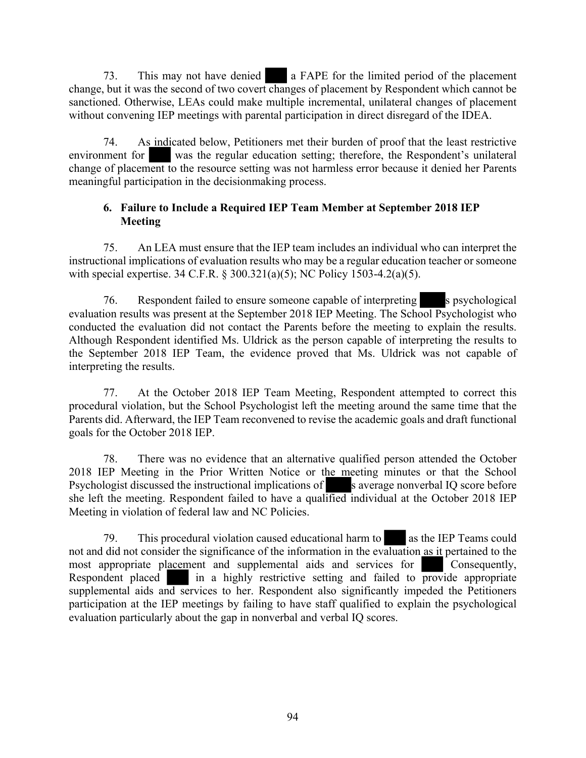73. This may not have denied ███ a FAPE for the limited period of the placement change, but it was the second of two covert changes of placement by Respondent which cannot be sanctioned. Otherwise, LEAs could make multiple incremental, unilateral changes of placement without convening IEP meetings with parental participation in direct disregard of the IDEA.

74. As indicated below, Petitioners met their burden of proof that the least restrictive environment for ███ was the regular education setting; therefore, the Respondent's unilateral change of placement to the resource setting was not harmless error because it denied her Parents meaningful participation in the decisionmaking process.

### 6. Failure to Include a Required IEP Team Member at September 2018 IEP Meeting

75. An LEA must ensure that the IEP team includes an individual who can interpret the instructional implications of evaluation results who may be a regular education teacher or someone with special expertise. 34 C.F.R. § 300.321(a)(5); NC Policy 1503-4.2(a)(5).

76. Respondent failed to ensure someone capable of interpreting ███s psychological evaluation results was present at the September 2018 IEP Meeting. The School Psychologist who conducted the evaluation did not contact the Parents before the meeting to explain the results. Although Respondent identified Ms. Uldrick as the person capable of interpreting the results to the September 2018 IEP Team, the evidence proved that Ms. Uldrick was not capable of interpreting the results.

77. At the October 2018 IEP Team Meeting, Respondent attempted to correct this procedural violation, but the School Psychologist left the meeting around the same time that the Parents did. Afterward, the IEP Team reconvened to revise the academic goals and draft functional goals for the October 2018 IEP.

78. There was no evidence that an alternative qualified person attended the October 2018 IEP Meeting in the Prior Written Notice or the meeting minutes or that the School Psychologist discussed the instructional implications of ███s average nonverbal IQ score before she left the meeting. Respondent failed to have a qualified individual at the October 2018 IEP Meeting in violation of federal law and NC Policies.

79. This procedural violation caused educational harm to ███ as the IEP Teams could not and did not consider the significance of the information in the evaluation as it pertained to the most appropriate placement and supplemental aids and services for ███ Consequently, Respondent placed ███ in a highly restrictive setting and failed to provide appropriate supplemental aids and services to her. Respondent also significantly impeded the Petitioners participation at the IEP meetings by failing to have staff qualified to explain the psychological evaluation particularly about the gap in nonverbal and verbal IQ scores.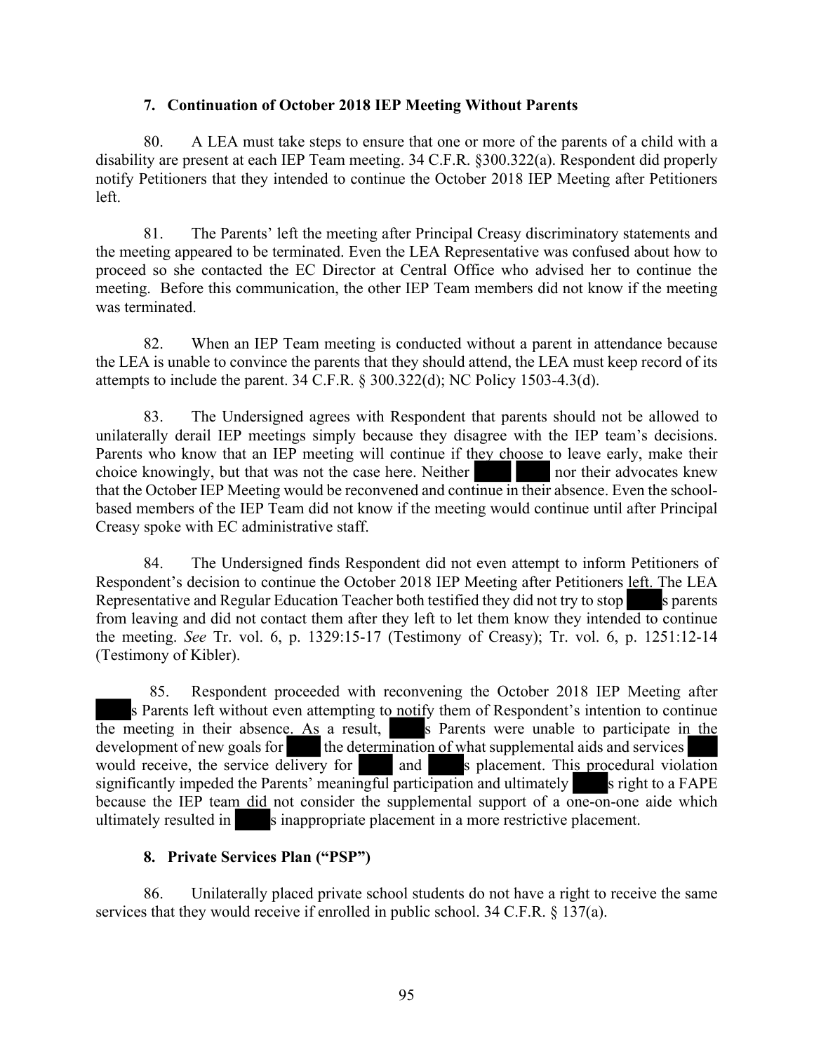### 7. Continuation of October 2018 IEP Meeting Without Parents

80. A LEA must take steps to ensure that one or more of the parents of a child with a disability are present at each IEP Team meeting. 34 C.F.R. §300.322(a). Respondent did properly notify Petitioners that they intended to continue the October 2018 IEP Meeting after Petitioners left.

81. The Parents' left the meeting after Principal Creasy discriminatory statements and the meeting appeared to be terminated. Even the LEA Representative was confused about how to proceed so she contacted the EC Director at Central Office who advised her to continue the meeting. Before this communication, the other IEP Team members did not know if the meeting was terminated.

82. When an IEP Team meeting is conducted without a parent in attendance because the LEA is unable to convince the parents that they should attend, the LEA must keep record of its attempts to include the parent. 34 C.F.R. § 300.322(d); NC Policy 1503-4.3(d).

83. The Undersigned agrees with Respondent that parents should not be allowed to unilaterally derail IEP meetings simply because they disagree with the IEP team's decisions. Parents who know that an IEP meeting will continue if they choose to leave early, make their choice knowingly, but that was not the case here. Neither ████ ████ nor their advocates knew that the October IEP Meeting would be reconvened and continue in their absence. Even the school-based members of the IEP Team did not know if the meeting would continue until after Principal Creasy spoke with EC administrative staff.

84. The Undersigned finds Respondent did not even attempt to inform Petitioners of Respondent's decision to continue the October 2018 IEP Meeting after Petitioners left. The LEA Representative and Regular Education Teacher both testified they did not try to stop ████s parents from leaving and did not contact them after they left to let them know they intended to continue the meeting. *See* Tr. vol. 6, p. 1329:15-17 (Testimony of Creasy); Tr. vol. 6, p. 1251:12-14 (Testimony of Kibler).

85. Respondent proceeded with reconvening the October 2018 IEP Meeting after ████s Parents left without even attempting to notify them of Respondent's intention to continue the meeting in their absence. As a result, ████s Parents were unable to participate in the development of new goals for ████ the determination of what supplemental aids and services ████ would receive, the service delivery for ████ and ████s placement. This procedural violation significantly impeded the Parents' meaningful participation and ultimately ████s right to a FAPE because the IEP team did not consider the supplemental support of a one-on-one aide which ultimately resulted in ████s inappropriate placement in a more restrictive placement.

### 8. Private Services Plan ("PSP")

86. Unilaterally placed private school students do not have a right to receive the same services that they would receive if enrolled in public school. 34 C.F.R. § 137(a).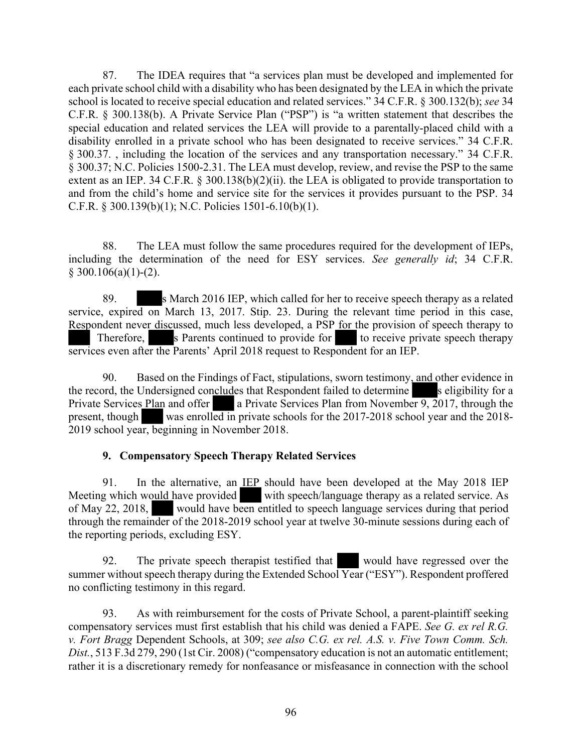87. The IDEA requires that "a services plan must be developed and implemented for each private school child with a disability who has been designated by the LEA in which the private school is located to receive special education and related services." 34 C.F.R. § 300.132(b); *see* 34 C.F.R. § 300.138(b). A Private Service Plan ("PSP") is "a written statement that describes the special education and related services the LEA will provide to a parentally-placed child with a disability enrolled in a private school who has been designated to receive services." 34 C.F.R. § 300.37. , including the location of the services and any transportation necessary." 34 C.F.R. § 300.37; N.C. Policies 1500-2.31. The LEA must develop, review, and revise the PSP to the same extent as an IEP. 34 C.F.R. § 300.138(b)(2)(ii). the LEA is obligated to provide transportation to and from the child's home and service site for the services it provides pursuant to the PSP. 34 C.F.R. § 300.139(b)(1); N.C. Policies 1501-6.10(b)(1).

88. The LEA must follow the same procedures required for the development of IEPs, including the determination of the need for ESY services. *See generally id*; 34 C.F.R. § 300.106(a)(1)-(2).

89. ███s March 2016 IEP, which called for her to receive speech therapy as a related service, expired on March 13, 2017. Stip. 23. During the relevant time period in this case, Respondent never discussed, much less developed, a PSP for the provision of speech therapy to ███ Therefore, ███s Parents continued to provide for ███ to receive private speech therapy services even after the Parents' April 2018 request to Respondent for an IEP.

90. Based on the Findings of Fact, stipulations, sworn testimony, and other evidence in the record, the Undersigned concludes that Respondent failed to determine ███s eligibility for a Private Services Plan and offer ███ a Private Services Plan from November 9, 2017, through the present, though ███ was enrolled in private schools for the 2017-2018 school year and the 2018-2019 school year, beginning in November 2018.

**9. Compensatory Speech Therapy Related Services**

91. In the alternative, an IEP should have been developed at the May 2018 IEP Meeting which would have provided ███ with speech/language therapy as a related service. As of May 22, 2018, ███ would have been entitled to speech language services during that period through the remainder of the 2018-2019 school year at twelve 30-minute sessions during each of the reporting periods, excluding ESY.

92. The private speech therapist testified that ███ would have regressed over the summer without speech therapy during the Extended School Year ("ESY"). Respondent proffered no conflicting testimony in this regard.

93. As with reimbursement for the costs of Private School, a parent-plaintiff seeking compensatory services must first establish that his child was denied a FAPE. *See G. ex rel R.G. v. Fort Bragg* Dependent Schools, at 309; *see also C.G. ex rel. A.S. v. Five Town Comm. Sch. Dist.*, 513 F.3d 279, 290 (1st Cir. 2008) ("compensatory education is not an automatic entitlement; rather it is a discretionary remedy for nonfeasance or misfeasance in connection with the school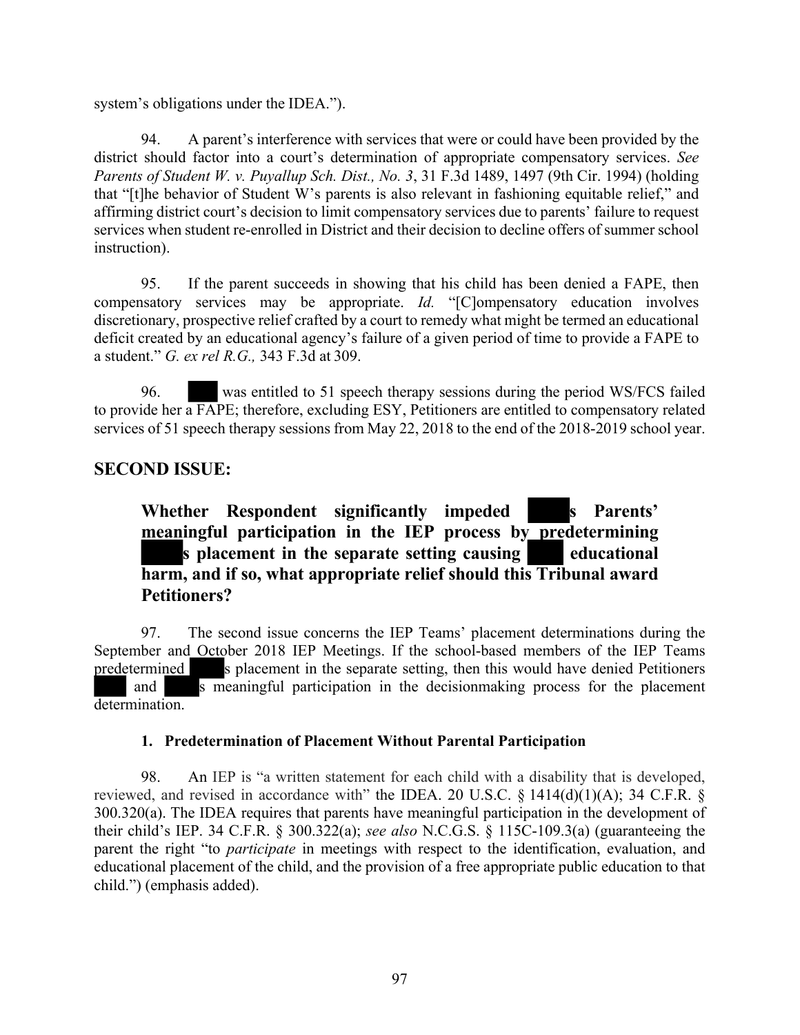system's obligations under the IDEA.").

94. A parent's interference with services that were or could have been provided by the district should factor into a court's determination of appropriate compensatory services. *See Parents of Student W. v. Puyallup Sch. Dist., No. 3*, 31 F.3d 1489, 1497 (9th Cir. 1994) (holding that "[t]he behavior of Student W's parents is also relevant in fashioning equitable relief," and affirming district court's decision to limit compensatory services due to parents' failure to request services when student re-enrolled in District and their decision to decline offers of summer school instruction).

95. If the parent succeeds in showing that his child has been denied a FAPE, then compensatory services may be appropriate. *Id.* "[C]ompensatory education involves discretionary, prospective relief crafted by a court to remedy what might be termed an educational deficit created by an educational agency's failure of a given period of time to provide a FAPE to a student." *G. ex rel R.G.,* 343 F.3d at 309.

96. ████ was entitled to 51 speech therapy sessions during the period WS/FCS failed to provide her a FAPE; therefore, excluding ESY, Petitioners are entitled to compensatory related services of 51 speech therapy sessions from May 22, 2018 to the end of the 2018-2019 school year.

## SECOND ISSUE:

### Whether Respondent significantly impeded ████s Parents' meaningful participation in the IEP process by predetermining ████s placement in the separate setting causing ████ educational harm, and if so, what appropriate relief should this Tribunal award Petitioners?

97. The second issue concerns the IEP Teams' placement determinations during the September and October 2018 IEP Meetings. If the school-based members of the IEP Teams predetermined ████s placement in the separate setting, then this would have denied Petitioners ████ and ████s meaningful participation in the decisionmaking process for the placement determination.

#### 1. Predetermination of Placement Without Parental Participation

98. An IEP is "a written statement for each child with a disability that is developed, reviewed, and revised in accordance with" the IDEA. 20 U.S.C. § 1414(d)(1)(A); 34 C.F.R. § 300.320(a). The IDEA requires that parents have meaningful participation in the development of their child's IEP. 34 C.F.R. § 300.322(a); *see also* N.C.G.S. § 115C-109.3(a) (guaranteeing the parent the right "to *participate* in meetings with respect to the identification, evaluation, and educational placement of the child, and the provision of a free appropriate public education to that child.") (emphasis added).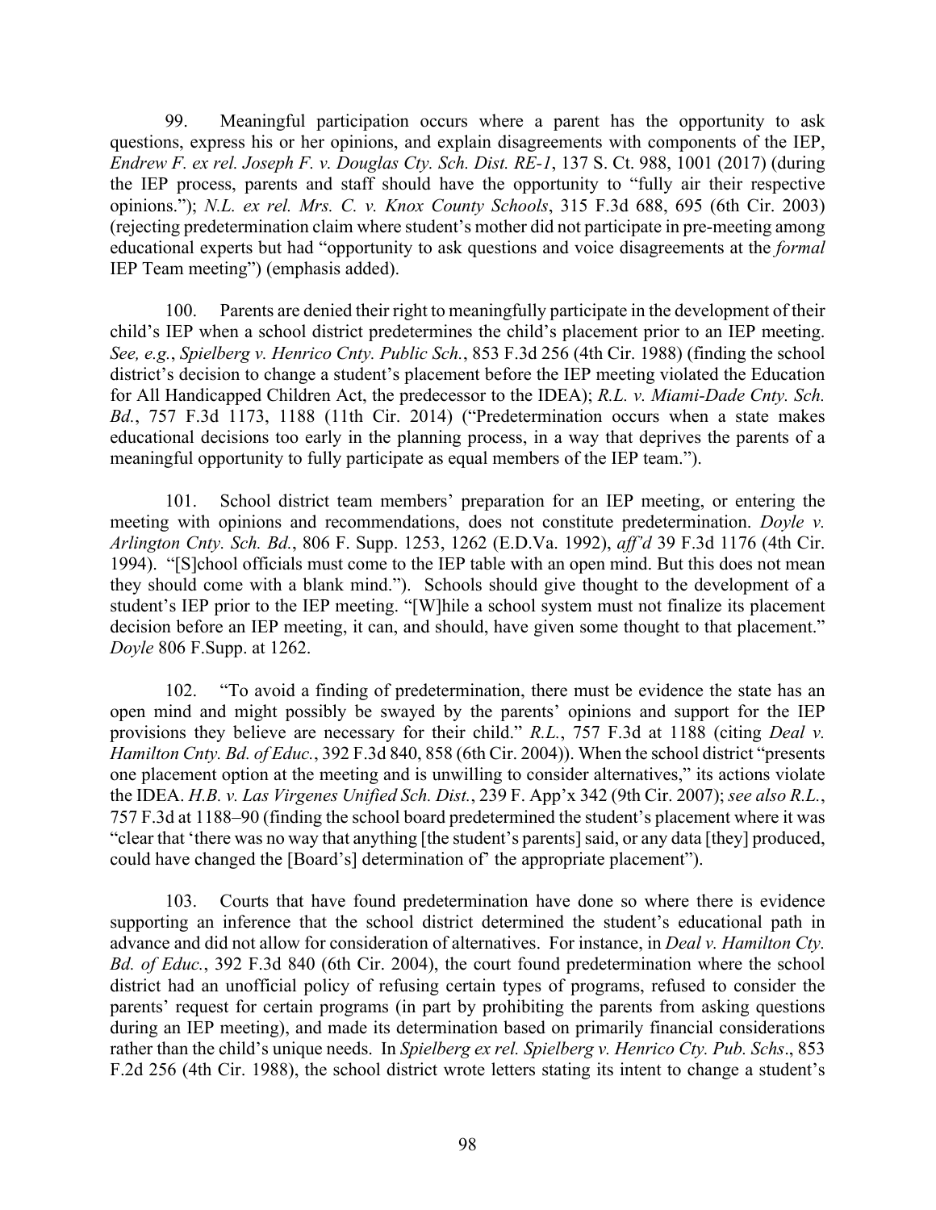99. Meaningful participation occurs where a parent has the opportunity to ask questions, express his or her opinions, and explain disagreements with components of the IEP, *Endrew F. ex rel. Joseph F. v. Douglas Cty. Sch. Dist. RE-1*, 137 S. Ct. 988, 1001 (2017) (during the IEP process, parents and staff should have the opportunity to "fully air their respective opinions."); *N.L. ex rel. Mrs. C. v. Knox County Schools*, 315 F.3d 688, 695 (6th Cir. 2003) (rejecting predetermination claim where student's mother did not participate in pre-meeting among educational experts but had "opportunity to ask questions and voice disagreements at the *formal* IEP Team meeting") (emphasis added).

100. Parents are denied their right to meaningfully participate in the development of their child's IEP when a school district predetermines the child's placement prior to an IEP meeting. *See, e.g.*, *Spielberg v. Henrico Cnty. Public Sch.*, 853 F.3d 256 (4th Cir. 1988) (finding the school district's decision to change a student's placement before the IEP meeting violated the Education for All Handicapped Children Act, the predecessor to the IDEA); *R.L. v. Miami-Dade Cnty. Sch. Bd.*, 757 F.3d 1173, 1188 (11th Cir. 2014) ("Predetermination occurs when a state makes educational decisions too early in the planning process, in a way that deprives the parents of a meaningful opportunity to fully participate as equal members of the IEP team.").

101. School district team members' preparation for an IEP meeting, or entering the meeting with opinions and recommendations, does not constitute predetermination. *Doyle v. Arlington Cnty. Sch. Bd.*, 806 F. Supp. 1253, 1262 (E.D.Va. 1992), *aff'd* 39 F.3d 1176 (4th Cir. 1994). "[S]chool officials must come to the IEP table with an open mind. But this does not mean they should come with a blank mind."). Schools should give thought to the development of a student's IEP prior to the IEP meeting. "[W]hile a school system must not finalize its placement decision before an IEP meeting, it can, and should, have given some thought to that placement." *Doyle* 806 F.Supp. at 1262.

102. "To avoid a finding of predetermination, there must be evidence the state has an open mind and might possibly be swayed by the parents' opinions and support for the IEP provisions they believe are necessary for their child." *R.L.*, 757 F.3d at 1188 (citing *Deal v. Hamilton Cnty. Bd. of Educ.*, 392 F.3d 840, 858 (6th Cir. 2004)). When the school district "presents one placement option at the meeting and is unwilling to consider alternatives," its actions violate the IDEA. *H.B. v. Las Virgenes Unified Sch. Dist.*, 239 F. App'x 342 (9th Cir. 2007); *see also R.L.*, 757 F.3d at 1188–90 (finding the school board predetermined the student's placement where it was "clear that 'there was no way that anything [the student's parents] said, or any data [they] produced, could have changed the [Board's] determination of' the appropriate placement").

103. Courts that have found predetermination have done so where there is evidence supporting an inference that the school district determined the student's educational path in advance and did not allow for consideration of alternatives. For instance, in *Deal v. Hamilton Cty. Bd. of Educ.*, 392 F.3d 840 (6th Cir. 2004), the court found predetermination where the school district had an unofficial policy of refusing certain types of programs, refused to consider the parents' request for certain programs (in part by prohibiting the parents from asking questions during an IEP meeting), and made its determination based on primarily financial considerations rather than the child's unique needs. In *Spielberg ex rel. Spielberg v. Henrico Cty. Pub. Schs*., 853 F.2d 256 (4th Cir. 1988), the school district wrote letters stating its intent to change a student's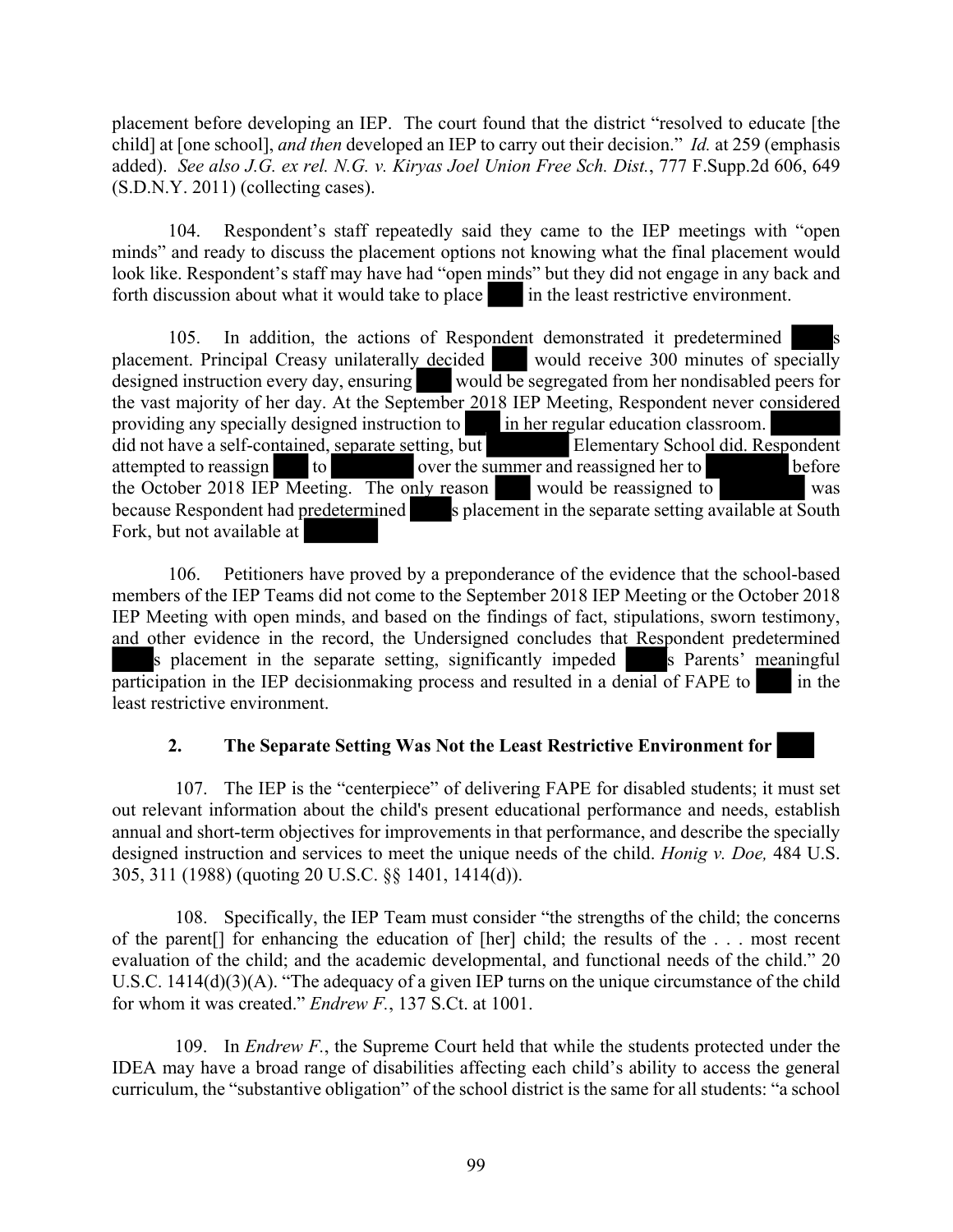placement before developing an IEP. The court found that the district "resolved to educate [the child] at [one school], *and then* developed an IEP to carry out their decision." *Id.* at 259 (emphasis added). *See also J.G. ex rel. N.G. v. Kiryas Joel Union Free Sch. Dist.*, 777 F.Supp.2d 606, 649 (S.D.N.Y. 2011) (collecting cases).

104. Respondent's staff repeatedly said they came to the IEP meetings with "open minds" and ready to discuss the placement options not knowing what the final placement would look like. Respondent's staff may have had "open minds" but they did not engage in any back and forth discussion about what it would take to place ████ in the least restrictive environment.

105. In addition, the actions of Respondent demonstrated it predetermined ████s placement. Principal Creasy unilaterally decided ████ would receive 300 minutes of specially designed instruction every day, ensuring ████ would be segregated from her nondisabled peers for the vast majority of her day. At the September 2018 IEP Meeting, Respondent never considered providing any specially designed instruction to ████ in her regular education classroom. ████ did not have a self-contained, separate setting, but ████ Elementary School did. Respondent attempted to reassign ████ to ████ over the summer and reassigned her to ████ before the October 2018 IEP Meeting. The only reason ████ would be reassigned to ████ was because Respondent had predetermined ████s placement in the separate setting available at South Fork, but not available at ████.

106. Petitioners have proved by a preponderance of the evidence that the school-based members of the IEP Teams did not come to the September 2018 IEP Meeting or the October 2018 IEP Meeting with open minds, and based on the findings of fact, stipulations, sworn testimony, and other evidence in the record, the Undersigned concludes that Respondent predetermined ████s placement in the separate setting, significantly impeded ████s Parents' meaningful participation in the IEP decisionmaking process and resulted in a denial of FAPE to ████ in the least restrictive environment.

### 2. The Separate Setting Was Not the Least Restrictive Environment for ████

107. The IEP is the "centerpiece" of delivering FAPE for disabled students; it must set out relevant information about the child's present educational performance and needs, establish annual and short-term objectives for improvements in that performance, and describe the specially designed instruction and services to meet the unique needs of the child. *Honig v. Doe,* 484 U.S. 305, 311 (1988) (quoting 20 U.S.C. §§ 1401, 1414(d)).

108. Specifically, the IEP Team must consider "the strengths of the child; the concerns of the parent[] for enhancing the education of [her] child; the results of the . . . most recent evaluation of the child; and the academic developmental, and functional needs of the child." 20 U.S.C. 1414(d)(3)(A). "The adequacy of a given IEP turns on the unique circumstance of the child for whom it was created." *Endrew F.*, 137 S.Ct. at 1001.

109. In *Endrew F.*, the Supreme Court held that while the students protected under the IDEA may have a broad range of disabilities affecting each child's ability to access the general curriculum, the "substantive obligation" of the school district is the same for all students: "a school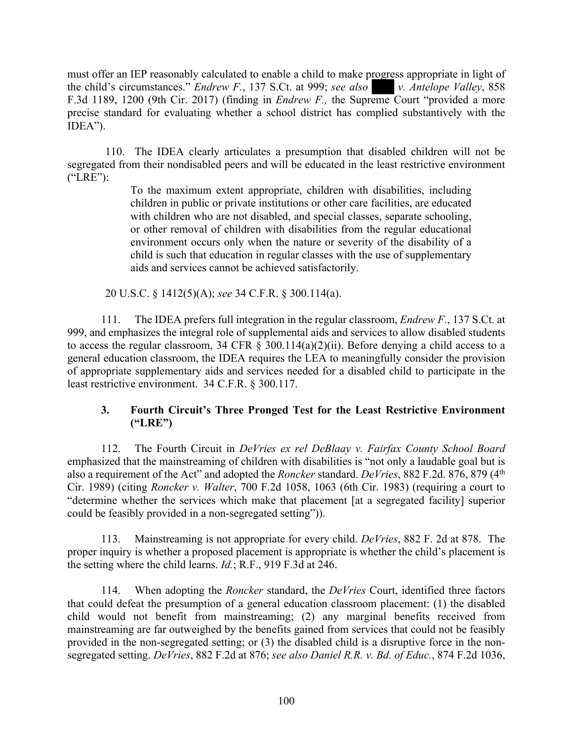must offer an IEP reasonably calculated to enable a child to make progress appropriate in light of the child's circumstances." *Endrew F.*, 137 S.Ct. at 999; *see also* ███ *v. Antelope Valley*, 858 F.3d 1189, 1200 (9th Cir. 2017) (finding in *Endrew F.,* the Supreme Court "provided a more precise standard for evaluating whether a school district has complied substantively with the IDEA").

110. The IDEA clearly articulates a presumption that disabled children will not be segregated from their nondisabled peers and will be educated in the least restrictive environment ("LRE"):

> To the maximum extent appropriate, children with disabilities, including children in public or private institutions or other care facilities, are educated with children who are not disabled, and special classes, separate schooling, or other removal of children with disabilities from the regular educational environment occurs only when the nature or severity of the disability of a child is such that education in regular classes with the use of supplementary aids and services cannot be achieved satisfactorily.

20 U.S.C. § 1412(5)(A); *see* 34 C.F.R. § 300.114(a).

111. The IDEA prefers full integration in the regular classroom, *Endrew F.*, 137 S.Ct. at 999, and emphasizes the integral role of supplemental aids and services to allow disabled students to access the regular classroom, 34 CFR § 300.114(a)(2)(ii). Before denying a child access to a general education classroom, the IDEA requires the LEA to meaningfully consider the provision of appropriate supplementary aids and services needed for a disabled child to participate in the least restrictive environment. 34 C.F.R. § 300.117.

### 3. Fourth Circuit's Three Pronged Test for the Least Restrictive Environment ("LRE")

112. The Fourth Circuit in *DeVries ex rel DeBlaay v. Fairfax County School Board* emphasized that the mainstreaming of children with disabilities is "not only a laudable goal but is also a requirement of the Act" and adopted the *Roncker* standard. *DeVries*, 882 F.2d. 876, 879 (4th Cir. 1989) (citing *Roncker v. Walter*, 700 F.2d 1058, 1063 (6th Cir. 1983) (requiring a court to "determine whether the services which make that placement [at a segregated facility] superior could be feasibly provided in a non-segregated setting")).

113. Mainstreaming is not appropriate for every child. *DeVries*, 882 F. 2d at 878. The proper inquiry is whether a proposed placement is appropriate is whether the child's placement is the setting where the child learns. *Id.*; R.F., 919 F.3d at 246.

114. When adopting the *Roncker* standard, the *DeVries* Court, identified three factors that could defeat the presumption of a general education classroom placement: (1) the disabled child would not benefit from mainstreaming; (2) any marginal benefits received from mainstreaming are far outweighed by the benefits gained from services that could not be feasibly provided in the non-segregated setting; or (3) the disabled child is a disruptive force in the non-segregated setting. *DeVries*, 882 F.2d at 876; *see also Daniel R.R. v. Bd. of Educ.*, 874 F.2d 1036,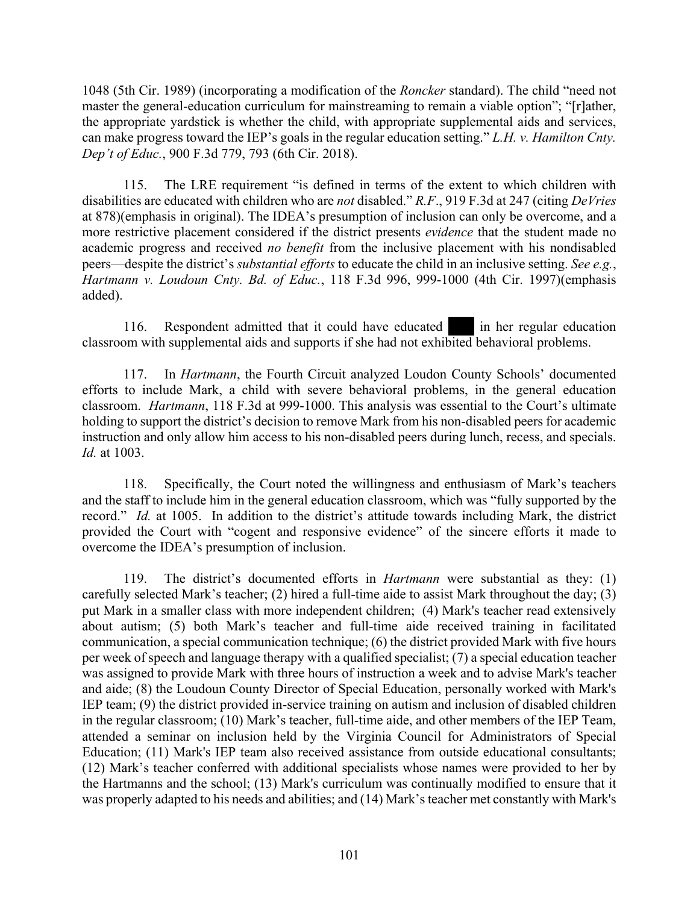1048 (5th Cir. 1989) (incorporating a modification of the *Roncker* standard). The child "need not master the general-education curriculum for mainstreaming to remain a viable option"; "[r]ather, the appropriate yardstick is whether the child, with appropriate supplemental aids and services, can make progress toward the IEP's goals in the regular education setting." *L.H. v. Hamilton Cnty. Dep't of Educ.*, 900 F.3d 779, 793 (6th Cir. 2018).

115. The LRE requirement "is defined in terms of the extent to which children with disabilities are educated with children who are *not* disabled." *R.F.*, 919 F.3d at 247 (citing *DeVries* at 878)(emphasis in original). The IDEA's presumption of inclusion can only be overcome, and a more restrictive placement considered if the district presents *evidence* that the student made no academic progress and received *no benefit* from the inclusive placement with his nondisabled peers—despite the district's *substantial efforts* to educate the child in an inclusive setting. *See e.g.*, *Hartmann v. Loudoun Cnty. Bd. of Educ.*, 118 F.3d 996, 999-1000 (4th Cir. 1997)(emphasis added).

116. Respondent admitted that it could have educated ███ in her regular education classroom with supplemental aids and supports if she had not exhibited behavioral problems.

117. In *Hartmann*, the Fourth Circuit analyzed Loudon County Schools' documented efforts to include Mark, a child with severe behavioral problems, in the general education classroom. *Hartmann*, 118 F.3d at 999-1000. This analysis was essential to the Court's ultimate holding to support the district's decision to remove Mark from his non-disabled peers for academic instruction and only allow him access to his non-disabled peers during lunch, recess, and specials. *Id.* at 1003.

118. Specifically, the Court noted the willingness and enthusiasm of Mark's teachers and the staff to include him in the general education classroom, which was "fully supported by the record." *Id.* at 1005. In addition to the district's attitude towards including Mark, the district provided the Court with "cogent and responsive evidence" of the sincere efforts it made to overcome the IDEA's presumption of inclusion.

119. The district's documented efforts in *Hartmann* were substantial as they: (1) carefully selected Mark's teacher; (2) hired a full-time aide to assist Mark throughout the day; (3) put Mark in a smaller class with more independent children; (4) Mark's teacher read extensively about autism; (5) both Mark's teacher and full-time aide received training in facilitated communication, a special communication technique; (6) the district provided Mark with five hours per week of speech and language therapy with a qualified specialist; (7) a special education teacher was assigned to provide Mark with three hours of instruction a week and to advise Mark's teacher and aide; (8) the Loudoun County Director of Special Education, personally worked with Mark's IEP team; (9) the district provided in-service training on autism and inclusion of disabled children in the regular classroom; (10) Mark's teacher, full-time aide, and other members of the IEP Team, attended a seminar on inclusion held by the Virginia Council for Administrators of Special Education; (11) Mark's IEP team also received assistance from outside educational consultants; (12) Mark's teacher conferred with additional specialists whose names were provided to her by the Hartmanns and the school; (13) Mark's curriculum was continually modified to ensure that it was properly adapted to his needs and abilities; and (14) Mark's teacher met constantly with Mark's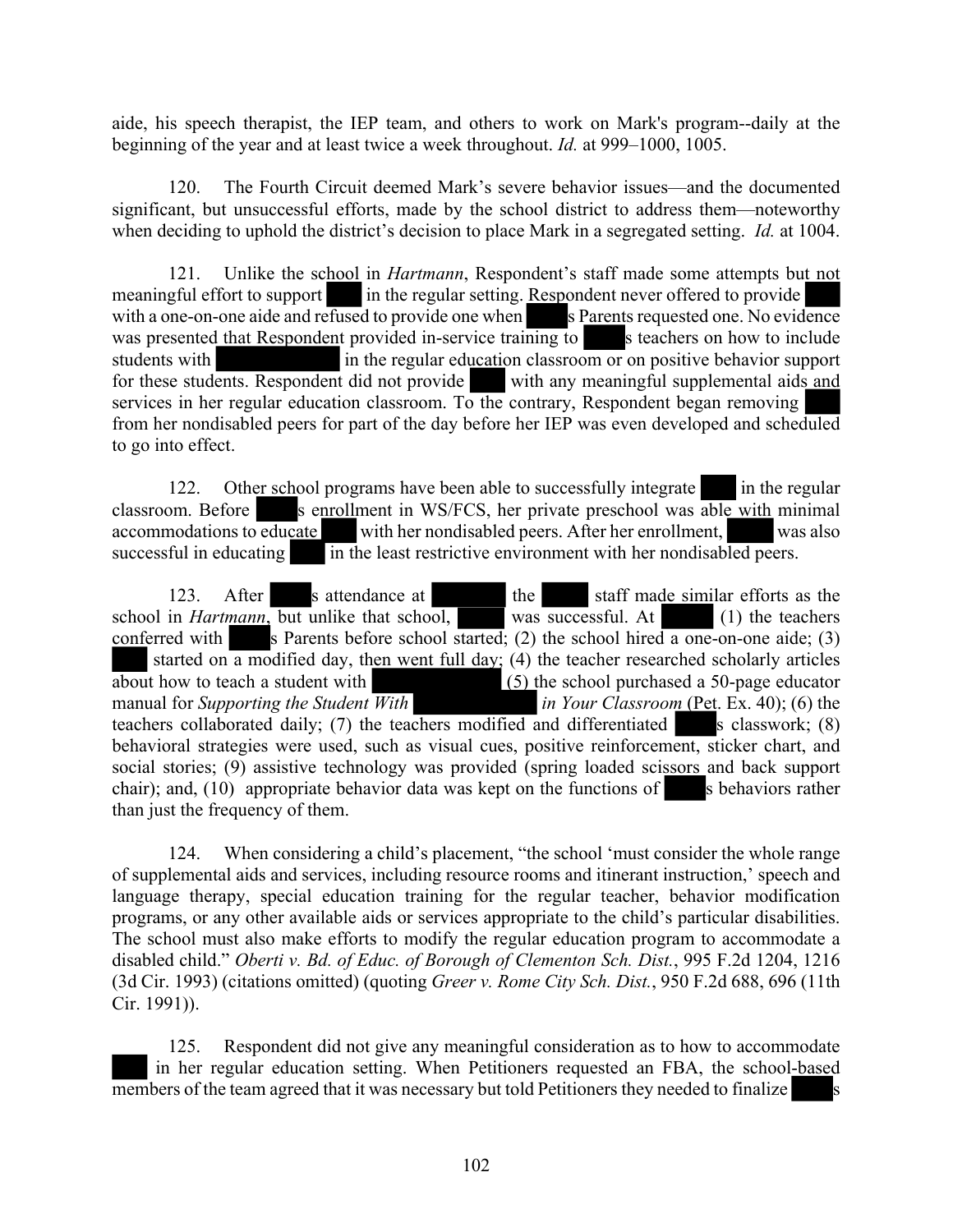aide, his speech therapist, the IEP team, and others to work on Mark's program--daily at the beginning of the year and at least twice a week throughout. *Id.* at 999–1000, 1005.

120. The Fourth Circuit deemed Mark's severe behavior issues—and the documented significant, but unsuccessful efforts, made by the school district to address them—noteworthy when deciding to uphold the district's decision to place Mark in a segregated setting. *Id.* at 1004.

121. Unlike the school in *Hartmann*, Respondent's staff made some attempts but not meaningful effort to support ███ in the regular setting. Respondent never offered to provide ███ with a one-on-one aide and refused to provide one when ███s Parents requested one. No evidence was presented that Respondent provided in-service training to ███s teachers on how to include students with ███ in the regular education classroom or on positive behavior support for these students. Respondent did not provide ███ with any meaningful supplemental aids and services in her regular education classroom. To the contrary, Respondent began removing ███ from her nondisabled peers for part of the day before her IEP was even developed and scheduled to go into effect.

122. Other school programs have been able to successfully integrate ███ in the regular classroom. Before ███s enrollment in WS/FCS, her private preschool was able with minimal accommodations to educate ███ with her nondisabled peers. After her enrollment, ███ was also successful in educating ███ in the least restrictive environment with her nondisabled peers.

123. After ███s attendance at ███ the ███ staff made similar efforts as the school in *Hartmann*, but unlike that school, ███ was successful. At ███ (1) the teachers conferred with ███s Parents before school started; (2) the school hired a one-on-one aide; (3) ███ started on a modified day, then went full day; (4) the teacher researched scholarly articles about how to teach a student with ███ (5) the school purchased a 50-page educator manual for *Supporting the Student With* ███ *in Your Classroom* (Pet. Ex. 40); (6) the teachers collaborated daily; (7) the teachers modified and differentiated ███s classwork; (8) behavioral strategies were used, such as visual cues, positive reinforcement, sticker chart, and social stories; (9) assistive technology was provided (spring loaded scissors and back support chair); and, (10) appropriate behavior data was kept on the functions of ███s behaviors rather than just the frequency of them.

124. When considering a child's placement, "the school 'must consider the whole range of supplemental aids and services, including resource rooms and itinerant instruction,' speech and language therapy, special education training for the regular teacher, behavior modification programs, or any other available aids or services appropriate to the child's particular disabilities. The school must also make efforts to modify the regular education program to accommodate a disabled child." *Oberti v. Bd. of Educ. of Borough of Clementon Sch. Dist.*, 995 F.2d 1204, 1216 (3d Cir. 1993) (citations omitted) (quoting *Greer v. Rome City Sch. Dist.*, 950 F.2d 688, 696 (11th Cir. 1991)).

125. Respondent did not give any meaningful consideration as to how to accommodate ███ in her regular education setting. When Petitioners requested an FBA, the school-based members of the team agreed that it was necessary but told Petitioners they needed to finalize ███s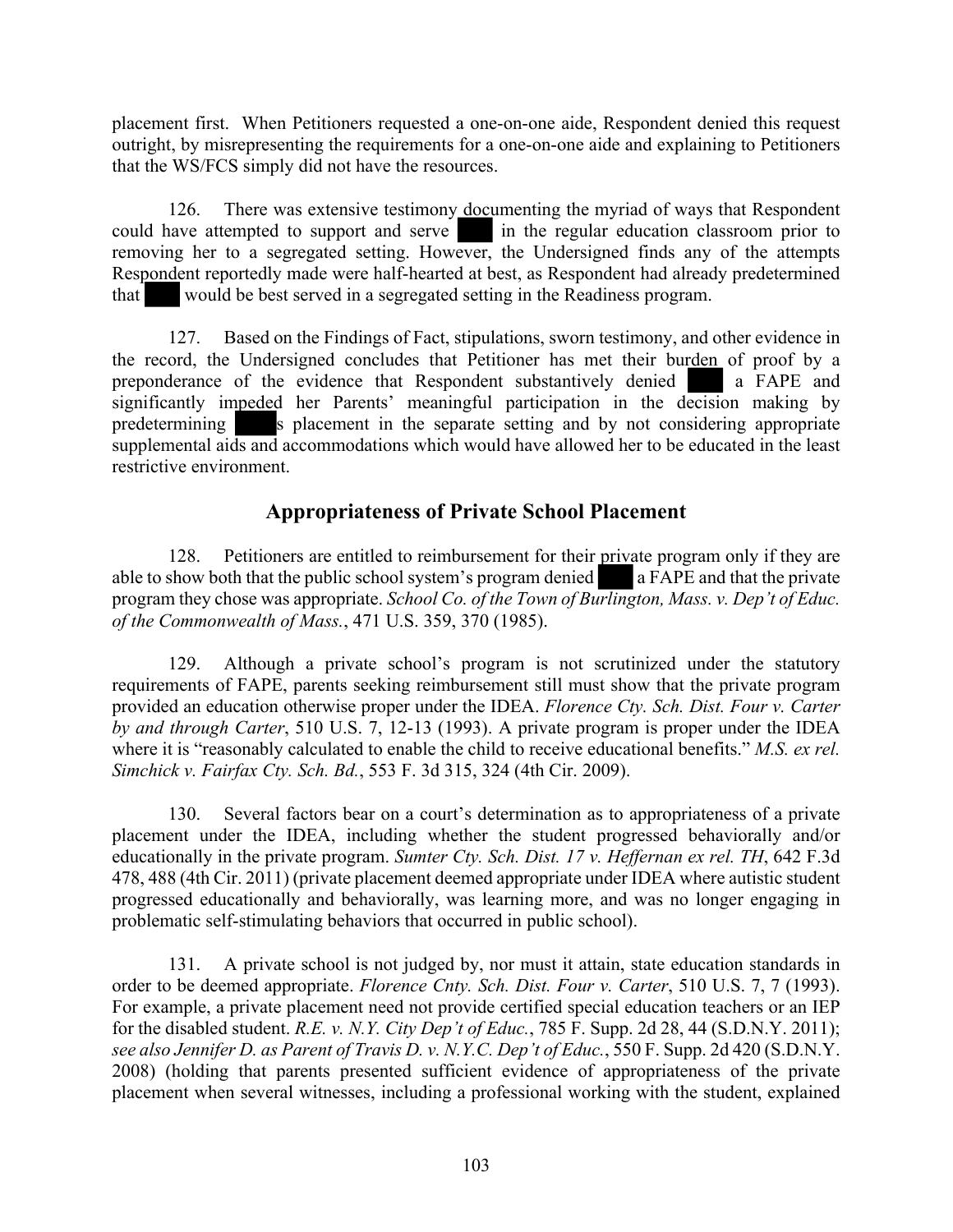placement first. When Petitioners requested a one-on-one aide, Respondent denied this request outright, by misrepresenting the requirements for a one-on-one aide and explaining to Petitioners that the WS/FCS simply did not have the resources.

126. There was extensive testimony documenting the myriad of ways that Respondent could have attempted to support and serve ████ in the regular education classroom prior to removing her to a segregated setting. However, the Undersigned finds any of the attempts Respondent reportedly made were half-hearted at best, as Respondent had already predetermined that ████ would be best served in a segregated setting in the Readiness program.

127. Based on the Findings of Fact, stipulations, sworn testimony, and other evidence in the record, the Undersigned concludes that Petitioner has met their burden of proof by a preponderance of the evidence that Respondent substantively denied ████ a FAPE and significantly impeded her Parents' meaningful participation in the decision making by predetermining ████s placement in the separate setting and by not considering appropriate supplemental aids and accommodations which would have allowed her to be educated in the least restrictive environment.

## Appropriateness of Private School Placement

128. Petitioners are entitled to reimbursement for their private program only if they are able to show both that the public school system's program denied ████ a FAPE and that the private program they chose was appropriate. *School Co. of the Town of Burlington, Mass. v. Dep't of Educ. of the Commonwealth of Mass.*, 471 U.S. 359, 370 (1985).

129. Although a private school's program is not scrutinized under the statutory requirements of FAPE, parents seeking reimbursement still must show that the private program provided an education otherwise proper under the IDEA. *Florence Cty. Sch. Dist. Four v. Carter by and through Carter*, 510 U.S. 7, 12-13 (1993). A private program is proper under the IDEA where it is "reasonably calculated to enable the child to receive educational benefits." *M.S. ex rel. Simchick v. Fairfax Cty. Sch. Bd.*, 553 F. 3d 315, 324 (4th Cir. 2009).

130. Several factors bear on a court's determination as to appropriateness of a private placement under the IDEA, including whether the student progressed behaviorally and/or educationally in the private program. *Sumter Cty. Sch. Dist. 17 v. Heffernan ex rel. TH*, 642 F.3d 478, 488 (4th Cir. 2011) (private placement deemed appropriate under IDEA where autistic student progressed educationally and behaviorally, was learning more, and was no longer engaging in problematic self-stimulating behaviors that occurred in public school).

131. A private school is not judged by, nor must it attain, state education standards in order to be deemed appropriate. *Florence Cnty. Sch. Dist. Four v. Carter*, 510 U.S. 7, 7 (1993). For example, a private placement need not provide certified special education teachers or an IEP for the disabled student. *R.E. v. N.Y. City Dep't of Educ.*, 785 F. Supp. 2d 28, 44 (S.D.N.Y. 2011); *see also Jennifer D. as Parent of Travis D. v. N.Y.C. Dep't of Educ.*, 550 F. Supp. 2d 420 (S.D.N.Y. 2008) (holding that parents presented sufficient evidence of appropriateness of the private placement when several witnesses, including a professional working with the student, explained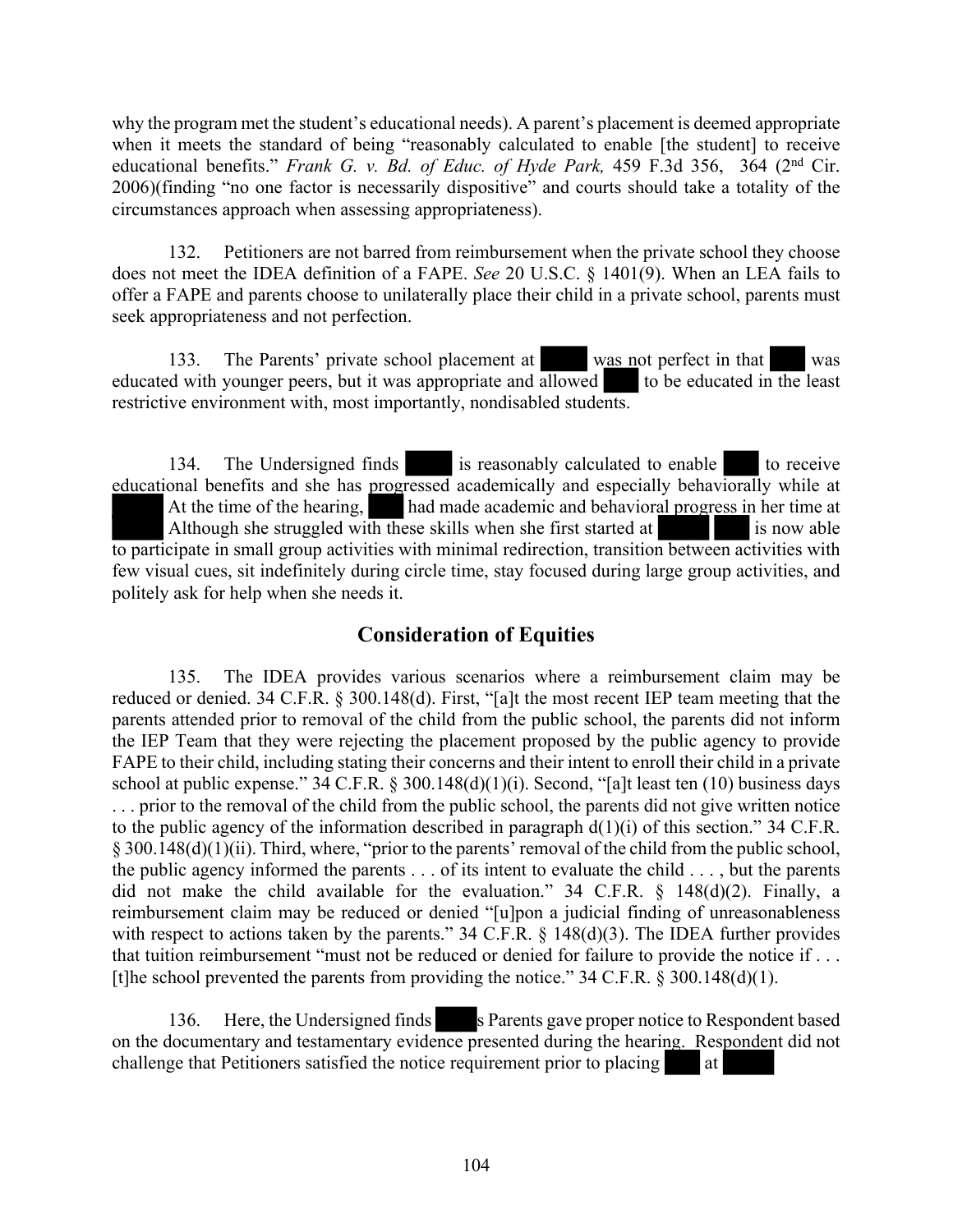why the program met the student's educational needs). A parent's placement is deemed appropriate when it meets the standard of being "reasonably calculated to enable [the student] to receive educational benefits." *Frank G. v. Bd. of Educ. of Hyde Park,* 459 F.3d 356, 364 (2nd Cir. 2006)(finding "no one factor is necessarily dispositive" and courts should take a totality of the circumstances approach when assessing appropriateness).

132. Petitioners are not barred from reimbursement when the private school they choose does not meet the IDEA definition of a FAPE. *See* 20 U.S.C. § 1401(9). When an LEA fails to offer a FAPE and parents choose to unilaterally place their child in a private school, parents must seek appropriateness and not perfection.

133. The Parents' private school placement at ████ was not perfect in that ███ was educated with younger peers, but it was appropriate and allowed ███ to be educated in the least restrictive environment with, most importantly, nondisabled students.

134. The Undersigned finds ████ is reasonably calculated to enable ███ to receive educational benefits and she has progressed academically and especially behaviorally while at ████ At the time of the hearing, ███ had made academic and behavioral progress in her time at ████ Although she struggled with these skills when she first started at ████ ███ is now able to participate in small group activities with minimal redirection, transition between activities with few visual cues, sit indefinitely during circle time, stay focused during large group activities, and politely ask for help when she needs it.

## Consideration of Equities

135. The IDEA provides various scenarios where a reimbursement claim may be reduced or denied. 34 C.F.R. § 300.148(d). First, "[a]t the most recent IEP team meeting that the parents attended prior to removal of the child from the public school, the parents did not inform the IEP Team that they were rejecting the placement proposed by the public agency to provide FAPE to their child, including stating their concerns and their intent to enroll their child in a private school at public expense." 34 C.F.R. § 300.148(d)(1)(i). Second, "[a]t least ten (10) business days . . . prior to the removal of the child from the public school, the parents did not give written notice to the public agency of the information described in paragraph d(1)(i) of this section." 34 C.F.R. § 300.148(d)(1)(ii). Third, where, "prior to the parents' removal of the child from the public school, the public agency informed the parents . . . of its intent to evaluate the child . . . , but the parents did not make the child available for the evaluation." 34 C.F.R. § 148(d)(2). Finally, a reimbursement claim may be reduced or denied "[u]pon a judicial finding of unreasonableness with respect to actions taken by the parents." 34 C.F.R. § 148(d)(3). The IDEA further provides that tuition reimbursement "must not be reduced or denied for failure to provide the notice if . . . [t]he school prevented the parents from providing the notice." 34 C.F.R. § 300.148(d)(1).

136. Here, the Undersigned finds ████s Parents gave proper notice to Respondent based on the documentary and testamentary evidence presented during the hearing. Respondent did not challenge that Petitioners satisfied the notice requirement prior to placing ███ at ████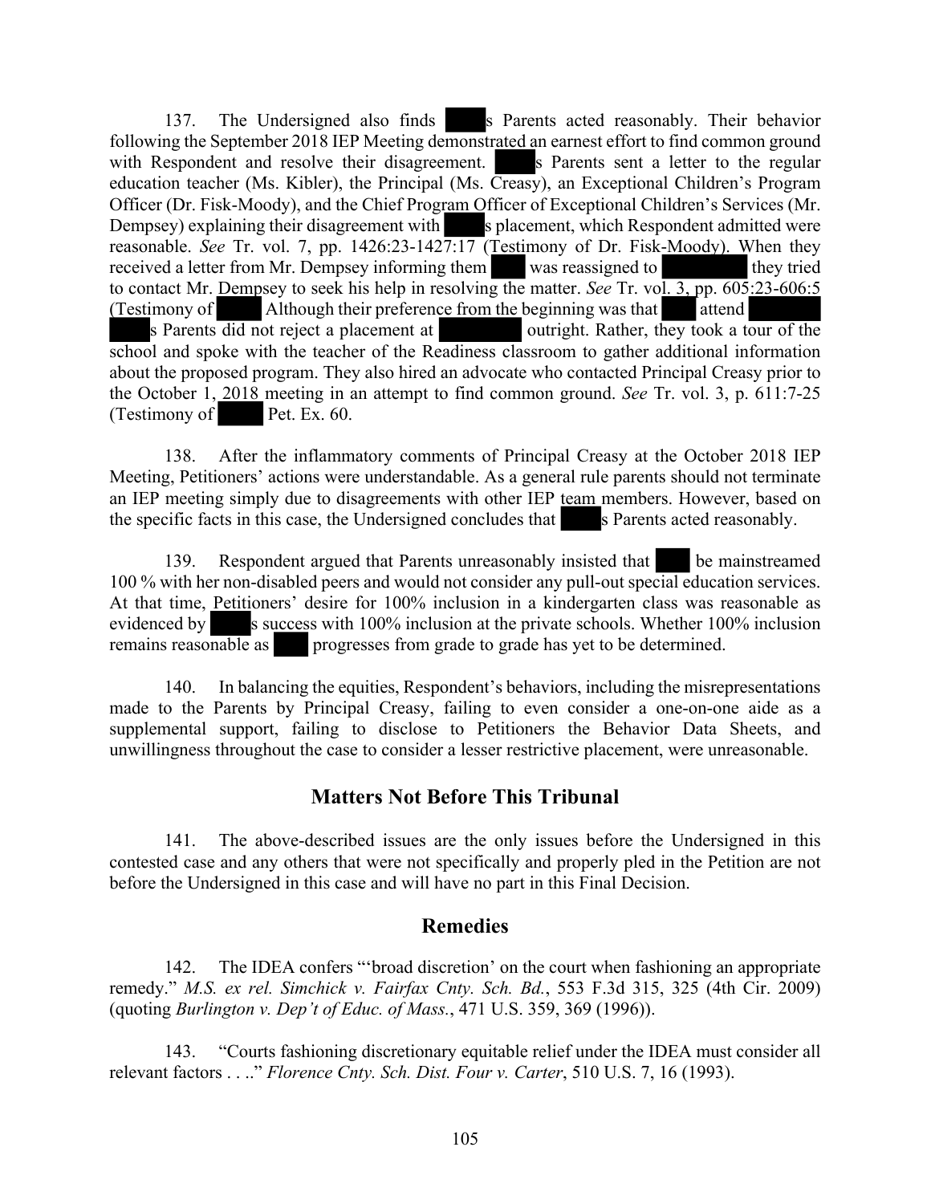137. The Undersigned also finds ████s Parents acted reasonably. Their behavior following the September 2018 IEP Meeting demonstrated an earnest effort to find common ground with Respondent and resolve their disagreement. ████s Parents sent a letter to the regular education teacher (Ms. Kibler), the Principal (Ms. Creasy), an Exceptional Children's Program Officer (Dr. Fisk-Moody), and the Chief Program Officer of Exceptional Children's Services (Mr. Dempsey) explaining their disagreement with ████s placement, which Respondent admitted were reasonable. *See* Tr. vol. 7, pp. 1426:23-1427:17 (Testimony of Dr. Fisk-Moody). When they received a letter from Mr. Dempsey informing them ███ was reassigned to ████████ they tried to contact Mr. Dempsey to seek his help in resolving the matter. *See* Tr. vol. 3, pp. 605:23-606:5 (Testimony of ████ Although their preference from the beginning was that ███ attend ██████ ████s Parents did not reject a placement at ████████ outright. Rather, they took a tour of the school and spoke with the teacher of the Readiness classroom to gather additional information about the proposed program. They also hired an advocate who contacted Principal Creasy prior to the October 1, 2018 meeting in an attempt to find common ground. *See* Tr. vol. 3, p. 611:7-25 (Testimony of ████ Pet. Ex. 60.

138. After the inflammatory comments of Principal Creasy at the October 2018 IEP Meeting, Petitioners' actions were understandable. As a general rule parents should not terminate an IEP meeting simply due to disagreements with other IEP team members. However, based on the specific facts in this case, the Undersigned concludes that ████s Parents acted reasonably.

139. Respondent argued that Parents unreasonably insisted that ███ be mainstreamed 100 % with her non-disabled peers and would not consider any pull-out special education services. At that time, Petitioners' desire for 100% inclusion in a kindergarten class was reasonable as evidenced by ████s success with 100% inclusion at the private schools. Whether 100% inclusion remains reasonable as ███ progresses from grade to grade has yet to be determined.

140. In balancing the equities, Respondent's behaviors, including the misrepresentations made to the Parents by Principal Creasy, failing to even consider a one-on-one aide as a supplemental support, failing to disclose to Petitioners the Behavior Data Sheets, and unwillingness throughout the case to consider a lesser restrictive placement, were unreasonable.

## Matters Not Before This Tribunal

141. The above-described issues are the only issues before the Undersigned in this contested case and any others that were not specifically and properly pled in the Petition are not before the Undersigned in this case and will have no part in this Final Decision.

## Remedies

142. The IDEA confers "'broad discretion' on the court when fashioning an appropriate remedy." *M.S. ex rel. Simchick v. Fairfax Cnty. Sch. Bd.*, 553 F.3d 315, 325 (4th Cir. 2009) (quoting *Burlington v. Dep't of Educ. of Mass.*, 471 U.S. 359, 369 (1996)).

143. "Courts fashioning discretionary equitable relief under the IDEA must consider all relevant factors . . .." *Florence Cnty. Sch. Dist. Four v. Carter*, 510 U.S. 7, 16 (1993).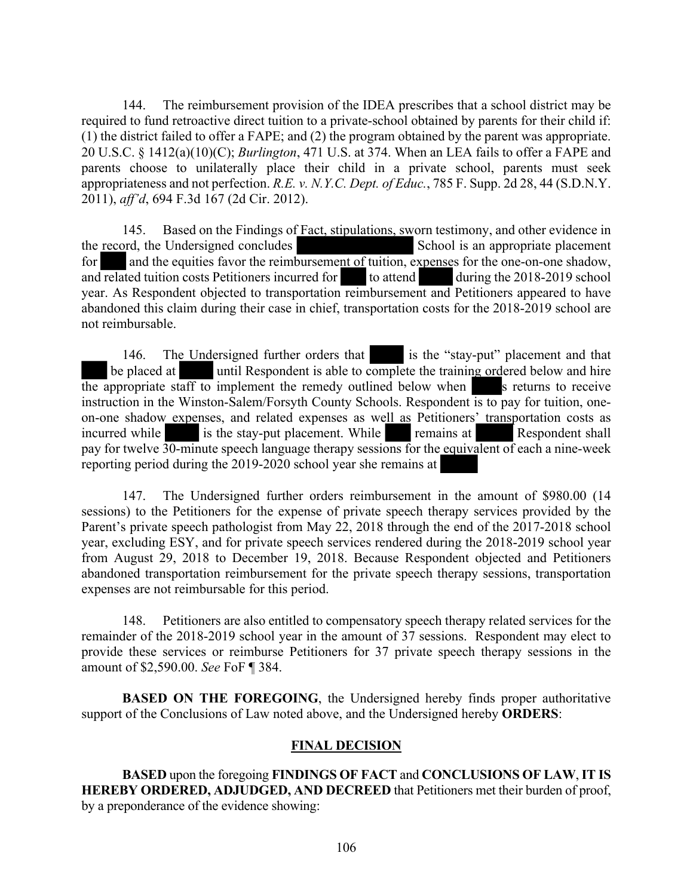144. The reimbursement provision of the IDEA prescribes that a school district may be required to fund retroactive direct tuition to a private-school obtained by parents for their child if: (1) the district failed to offer a FAPE; and (2) the program obtained by the parent was appropriate. 20 U.S.C. § 1412(a)(10)(C); *Burlington*, 471 U.S. at 374. When an LEA fails to offer a FAPE and parents choose to unilaterally place their child in a private school, parents must seek appropriateness and not perfection. *R.E. v. N.Y.C. Dept. of Educ.*, 785 F. Supp. 2d 28, 44 (S.D.N.Y. 2011), *aff'd*, 694 F.3d 167 (2d Cir. 2012).

145. Based on the Findings of Fact, stipulations, sworn testimony, and other evidence in the record, the Undersigned concludes ████████ School is an appropriate placement for ███ and the equities favor the reimbursement of tuition, expenses for the one-on-one shadow, and related tuition costs Petitioners incurred for ███ to attend ███ during the 2018-2019 school year. As Respondent objected to transportation reimbursement and Petitioners appeared to have abandoned this claim during their case in chief, transportation costs for the 2018-2019 school are not reimbursable.

146. The Undersigned further orders that ███ is the "stay-put" placement and that ███ be placed at ███ until Respondent is able to complete the training ordered below and hire the appropriate staff to implement the remedy outlined below when ███s returns to receive instruction in the Winston-Salem/Forsyth County Schools. Respondent is to pay for tuition, one-on-one shadow expenses, and related expenses as well as Petitioners' transportation costs as incurred while ███ is the stay-put placement. While ███ remains at ███ Respondent shall pay for twelve 30-minute speech language therapy sessions for the equivalent of each a nine-week reporting period during the 2019-2020 school year she remains at ███

147. The Undersigned further orders reimbursement in the amount of $980.00 (14 sessions) to the Petitioners for the expense of private speech therapy services provided by the Parent's private speech pathologist from May 22, 2018 through the end of the 2017-2018 school year, excluding ESY, and for private speech services rendered during the 2018-2019 school year from August 29, 2018 to December 19, 2018. Because Respondent objected and Petitioners abandoned transportation reimbursement for the private speech therapy sessions, transportation expenses are not reimbursable for this period.

148. Petitioners are also entitled to compensatory speech therapy related services for the remainder of the 2018-2019 school year in the amount of 37 sessions. Respondent may elect to provide these services or reimburse Petitioners for 37 private speech therapy sessions in the amount of $2,590.00. *See* FoF ¶ 384.

**BASED ON THE FOREGOING**, the Undersigned hereby finds proper authoritative support of the Conclusions of Law noted above, and the Undersigned hereby **ORDERS**:

## FINAL DECISION

**BASED** upon the foregoing **FINDINGS OF FACT** and **CONCLUSIONS OF LAW**, **IT IS HEREBY ORDERED, ADJUDGED, AND DECREED** that Petitioners met their burden of proof, by a preponderance of the evidence showing: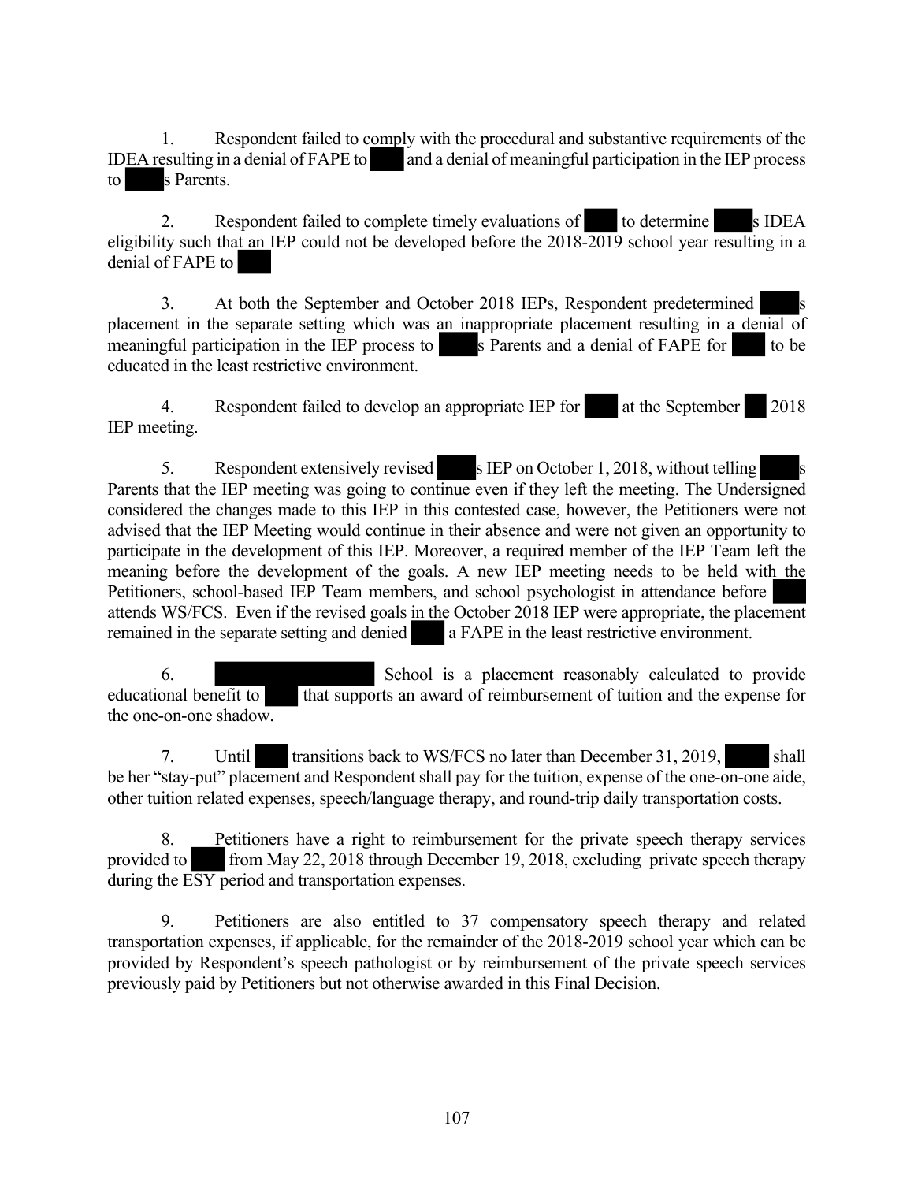1. Respondent failed to comply with the procedural and substantive requirements of the IDEA resulting in a denial of FAPE to ████ and a denial of meaningful participation in the IEP process to ████s Parents.

2. Respondent failed to complete timely evaluations of ████ to determine ████s IDEA eligibility such that an IEP could not be developed before the 2018-2019 school year resulting in a denial of FAPE to ████

3. At both the September and October 2018 IEPs, Respondent predetermined ████s placement in the separate setting which was an inappropriate placement resulting in a denial of meaningful participation in the IEP process to ████s Parents and a denial of FAPE for ████ to be educated in the least restrictive environment.

4. Respondent failed to develop an appropriate IEP for ████ at the September ██ 2018 IEP meeting.

5. Respondent extensively revised ████s IEP on October 1, 2018, without telling ████s Parents that the IEP meeting was going to continue even if they left the meeting. The Undersigned considered the changes made to this IEP in this contested case, however, the Petitioners were not advised that the IEP Meeting would continue in their absence and were not given an opportunity to participate in the development of this IEP. Moreover, a required member of the IEP Team left the meaning before the development of the goals. A new IEP meeting needs to be held with the Petitioners, school-based IEP Team members, and school psychologist in attendance before ████ attends WS/FCS. Even if the revised goals in the October 2018 IEP were appropriate, the placement remained in the separate setting and denied ████ a FAPE in the least restrictive environment.

6. ████████████ School is a placement reasonably calculated to provide educational benefit to ████ that supports an award of reimbursement of tuition and the expense for the one-on-one shadow.

7. Until ████ transitions back to WS/FCS no later than December 31, 2019, ████ shall be her "stay-put" placement and Respondent shall pay for the tuition, expense of the one-on-one aide, other tuition related expenses, speech/language therapy, and round-trip daily transportation costs.

8. Petitioners have a right to reimbursement for the private speech therapy services provided to ████ from May 22, 2018 through December 19, 2018, excluding private speech therapy during the ESY period and transportation expenses.

9. Petitioners are also entitled to 37 compensatory speech therapy and related transportation expenses, if applicable, for the remainder of the 2018-2019 school year which can be provided by Respondent's speech pathologist or by reimbursement of the private speech services previously paid by Petitioners but not otherwise awarded in this Final Decision.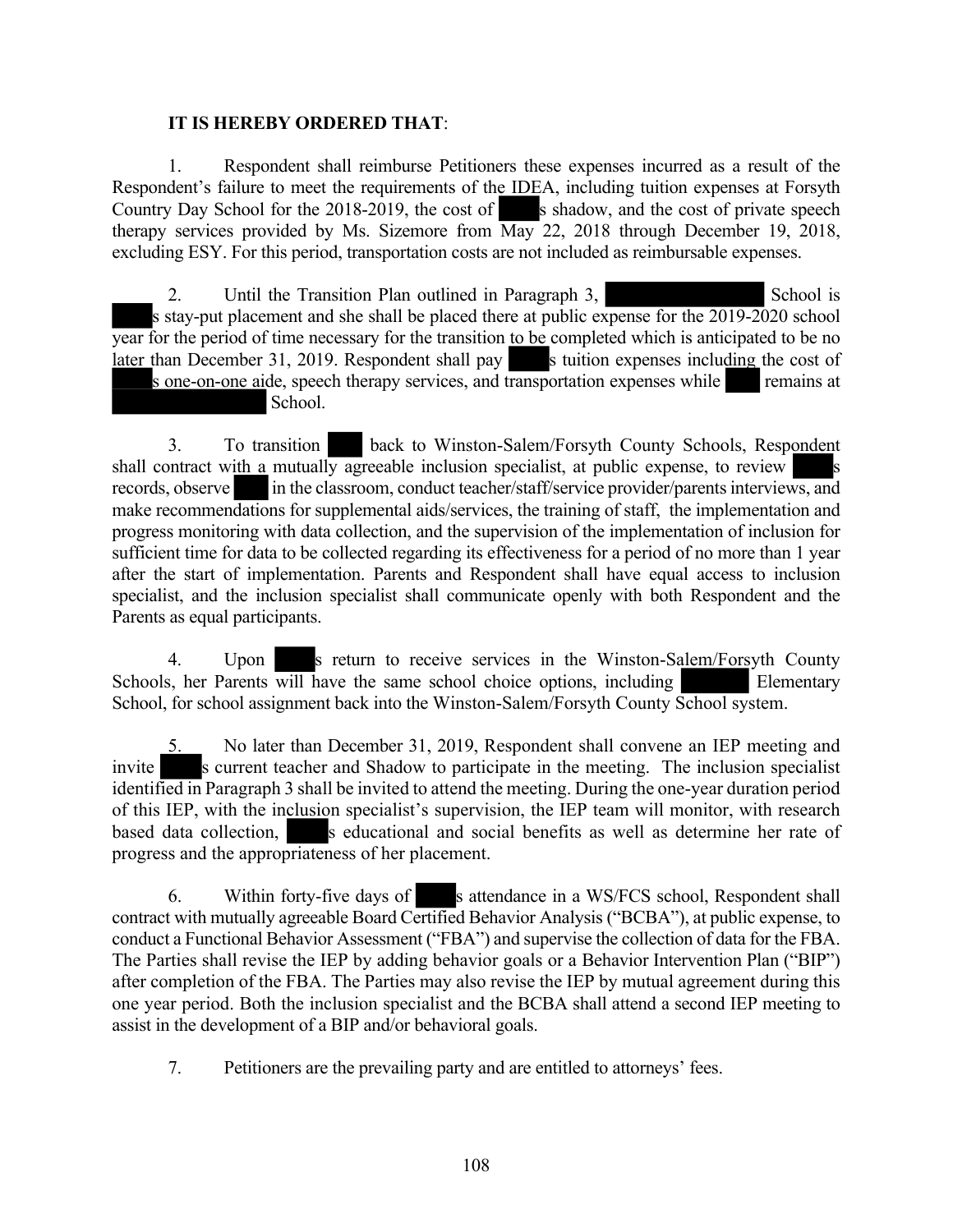**IT IS HEREBY ORDERED THAT**:

1. Respondent shall reimburse Petitioners these expenses incurred as a result of the Respondent's failure to meet the requirements of the IDEA, including tuition expenses at Forsyth Country Day School for the 2018-2019, the cost of ████s shadow, and the cost of private speech therapy services provided by Ms. Sizemore from May 22, 2018 through December 19, 2018, excluding ESY. For this period, transportation costs are not included as reimbursable expenses.

2. Until the Transition Plan outlined in Paragraph 3, ████████████ School is ████s stay-put placement and she shall be placed there at public expense for the 2019-2020 school year for the period of time necessary for the transition to be completed which is anticipated to be no later than December 31, 2019. Respondent shall pay ████s tuition expenses including the cost of ████s one-on-one aide, speech therapy services, and transportation expenses while ███ remains at ████████████ School.

3. To transition ███ back to Winston-Salem/Forsyth County Schools, Respondent shall contract with a mutually agreeable inclusion specialist, at public expense, to review ████s records, observe ███ in the classroom, conduct teacher/staff/service provider/parents interviews, and make recommendations for supplemental aids/services, the training of staff, the implementation and progress monitoring with data collection, and the supervision of the implementation of inclusion for sufficient time for data to be collected regarding its effectiveness for a period of no more than 1 year after the start of implementation. Parents and Respondent shall have equal access to inclusion specialist, and the inclusion specialist shall communicate openly with both Respondent and the Parents as equal participants.

4. Upon ████s return to receive services in the Winston-Salem/Forsyth County Schools, her Parents will have the same school choice options, including ██████ Elementary School, for school assignment back into the Winston-Salem/Forsyth County School system.

5. No later than December 31, 2019, Respondent shall convene an IEP meeting and invite ████s current teacher and Shadow to participate in the meeting. The inclusion specialist identified in Paragraph 3 shall be invited to attend the meeting. During the one-year duration period of this IEP, with the inclusion specialist's supervision, the IEP team will monitor, with research based data collection, ████s educational and social benefits as well as determine her rate of progress and the appropriateness of her placement.

6. Within forty-five days of ████s attendance in a WS/FCS school, Respondent shall contract with mutually agreeable Board Certified Behavior Analysis ("BCBA"), at public expense, to conduct a Functional Behavior Assessment ("FBA") and supervise the collection of data for the FBA. The Parties shall revise the IEP by adding behavior goals or a Behavior Intervention Plan ("BIP") after completion of the FBA. The Parties may also revise the IEP by mutual agreement during this one year period. Both the inclusion specialist and the BCBA shall attend a second IEP meeting to assist in the development of a BIP and/or behavioral goals.

7. Petitioners are the prevailing party and are entitled to attorneys' fees.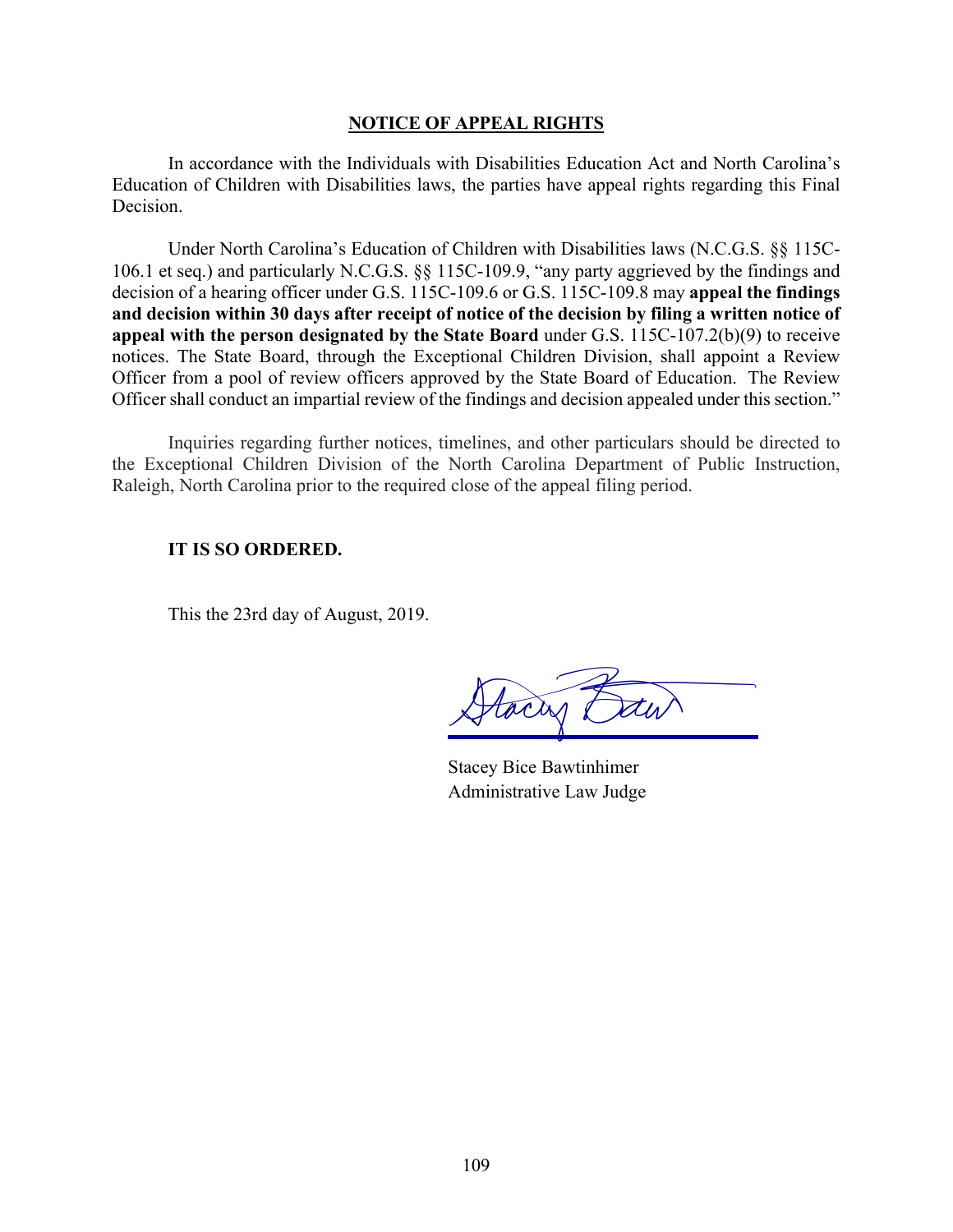## NOTICE OF APPEAL RIGHTS

In accordance with the Individuals with Disabilities Education Act and North Carolina's Education of Children with Disabilities laws, the parties have appeal rights regarding this Final Decision.

Under North Carolina's Education of Children with Disabilities laws (N.C.G.S. §§ 115C-106.1 et seq.) and particularly N.C.G.S. §§ 115C-109.9, "any party aggrieved by the findings and decision of a hearing officer under G.S. 115C-109.6 or G.S. 115C-109.8 may **appeal the findings and decision within 30 days after receipt of notice of the decision by filing a written notice of appeal with the person designated by the State Board** under G.S. 115C-107.2(b)(9) to receive notices. The State Board, through the Exceptional Children Division, shall appoint a Review Officer from a pool of review officers approved by the State Board of Education. The Review Officer shall conduct an impartial review of the findings and decision appealed under this section."

Inquiries regarding further notices, timelines, and other particulars should be directed to the Exceptional Children Division of the North Carolina Department of Public Instruction, Raleigh, North Carolina prior to the required close of the appeal filing period.

**IT IS SO ORDERED.**

This the 23rd day of August, 2019.

Stacey Bice Bawtinhimer
Administrative Law Judge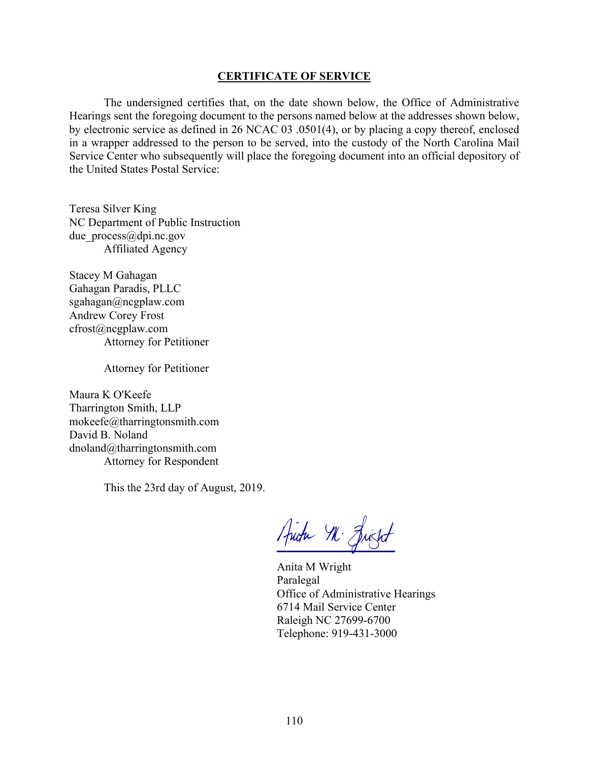## CERTIFICATE OF SERVICE

The undersigned certifies that, on the date shown below, the Office of Administrative Hearings sent the foregoing document to the persons named below at the addresses shown below, by electronic service as defined in 26 NCAC 03 .0501(4), or by placing a copy thereof, enclosed in a wrapper addressed to the person to be served, into the custody of the North Carolina Mail Service Center who subsequently will place the foregoing document into an official depository of the United States Postal Service:

Teresa Silver King
NC Department of Public Instruction
due_process@dpi.nc.gov
Affiliated Agency

Stacey M Gahagan
Gahagan Paradis, PLLC
sgahagan@ncgplaw.com
Andrew Corey Frost
cfrost@ncgplaw.com
Attorney for Petitioner

Attorney for Petitioner

Maura K O'Keefe
Tharrington Smith, LLP
mokeefe@tharringtonsmith.com
David B. Noland
dnoland@tharringtonsmith.com
Attorney for Respondent

This the 23rd day of August, 2019.

Anita M Wright
Paralegal
Office of Administrative Hearings
6714 Mail Service Center
Raleigh NC 27699-6700
Telephone: 919-431-3000